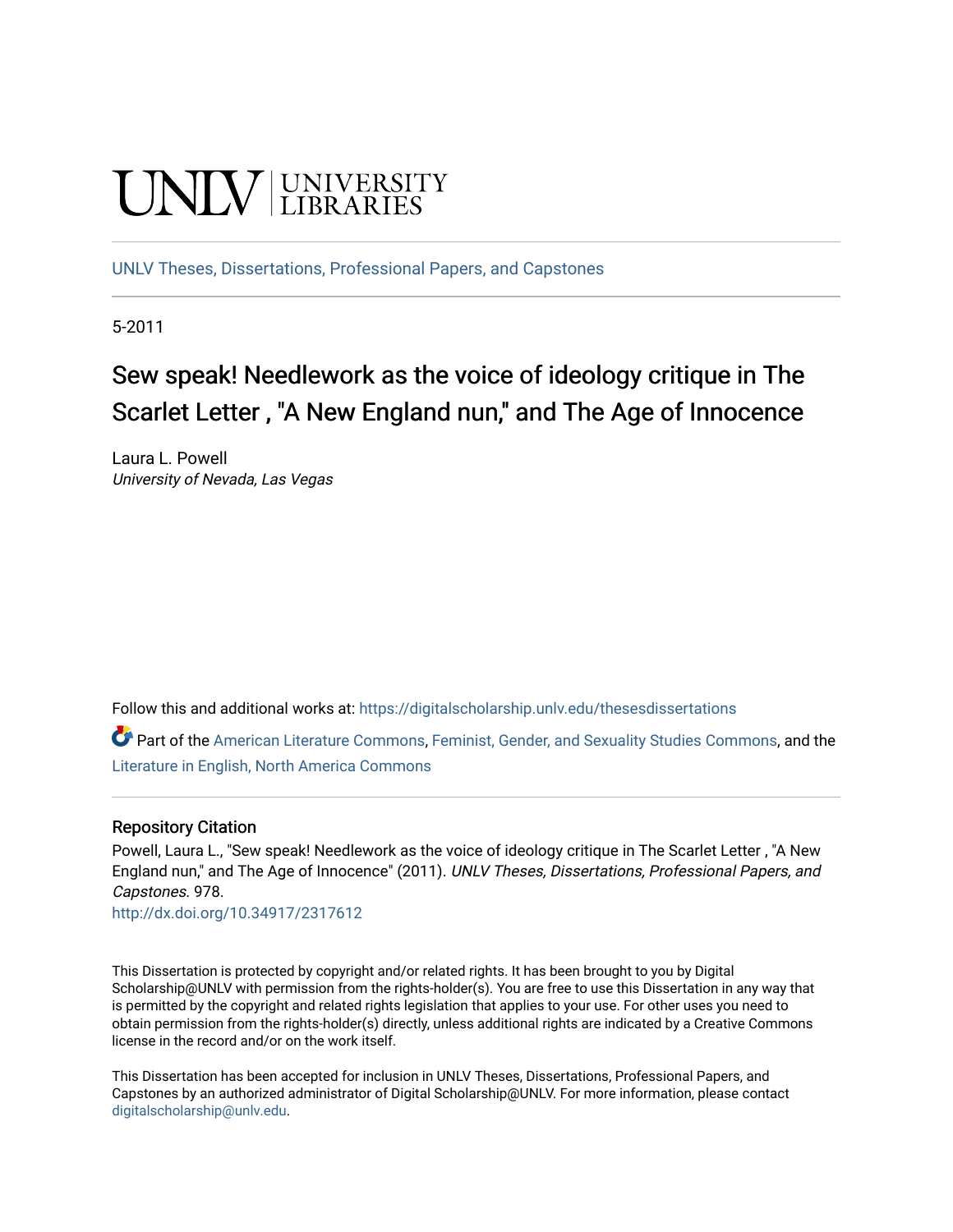UNLV | UNIVERSITY LIBRARIES

UNLV Theses, Dissertations, Professional Papers, and Capstones

5-2011

# Sew speak! Needlework as the voice of ideology critique in The Scarlet Letter , "A New England nun," and The Age of Innocence

Laura L. Powell
*University of Nevada, Las Vegas*

Follow this and additional works at: https://digitalscholarship.unlv.edu/thesesdissertations

Part of the American Literature Commons, Feminist, Gender, and Sexuality Studies Commons, and the Literature in English, North America Commons

## Repository Citation

Powell, Laura L., "Sew speak! Needlework as the voice of ideology critique in The Scarlet Letter , "A New England nun," and The Age of Innocence" (2011). *UNLV Theses, Dissertations, Professional Papers, and Capstones*. 978.
http://dx.doi.org/10.34917/2317612

This Dissertation is protected by copyright and/or related rights. It has been brought to you by Digital Scholarship@UNLV with permission from the rights-holder(s). You are free to use this Dissertation in any way that is permitted by the copyright and related rights legislation that applies to your use. For other uses you need to obtain permission from the rights-holder(s) directly, unless additional rights are indicated by a Creative Commons license in the record and/or on the work itself.

This Dissertation has been accepted for inclusion in UNLV Theses, Dissertations, Professional Papers, and Capstones by an authorized administrator of Digital Scholarship@UNLV. For more information, please contact digitalscholarship@unlv.edu.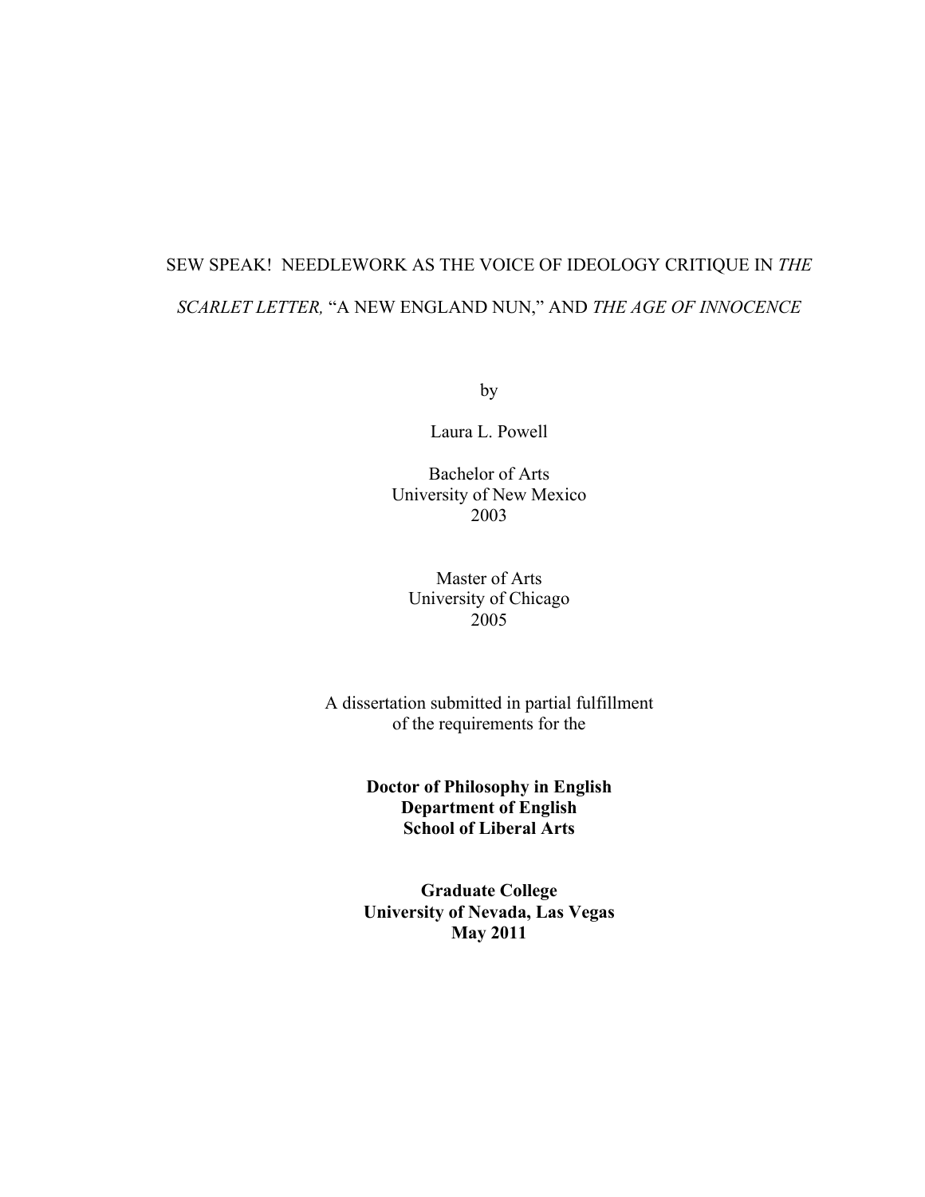SEW SPEAK! NEEDLEWORK AS THE VOICE OF IDEOLOGY CRITIQUE IN *THE SCARLET LETTER,* "A NEW ENGLAND NUN," AND *THE AGE OF INNOCENCE*

by

Laura L. Powell

Bachelor of Arts
University of New Mexico
2003

Master of Arts
University of Chicago
2005

A dissertation submitted in partial fulfillment
of the requirements for the

**Doctor of Philosophy in English**
**Department of English**
**School of Liberal Arts**

**Graduate College**
**University of Nevada, Las Vegas**
**May 2011**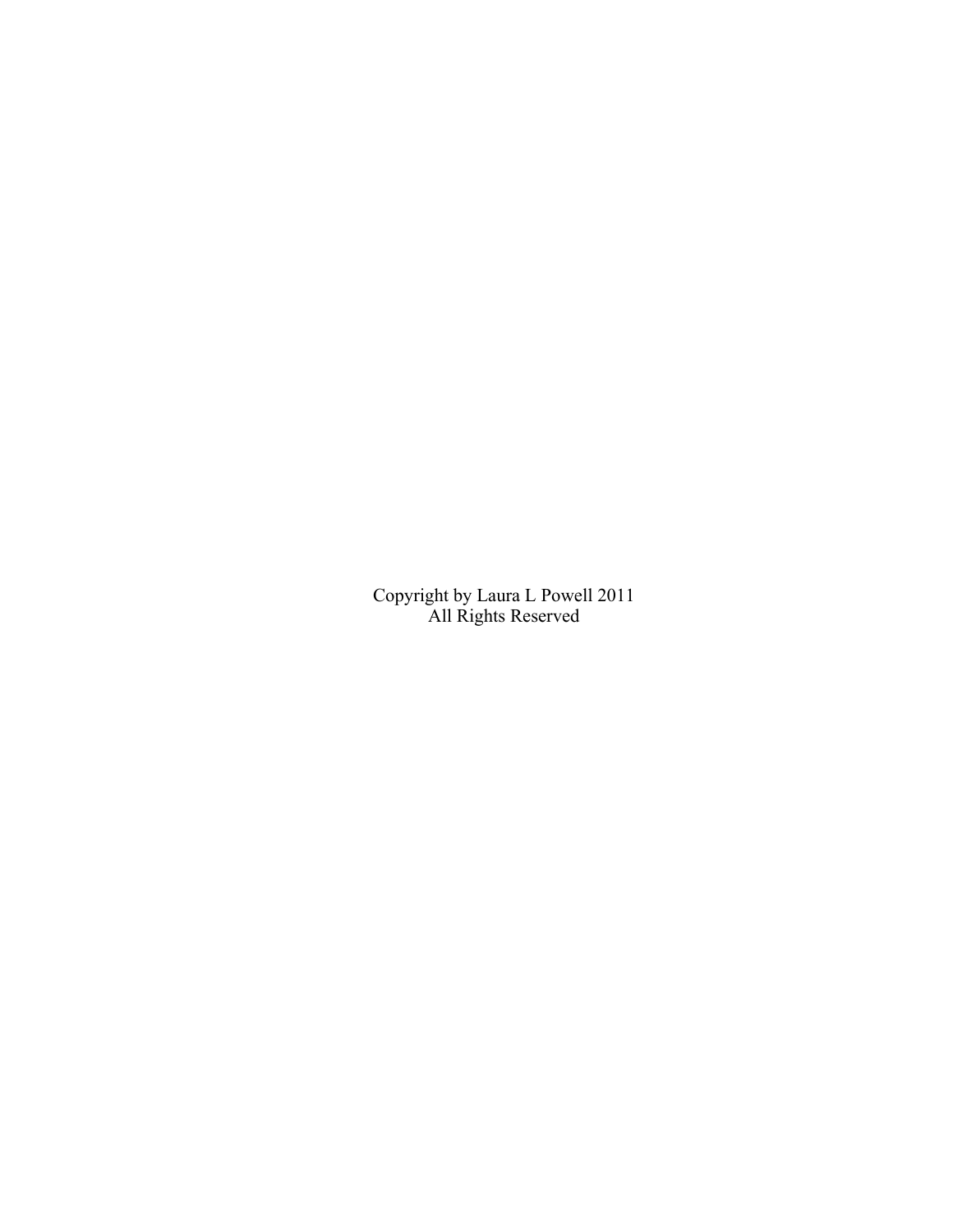Copyright by Laura L Powell 2011
All Rights Reserved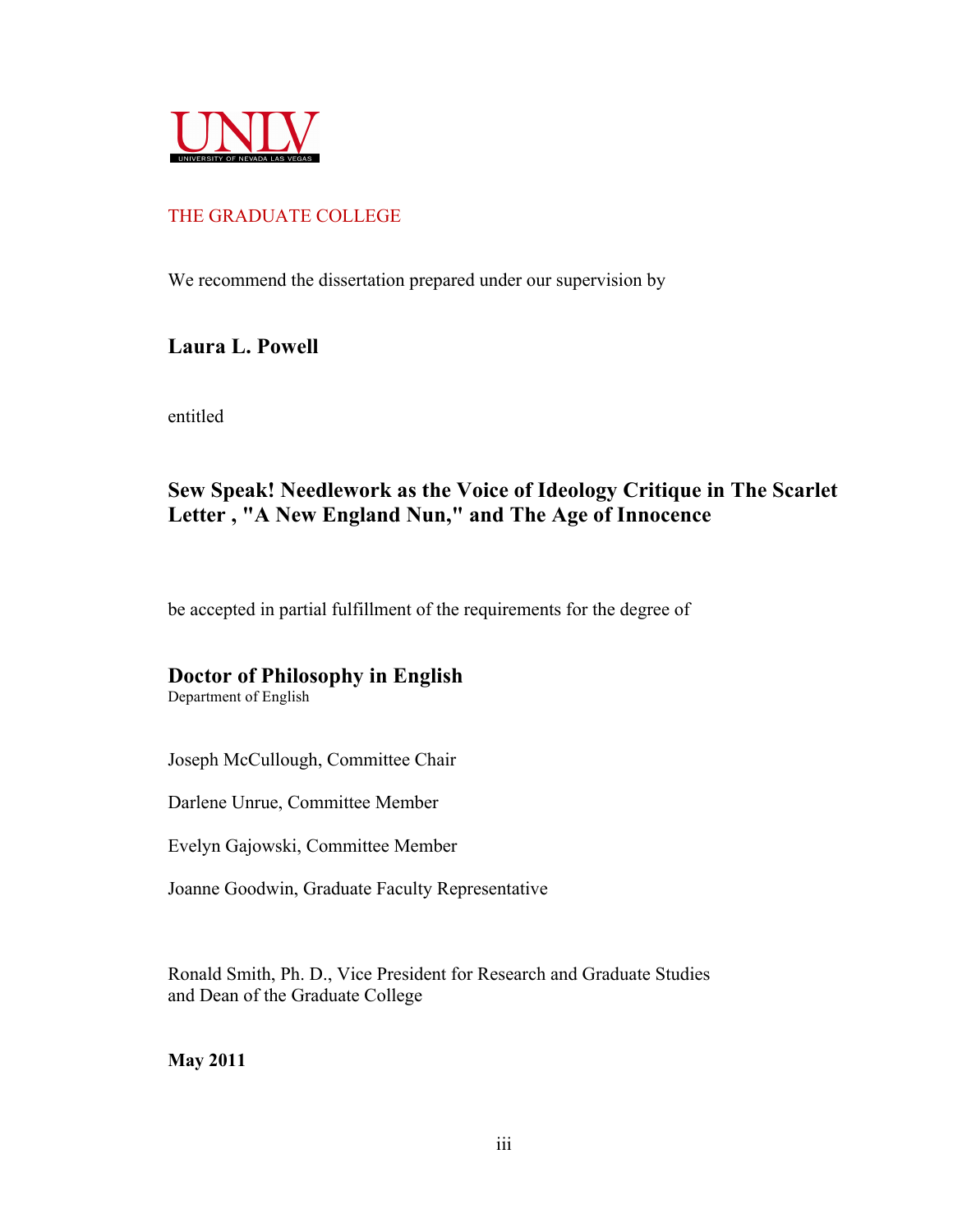UNLV
UNIVERSITY OF NEVADA LAS VEGAS

THE GRADUATE COLLEGE

We recommend the dissertation prepared under our supervision by

**Laura L. Powell**

entitled

**Sew Speak! Needlework as the Voice of Ideology Critique in The Scarlet Letter , "A New England Nun," and The Age of Innocence**

be accepted in partial fulfillment of the requirements for the degree of

**Doctor of Philosophy in English**
Department of English

Joseph McCullough, Committee Chair

Darlene Unrue, Committee Member

Evelyn Gajowski, Committee Member

Joanne Goodwin, Graduate Faculty Representative

Ronald Smith, Ph. D., Vice President for Research and Graduate Studies
and Dean of the Graduate College

**May 2011**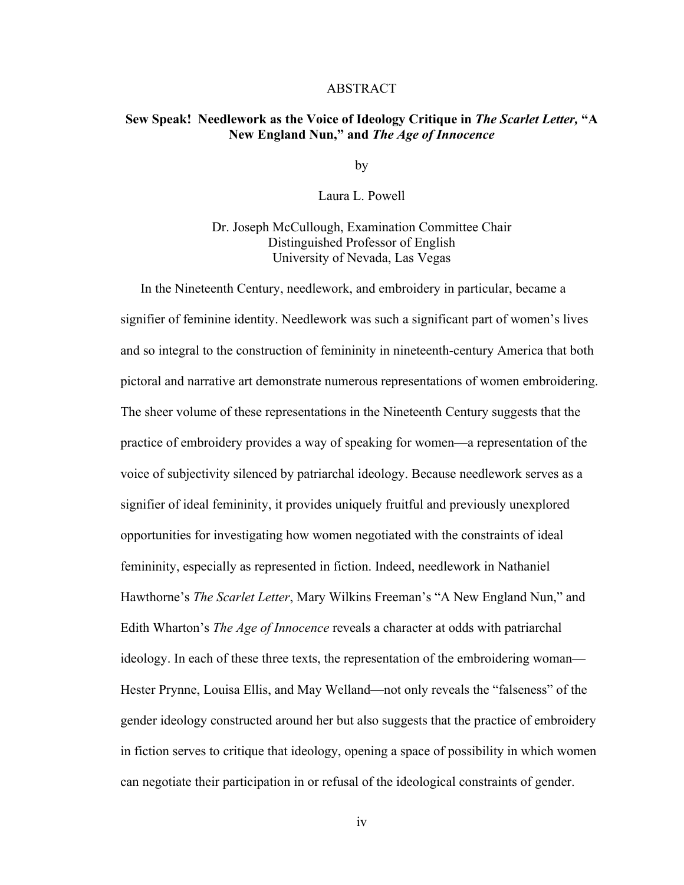# ABSTRACT

**Sew Speak! Needlework as the Voice of Ideology Critique in *The Scarlet Letter,* "A New England Nun," and *The Age of Innocence***

by

Laura L. Powell

Dr. Joseph McCullough, Examination Committee Chair
Distinguished Professor of English
University of Nevada, Las Vegas

In the Nineteenth Century, needlework, and embroidery in particular, became a signifier of feminine identity. Needlework was such a significant part of women's lives and so integral to the construction of femininity in nineteenth-century America that both pictoral and narrative art demonstrate numerous representations of women embroidering. The sheer volume of these representations in the Nineteenth Century suggests that the practice of embroidery provides a way of speaking for women—a representation of the voice of subjectivity silenced by patriarchal ideology. Because needlework serves as a signifier of ideal femininity, it provides uniquely fruitful and previously unexplored opportunities for investigating how women negotiated with the constraints of ideal femininity, especially as represented in fiction. Indeed, needlework in Nathaniel Hawthorne's *The Scarlet Letter*, Mary Wilkins Freeman's "A New England Nun," and Edith Wharton's *The Age of Innocence* reveals a character at odds with patriarchal ideology. In each of these three texts, the representation of the embroidering woman—Hester Prynne, Louisa Ellis, and May Welland—not only reveals the "falseness" of the gender ideology constructed around her but also suggests that the practice of embroidery in fiction serves to critique that ideology, opening a space of possibility in which women can negotiate their participation in or refusal of the ideological constraints of gender.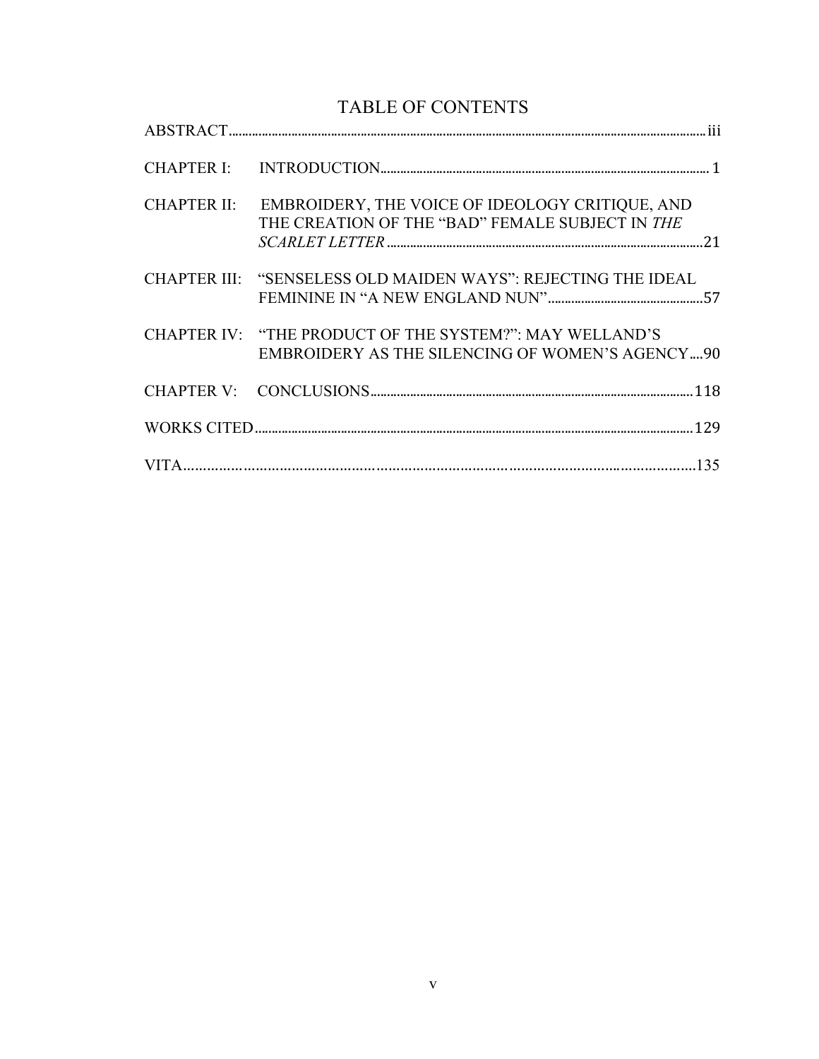# TABLE OF CONTENTS

ABSTRACT .......... iii

CHAPTER I: INTRODUCTION .......... 1

CHAPTER II: EMBROIDERY, THE VOICE OF IDEOLOGY CRITIQUE, AND THE CREATION OF THE "BAD" FEMALE SUBJECT IN *THE SCARLET LETTER* .......... 21

CHAPTER III: "SENSELESS OLD MAIDEN WAYS": REJECTING THE IDEAL FEMININE IN "A NEW ENGLAND NUN" .......... 57

CHAPTER IV: "THE PRODUCT OF THE SYSTEM?": MAY WELLAND'S EMBROIDERY AS THE SILENCING OF WOMEN'S AGENCY .......... 90

CHAPTER V: CONCLUSIONS .......... 118

WORKS CITED .......... 129

VITA .......... 135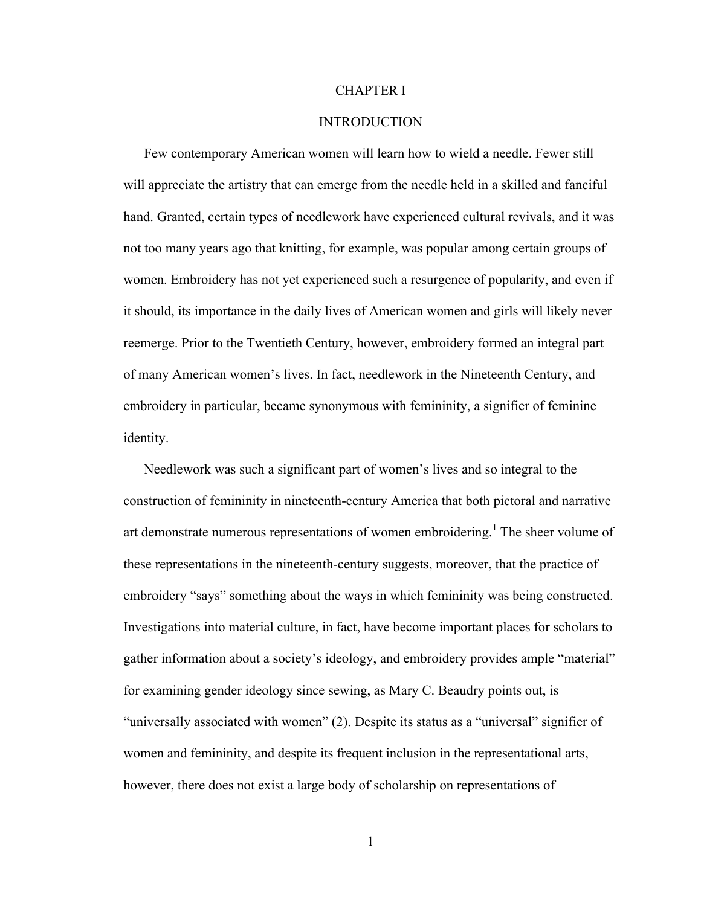# CHAPTER I

# INTRODUCTION

Few contemporary American women will learn how to wield a needle. Fewer still will appreciate the artistry that can emerge from the needle held in a skilled and fanciful hand. Granted, certain types of needlework have experienced cultural revivals, and it was not too many years ago that knitting, for example, was popular among certain groups of women. Embroidery has not yet experienced such a resurgence of popularity, and even if it should, its importance in the daily lives of American women and girls will likely never reemerge. Prior to the Twentieth Century, however, embroidery formed an integral part of many American women's lives. In fact, needlework in the Nineteenth Century, and embroidery in particular, became synonymous with femininity, a signifier of feminine identity.

Needlework was such a significant part of women's lives and so integral to the construction of femininity in nineteenth-century America that both pictoral and narrative art demonstrate numerous representations of women embroidering.[1] The sheer volume of these representations in the nineteenth-century suggests, moreover, that the practice of embroidery "says" something about the ways in which femininity was being constructed. Investigations into material culture, in fact, have become important places for scholars to gather information about a society's ideology, and embroidery provides ample "material" for examining gender ideology since sewing, as Mary C. Beaudry points out, is "universally associated with women" (2). Despite its status as a "universal" signifier of women and femininity, and despite its frequent inclusion in the representational arts, however, there does not exist a large body of scholarship on representations of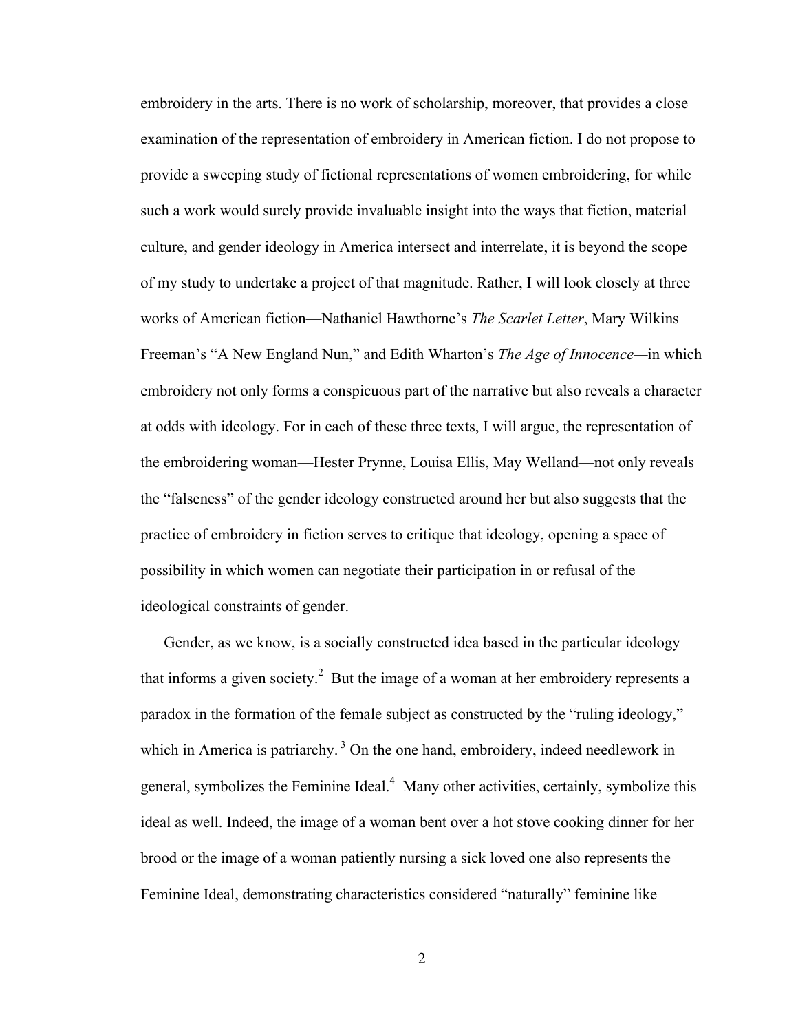embroidery in the arts. There is no work of scholarship, moreover, that provides a close examination of the representation of embroidery in American fiction. I do not propose to provide a sweeping study of fictional representations of women embroidering, for while such a work would surely provide invaluable insight into the ways that fiction, material culture, and gender ideology in America intersect and interrelate, it is beyond the scope of my study to undertake a project of that magnitude. Rather, I will look closely at three works of American fiction—Nathaniel Hawthorne's *The Scarlet Letter*, Mary Wilkins Freeman's "A New England Nun," and Edith Wharton's *The Age of Innocence*—in which embroidery not only forms a conspicuous part of the narrative but also reveals a character at odds with ideology. For in each of these three texts, I will argue, the representation of the embroidering woman—Hester Prynne, Louisa Ellis, May Welland—not only reveals the "falseness" of the gender ideology constructed around her but also suggests that the practice of embroidery in fiction serves to critique that ideology, opening a space of possibility in which women can negotiate their participation in or refusal of the ideological constraints of gender.

Gender, as we know, is a socially constructed idea based in the particular ideology that informs a given society.[2] But the image of a woman at her embroidery represents a paradox in the formation of the female subject as constructed by the "ruling ideology," which in America is patriarchy.[3] On the one hand, embroidery, indeed needlework in general, symbolizes the Feminine Ideal.[4] Many other activities, certainly, symbolize this ideal as well. Indeed, the image of a woman bent over a hot stove cooking dinner for her brood or the image of a woman patiently nursing a sick loved one also represents the Feminine Ideal, demonstrating characteristics considered "naturally" feminine like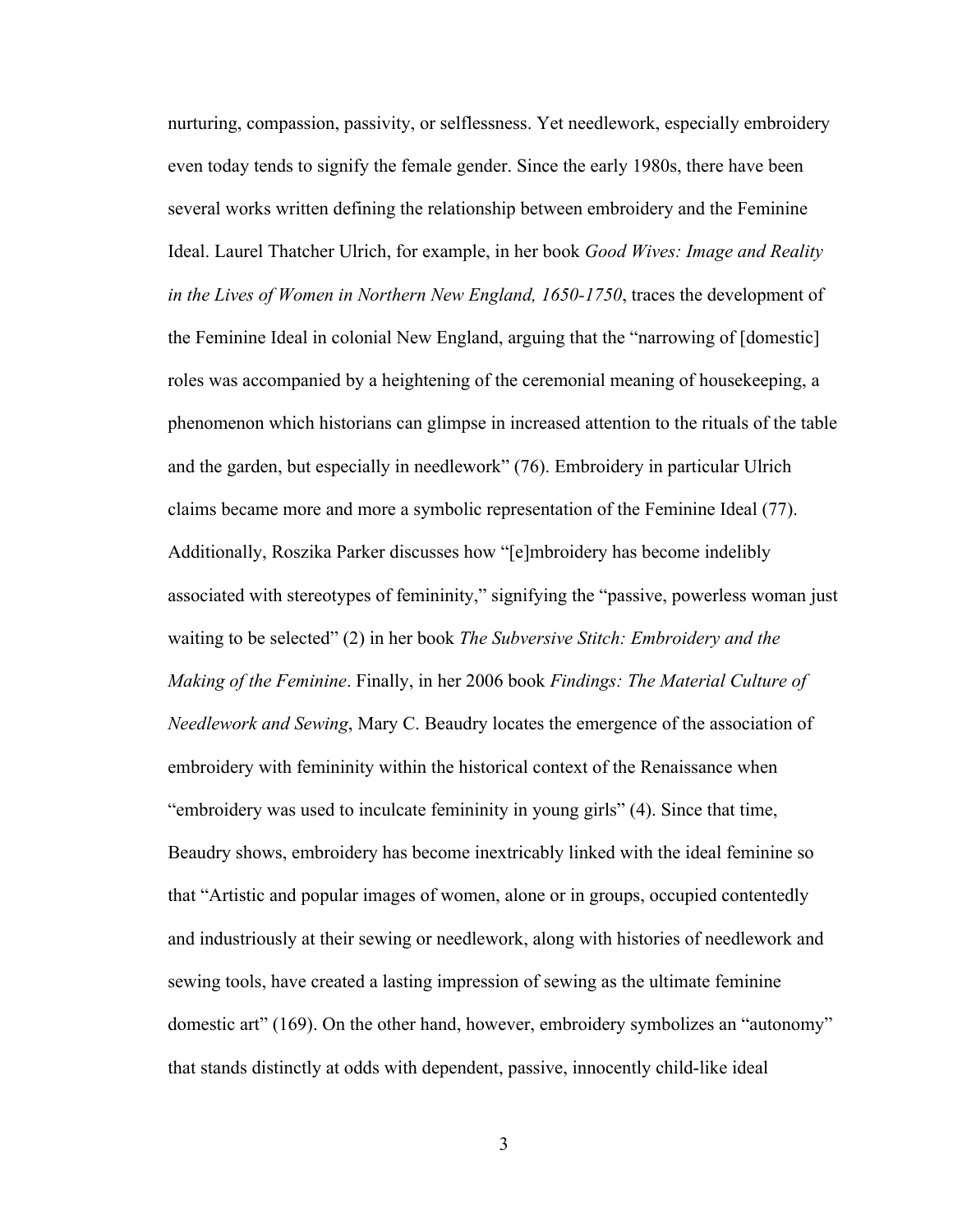nurturing, compassion, passivity, or selflessness. Yet needlework, especially embroidery even today tends to signify the female gender. Since the early 1980s, there have been several works written defining the relationship between embroidery and the Feminine Ideal. Laurel Thatcher Ulrich, for example, in her book *Good Wives: Image and Reality in the Lives of Women in Northern New England, 1650-1750*, traces the development of the Feminine Ideal in colonial New England, arguing that the "narrowing of [domestic] roles was accompanied by a heightening of the ceremonial meaning of housekeeping, a phenomenon which historians can glimpse in increased attention to the rituals of the table and the garden, but especially in needlework" (76). Embroidery in particular Ulrich claims became more and more a symbolic representation of the Feminine Ideal (77). Additionally, Roszika Parker discusses how "[e]mbroidery has become indelibly associated with stereotypes of femininity," signifying the "passive, powerless woman just waiting to be selected" (2) in her book *The Subversive Stitch: Embroidery and the Making of the Feminine*. Finally, in her 2006 book *Findings: The Material Culture of Needlework and Sewing*, Mary C. Beaudry locates the emergence of the association of embroidery with femininity within the historical context of the Renaissance when "embroidery was used to inculcate femininity in young girls" (4). Since that time, Beaudry shows, embroidery has become inextricably linked with the ideal feminine so that "Artistic and popular images of women, alone or in groups, occupied contentedly and industriously at their sewing or needlework, along with histories of needlework and sewing tools, have created a lasting impression of sewing as the ultimate feminine domestic art" (169). On the other hand, however, embroidery symbolizes an "autonomy" that stands distinctly at odds with dependent, passive, innocently child-like ideal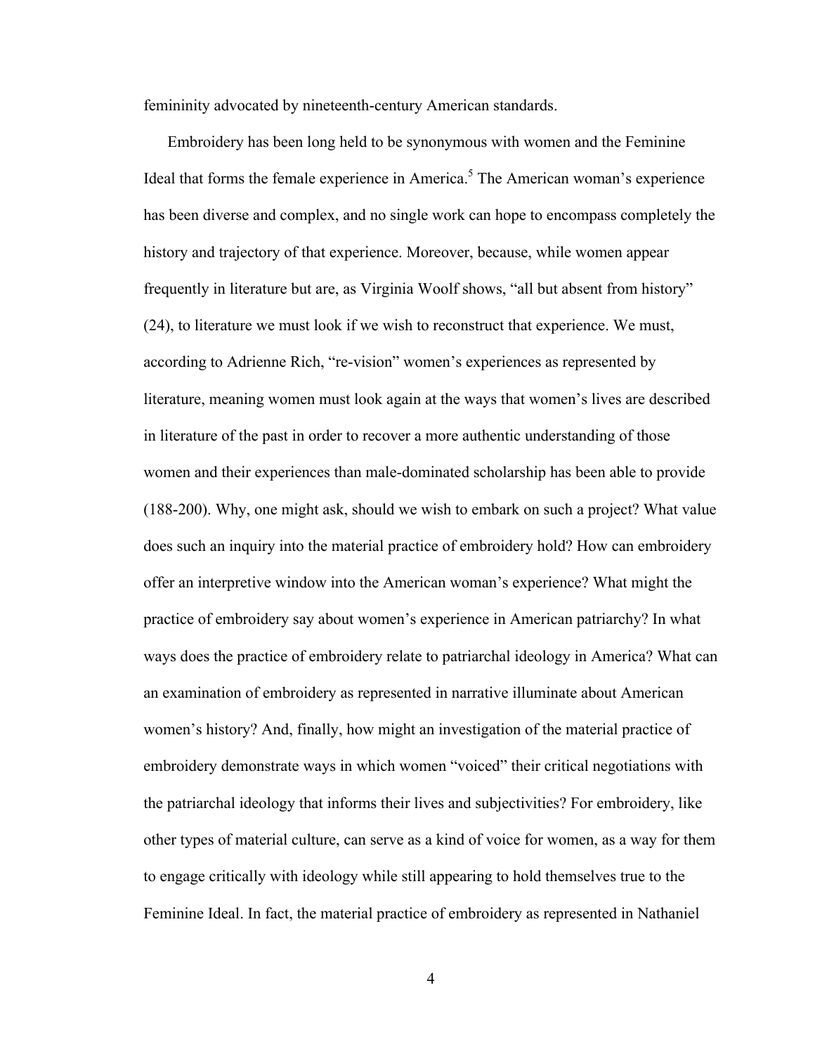femininity advocated by nineteenth-century American standards.

Embroidery has been long held to be synonymous with women and the Feminine Ideal that forms the female experience in America.[5] The American woman's experience has been diverse and complex, and no single work can hope to encompass completely the history and trajectory of that experience. Moreover, because, while women appear frequently in literature but are, as Virginia Woolf shows, "all but absent from history" (24), to literature we must look if we wish to reconstruct that experience. We must, according to Adrienne Rich, "re-vision" women's experiences as represented by literature, meaning women must look again at the ways that women's lives are described in literature of the past in order to recover a more authentic understanding of those women and their experiences than male-dominated scholarship has been able to provide (188-200). Why, one might ask, should we wish to embark on such a project? What value does such an inquiry into the material practice of embroidery hold? How can embroidery offer an interpretive window into the American woman's experience? What might the practice of embroidery say about women's experience in American patriarchy? In what ways does the practice of embroidery relate to patriarchal ideology in America? What can an examination of embroidery as represented in narrative illuminate about American women's history? And, finally, how might an investigation of the material practice of embroidery demonstrate ways in which women "voiced" their critical negotiations with the patriarchal ideology that informs their lives and subjectivities? For embroidery, like other types of material culture, can serve as a kind of voice for women, as a way for them to engage critically with ideology while still appearing to hold themselves true to the Feminine Ideal. In fact, the material practice of embroidery as represented in Nathaniel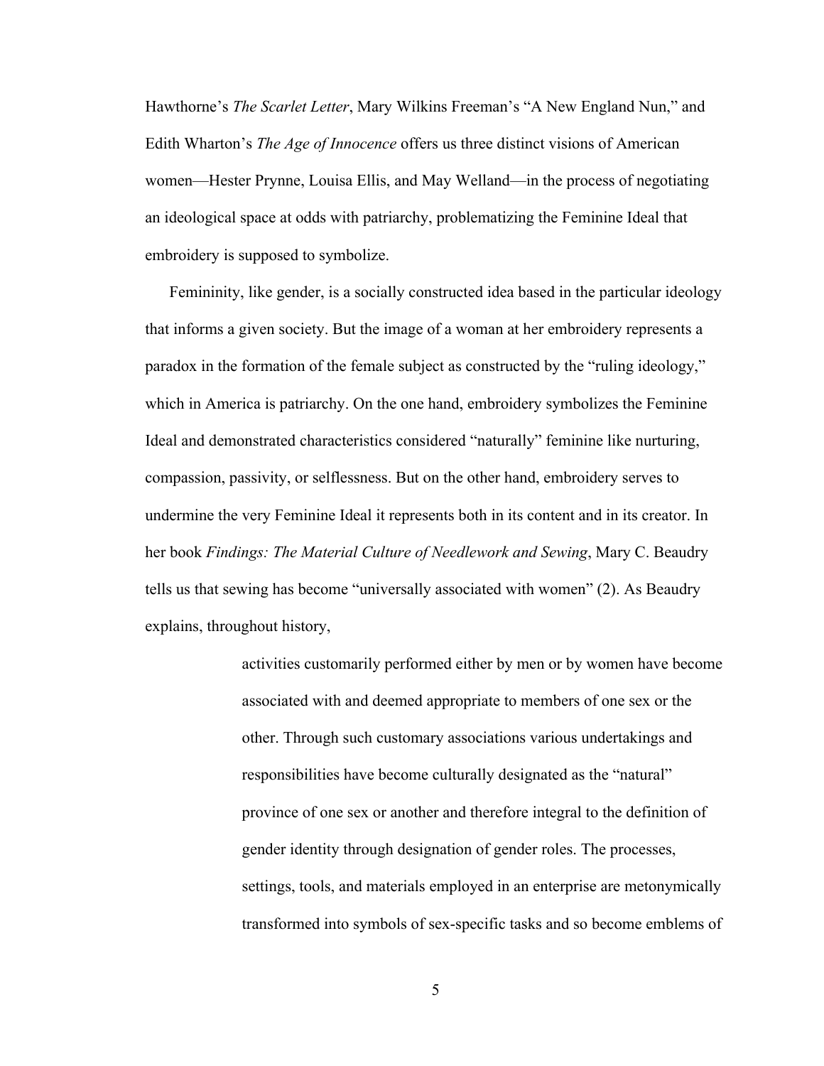Hawthorne's *The Scarlet Letter*, Mary Wilkins Freeman's "A New England Nun," and Edith Wharton's *The Age of Innocence* offers us three distinct visions of American women—Hester Prynne, Louisa Ellis, and May Welland—in the process of negotiating an ideological space at odds with patriarchy, problematizing the Feminine Ideal that embroidery is supposed to symbolize.

Femininity, like gender, is a socially constructed idea based in the particular ideology that informs a given society. But the image of a woman at her embroidery represents a paradox in the formation of the female subject as constructed by the "ruling ideology," which in America is patriarchy. On the one hand, embroidery symbolizes the Feminine Ideal and demonstrated characteristics considered "naturally" feminine like nurturing, compassion, passivity, or selflessness. But on the other hand, embroidery serves to undermine the very Feminine Ideal it represents both in its content and in its creator. In her book *Findings: The Material Culture of Needlework and Sewing*, Mary C. Beaudry tells us that sewing has become "universally associated with women" (2). As Beaudry explains, throughout history,

> activities customarily performed either by men or by women have become associated with and deemed appropriate to members of one sex or the other. Through such customary associations various undertakings and responsibilities have become culturally designated as the "natural" province of one sex or another and therefore integral to the definition of gender identity through designation of gender roles. The processes, settings, tools, and materials employed in an enterprise are metonymically transformed into symbols of sex-specific tasks and so become emblems of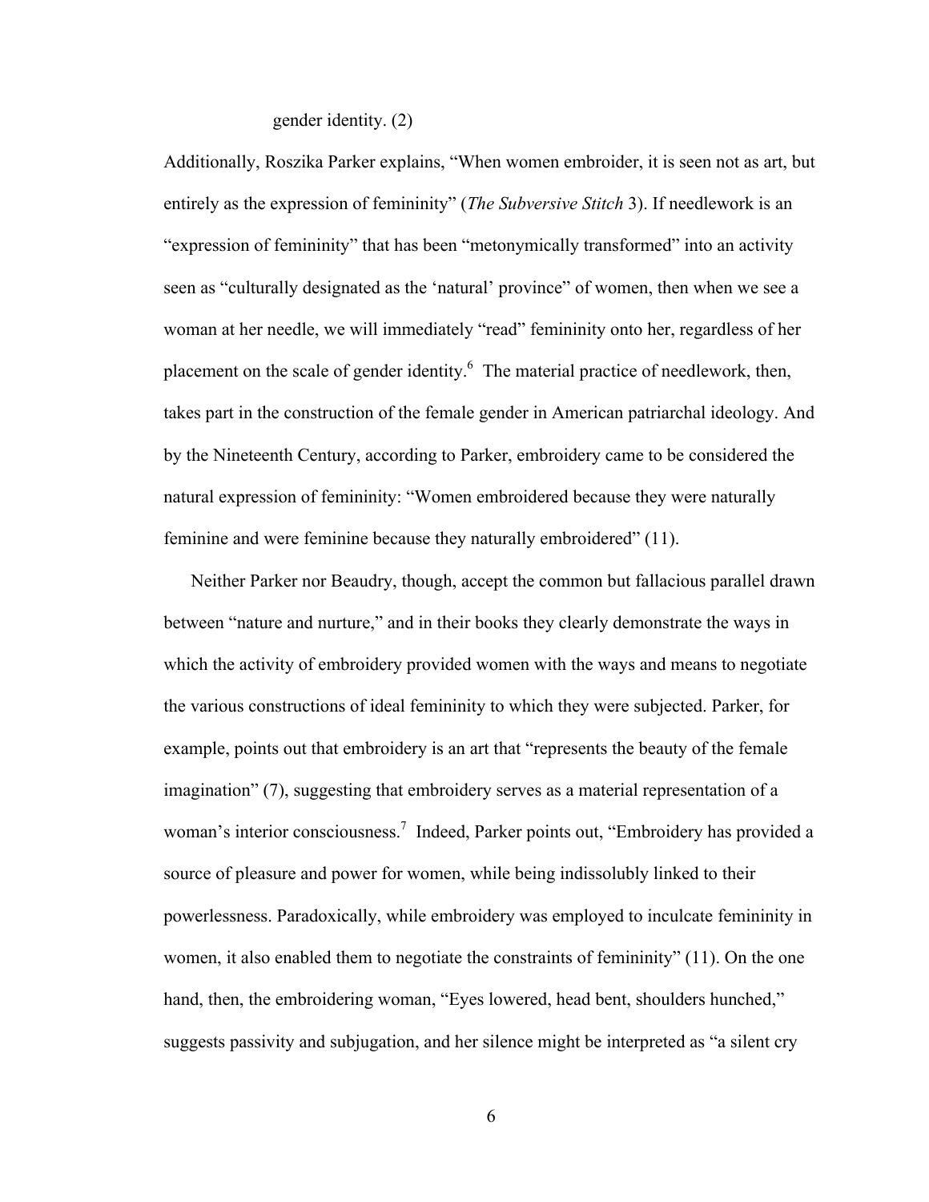gender identity. (2)

Additionally, Roszika Parker explains, "When women embroider, it is seen not as art, but entirely as the expression of femininity" (*The Subversive Stitch* 3). If needlework is an "expression of femininity" that has been "metonymically transformed" into an activity seen as "culturally designated as the 'natural' province" of women, then when we see a woman at her needle, we will immediately "read" femininity onto her, regardless of her placement on the scale of gender identity.[6] The material practice of needlework, then, takes part in the construction of the female gender in American patriarchal ideology. And by the Nineteenth Century, according to Parker, embroidery came to be considered the natural expression of femininity: "Women embroidered because they were naturally feminine and were feminine because they naturally embroidered" (11).

Neither Parker nor Beaudry, though, accept the common but fallacious parallel drawn between "nature and nurture," and in their books they clearly demonstrate the ways in which the activity of embroidery provided women with the ways and means to negotiate the various constructions of ideal femininity to which they were subjected. Parker, for example, points out that embroidery is an art that "represents the beauty of the female imagination" (7), suggesting that embroidery serves as a material representation of a woman's interior consciousness.[7] Indeed, Parker points out, "Embroidery has provided a source of pleasure and power for women, while being indissolubly linked to their powerlessness. Paradoxically, while embroidery was employed to inculcate femininity in women, it also enabled them to negotiate the constraints of femininity" (11). On the one hand, then, the embroidering woman, "Eyes lowered, head bent, shoulders hunched," suggests passivity and subjugation, and her silence might be interpreted as "a silent cry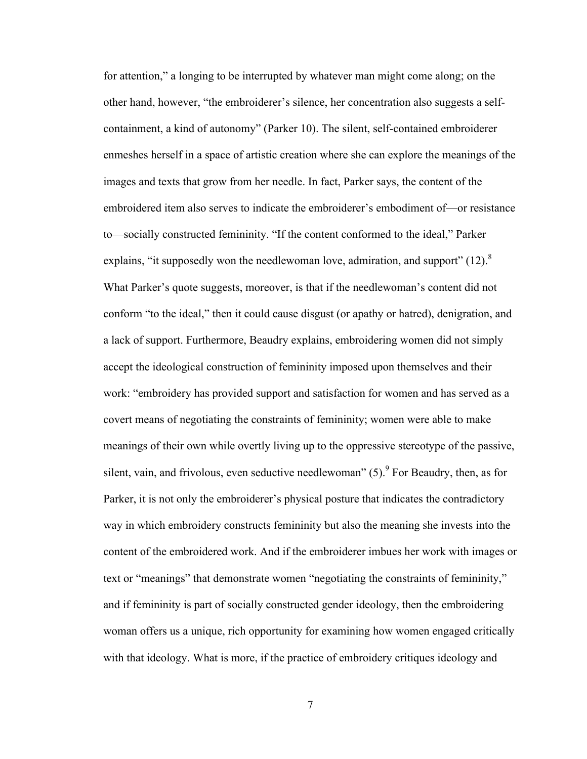for attention," a longing to be interrupted by whatever man might come along; on the other hand, however, "the embroiderer's silence, her concentration also suggests a self-containment, a kind of autonomy" (Parker 10). The silent, self-contained embroiderer enmeshes herself in a space of artistic creation where she can explore the meanings of the images and texts that grow from her needle. In fact, Parker says, the content of the embroidered item also serves to indicate the embroiderer's embodiment of—or resistance to—socially constructed femininity. "If the content conformed to the ideal," Parker explains, "it supposedly won the needlewoman love, admiration, and support" (12).[8] What Parker's quote suggests, moreover, is that if the needlewoman's content did not conform "to the ideal," then it could cause disgust (or apathy or hatred), denigration, and a lack of support. Furthermore, Beaudry explains, embroidering women did not simply accept the ideological construction of femininity imposed upon themselves and their work: "embroidery has provided support and satisfaction for women and has served as a covert means of negotiating the constraints of femininity; women were able to make meanings of their own while overtly living up to the oppressive stereotype of the passive, silent, vain, and frivolous, even seductive needlewoman" (5).[9] For Beaudry, then, as for Parker, it is not only the embroiderer's physical posture that indicates the contradictory way in which embroidery constructs femininity but also the meaning she invests into the content of the embroidered work. And if the embroiderer imbues her work with images or text or "meanings" that demonstrate women "negotiating the constraints of femininity," and if femininity is part of socially constructed gender ideology, then the embroidering woman offers us a unique, rich opportunity for examining how women engaged critically with that ideology. What is more, if the practice of embroidery critiques ideology and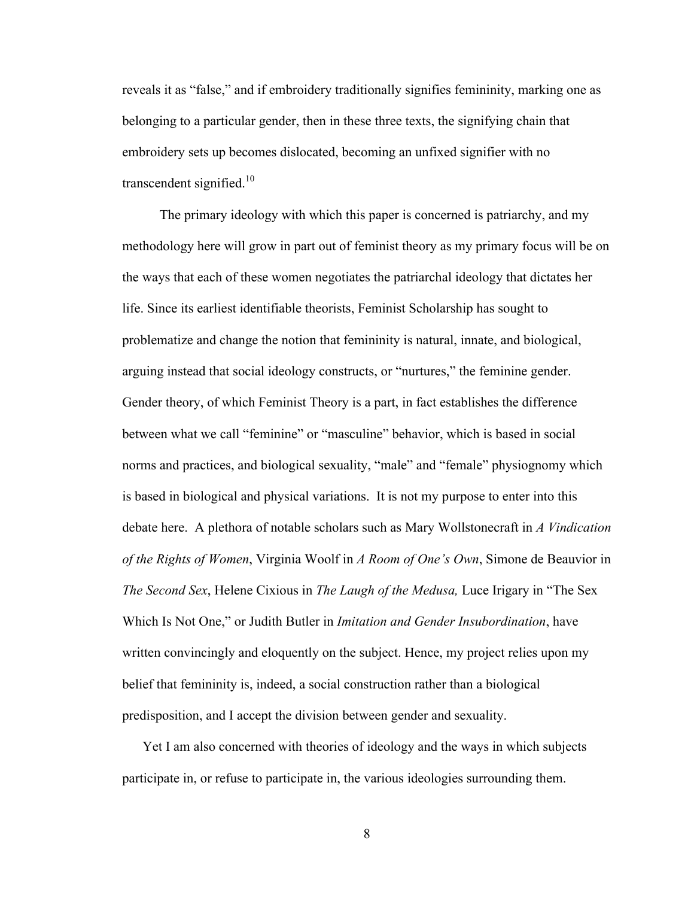reveals it as "false," and if embroidery traditionally signifies femininity, marking one as belonging to a particular gender, then in these three texts, the signifying chain that embroidery sets up becomes dislocated, becoming an unfixed signifier with no transcendent signified.[10]

The primary ideology with which this paper is concerned is patriarchy, and my methodology here will grow in part out of feminist theory as my primary focus will be on the ways that each of these women negotiates the patriarchal ideology that dictates her life. Since its earliest identifiable theorists, Feminist Scholarship has sought to problematize and change the notion that femininity is natural, innate, and biological, arguing instead that social ideology constructs, or "nurtures," the feminine gender. Gender theory, of which Feminist Theory is a part, in fact establishes the difference between what we call "feminine" or "masculine" behavior, which is based in social norms and practices, and biological sexuality, "male" and "female" physiognomy which is based in biological and physical variations. It is not my purpose to enter into this debate here. A plethora of notable scholars such as Mary Wollstonecraft in *A Vindication of the Rights of Women*, Virginia Woolf in *A Room of One's Own*, Simone de Beauvior in *The Second Sex*, Helene Cixious in *The Laugh of the Medusa,* Luce Irigary in "The Sex Which Is Not One," or Judith Butler in *Imitation and Gender Insubordination*, have written convincingly and eloquently on the subject. Hence, my project relies upon my belief that femininity is, indeed, a social construction rather than a biological predisposition, and I accept the division between gender and sexuality.

Yet I am also concerned with theories of ideology and the ways in which subjects participate in, or refuse to participate in, the various ideologies surrounding them.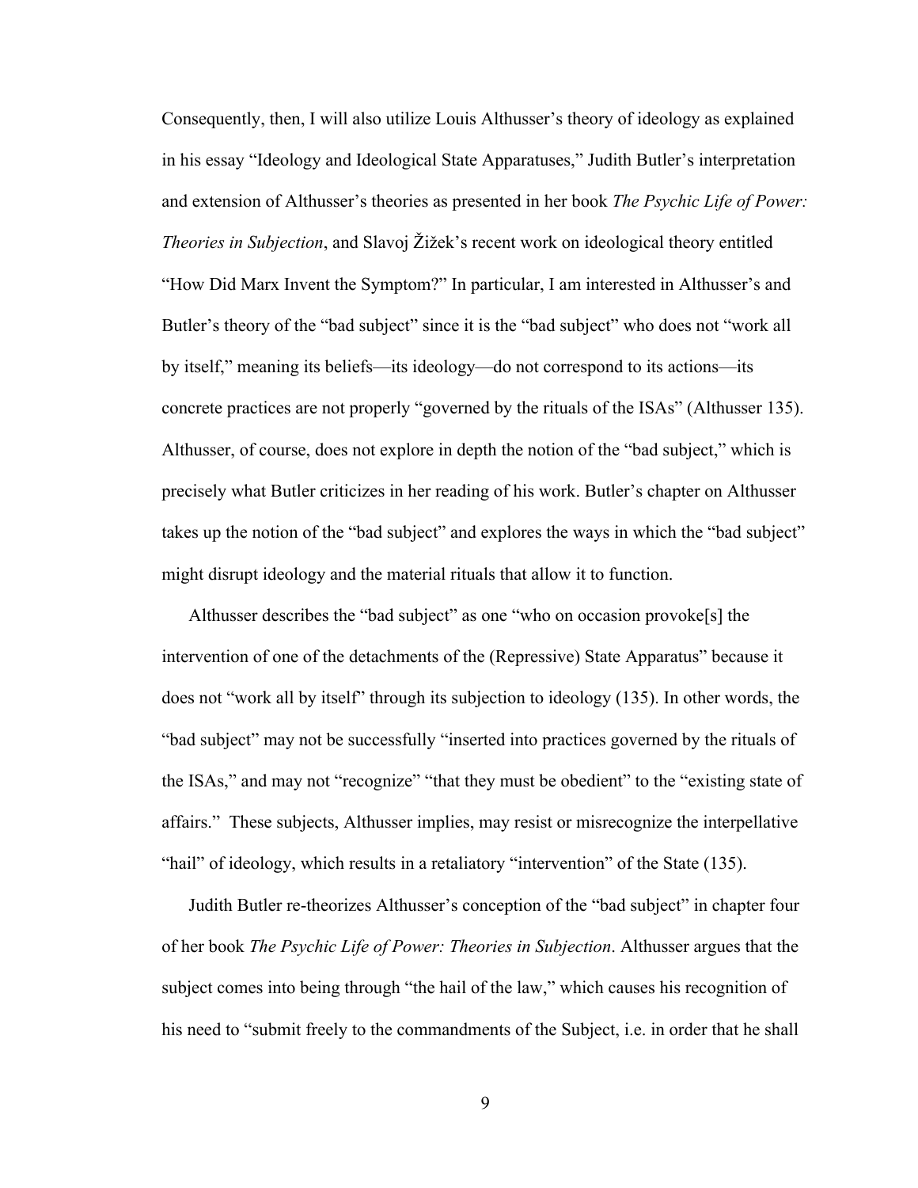Consequently, then, I will also utilize Louis Althusser's theory of ideology as explained in his essay "Ideology and Ideological State Apparatuses," Judith Butler's interpretation and extension of Althusser's theories as presented in her book *The Psychic Life of Power: Theories in Subjection*, and Slavoj Žižek's recent work on ideological theory entitled "How Did Marx Invent the Symptom?" In particular, I am interested in Althusser's and Butler's theory of the "bad subject" since it is the "bad subject" who does not "work all by itself," meaning its beliefs—its ideology—do not correspond to its actions—its concrete practices are not properly "governed by the rituals of the ISAs" (Althusser 135). Althusser, of course, does not explore in depth the notion of the "bad subject," which is precisely what Butler criticizes in her reading of his work. Butler's chapter on Althusser takes up the notion of the "bad subject" and explores the ways in which the "bad subject" might disrupt ideology and the material rituals that allow it to function.

Althusser describes the "bad subject" as one "who on occasion provoke[s] the intervention of one of the detachments of the (Repressive) State Apparatus" because it does not "work all by itself" through its subjection to ideology (135). In other words, the "bad subject" may not be successfully "inserted into practices governed by the rituals of the ISAs," and may not "recognize" "that they must be obedient" to the "existing state of affairs." These subjects, Althusser implies, may resist or misrecognize the interpellative "hail" of ideology, which results in a retaliatory "intervention" of the State (135).

Judith Butler re-theorizes Althusser's conception of the "bad subject" in chapter four of her book *The Psychic Life of Power: Theories in Subjection*. Althusser argues that the subject comes into being through "the hail of the law," which causes his recognition of his need to "submit freely to the commandments of the Subject, i.e. in order that he shall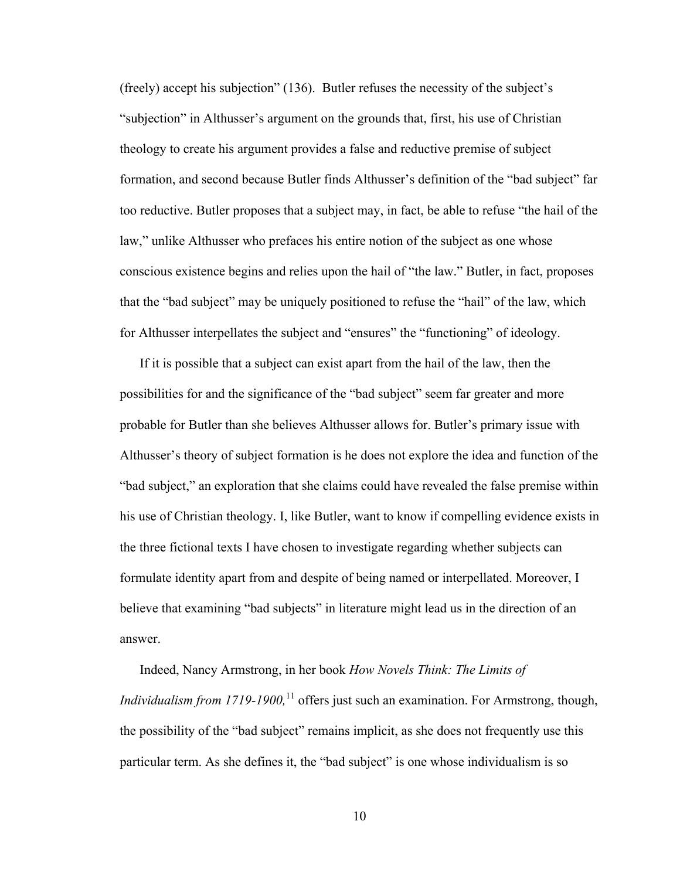(freely) accept his subjection" (136). Butler refuses the necessity of the subject's "subjection" in Althusser's argument on the grounds that, first, his use of Christian theology to create his argument provides a false and reductive premise of subject formation, and second because Butler finds Althusser's definition of the "bad subject" far too reductive. Butler proposes that a subject may, in fact, be able to refuse "the hail of the law," unlike Althusser who prefaces his entire notion of the subject as one whose conscious existence begins and relies upon the hail of "the law." Butler, in fact, proposes that the "bad subject" may be uniquely positioned to refuse the "hail" of the law, which for Althusser interpellates the subject and "ensures" the "functioning" of ideology.

If it is possible that a subject can exist apart from the hail of the law, then the possibilities for and the significance of the "bad subject" seem far greater and more probable for Butler than she believes Althusser allows for. Butler's primary issue with Althusser's theory of subject formation is he does not explore the idea and function of the "bad subject," an exploration that she claims could have revealed the false premise within his use of Christian theology. I, like Butler, want to know if compelling evidence exists in the three fictional texts I have chosen to investigate regarding whether subjects can formulate identity apart from and despite of being named or interpellated. Moreover, I believe that examining "bad subjects" in literature might lead us in the direction of an answer.

Indeed, Nancy Armstrong, in her book *How Novels Think: The Limits of Individualism from 1719-1900,*[11] offers just such an examination. For Armstrong, though, the possibility of the "bad subject" remains implicit, as she does not frequently use this particular term. As she defines it, the "bad subject" is one whose individualism is so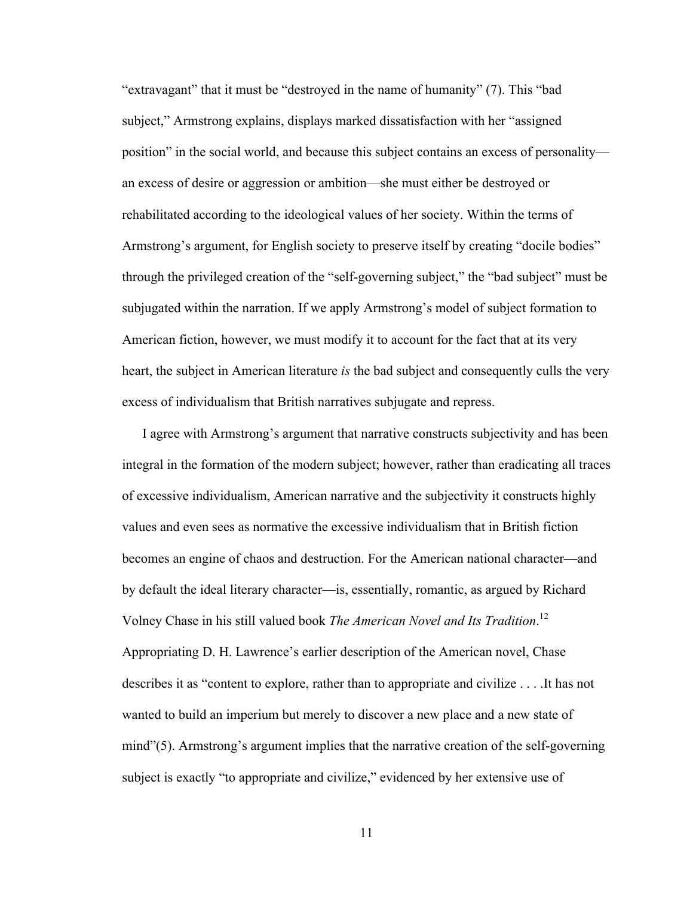"extravagant" that it must be "destroyed in the name of humanity" (7). This "bad subject," Armstrong explains, displays marked dissatisfaction with her "assigned position" in the social world, and because this subject contains an excess of personality—an excess of desire or aggression or ambition—she must either be destroyed or rehabilitated according to the ideological values of her society. Within the terms of Armstrong's argument, for English society to preserve itself by creating "docile bodies" through the privileged creation of the "self-governing subject," the "bad subject" must be subjugated within the narration. If we apply Armstrong's model of subject formation to American fiction, however, we must modify it to account for the fact that at its very heart, the subject in American literature *is* the bad subject and consequently culls the very excess of individualism that British narratives subjugate and repress.

I agree with Armstrong's argument that narrative constructs subjectivity and has been integral in the formation of the modern subject; however, rather than eradicating all traces of excessive individualism, American narrative and the subjectivity it constructs highly values and even sees as normative the excessive individualism that in British fiction becomes an engine of chaos and destruction. For the American national character—and by default the ideal literary character—is, essentially, romantic, as argued by Richard Volney Chase in his still valued book *The American Novel and Its Tradition*.[12] Appropriating D. H. Lawrence's earlier description of the American novel, Chase describes it as "content to explore, rather than to appropriate and civilize . . . .It has not wanted to build an imperium but merely to discover a new place and a new state of mind"(5). Armstrong's argument implies that the narrative creation of the self-governing subject is exactly "to appropriate and civilize," evidenced by her extensive use of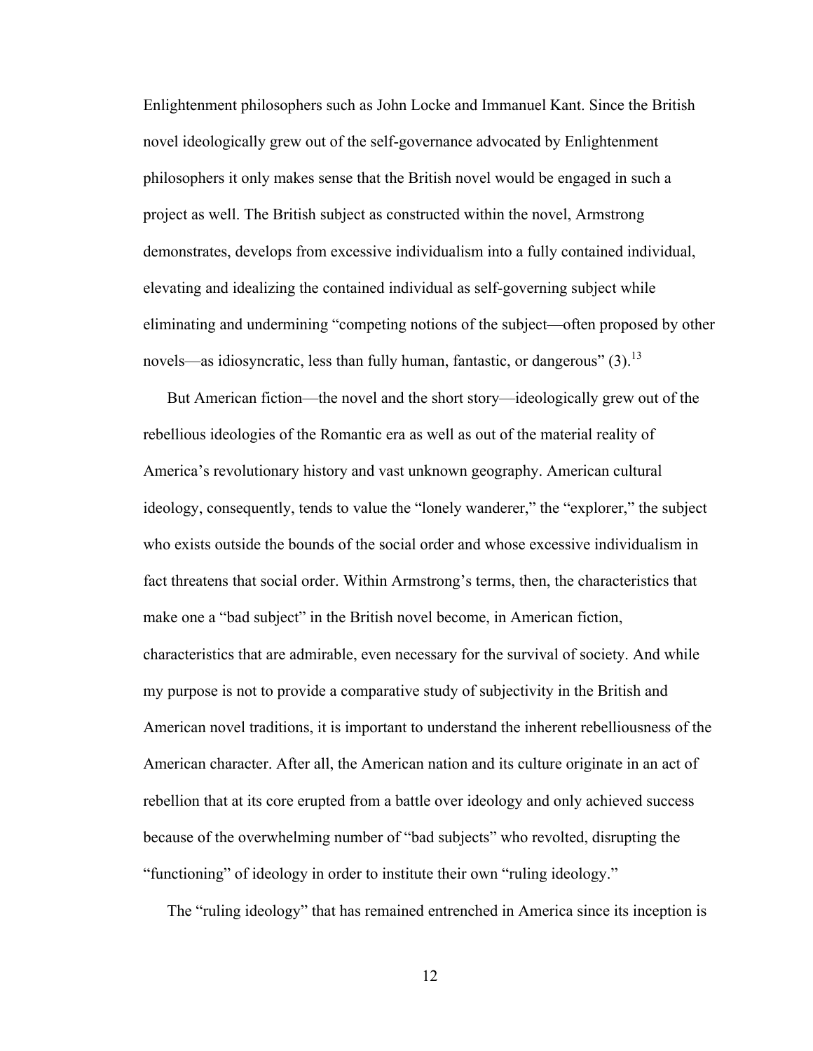Enlightenment philosophers such as John Locke and Immanuel Kant. Since the British novel ideologically grew out of the self-governance advocated by Enlightenment philosophers it only makes sense that the British novel would be engaged in such a project as well. The British subject as constructed within the novel, Armstrong demonstrates, develops from excessive individualism into a fully contained individual, elevating and idealizing the contained individual as self-governing subject while eliminating and undermining "competing notions of the subject—often proposed by other novels—as idiosyncratic, less than fully human, fantastic, or dangerous" (3).[13]

But American fiction—the novel and the short story—ideologically grew out of the rebellious ideologies of the Romantic era as well as out of the material reality of America's revolutionary history and vast unknown geography. American cultural ideology, consequently, tends to value the "lonely wanderer," the "explorer," the subject who exists outside the bounds of the social order and whose excessive individualism in fact threatens that social order. Within Armstrong's terms, then, the characteristics that make one a "bad subject" in the British novel become, in American fiction, characteristics that are admirable, even necessary for the survival of society. And while my purpose is not to provide a comparative study of subjectivity in the British and American novel traditions, it is important to understand the inherent rebelliousness of the American character. After all, the American nation and its culture originate in an act of rebellion that at its core erupted from a battle over ideology and only achieved success because of the overwhelming number of "bad subjects" who revolted, disrupting the "functioning" of ideology in order to institute their own "ruling ideology."

The "ruling ideology" that has remained entrenched in America since its inception is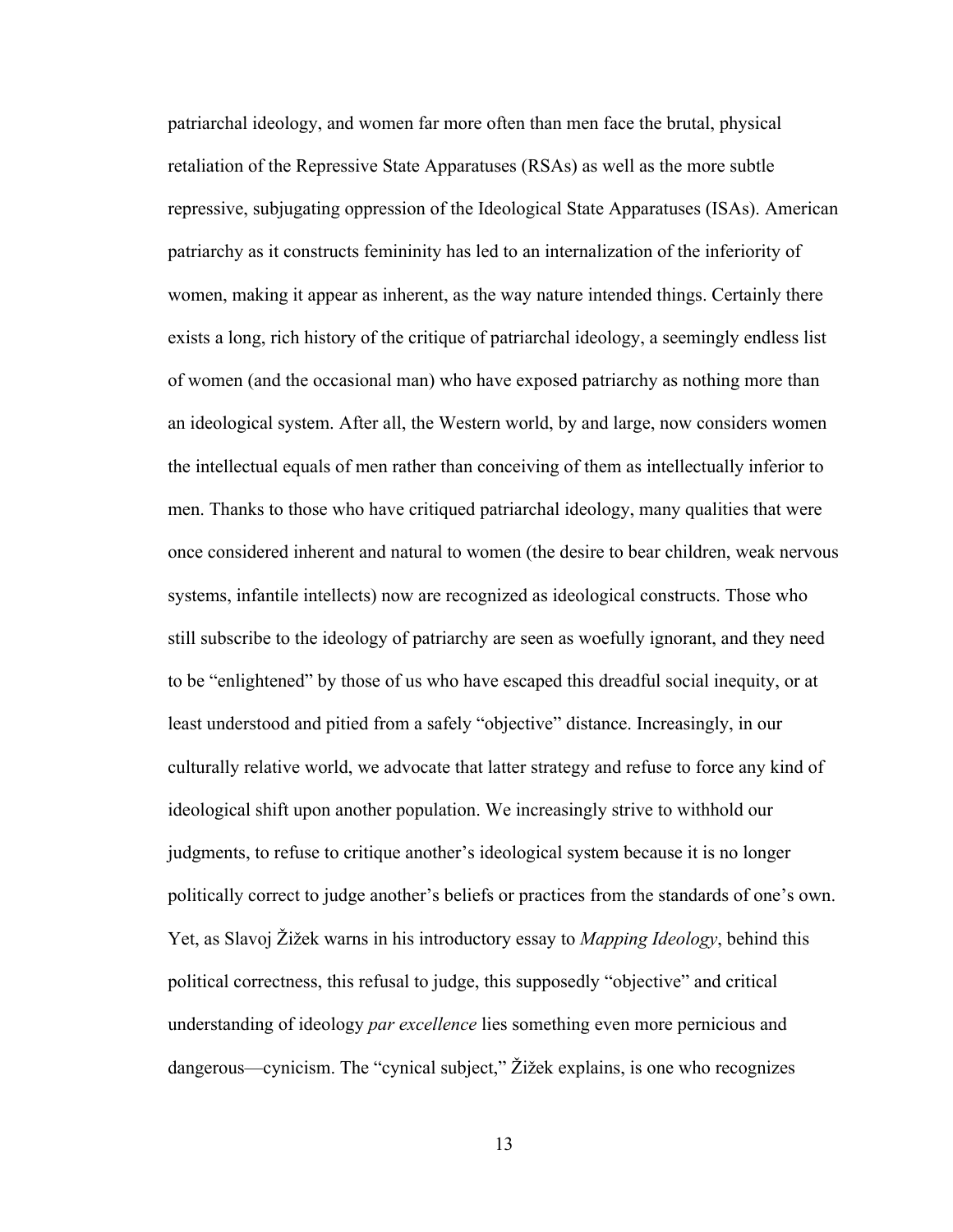patriarchal ideology, and women far more often than men face the brutal, physical retaliation of the Repressive State Apparatuses (RSAs) as well as the more subtle repressive, subjugating oppression of the Ideological State Apparatuses (ISAs). American patriarchy as it constructs femininity has led to an internalization of the inferiority of women, making it appear as inherent, as the way nature intended things. Certainly there exists a long, rich history of the critique of patriarchal ideology, a seemingly endless list of women (and the occasional man) who have exposed patriarchy as nothing more than an ideological system. After all, the Western world, by and large, now considers women the intellectual equals of men rather than conceiving of them as intellectually inferior to men. Thanks to those who have critiqued patriarchal ideology, many qualities that were once considered inherent and natural to women (the desire to bear children, weak nervous systems, infantile intellects) now are recognized as ideological constructs. Those who still subscribe to the ideology of patriarchy are seen as woefully ignorant, and they need to be "enlightened" by those of us who have escaped this dreadful social inequity, or at least understood and pitied from a safely "objective" distance. Increasingly, in our culturally relative world, we advocate that latter strategy and refuse to force any kind of ideological shift upon another population. We increasingly strive to withhold our judgments, to refuse to critique another's ideological system because it is no longer politically correct to judge another's beliefs or practices from the standards of one's own. Yet, as Slavoj Žižek warns in his introductory essay to *Mapping Ideology*, behind this political correctness, this refusal to judge, this supposedly "objective" and critical understanding of ideology *par excellence* lies something even more pernicious and dangerous—cynicism. The "cynical subject," Žižek explains, is one who recognizes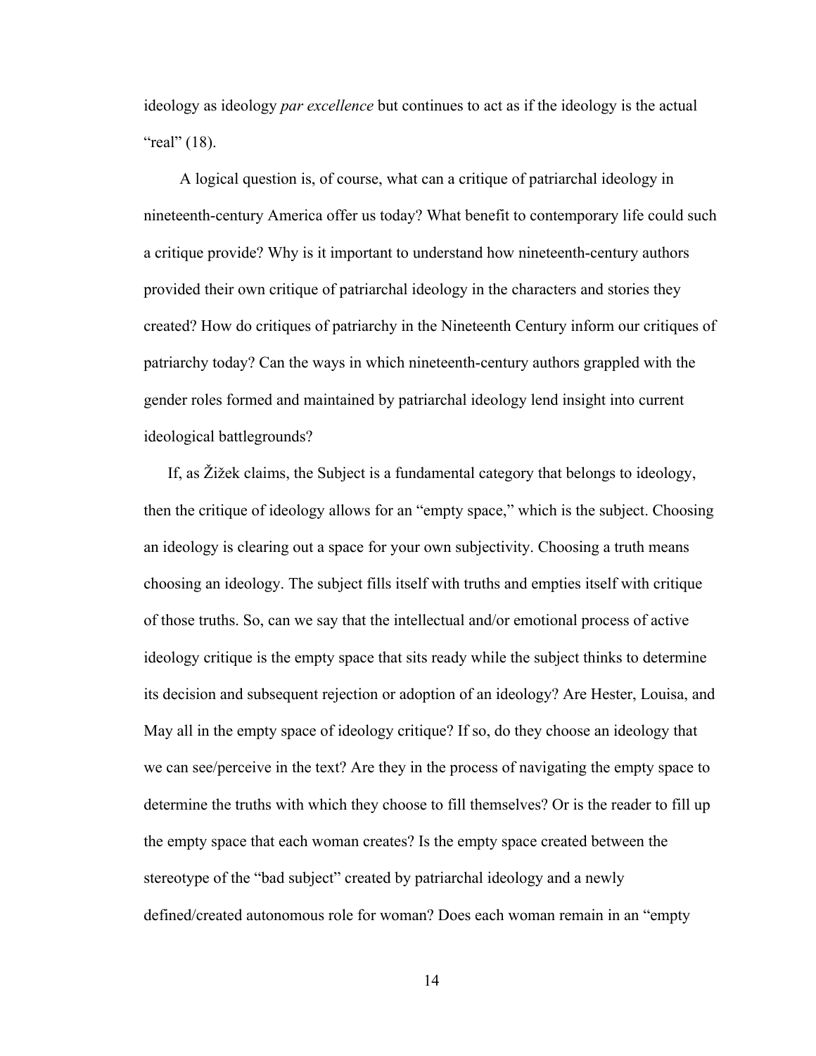ideology as ideology *par excellence* but continues to act as if the ideology is the actual "real" (18).

A logical question is, of course, what can a critique of patriarchal ideology in nineteenth-century America offer us today? What benefit to contemporary life could such a critique provide? Why is it important to understand how nineteenth-century authors provided their own critique of patriarchal ideology in the characters and stories they created? How do critiques of patriarchy in the Nineteenth Century inform our critiques of patriarchy today? Can the ways in which nineteenth-century authors grappled with the gender roles formed and maintained by patriarchal ideology lend insight into current ideological battlegrounds?

If, as Žižek claims, the Subject is a fundamental category that belongs to ideology, then the critique of ideology allows for an "empty space," which is the subject. Choosing an ideology is clearing out a space for your own subjectivity. Choosing a truth means choosing an ideology. The subject fills itself with truths and empties itself with critique of those truths. So, can we say that the intellectual and/or emotional process of active ideology critique is the empty space that sits ready while the subject thinks to determine its decision and subsequent rejection or adoption of an ideology? Are Hester, Louisa, and May all in the empty space of ideology critique? If so, do they choose an ideology that we can see/perceive in the text? Are they in the process of navigating the empty space to determine the truths with which they choose to fill themselves? Or is the reader to fill up the empty space that each woman creates? Is the empty space created between the stereotype of the "bad subject" created by patriarchal ideology and a newly defined/created autonomous role for woman? Does each woman remain in an "empty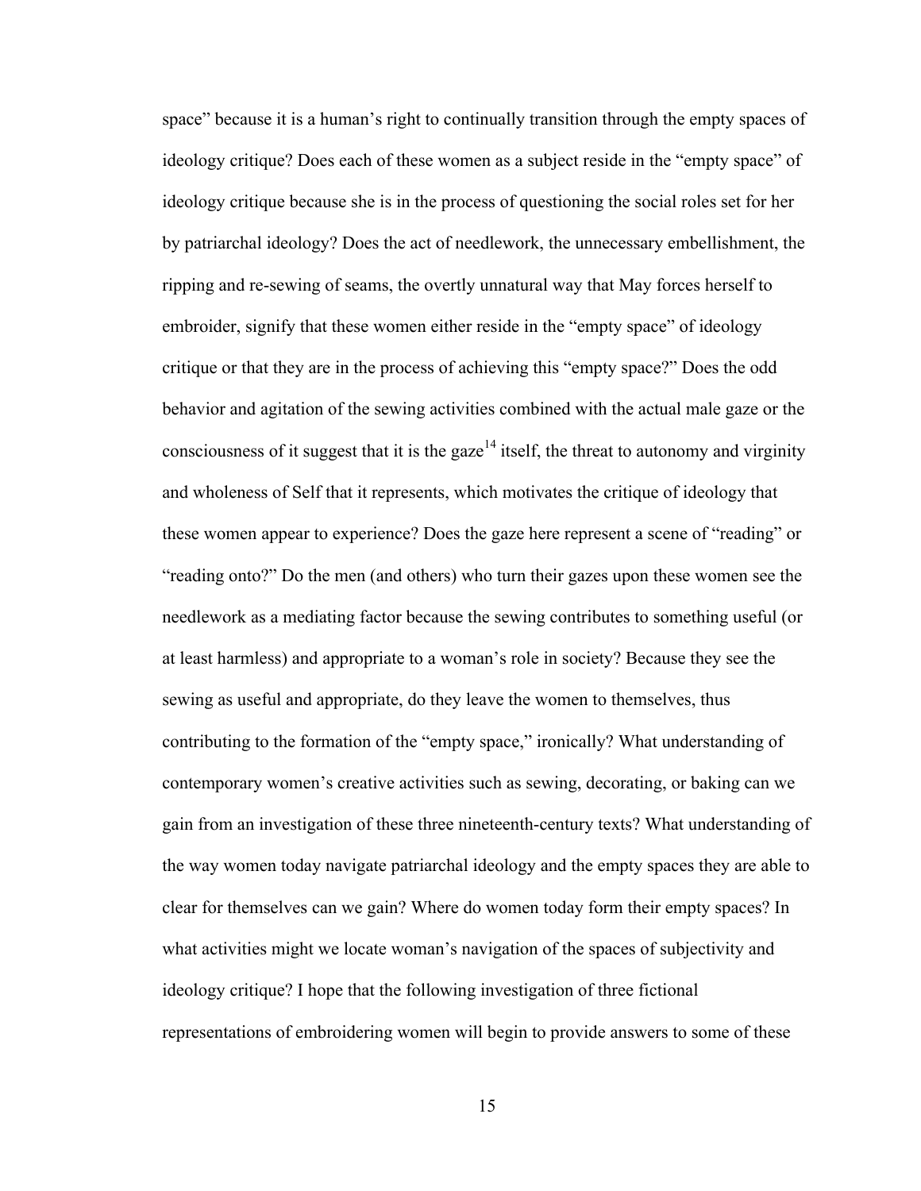space" because it is a human's right to continually transition through the empty spaces of ideology critique? Does each of these women as a subject reside in the "empty space" of ideology critique because she is in the process of questioning the social roles set for her by patriarchal ideology? Does the act of needlework, the unnecessary embellishment, the ripping and re-sewing of seams, the overtly unnatural way that May forces herself to embroider, signify that these women either reside in the "empty space" of ideology critique or that they are in the process of achieving this "empty space?" Does the odd behavior and agitation of the sewing activities combined with the actual male gaze or the consciousness of it suggest that it is the gaze[14] itself, the threat to autonomy and virginity and wholeness of Self that it represents, which motivates the critique of ideology that these women appear to experience? Does the gaze here represent a scene of "reading" or "reading onto?" Do the men (and others) who turn their gazes upon these women see the needlework as a mediating factor because the sewing contributes to something useful (or at least harmless) and appropriate to a woman's role in society? Because they see the sewing as useful and appropriate, do they leave the women to themselves, thus contributing to the formation of the "empty space," ironically? What understanding of contemporary women's creative activities such as sewing, decorating, or baking can we gain from an investigation of these three nineteenth-century texts? What understanding of the way women today navigate patriarchal ideology and the empty spaces they are able to clear for themselves can we gain? Where do women today form their empty spaces? In what activities might we locate woman's navigation of the spaces of subjectivity and ideology critique? I hope that the following investigation of three fictional representations of embroidering women will begin to provide answers to some of these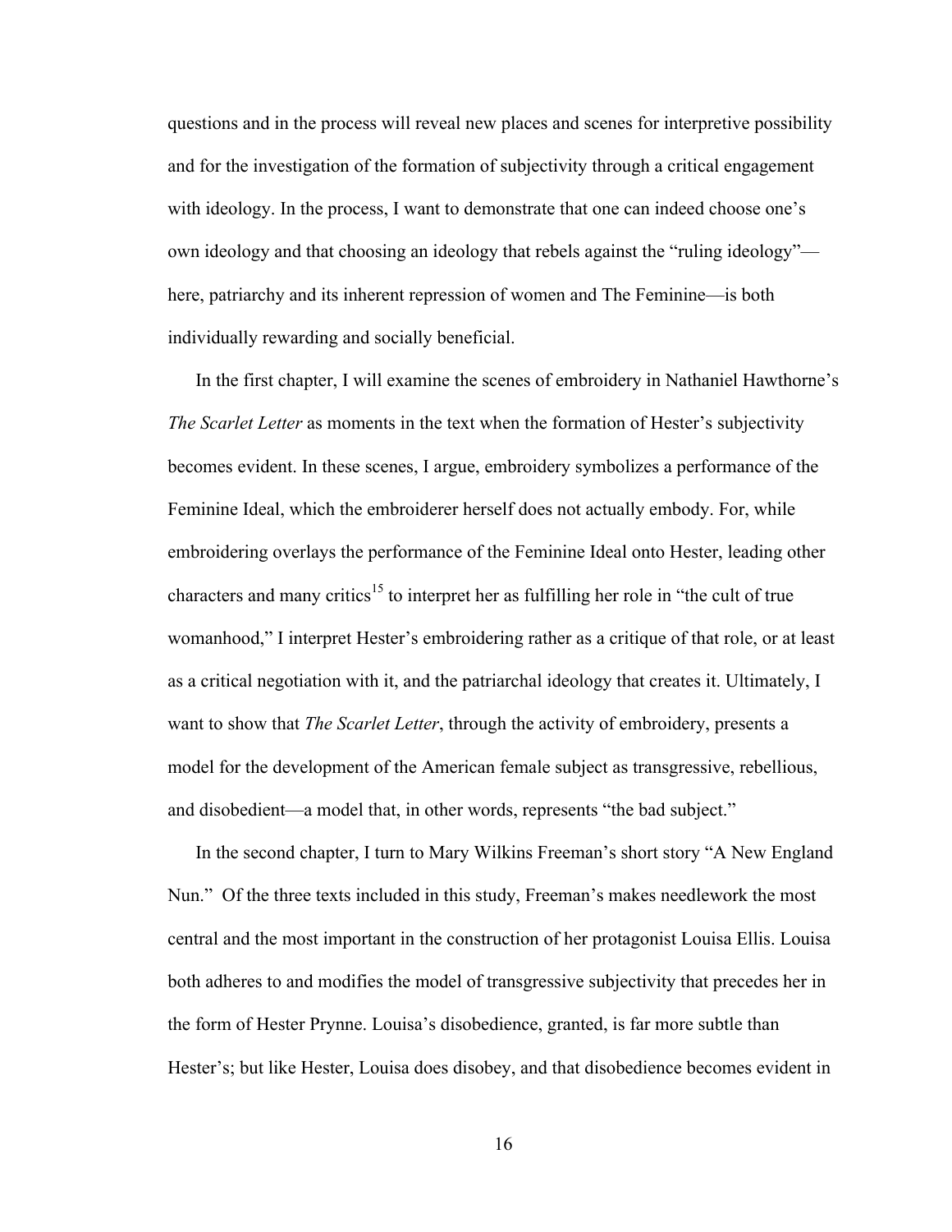questions and in the process will reveal new places and scenes for interpretive possibility and for the investigation of the formation of subjectivity through a critical engagement with ideology. In the process, I want to demonstrate that one can indeed choose one's own ideology and that choosing an ideology that rebels against the "ruling ideology"—here, patriarchy and its inherent repression of women and The Feminine—is both individually rewarding and socially beneficial.

In the first chapter, I will examine the scenes of embroidery in Nathaniel Hawthorne's *The Scarlet Letter* as moments in the text when the formation of Hester's subjectivity becomes evident. In these scenes, I argue, embroidery symbolizes a performance of the Feminine Ideal, which the embroiderer herself does not actually embody. For, while embroidering overlays the performance of the Feminine Ideal onto Hester, leading other characters and many critics[15] to interpret her as fulfilling her role in "the cult of true womanhood," I interpret Hester's embroidering rather as a critique of that role, or at least as a critical negotiation with it, and the patriarchal ideology that creates it. Ultimately, I want to show that *The Scarlet Letter*, through the activity of embroidery, presents a model for the development of the American female subject as transgressive, rebellious, and disobedient—a model that, in other words, represents "the bad subject."

In the second chapter, I turn to Mary Wilkins Freeman's short story "A New England Nun." Of the three texts included in this study, Freeman's makes needlework the most central and the most important in the construction of her protagonist Louisa Ellis. Louisa both adheres to and modifies the model of transgressive subjectivity that precedes her in the form of Hester Prynne. Louisa's disobedience, granted, is far more subtle than Hester's; but like Hester, Louisa does disobey, and that disobedience becomes evident in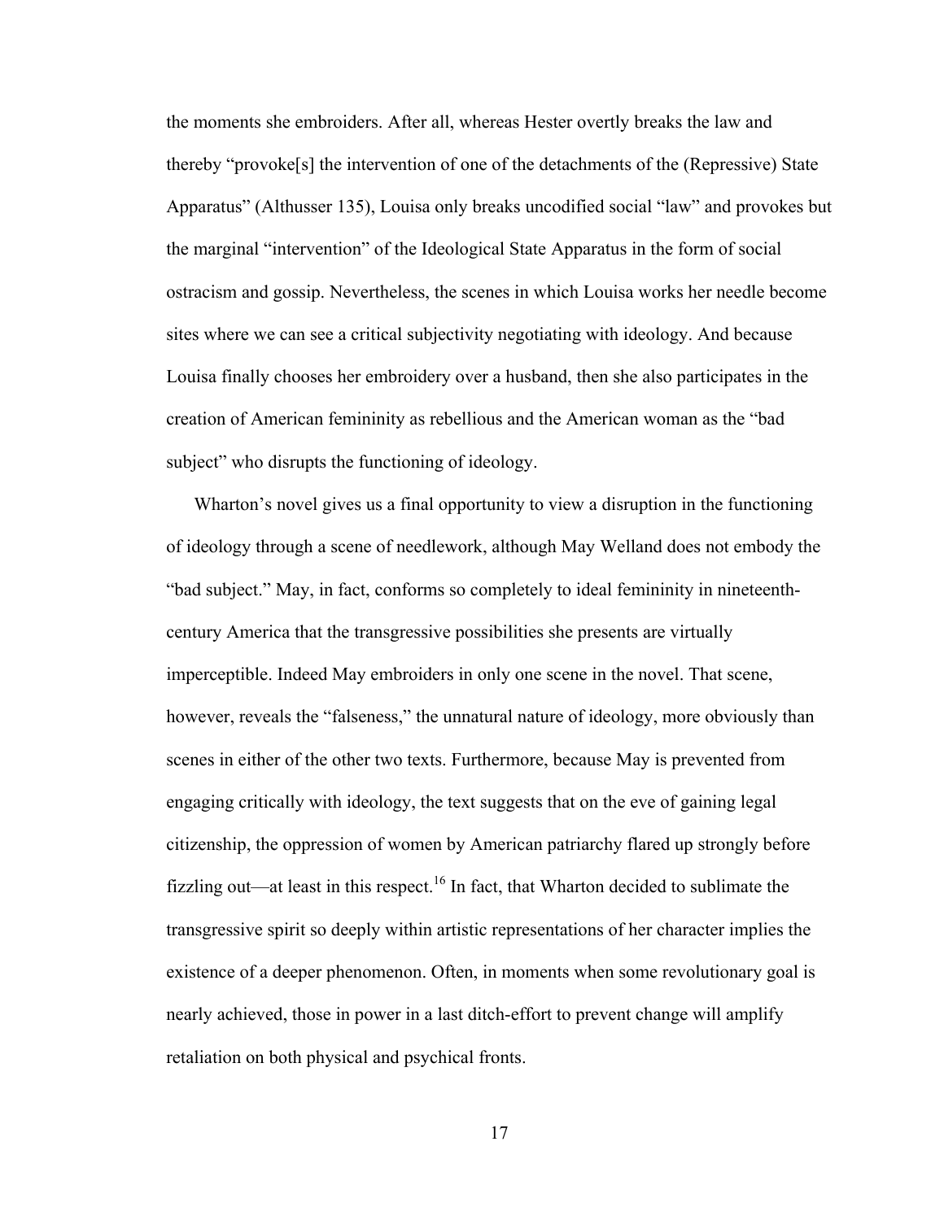the moments she embroiders. After all, whereas Hester overtly breaks the law and thereby "provoke[s] the intervention of one of the detachments of the (Repressive) State Apparatus" (Althusser 135), Louisa only breaks uncodified social "law" and provokes but the marginal "intervention" of the Ideological State Apparatus in the form of social ostracism and gossip. Nevertheless, the scenes in which Louisa works her needle become sites where we can see a critical subjectivity negotiating with ideology. And because Louisa finally chooses her embroidery over a husband, then she also participates in the creation of American femininity as rebellious and the American woman as the "bad subject" who disrupts the functioning of ideology.

Wharton's novel gives us a final opportunity to view a disruption in the functioning of ideology through a scene of needlework, although May Welland does not embody the "bad subject." May, in fact, conforms so completely to ideal femininity in nineteenth-century America that the transgressive possibilities she presents are virtually imperceptible. Indeed May embroiders in only one scene in the novel. That scene, however, reveals the "falseness," the unnatural nature of ideology, more obviously than scenes in either of the other two texts. Furthermore, because May is prevented from engaging critically with ideology, the text suggests that on the eve of gaining legal citizenship, the oppression of women by American patriarchy flared up strongly before fizzling out—at least in this respect.[16] In fact, that Wharton decided to sublimate the transgressive spirit so deeply within artistic representations of her character implies the existence of a deeper phenomenon. Often, in moments when some revolutionary goal is nearly achieved, those in power in a last ditch-effort to prevent change will amplify retaliation on both physical and psychical fronts.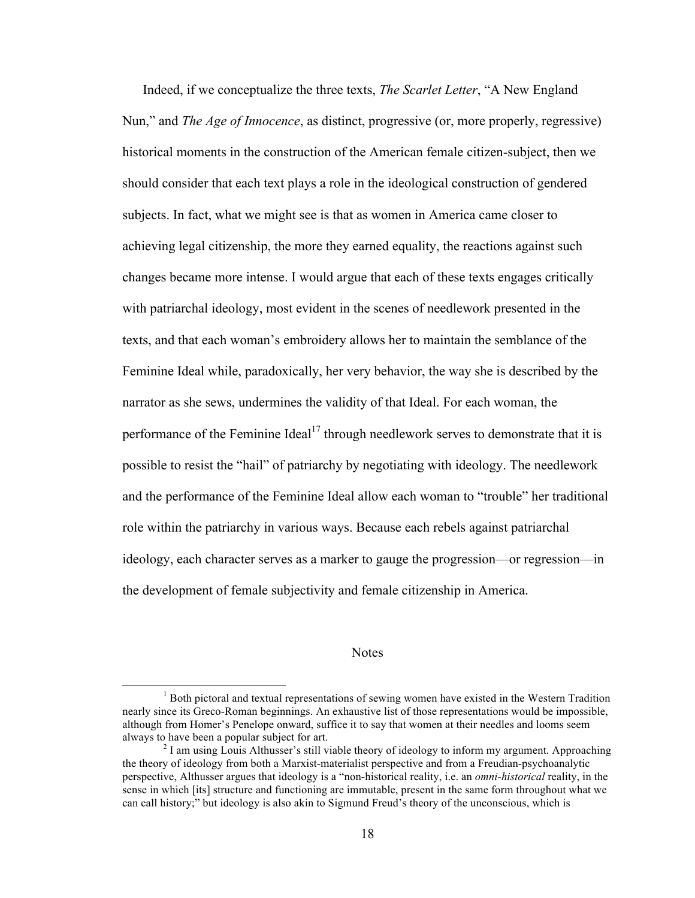Indeed, if we conceptualize the three texts, *The Scarlet Letter*, "A New England Nun," and *The Age of Innocence*, as distinct, progressive (or, more properly, regressive) historical moments in the construction of the American female citizen-subject, then we should consider that each text plays a role in the ideological construction of gendered subjects. In fact, what we might see is that as women in America came closer to achieving legal citizenship, the more they earned equality, the reactions against such changes became more intense. I would argue that each of these texts engages critically with patriarchal ideology, most evident in the scenes of needlework presented in the texts, and that each woman's embroidery allows her to maintain the semblance of the Feminine Ideal while, paradoxically, her very behavior, the way she is described by the narrator as she sews, undermines the validity of that Ideal. For each woman, the performance of the Feminine Ideal[17] through needlework serves to demonstrate that it is possible to resist the "hail" of patriarchy by negotiating with ideology. The needlework and the performance of the Feminine Ideal allow each woman to "trouble" her traditional role within the patriarchy in various ways. Because each rebels against patriarchal ideology, each character serves as a marker to gauge the progression—or regression—in the development of female subjectivity and female citizenship in America.

## Notes

[1] Both pictoral and textual representations of sewing women have existed in the Western Tradition nearly since its Greco-Roman beginnings. An exhaustive list of those representations would be impossible, although from Homer's Penelope onward, suffice it to say that women at their needles and looms seem always to have been a popular subject for art.

[2] I am using Louis Althusser's still viable theory of ideology to inform my argument. Approaching the theory of ideology from both a Marxist-materialist perspective and from a Freudian-psychoanalytic perspective, Althusser argues that ideology is a "non-historical reality, i.e. an *omni-historical* reality, in the sense in which [its] structure and functioning are immutable, present in the same form throughout what we can call history;" but ideology is also akin to Sigmund Freud's theory of the unconscious, which is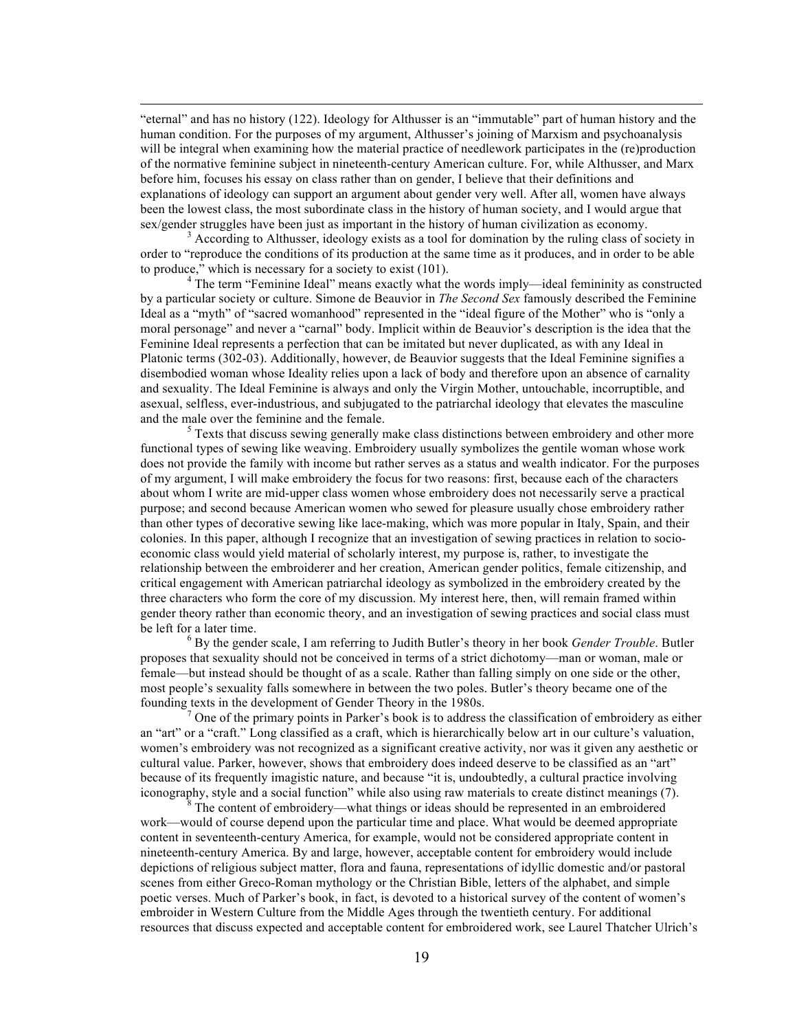"eternal" and has no history (122). Ideology for Althusser is an "immutable" part of human history and the human condition. For the purposes of my argument, Althusser's joining of Marxism and psychoanalysis will be integral when examining how the material practice of needlework participates in the (re)production of the normative feminine subject in nineteenth-century American culture. For, while Althusser, and Marx before him, focuses his essay on class rather than on gender, I believe that their definitions and explanations of ideology can support an argument about gender very well. After all, women have always been the lowest class, the most subordinate class in the history of human society, and I would argue that sex/gender struggles have been just as important in the history of human civilization as economy.

[3] According to Althusser, ideology exists as a tool for domination by the ruling class of society in order to "reproduce the conditions of its production at the same time as it produces, and in order to be able to produce," which is necessary for a society to exist (101).

[4] The term "Feminine Ideal" means exactly what the words imply—ideal femininity as constructed by a particular society or culture. Simone de Beauvior in *The Second Sex* famously described the Feminine Ideal as a "myth" of "sacred womanhood" represented in the "ideal figure of the Mother" who is "only a moral personage" and never a "carnal" body. Implicit within de Beauvior's description is the idea that the Feminine Ideal represents a perfection that can be imitated but never duplicated, as with any Ideal in Platonic terms (302-03). Additionally, however, de Beauvior suggests that the Ideal Feminine signifies a disembodied woman whose Ideality relies upon a lack of body and therefore upon an absence of carnality and sexuality. The Ideal Feminine is always and only the Virgin Mother, untouchable, incorruptible, and asexual, selfless, ever-industrious, and subjugated to the patriarchal ideology that elevates the masculine and the male over the feminine and the female.

[5] Texts that discuss sewing generally make class distinctions between embroidery and other more functional types of sewing like weaving. Embroidery usually symbolizes the gentile woman whose work does not provide the family with income but rather serves as a status and wealth indicator. For the purposes of my argument, I will make embroidery the focus for two reasons: first, because each of the characters about whom I write are mid-upper class women whose embroidery does not necessarily serve a practical purpose; and second because American women who sewed for pleasure usually chose embroidery rather than other types of decorative sewing like lace-making, which was more popular in Italy, Spain, and their colonies. In this paper, although I recognize that an investigation of sewing practices in relation to socio-economic class would yield material of scholarly interest, my purpose is, rather, to investigate the relationship between the embroiderer and her creation, American gender politics, female citizenship, and critical engagement with American patriarchal ideology as symbolized in the embroidery created by the three characters who form the core of my discussion. My interest here, then, will remain framed within gender theory rather than economic theory, and an investigation of sewing practices and social class must be left for a later time.

[6] By the gender scale, I am referring to Judith Butler's theory in her book *Gender Trouble*. Butler proposes that sexuality should not be conceived in terms of a strict dichotomy—man or woman, male or female—but instead should be thought of as a scale. Rather than falling simply on one side or the other, most people's sexuality falls somewhere in between the two poles. Butler's theory became one of the founding texts in the development of Gender Theory in the 1980s.

[7] One of the primary points in Parker's book is to address the classification of embroidery as either an "art" or a "craft." Long classified as a craft, which is hierarchically below art in our culture's valuation, women's embroidery was not recognized as a significant creative activity, nor was it given any aesthetic or cultural value. Parker, however, shows that embroidery does indeed deserve to be classified as an "art" because of its frequently imagistic nature, and because "it is, undoubtedly, a cultural practice involving iconography, style and a social function" while also using raw materials to create distinct meanings (7).

[8] The content of embroidery—what things or ideas should be represented in an embroidered work—would of course depend upon the particular time and place. What would be deemed appropriate content in seventeenth-century America, for example, would not be considered appropriate content in nineteenth-century America. By and large, however, acceptable content for embroidery would include depictions of religious subject matter, flora and fauna, representations of idyllic domestic and/or pastoral scenes from either Greco-Roman mythology or the Christian Bible, letters of the alphabet, and simple poetic verses. Much of Parker's book, in fact, is devoted to a historical survey of the content of women's embroider in Western Culture from the Middle Ages through the twentieth century. For additional resources that discuss expected and acceptable content for embroidered work, see Laurel Thatcher Ulrich's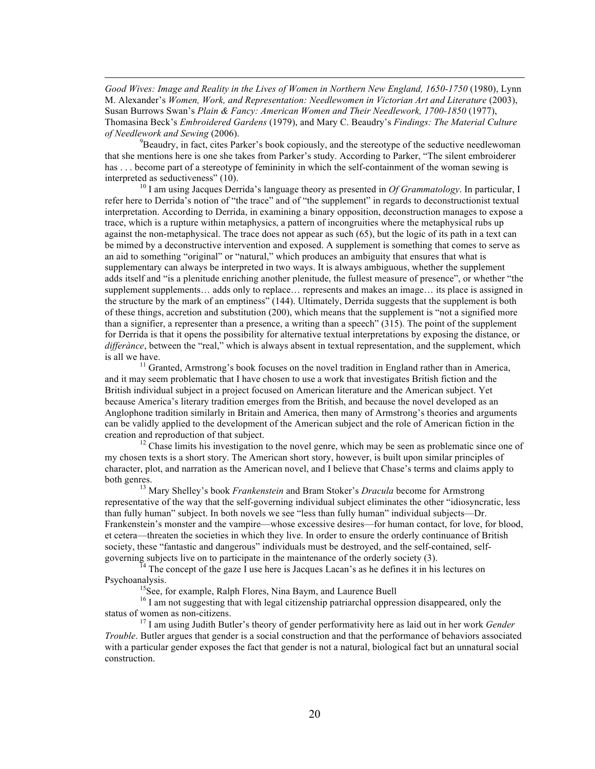*Good Wives: Image and Reality in the Lives of Women in Northern New England, 1650-1750* (1980), Lynn M. Alexander's *Women, Work, and Representation: Needlewomen in Victorian Art and Literature* (2003), Susan Burrows Swan's *Plain & Fancy: American Women and Their Needlework, 1700-1850* (1977), Thomasina Beck's *Embroidered Gardens* (1979), and Mary C. Beaudry's *Findings: The Material Culture of Needlework and Sewing* (2006).

[9] Beaudry, in fact, cites Parker's book copiously, and the stereotype of the seductive needlewoman that she mentions here is one she takes from Parker's study. According to Parker, "The silent embroiderer has . . . become part of a stereotype of femininity in which the self-containment of the woman sewing is interpreted as seductiveness" (10).

[10] I am using Jacques Derrida's language theory as presented in *Of Grammatology*. In particular, I refer here to Derrida's notion of "the trace" and of "the supplement" in regards to deconstructionist textual interpretation. According to Derrida, in examining a binary opposition, deconstruction manages to expose a trace, which is a rupture within metaphysics, a pattern of incongruities where the metaphysical rubs up against the non-metaphysical. The trace does not appear as such (65), but the logic of its path in a text can be mimed by a deconstructive intervention and exposed. A supplement is something that comes to serve as an aid to something "original" or "natural," which produces an ambiguity that ensures that what is supplementary can always be interpreted in two ways. It is always ambiguous, whether the supplement adds itself and "is a plenitude enriching another plenitude, the fullest measure of presence", or whether "the supplement supplements… adds only to replace… represents and makes an image… its place is assigned in the structure by the mark of an emptiness" (144). Ultimately, Derrida suggests that the supplement is both of these things, accretion and substitution (200), which means that the supplement is "not a signified more than a signifier, a representer than a presence, a writing than a speech" (315). The point of the supplement for Derrida is that it opens the possibility for alternative textual interpretations by exposing the distance, or *differànce*, between the "real," which is always absent in textual representation, and the supplement, which is all we have.

[11] Granted, Armstrong's book focuses on the novel tradition in England rather than in America, and it may seem problematic that I have chosen to use a work that investigates British fiction and the British individual subject in a project focused on American literature and the American subject. Yet because America's literary tradition emerges from the British, and because the novel developed as an Anglophone tradition similarly in Britain and America, then many of Armstrong's theories and arguments can be validly applied to the development of the American subject and the role of American fiction in the creation and reproduction of that subject.

[12] Chase limits his investigation to the novel genre, which may be seen as problematic since one of my chosen texts is a short story. The American short story, however, is built upon similar principles of character, plot, and narration as the American novel, and I believe that Chase's terms and claims apply to both genres.

[13] Mary Shelley's book *Frankenstein* and Bram Stoker's *Dracula* become for Armstrong representative of the way that the self-governing individual subject eliminates the other "idiosyncratic, less than fully human" subject. In both novels we see "less than fully human" individual subjects—Dr. Frankenstein's monster and the vampire—whose excessive desires—for human contact, for love, for blood, et cetera—threaten the societies in which they live. In order to ensure the orderly continuance of British society, these "fantastic and dangerous" individuals must be destroyed, and the self-contained, self-governing subjects live on to participate in the maintenance of the orderly society (3).

[14] The concept of the gaze I use here is Jacques Lacan's as he defines it in his lectures on Psychoanalysis.

[15] See, for example, Ralph Flores, Nina Baym, and Laurence Buell

[16] I am not suggesting that with legal citizenship patriarchal oppression disappeared, only the status of women as non-citizens.

[17] I am using Judith Butler's theory of gender performativity here as laid out in her work *Gender Trouble*. Butler argues that gender is a social construction and that the performance of behaviors associated with a particular gender exposes the fact that gender is not a natural, biological fact but an unnatural social construction.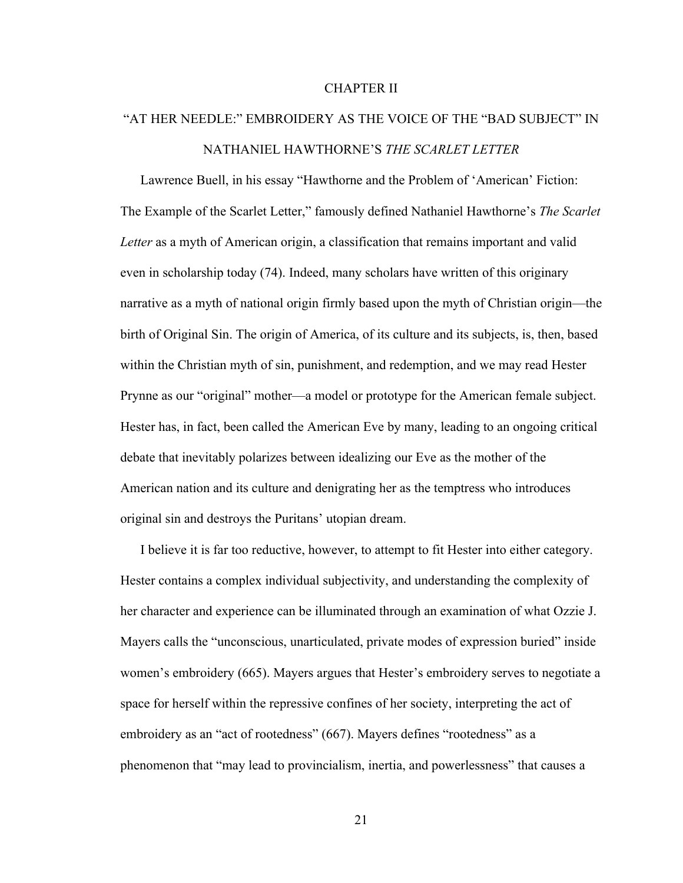# CHAPTER II

## "AT HER NEEDLE:" EMBROIDERY AS THE VOICE OF THE "BAD SUBJECT" IN NATHANIEL HAWTHORNE'S *THE SCARLET LETTER*

Lawrence Buell, in his essay "Hawthorne and the Problem of 'American' Fiction: The Example of the Scarlet Letter," famously defined Nathaniel Hawthorne's *The Scarlet Letter* as a myth of American origin, a classification that remains important and valid even in scholarship today (74). Indeed, many scholars have written of this originary narrative as a myth of national origin firmly based upon the myth of Christian origin—the birth of Original Sin. The origin of America, of its culture and its subjects, is, then, based within the Christian myth of sin, punishment, and redemption, and we may read Hester Prynne as our "original" mother—a model or prototype for the American female subject. Hester has, in fact, been called the American Eve by many, leading to an ongoing critical debate that inevitably polarizes between idealizing our Eve as the mother of the American nation and its culture and denigrating her as the temptress who introduces original sin and destroys the Puritans' utopian dream.

I believe it is far too reductive, however, to attempt to fit Hester into either category. Hester contains a complex individual subjectivity, and understanding the complexity of her character and experience can be illuminated through an examination of what Ozzie J. Mayers calls the "unconscious, unarticulated, private modes of expression buried" inside women's embroidery (665). Mayers argues that Hester's embroidery serves to negotiate a space for herself within the repressive confines of her society, interpreting the act of embroidery as an "act of rootedness" (667). Mayers defines "rootedness" as a phenomenon that "may lead to provincialism, inertia, and powerlessness" that causes a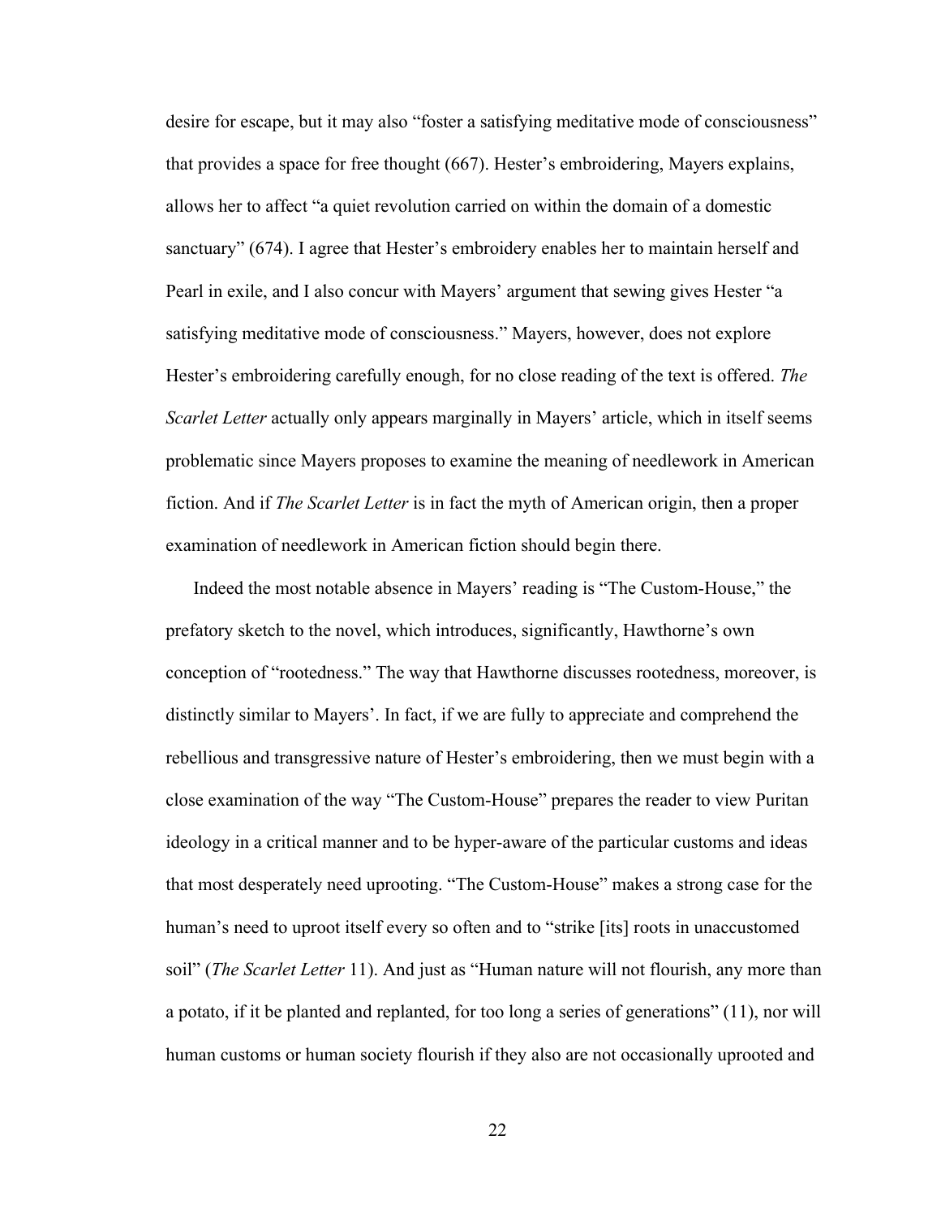desire for escape, but it may also "foster a satisfying meditative mode of consciousness" that provides a space for free thought (667). Hester's embroidering, Mayers explains, allows her to affect "a quiet revolution carried on within the domain of a domestic sanctuary" (674). I agree that Hester's embroidery enables her to maintain herself and Pearl in exile, and I also concur with Mayers' argument that sewing gives Hester "a satisfying meditative mode of consciousness." Mayers, however, does not explore Hester's embroidering carefully enough, for no close reading of the text is offered. *The Scarlet Letter* actually only appears marginally in Mayers' article, which in itself seems problematic since Mayers proposes to examine the meaning of needlework in American fiction. And if *The Scarlet Letter* is in fact the myth of American origin, then a proper examination of needlework in American fiction should begin there.

Indeed the most notable absence in Mayers' reading is "The Custom-House," the prefatory sketch to the novel, which introduces, significantly, Hawthorne's own conception of "rootedness." The way that Hawthorne discusses rootedness, moreover, is distinctly similar to Mayers'. In fact, if we are fully to appreciate and comprehend the rebellious and transgressive nature of Hester's embroidering, then we must begin with a close examination of the way "The Custom-House" prepares the reader to view Puritan ideology in a critical manner and to be hyper-aware of the particular customs and ideas that most desperately need uprooting. "The Custom-House" makes a strong case for the human's need to uproot itself every so often and to "strike [its] roots in unaccustomed soil" (*The Scarlet Letter* 11). And just as "Human nature will not flourish, any more than a potato, if it be planted and replanted, for too long a series of generations" (11), nor will human customs or human society flourish if they also are not occasionally uprooted and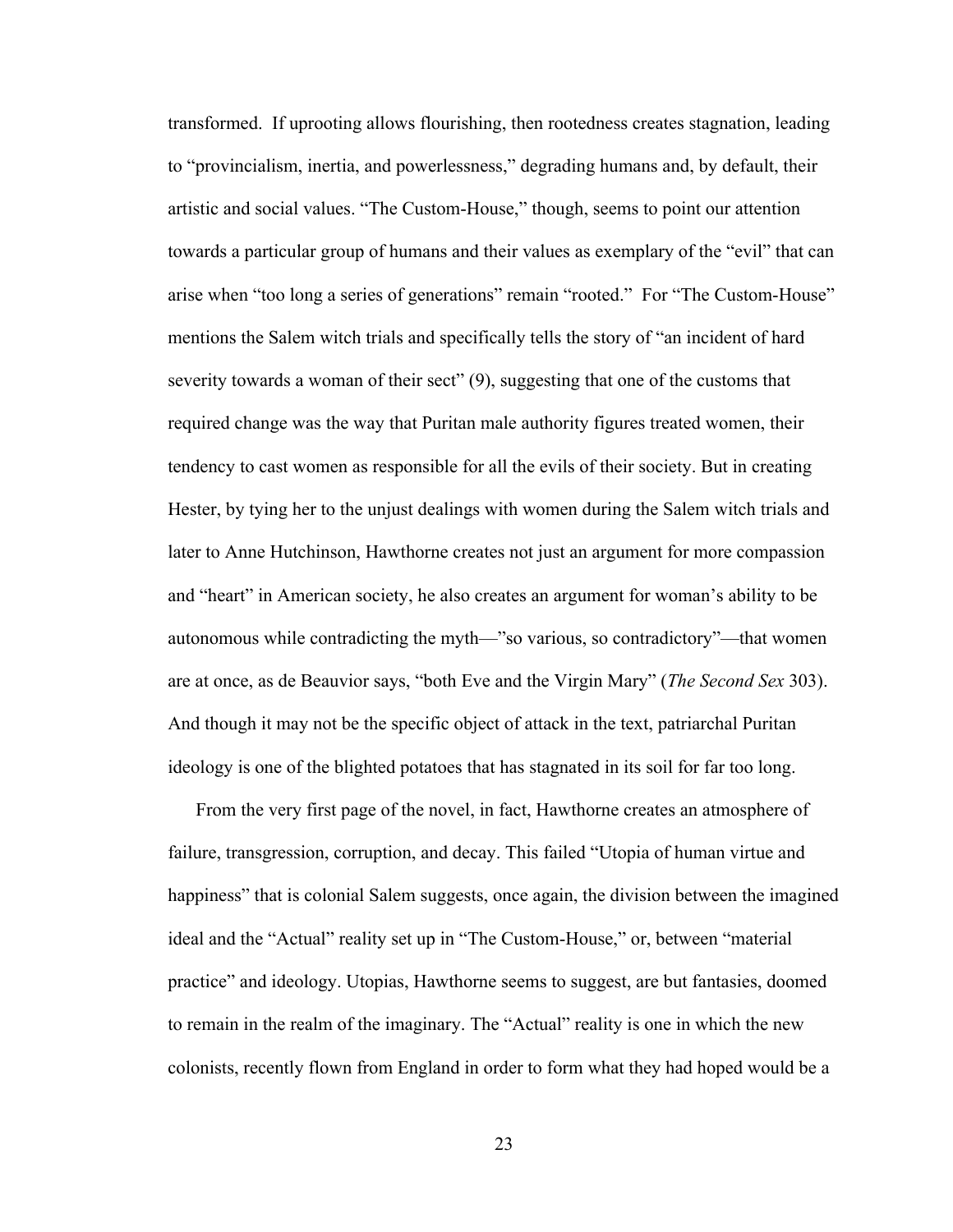transformed. If uprooting allows flourishing, then rootedness creates stagnation, leading to "provincialism, inertia, and powerlessness," degrading humans and, by default, their artistic and social values. "The Custom-House," though, seems to point our attention towards a particular group of humans and their values as exemplary of the "evil" that can arise when "too long a series of generations" remain "rooted." For "The Custom-House" mentions the Salem witch trials and specifically tells the story of "an incident of hard severity towards a woman of their sect" (9), suggesting that one of the customs that required change was the way that Puritan male authority figures treated women, their tendency to cast women as responsible for all the evils of their society. But in creating Hester, by tying her to the unjust dealings with women during the Salem witch trials and later to Anne Hutchinson, Hawthorne creates not just an argument for more compassion and "heart" in American society, he also creates an argument for woman's ability to be autonomous while contradicting the myth—"so various, so contradictory"—that women are at once, as de Beauvior says, "both Eve and the Virgin Mary" (*The Second Sex* 303). And though it may not be the specific object of attack in the text, patriarchal Puritan ideology is one of the blighted potatoes that has stagnated in its soil for far too long.

From the very first page of the novel, in fact, Hawthorne creates an atmosphere of failure, transgression, corruption, and decay. This failed "Utopia of human virtue and happiness" that is colonial Salem suggests, once again, the division between the imagined ideal and the "Actual" reality set up in "The Custom-House," or, between "material practice" and ideology. Utopias, Hawthorne seems to suggest, are but fantasies, doomed to remain in the realm of the imaginary. The "Actual" reality is one in which the new colonists, recently flown from England in order to form what they had hoped would be a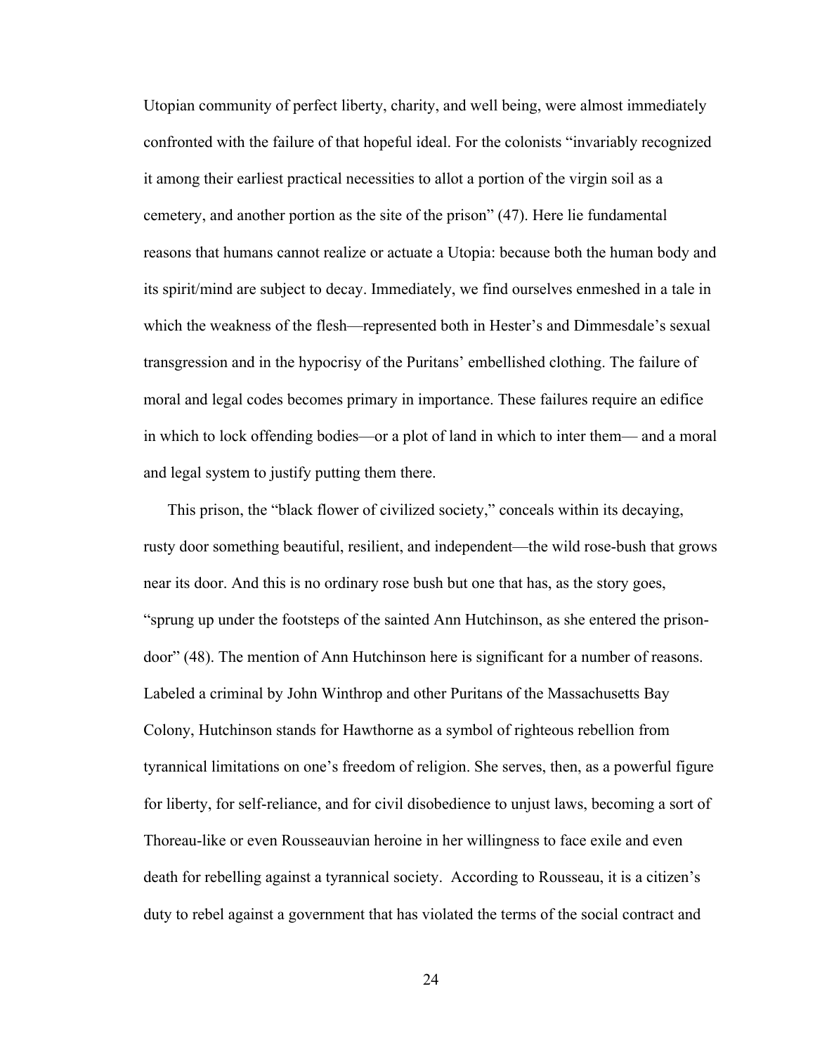Utopian community of perfect liberty, charity, and well being, were almost immediately confronted with the failure of that hopeful ideal. For the colonists "invariably recognized it among their earliest practical necessities to allot a portion of the virgin soil as a cemetery, and another portion as the site of the prison" (47). Here lie fundamental reasons that humans cannot realize or actuate a Utopia: because both the human body and its spirit/mind are subject to decay. Immediately, we find ourselves enmeshed in a tale in which the weakness of the flesh—represented both in Hester's and Dimmesdale's sexual transgression and in the hypocrisy of the Puritans' embellished clothing. The failure of moral and legal codes becomes primary in importance. These failures require an edifice in which to lock offending bodies—or a plot of land in which to inter them— and a moral and legal system to justify putting them there.

This prison, the "black flower of civilized society," conceals within its decaying, rusty door something beautiful, resilient, and independent—the wild rose-bush that grows near its door. And this is no ordinary rose bush but one that has, as the story goes, "sprung up under the footsteps of the sainted Ann Hutchinson, as she entered the prison-door" (48). The mention of Ann Hutchinson here is significant for a number of reasons. Labeled a criminal by John Winthrop and other Puritans of the Massachusetts Bay Colony, Hutchinson stands for Hawthorne as a symbol of righteous rebellion from tyrannical limitations on one's freedom of religion. She serves, then, as a powerful figure for liberty, for self-reliance, and for civil disobedience to unjust laws, becoming a sort of Thoreau-like or even Rousseauvian heroine in her willingness to face exile and even death for rebelling against a tyrannical society. According to Rousseau, it is a citizen's duty to rebel against a government that has violated the terms of the social contract and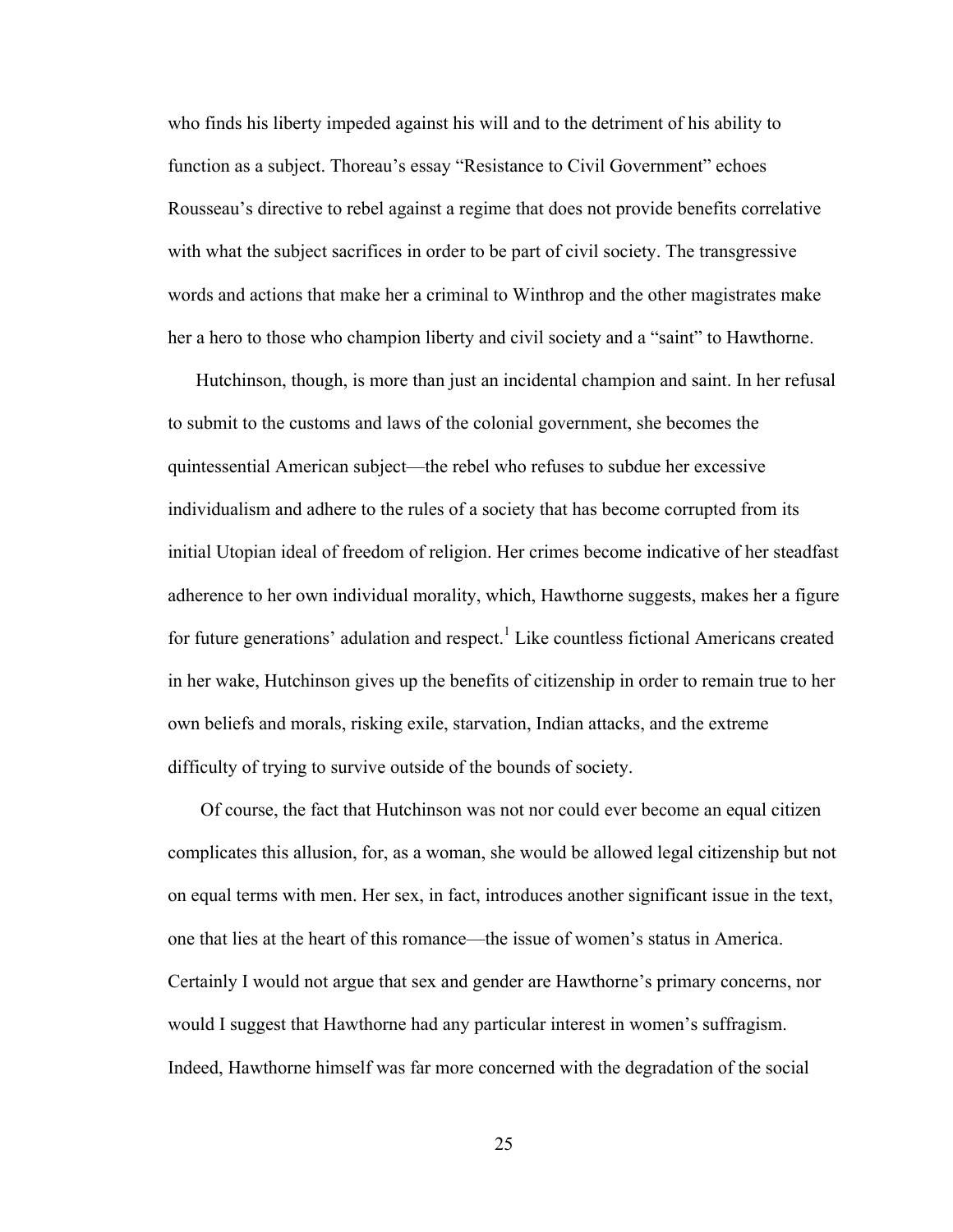who finds his liberty impeded against his will and to the detriment of his ability to function as a subject. Thoreau's essay "Resistance to Civil Government" echoes Rousseau's directive to rebel against a regime that does not provide benefits correlative with what the subject sacrifices in order to be part of civil society. The transgressive words and actions that make her a criminal to Winthrop and the other magistrates make her a hero to those who champion liberty and civil society and a "saint" to Hawthorne.

Hutchinson, though, is more than just an incidental champion and saint. In her refusal to submit to the customs and laws of the colonial government, she becomes the quintessential American subject—the rebel who refuses to subdue her excessive individualism and adhere to the rules of a society that has become corrupted from its initial Utopian ideal of freedom of religion. Her crimes become indicative of her steadfast adherence to her own individual morality, which, Hawthorne suggests, makes her a figure for future generations' adulation and respect.[1] Like countless fictional Americans created in her wake, Hutchinson gives up the benefits of citizenship in order to remain true to her own beliefs and morals, risking exile, starvation, Indian attacks, and the extreme difficulty of trying to survive outside of the bounds of society.

Of course, the fact that Hutchinson was not nor could ever become an equal citizen complicates this allusion, for, as a woman, she would be allowed legal citizenship but not on equal terms with men. Her sex, in fact, introduces another significant issue in the text, one that lies at the heart of this romance—the issue of women's status in America. Certainly I would not argue that sex and gender are Hawthorne's primary concerns, nor would I suggest that Hawthorne had any particular interest in women's suffragism. Indeed, Hawthorne himself was far more concerned with the degradation of the social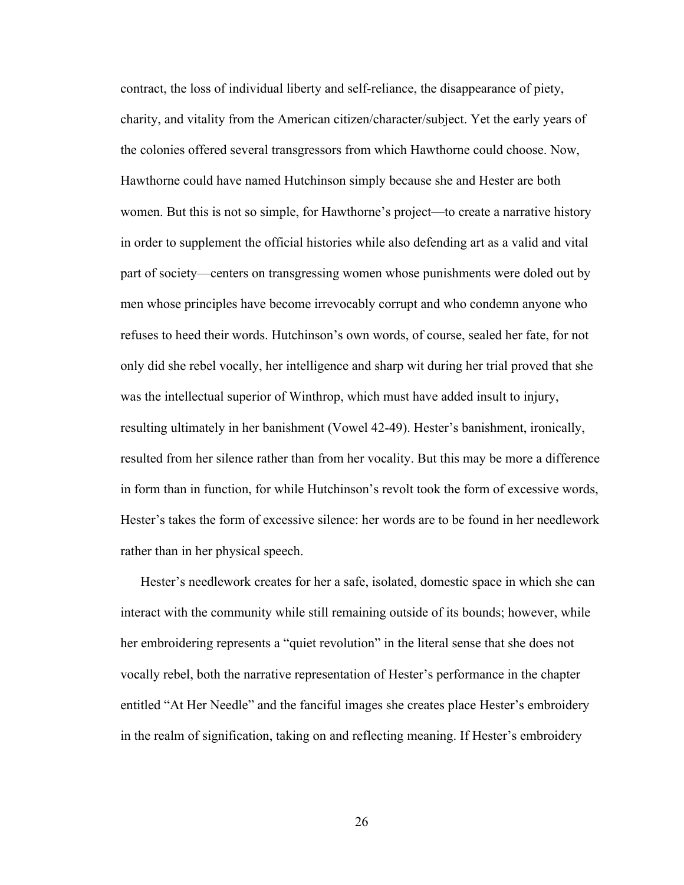contract, the loss of individual liberty and self-reliance, the disappearance of piety, charity, and vitality from the American citizen/character/subject. Yet the early years of the colonies offered several transgressors from which Hawthorne could choose. Now, Hawthorne could have named Hutchinson simply because she and Hester are both women. But this is not so simple, for Hawthorne's project—to create a narrative history in order to supplement the official histories while also defending art as a valid and vital part of society—centers on transgressing women whose punishments were doled out by men whose principles have become irrevocably corrupt and who condemn anyone who refuses to heed their words. Hutchinson's own words, of course, sealed her fate, for not only did she rebel vocally, her intelligence and sharp wit during her trial proved that she was the intellectual superior of Winthrop, which must have added insult to injury, resulting ultimately in her banishment (Vowel 42-49). Hester's banishment, ironically, resulted from her silence rather than from her vocality. But this may be more a difference in form than in function, for while Hutchinson's revolt took the form of excessive words, Hester's takes the form of excessive silence: her words are to be found in her needlework rather than in her physical speech.

Hester's needlework creates for her a safe, isolated, domestic space in which she can interact with the community while still remaining outside of its bounds; however, while her embroidering represents a "quiet revolution" in the literal sense that she does not vocally rebel, both the narrative representation of Hester's performance in the chapter entitled "At Her Needle" and the fanciful images she creates place Hester's embroidery in the realm of signification, taking on and reflecting meaning. If Hester's embroidery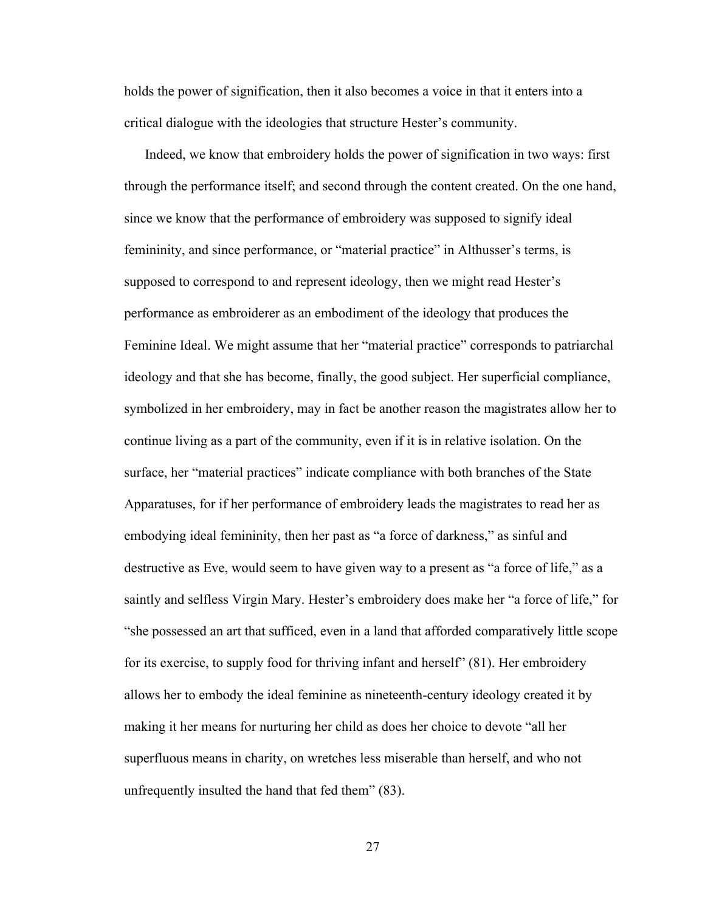holds the power of signification, then it also becomes a voice in that it enters into a critical dialogue with the ideologies that structure Hester's community.

Indeed, we know that embroidery holds the power of signification in two ways: first through the performance itself; and second through the content created. On the one hand, since we know that the performance of embroidery was supposed to signify ideal femininity, and since performance, or "material practice" in Althusser's terms, is supposed to correspond to and represent ideology, then we might read Hester's performance as embroiderer as an embodiment of the ideology that produces the Feminine Ideal. We might assume that her "material practice" corresponds to patriarchal ideology and that she has become, finally, the good subject. Her superficial compliance, symbolized in her embroidery, may in fact be another reason the magistrates allow her to continue living as a part of the community, even if it is in relative isolation. On the surface, her "material practices" indicate compliance with both branches of the State Apparatuses, for if her performance of embroidery leads the magistrates to read her as embodying ideal femininity, then her past as "a force of darkness," as sinful and destructive as Eve, would seem to have given way to a present as "a force of life," as a saintly and selfless Virgin Mary. Hester's embroidery does make her "a force of life," for "she possessed an art that sufficed, even in a land that afforded comparatively little scope for its exercise, to supply food for thriving infant and herself" (81). Her embroidery allows her to embody the ideal feminine as nineteenth-century ideology created it by making it her means for nurturing her child as does her choice to devote "all her superfluous means in charity, on wretches less miserable than herself, and who not unfrequently insulted the hand that fed them" (83).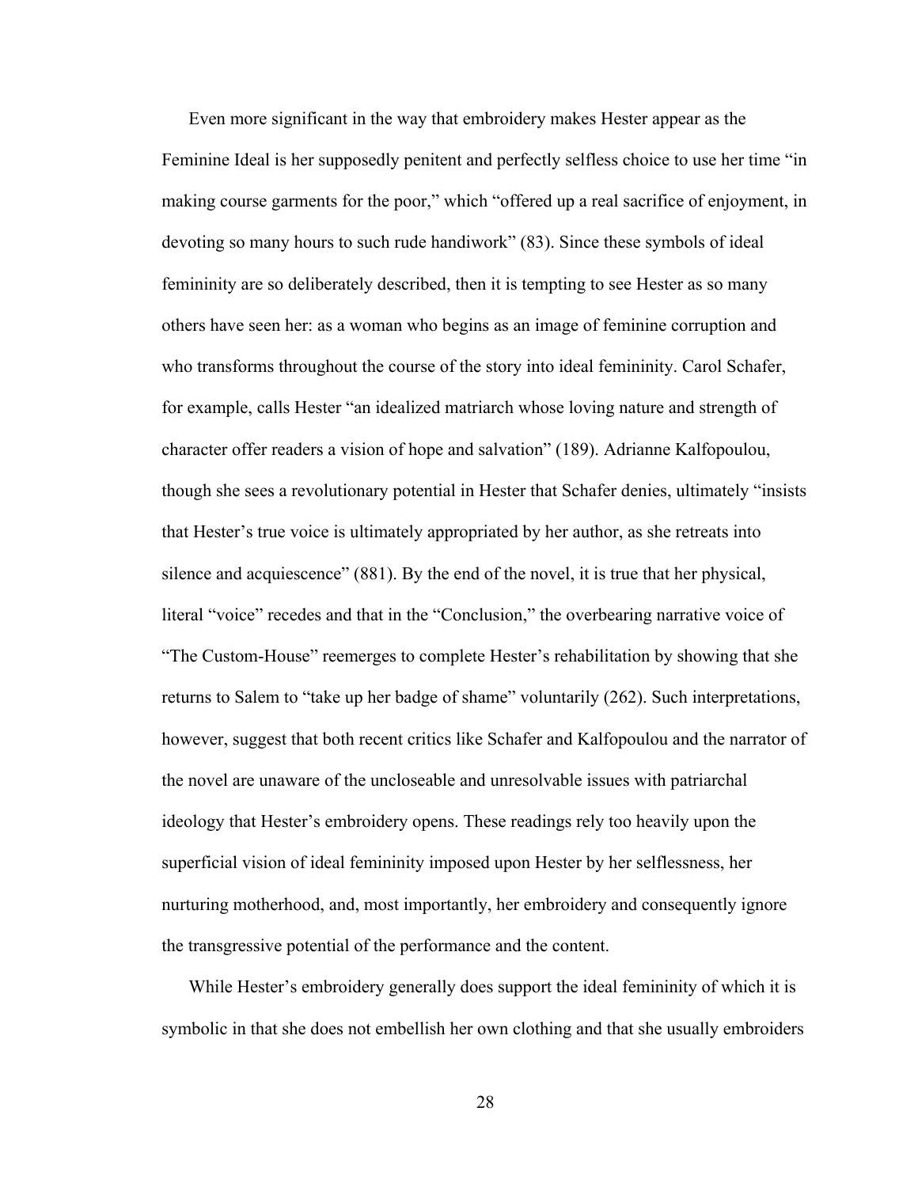Even more significant in the way that embroidery makes Hester appear as the Feminine Ideal is her supposedly penitent and perfectly selfless choice to use her time "in making course garments for the poor," which "offered up a real sacrifice of enjoyment, in devoting so many hours to such rude handiwork" (83). Since these symbols of ideal femininity are so deliberately described, then it is tempting to see Hester as so many others have seen her: as a woman who begins as an image of feminine corruption and who transforms throughout the course of the story into ideal femininity. Carol Schafer, for example, calls Hester "an idealized matriarch whose loving nature and strength of character offer readers a vision of hope and salvation" (189). Adrianne Kalfopoulou, though she sees a revolutionary potential in Hester that Schafer denies, ultimately "insists that Hester's true voice is ultimately appropriated by her author, as she retreats into silence and acquiescence" (881). By the end of the novel, it is true that her physical, literal "voice" recedes and that in the "Conclusion," the overbearing narrative voice of "The Custom-House" reemerges to complete Hester's rehabilitation by showing that she returns to Salem to "take up her badge of shame" voluntarily (262). Such interpretations, however, suggest that both recent critics like Schafer and Kalfopoulou and the narrator of the novel are unaware of the uncloseable and unresolvable issues with patriarchal ideology that Hester's embroidery opens. These readings rely too heavily upon the superficial vision of ideal femininity imposed upon Hester by her selflessness, her nurturing motherhood, and, most importantly, her embroidery and consequently ignore the transgressive potential of the performance and the content.

While Hester's embroidery generally does support the ideal femininity of which it is symbolic in that she does not embellish her own clothing and that she usually embroiders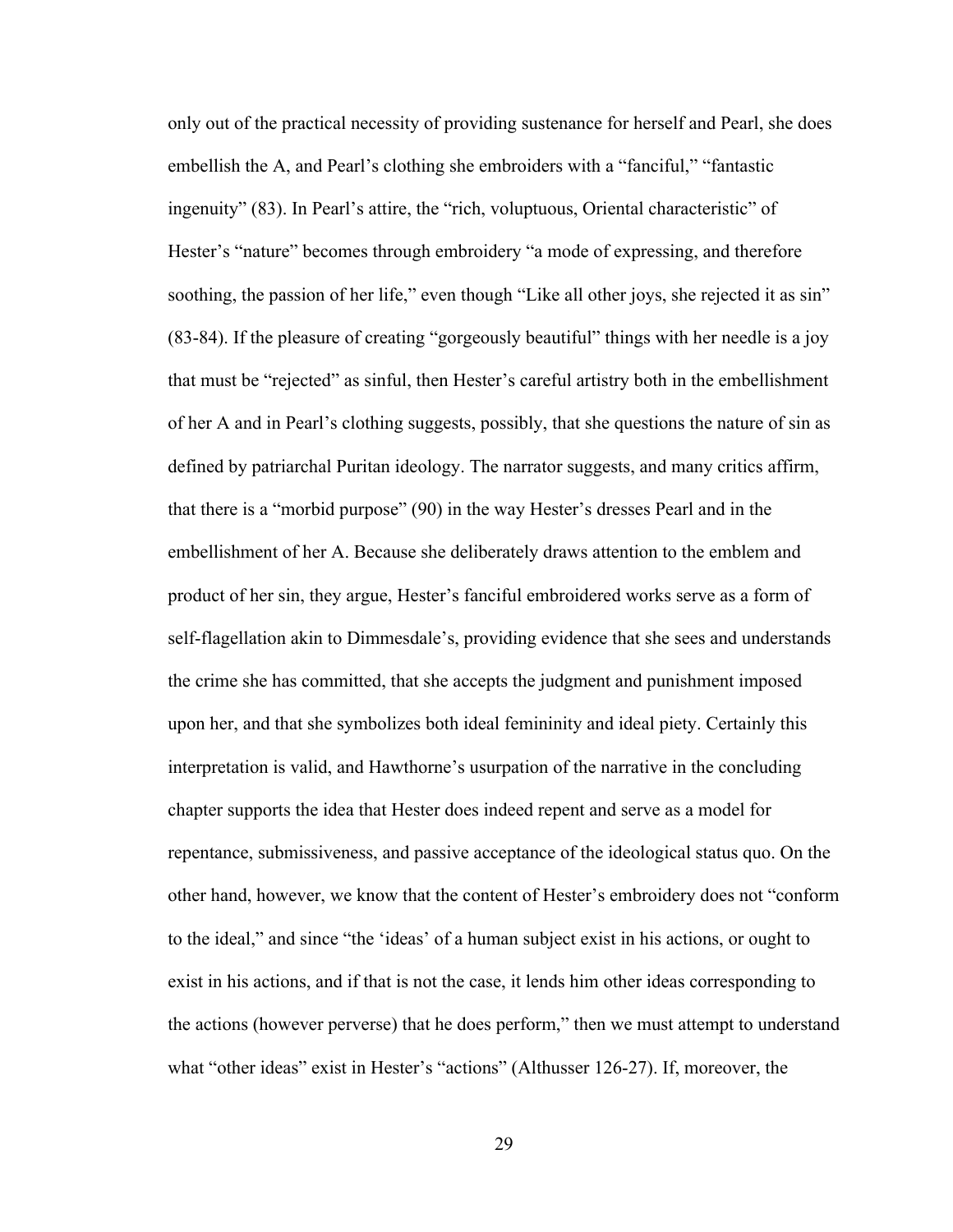only out of the practical necessity of providing sustenance for herself and Pearl, she does embellish the A, and Pearl's clothing she embroiders with a "fanciful," "fantastic ingenuity" (83). In Pearl's attire, the "rich, voluptuous, Oriental characteristic" of Hester's "nature" becomes through embroidery "a mode of expressing, and therefore soothing, the passion of her life," even though "Like all other joys, she rejected it as sin" (83-84). If the pleasure of creating "gorgeously beautiful" things with her needle is a joy that must be "rejected" as sinful, then Hester's careful artistry both in the embellishment of her A and in Pearl's clothing suggests, possibly, that she questions the nature of sin as defined by patriarchal Puritan ideology. The narrator suggests, and many critics affirm, that there is a "morbid purpose" (90) in the way Hester's dresses Pearl and in the embellishment of her A. Because she deliberately draws attention to the emblem and product of her sin, they argue, Hester's fanciful embroidered works serve as a form of self-flagellation akin to Dimmesdale's, providing evidence that she sees and understands the crime she has committed, that she accepts the judgment and punishment imposed upon her, and that she symbolizes both ideal femininity and ideal piety. Certainly this interpretation is valid, and Hawthorne's usurpation of the narrative in the concluding chapter supports the idea that Hester does indeed repent and serve as a model for repentance, submissiveness, and passive acceptance of the ideological status quo. On the other hand, however, we know that the content of Hester's embroidery does not "conform to the ideal," and since "the 'ideas' of a human subject exist in his actions, or ought to exist in his actions, and if that is not the case, it lends him other ideas corresponding to the actions (however perverse) that he does perform," then we must attempt to understand what "other ideas" exist in Hester's "actions" (Althusser 126-27). If, moreover, the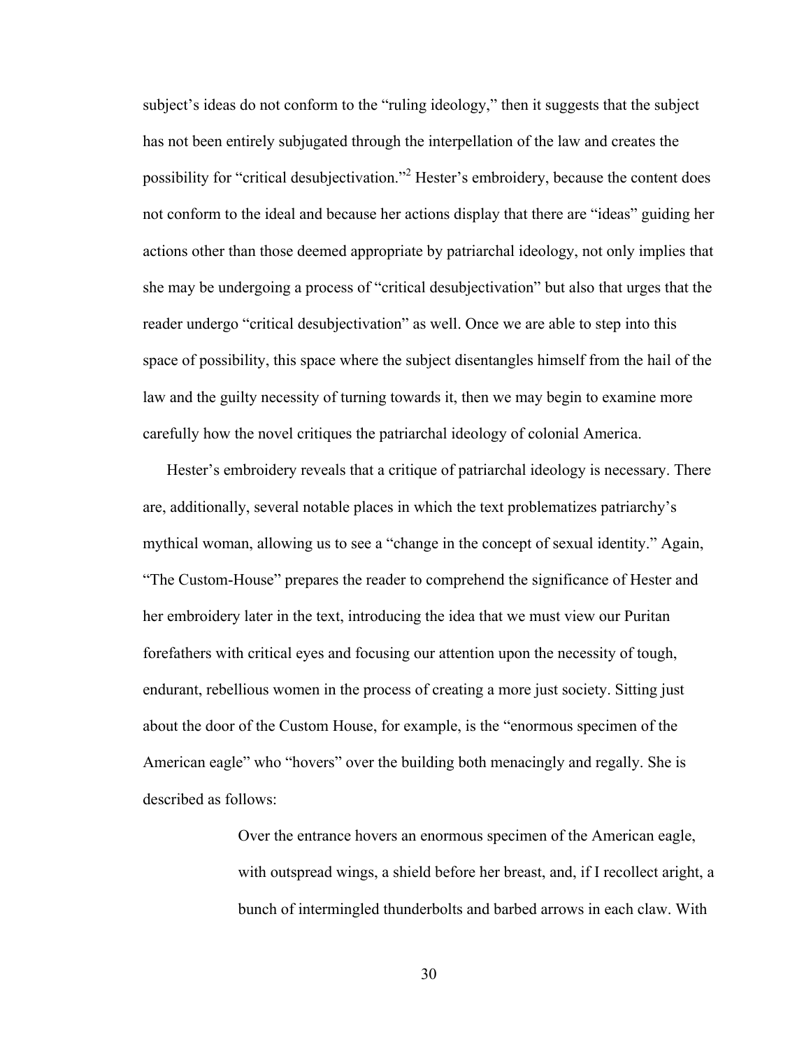subject's ideas do not conform to the "ruling ideology," then it suggests that the subject has not been entirely subjugated through the interpellation of the law and creates the possibility for "critical desubjectivation."[2] Hester's embroidery, because the content does not conform to the ideal and because her actions display that there are "ideas" guiding her actions other than those deemed appropriate by patriarchal ideology, not only implies that she may be undergoing a process of "critical desubjectivation" but also that urges that the reader undergo "critical desubjectivation" as well. Once we are able to step into this space of possibility, this space where the subject disentangles himself from the hail of the law and the guilty necessity of turning towards it, then we may begin to examine more carefully how the novel critiques the patriarchal ideology of colonial America.

Hester's embroidery reveals that a critique of patriarchal ideology is necessary. There are, additionally, several notable places in which the text problematizes patriarchy's mythical woman, allowing us to see a "change in the concept of sexual identity." Again, "The Custom-House" prepares the reader to comprehend the significance of Hester and her embroidery later in the text, introducing the idea that we must view our Puritan forefathers with critical eyes and focusing our attention upon the necessity of tough, endurant, rebellious women in the process of creating a more just society. Sitting just about the door of the Custom House, for example, is the "enormous specimen of the American eagle" who "hovers" over the building both menacingly and regally. She is described as follows:

> Over the entrance hovers an enormous specimen of the American eagle, with outspread wings, a shield before her breast, and, if I recollect aright, a bunch of intermingled thunderbolts and barbed arrows in each claw. With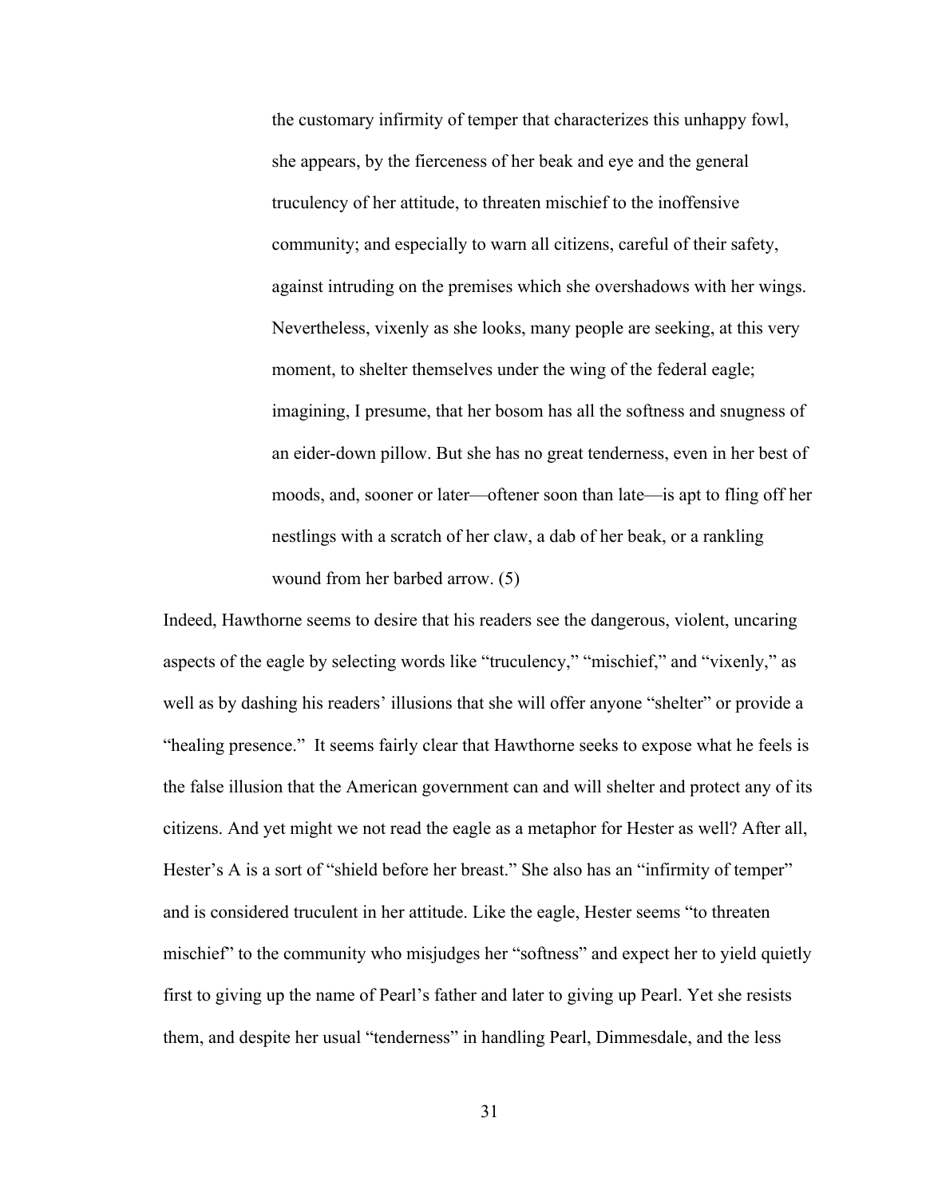> the customary infirmity of temper that characterizes this unhappy fowl, she appears, by the fierceness of her beak and eye and the general truculency of her attitude, to threaten mischief to the inoffensive community; and especially to warn all citizens, careful of their safety, against intruding on the premises which she overshadows with her wings. Nevertheless, vixenly as she looks, many people are seeking, at this very moment, to shelter themselves under the wing of the federal eagle; imagining, I presume, that her bosom has all the softness and snugness of an eider-down pillow. But she has no great tenderness, even in her best of moods, and, sooner or later—oftener soon than late—is apt to fling off her nestlings with a scratch of her claw, a dab of her beak, or a rankling wound from her barbed arrow. (5)

Indeed, Hawthorne seems to desire that his readers see the dangerous, violent, uncaring aspects of the eagle by selecting words like "truculency," "mischief," and "vixenly," as well as by dashing his readers' illusions that she will offer anyone "shelter" or provide a "healing presence." It seems fairly clear that Hawthorne seeks to expose what he feels is the false illusion that the American government can and will shelter and protect any of its citizens. And yet might we not read the eagle as a metaphor for Hester as well? After all, Hester's A is a sort of "shield before her breast." She also has an "infirmity of temper" and is considered truculent in her attitude. Like the eagle, Hester seems "to threaten mischief" to the community who misjudges her "softness" and expect her to yield quietly first to giving up the name of Pearl's father and later to giving up Pearl. Yet she resists them, and despite her usual "tenderness" in handling Pearl, Dimmesdale, and the less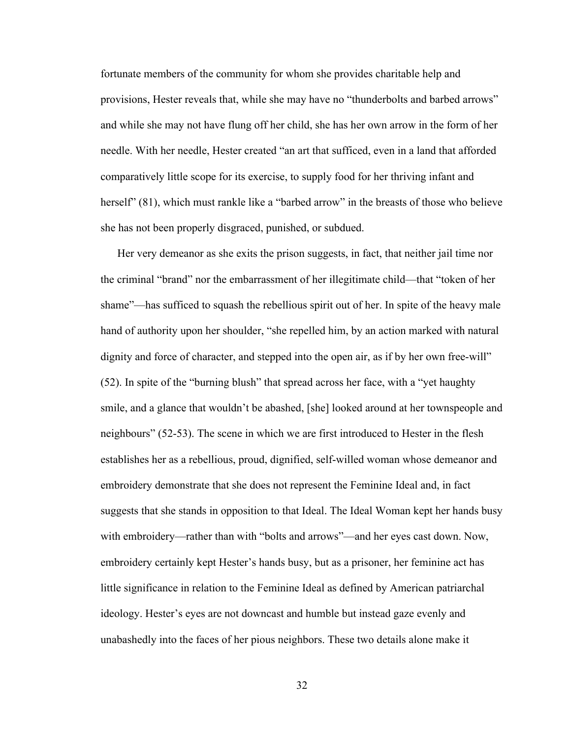fortunate members of the community for whom she provides charitable help and provisions, Hester reveals that, while she may have no "thunderbolts and barbed arrows" and while she may not have flung off her child, she has her own arrow in the form of her needle. With her needle, Hester created "an art that sufficed, even in a land that afforded comparatively little scope for its exercise, to supply food for her thriving infant and herself" (81), which must rankle like a "barbed arrow" in the breasts of those who believe she has not been properly disgraced, punished, or subdued.

Her very demeanor as she exits the prison suggests, in fact, that neither jail time nor the criminal "brand" nor the embarrassment of her illegitimate child—that "token of her shame"—has sufficed to squash the rebellious spirit out of her. In spite of the heavy male hand of authority upon her shoulder, "she repelled him, by an action marked with natural dignity and force of character, and stepped into the open air, as if by her own free-will" (52). In spite of the "burning blush" that spread across her face, with a "yet haughty smile, and a glance that wouldn't be abashed, [she] looked around at her townspeople and neighbours" (52-53). The scene in which we are first introduced to Hester in the flesh establishes her as a rebellious, proud, dignified, self-willed woman whose demeanor and embroidery demonstrate that she does not represent the Feminine Ideal and, in fact suggests that she stands in opposition to that Ideal. The Ideal Woman kept her hands busy with embroidery—rather than with "bolts and arrows"—and her eyes cast down. Now, embroidery certainly kept Hester's hands busy, but as a prisoner, her feminine act has little significance in relation to the Feminine Ideal as defined by American patriarchal ideology. Hester's eyes are not downcast and humble but instead gaze evenly and unabashedly into the faces of her pious neighbors. These two details alone make it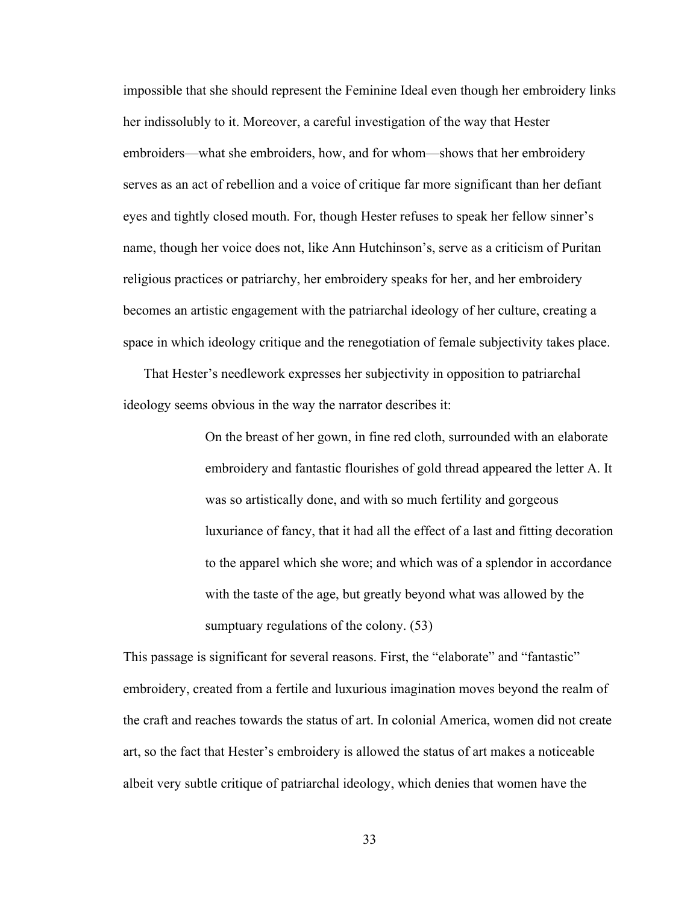impossible that she should represent the Feminine Ideal even though her embroidery links her indissolubly to it. Moreover, a careful investigation of the way that Hester embroiders—what she embroiders, how, and for whom—shows that her embroidery serves as an act of rebellion and a voice of critique far more significant than her defiant eyes and tightly closed mouth. For, though Hester refuses to speak her fellow sinner's name, though her voice does not, like Ann Hutchinson's, serve as a criticism of Puritan religious practices or patriarchy, her embroidery speaks for her, and her embroidery becomes an artistic engagement with the patriarchal ideology of her culture, creating a space in which ideology critique and the renegotiation of female subjectivity takes place.

That Hester's needlework expresses her subjectivity in opposition to patriarchal ideology seems obvious in the way the narrator describes it:

> On the breast of her gown, in fine red cloth, surrounded with an elaborate embroidery and fantastic flourishes of gold thread appeared the letter A. It was so artistically done, and with so much fertility and gorgeous luxuriance of fancy, that it had all the effect of a last and fitting decoration to the apparel which she wore; and which was of a splendor in accordance with the taste of the age, but greatly beyond what was allowed by the sumptuary regulations of the colony. (53)

This passage is significant for several reasons. First, the "elaborate" and "fantastic" embroidery, created from a fertile and luxurious imagination moves beyond the realm of the craft and reaches towards the status of art. In colonial America, women did not create art, so the fact that Hester's embroidery is allowed the status of art makes a noticeable albeit very subtle critique of patriarchal ideology, which denies that women have the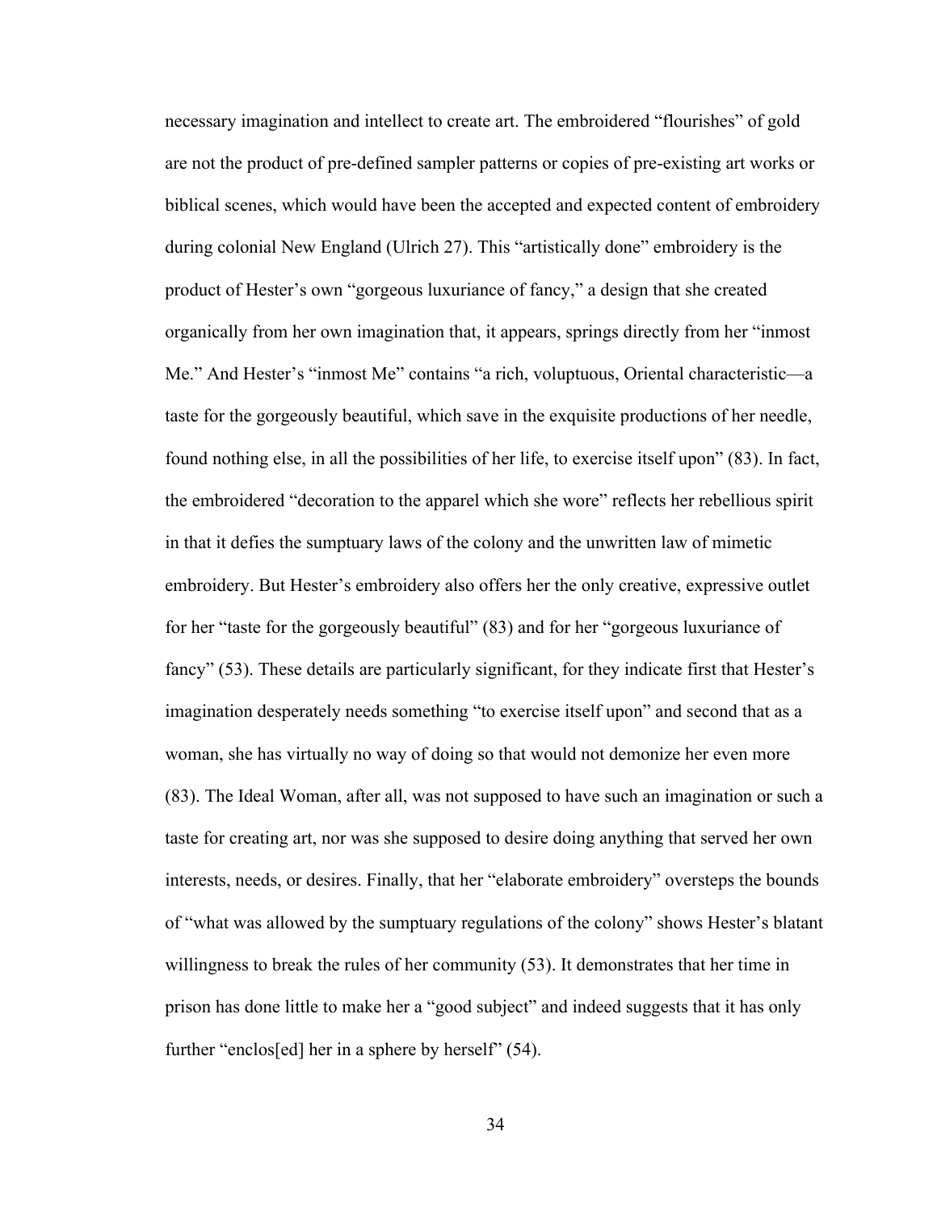necessary imagination and intellect to create art. The embroidered "flourishes" of gold are not the product of pre-defined sampler patterns or copies of pre-existing art works or biblical scenes, which would have been the accepted and expected content of embroidery during colonial New England (Ulrich 27). This "artistically done" embroidery is the product of Hester's own "gorgeous luxuriance of fancy," a design that she created organically from her own imagination that, it appears, springs directly from her "inmost Me." And Hester's "inmost Me" contains "a rich, voluptuous, Oriental characteristic—a taste for the gorgeously beautiful, which save in the exquisite productions of her needle, found nothing else, in all the possibilities of her life, to exercise itself upon" (83). In fact, the embroidered "decoration to the apparel which she wore" reflects her rebellious spirit in that it defies the sumptuary laws of the colony and the unwritten law of mimetic embroidery. But Hester's embroidery also offers her the only creative, expressive outlet for her "taste for the gorgeously beautiful" (83) and for her "gorgeous luxuriance of fancy" (53). These details are particularly significant, for they indicate first that Hester's imagination desperately needs something "to exercise itself upon" and second that as a woman, she has virtually no way of doing so that would not demonize her even more (83). The Ideal Woman, after all, was not supposed to have such an imagination or such a taste for creating art, nor was she supposed to desire doing anything that served her own interests, needs, or desires. Finally, that her "elaborate embroidery" oversteps the bounds of "what was allowed by the sumptuary regulations of the colony" shows Hester's blatant willingness to break the rules of her community (53). It demonstrates that her time in prison has done little to make her a "good subject" and indeed suggests that it has only further "enclos[ed] her in a sphere by herself" (54).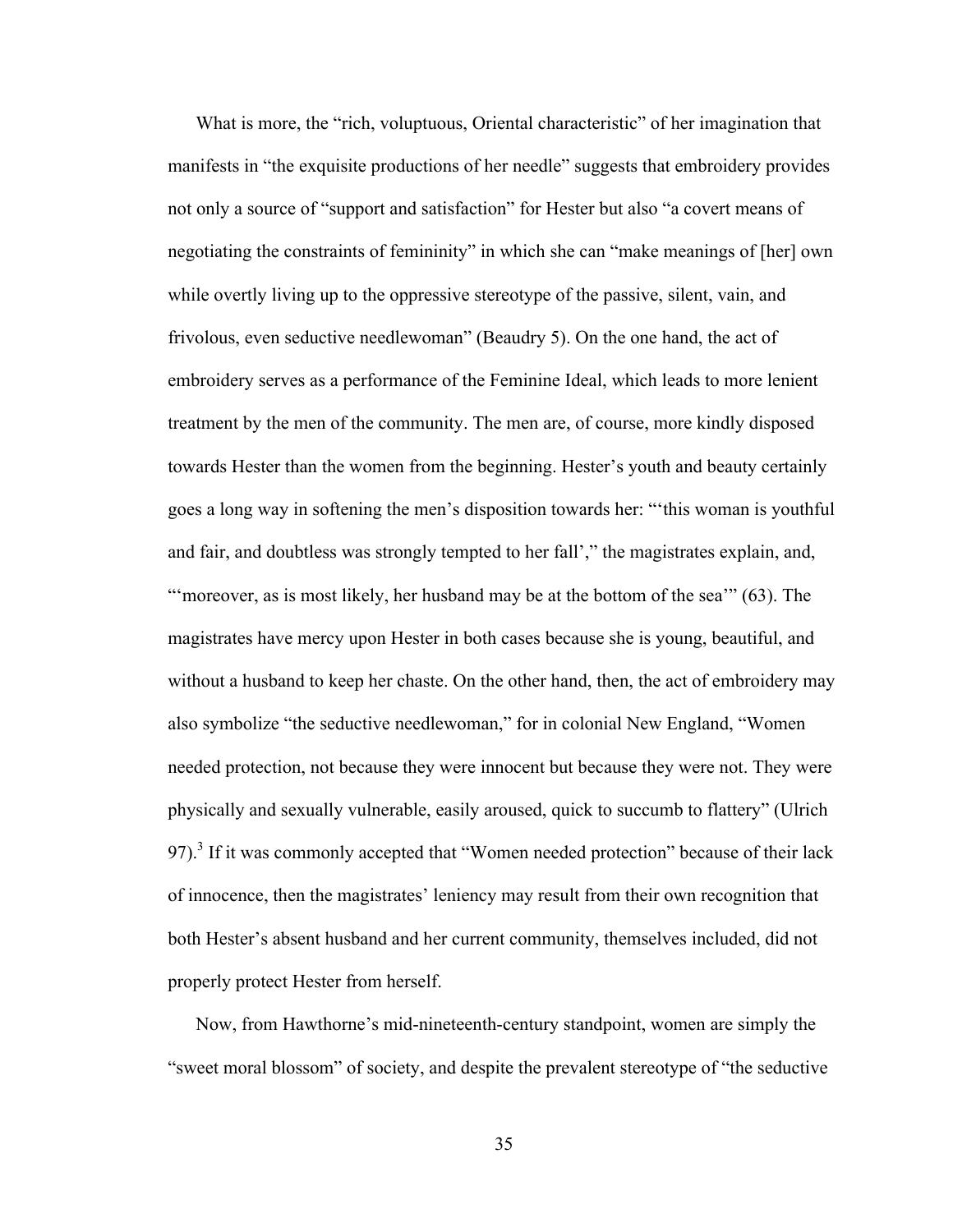What is more, the “rich, voluptuous, Oriental characteristic” of her imagination that manifests in “the exquisite productions of her needle” suggests that embroidery provides not only a source of “support and satisfaction” for Hester but also “a covert means of negotiating the constraints of femininity” in which she can “make meanings of [her] own while overtly living up to the oppressive stereotype of the passive, silent, vain, and frivolous, even seductive needlewoman” (Beaudry 5). On the one hand, the act of embroidery serves as a performance of the Feminine Ideal, which leads to more lenient treatment by the men of the community. The men are, of course, more kindly disposed towards Hester than the women from the beginning. Hester’s youth and beauty certainly goes a long way in softening the men’s disposition towards her: “‘this woman is youthful and fair, and doubtless was strongly tempted to her fall’,” the magistrates explain, and, “‘moreover, as is most likely, her husband may be at the bottom of the sea’” (63). The magistrates have mercy upon Hester in both cases because she is young, beautiful, and without a husband to keep her chaste. On the other hand, then, the act of embroidery may also symbolize “the seductive needlewoman,” for in colonial New England, “Women needed protection, not because they were innocent but because they were not. They were physically and sexually vulnerable, easily aroused, quick to succumb to flattery” (Ulrich 97).[3] If it was commonly accepted that “Women needed protection” because of their lack of innocence, then the magistrates’ leniency may result from their own recognition that both Hester’s absent husband and her current community, themselves included, did not properly protect Hester from herself.

Now, from Hawthorne’s mid-nineteenth-century standpoint, women are simply the “sweet moral blossom” of society, and despite the prevalent stereotype of “the seductive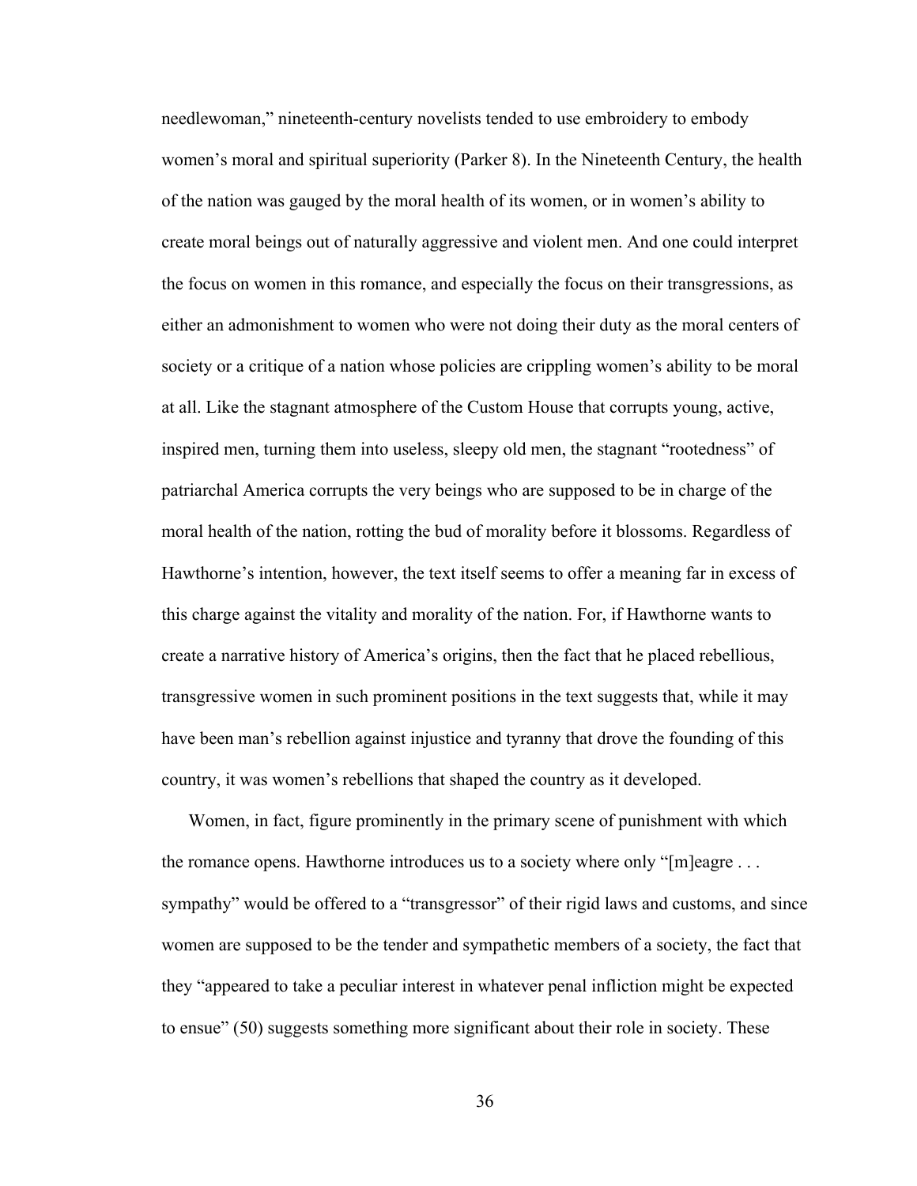needlewoman," nineteenth-century novelists tended to use embroidery to embody women's moral and spiritual superiority (Parker 8). In the Nineteenth Century, the health of the nation was gauged by the moral health of its women, or in women's ability to create moral beings out of naturally aggressive and violent men. And one could interpret the focus on women in this romance, and especially the focus on their transgressions, as either an admonishment to women who were not doing their duty as the moral centers of society or a critique of a nation whose policies are crippling women's ability to be moral at all. Like the stagnant atmosphere of the Custom House that corrupts young, active, inspired men, turning them into useless, sleepy old men, the stagnant "rootedness" of patriarchal America corrupts the very beings who are supposed to be in charge of the moral health of the nation, rotting the bud of morality before it blossoms. Regardless of Hawthorne's intention, however, the text itself seems to offer a meaning far in excess of this charge against the vitality and morality of the nation. For, if Hawthorne wants to create a narrative history of America's origins, then the fact that he placed rebellious, transgressive women in such prominent positions in the text suggests that, while it may have been man's rebellion against injustice and tyranny that drove the founding of this country, it was women's rebellions that shaped the country as it developed.

Women, in fact, figure prominently in the primary scene of punishment with which the romance opens. Hawthorne introduces us to a society where only "[m]eagre . . . sympathy" would be offered to a "transgressor" of their rigid laws and customs, and since women are supposed to be the tender and sympathetic members of a society, the fact that they "appeared to take a peculiar interest in whatever penal infliction might be expected to ensue" (50) suggests something more significant about their role in society. These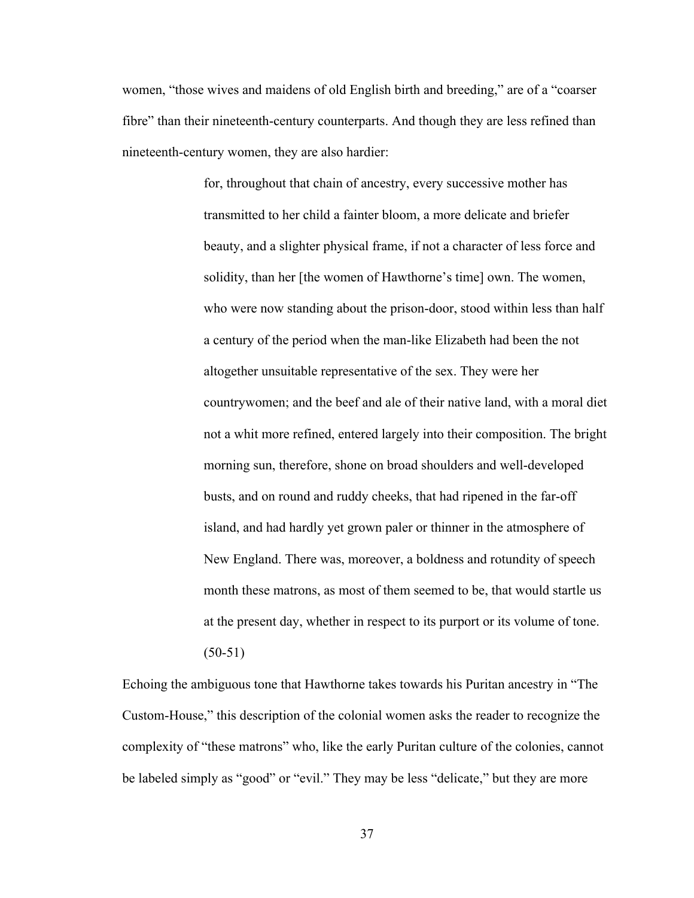women, "those wives and maidens of old English birth and breeding," are of a "coarser fibre" than their nineteenth-century counterparts. And though they are less refined than nineteenth-century women, they are also hardier:

> for, throughout that chain of ancestry, every successive mother has transmitted to her child a fainter bloom, a more delicate and briefer beauty, and a slighter physical frame, if not a character of less force and solidity, than her [the women of Hawthorne's time] own. The women, who were now standing about the prison-door, stood within less than half a century of the period when the man-like Elizabeth had been the not altogether unsuitable representative of the sex. They were her countrywomen; and the beef and ale of their native land, with a moral diet not a whit more refined, entered largely into their composition. The bright morning sun, therefore, shone on broad shoulders and well-developed busts, and on round and ruddy cheeks, that had ripened in the far-off island, and had hardly yet grown paler or thinner in the atmosphere of New England. There was, moreover, a boldness and rotundity of speech month these matrons, as most of them seemed to be, that would startle us at the present day, whether in respect to its purport or its volume of tone. (50-51)

Echoing the ambiguous tone that Hawthorne takes towards his Puritan ancestry in "The Custom-House," this description of the colonial women asks the reader to recognize the complexity of "these matrons" who, like the early Puritan culture of the colonies, cannot be labeled simply as "good" or "evil." They may be less "delicate," but they are more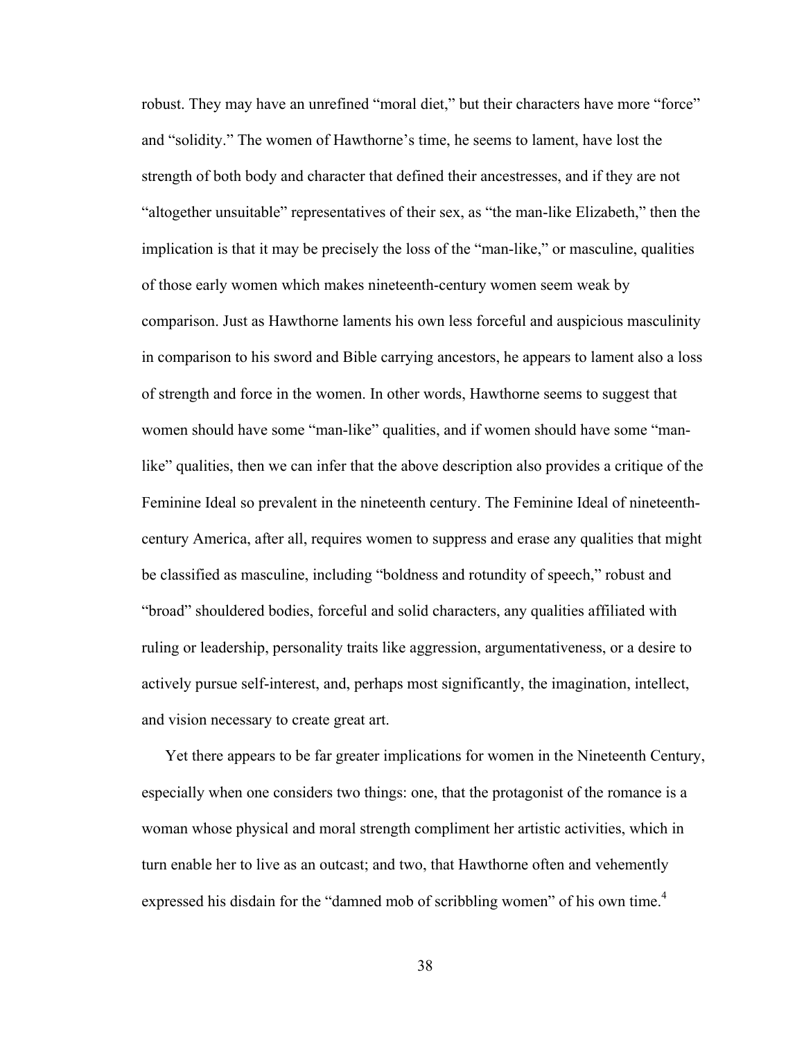robust. They may have an unrefined "moral diet," but their characters have more "force" and "solidity." The women of Hawthorne's time, he seems to lament, have lost the strength of both body and character that defined their ancestresses, and if they are not "altogether unsuitable" representatives of their sex, as "the man-like Elizabeth," then the implication is that it may be precisely the loss of the "man-like," or masculine, qualities of those early women which makes nineteenth-century women seem weak by comparison. Just as Hawthorne laments his own less forceful and auspicious masculinity in comparison to his sword and Bible carrying ancestors, he appears to lament also a loss of strength and force in the women. In other words, Hawthorne seems to suggest that women should have some "man-like" qualities, and if women should have some "man-like" qualities, then we can infer that the above description also provides a critique of the Feminine Ideal so prevalent in the nineteenth century. The Feminine Ideal of nineteenth-century America, after all, requires women to suppress and erase any qualities that might be classified as masculine, including "boldness and rotundity of speech," robust and "broad" shouldered bodies, forceful and solid characters, any qualities affiliated with ruling or leadership, personality traits like aggression, argumentativeness, or a desire to actively pursue self-interest, and, perhaps most significantly, the imagination, intellect, and vision necessary to create great art.

Yet there appears to be far greater implications for women in the Nineteenth Century, especially when one considers two things: one, that the protagonist of the romance is a woman whose physical and moral strength compliment her artistic activities, which in turn enable her to live as an outcast; and two, that Hawthorne often and vehemently expressed his disdain for the "damned mob of scribbling women" of his own time.[4]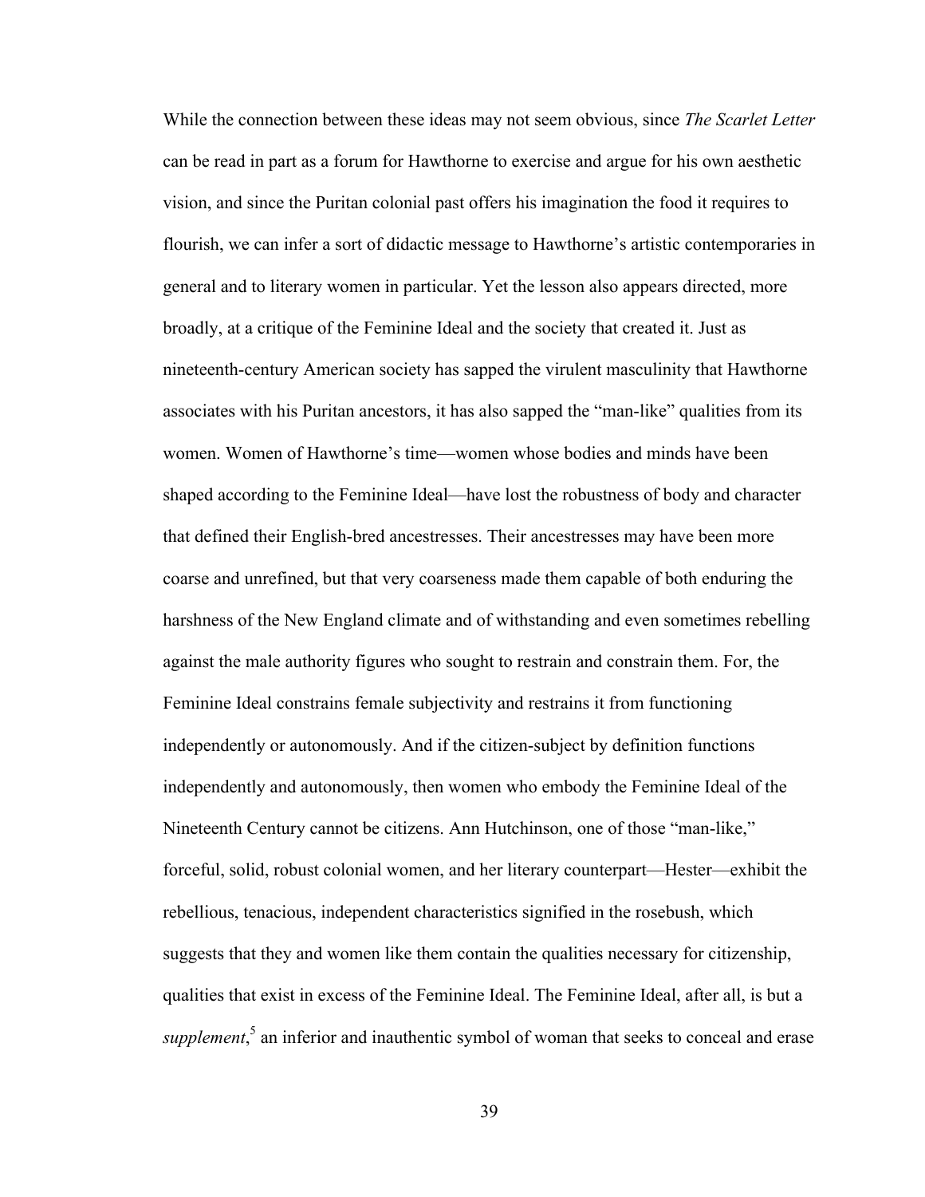While the connection between these ideas may not seem obvious, since *The Scarlet Letter* can be read in part as a forum for Hawthorne to exercise and argue for his own aesthetic vision, and since the Puritan colonial past offers his imagination the food it requires to flourish, we can infer a sort of didactic message to Hawthorne's artistic contemporaries in general and to literary women in particular. Yet the lesson also appears directed, more broadly, at a critique of the Feminine Ideal and the society that created it. Just as nineteenth-century American society has sapped the virulent masculinity that Hawthorne associates with his Puritan ancestors, it has also sapped the "man-like" qualities from its women. Women of Hawthorne's time—women whose bodies and minds have been shaped according to the Feminine Ideal—have lost the robustness of body and character that defined their English-bred ancestresses. Their ancestresses may have been more coarse and unrefined, but that very coarseness made them capable of both enduring the harshness of the New England climate and of withstanding and even sometimes rebelling against the male authority figures who sought to restrain and constrain them. For, the Feminine Ideal constrains female subjectivity and restrains it from functioning independently or autonomously. And if the citizen-subject by definition functions independently and autonomously, then women who embody the Feminine Ideal of the Nineteenth Century cannot be citizens. Ann Hutchinson, one of those "man-like," forceful, solid, robust colonial women, and her literary counterpart—Hester—exhibit the rebellious, tenacious, independent characteristics signified in the rosebush, which suggests that they and women like them contain the qualities necessary for citizenship, qualities that exist in excess of the Feminine Ideal. The Feminine Ideal, after all, is but a *supplement*,[5] an inferior and inauthentic symbol of woman that seeks to conceal and erase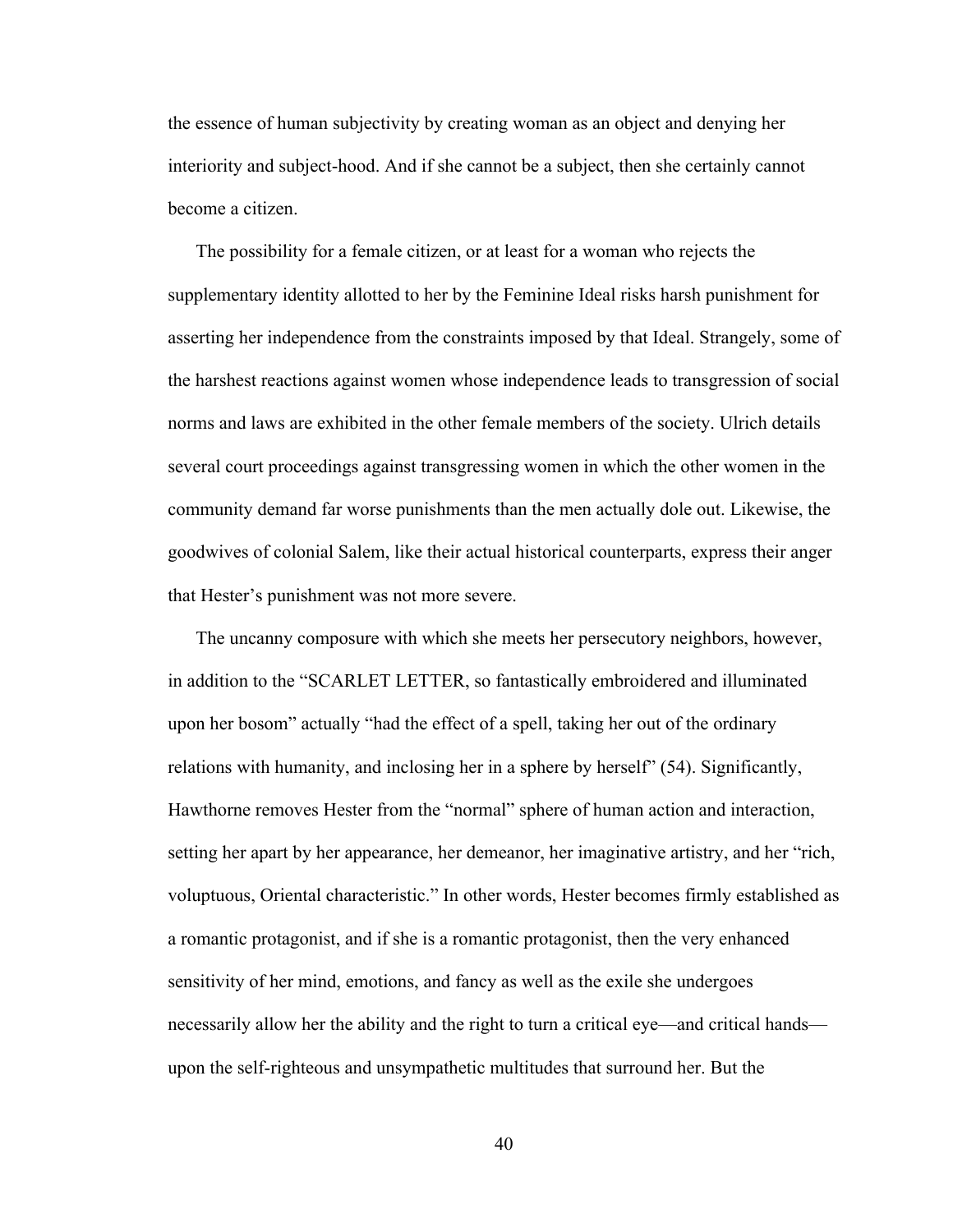the essence of human subjectivity by creating woman as an object and denying her interiority and subject-hood. And if she cannot be a subject, then she certainly cannot become a citizen.

The possibility for a female citizen, or at least for a woman who rejects the supplementary identity allotted to her by the Feminine Ideal risks harsh punishment for asserting her independence from the constraints imposed by that Ideal. Strangely, some of the harshest reactions against women whose independence leads to transgression of social norms and laws are exhibited in the other female members of the society. Ulrich details several court proceedings against transgressing women in which the other women in the community demand far worse punishments than the men actually dole out. Likewise, the goodwives of colonial Salem, like their actual historical counterparts, express their anger that Hester's punishment was not more severe.

The uncanny composure with which she meets her persecutory neighbors, however, in addition to the "SCARLET LETTER, so fantastically embroidered and illuminated upon her bosom" actually "had the effect of a spell, taking her out of the ordinary relations with humanity, and inclosing her in a sphere by herself" (54). Significantly, Hawthorne removes Hester from the "normal" sphere of human action and interaction, setting her apart by her appearance, her demeanor, her imaginative artistry, and her "rich, voluptuous, Oriental characteristic." In other words, Hester becomes firmly established as a romantic protagonist, and if she is a romantic protagonist, then the very enhanced sensitivity of her mind, emotions, and fancy as well as the exile she undergoes necessarily allow her the ability and the right to turn a critical eye—and critical hands—upon the self-righteous and unsympathetic multitudes that surround her. But the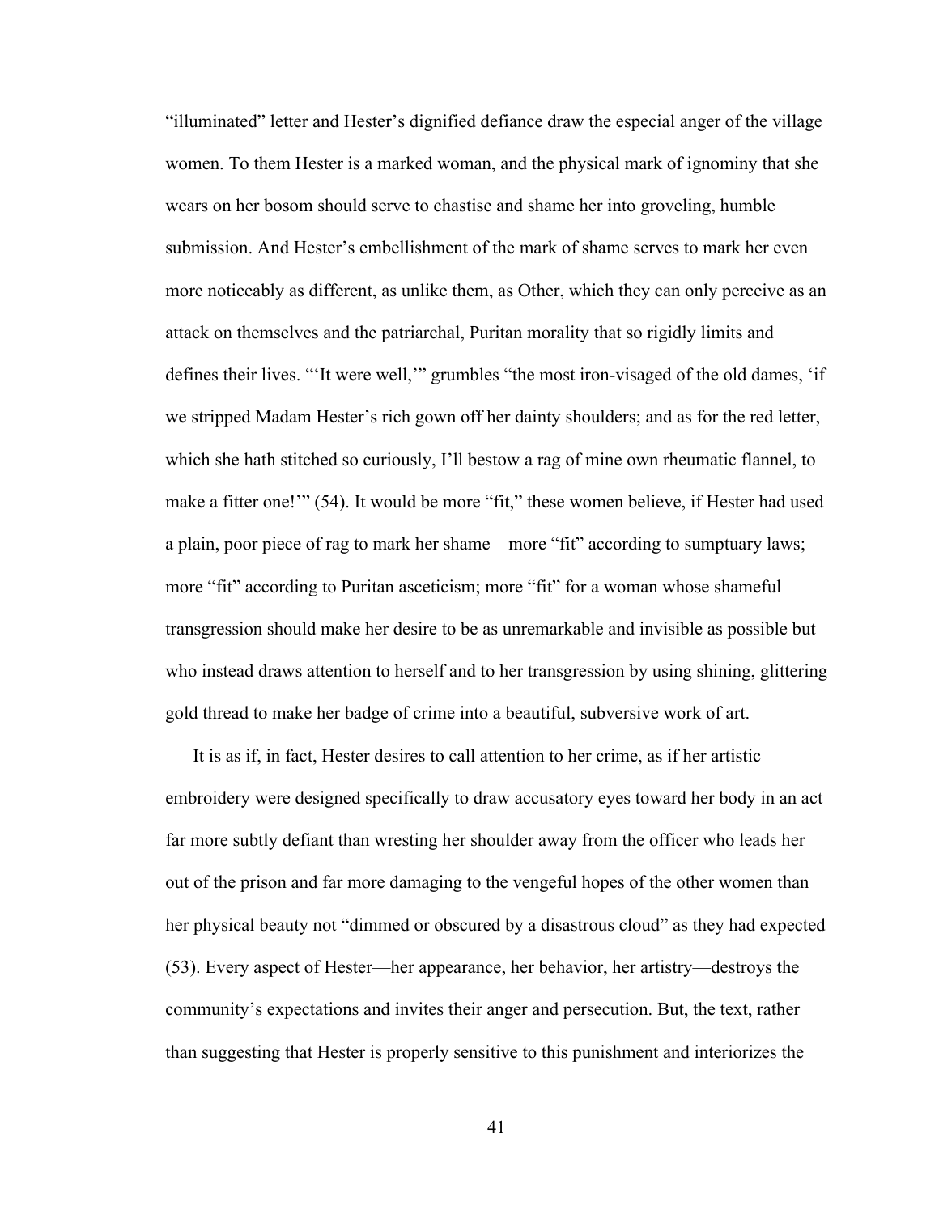"illuminated" letter and Hester's dignified defiance draw the especial anger of the village women. To them Hester is a marked woman, and the physical mark of ignominy that she wears on her bosom should serve to chastise and shame her into groveling, humble submission. And Hester's embellishment of the mark of shame serves to mark her even more noticeably as different, as unlike them, as Other, which they can only perceive as an attack on themselves and the patriarchal, Puritan morality that so rigidly limits and defines their lives. "'It were well,'" grumbles "the most iron-visaged of the old dames, 'if we stripped Madam Hester's rich gown off her dainty shoulders; and as for the red letter, which she hath stitched so curiously, I'll bestow a rag of mine own rheumatic flannel, to make a fitter one!'" (54). It would be more "fit," these women believe, if Hester had used a plain, poor piece of rag to mark her shame—more "fit" according to sumptuary laws; more "fit" according to Puritan asceticism; more "fit" for a woman whose shameful transgression should make her desire to be as unremarkable and invisible as possible but who instead draws attention to herself and to her transgression by using shining, glittering gold thread to make her badge of crime into a beautiful, subversive work of art.

It is as if, in fact, Hester desires to call attention to her crime, as if her artistic embroidery were designed specifically to draw accusatory eyes toward her body in an act far more subtly defiant than wresting her shoulder away from the officer who leads her out of the prison and far more damaging to the vengeful hopes of the other women than her physical beauty not "dimmed or obscured by a disastrous cloud" as they had expected (53). Every aspect of Hester—her appearance, her behavior, her artistry—destroys the community's expectations and invites their anger and persecution. But, the text, rather than suggesting that Hester is properly sensitive to this punishment and interiorizes the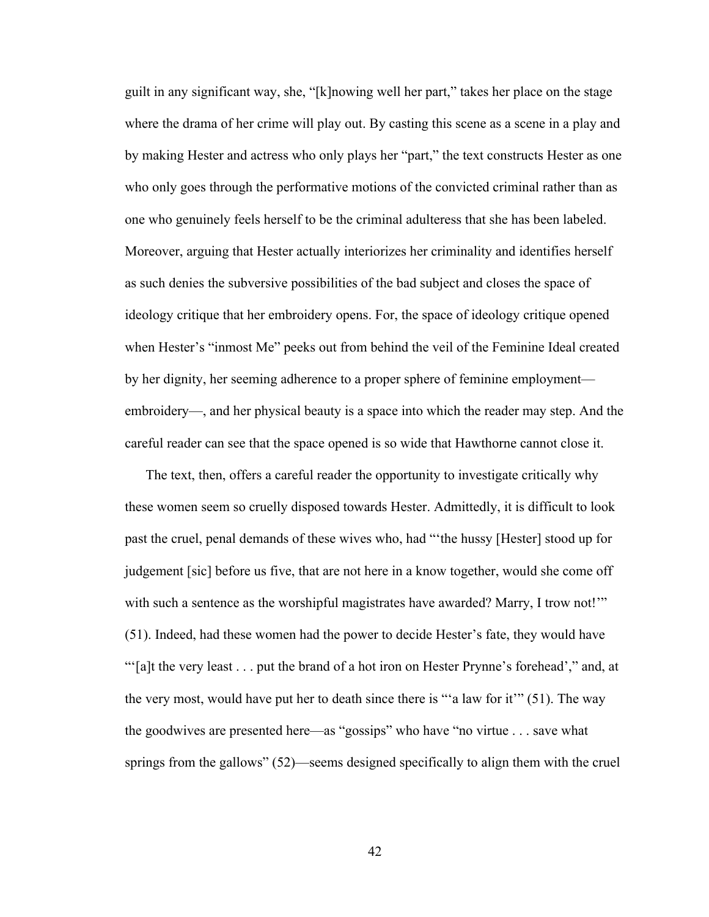guilt in any significant way, she, "[k]nowing well her part," takes her place on the stage where the drama of her crime will play out. By casting this scene as a scene in a play and by making Hester and actress who only plays her "part," the text constructs Hester as one who only goes through the performative motions of the convicted criminal rather than as one who genuinely feels herself to be the criminal adulteress that she has been labeled. Moreover, arguing that Hester actually interiorizes her criminality and identifies herself as such denies the subversive possibilities of the bad subject and closes the space of ideology critique that her embroidery opens. For, the space of ideology critique opened when Hester's "inmost Me" peeks out from behind the veil of the Feminine Ideal created by her dignity, her seeming adherence to a proper sphere of feminine employment—embroidery—, and her physical beauty is a space into which the reader may step. And the careful reader can see that the space opened is so wide that Hawthorne cannot close it.

The text, then, offers a careful reader the opportunity to investigate critically why these women seem so cruelly disposed towards Hester. Admittedly, it is difficult to look past the cruel, penal demands of these wives who, had "'the hussy [Hester] stood up for judgement [sic] before us five, that are not here in a know together, would she come off with such a sentence as the worshipful magistrates have awarded? Marry, I trow not!'" (51). Indeed, had these women had the power to decide Hester's fate, they would have "'[a]t the very least . . . put the brand of a hot iron on Hester Prynne's forehead'," and, at the very most, would have put her to death since there is "'a law for it'" (51). The way the goodwives are presented here—as "gossips" who have "no virtue . . . save what springs from the gallows" (52)—seems designed specifically to align them with the cruel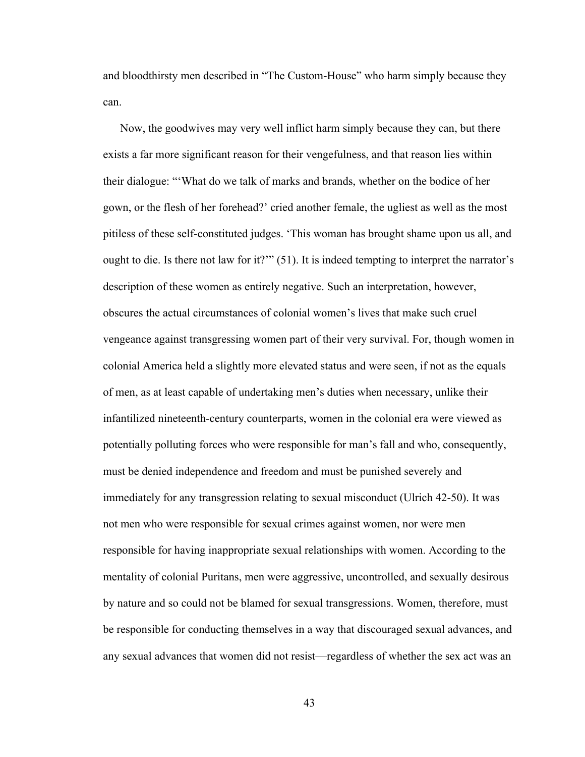and bloodthirsty men described in "The Custom-House" who harm simply because they can.

Now, the goodwives may very well inflict harm simply because they can, but there exists a far more significant reason for their vengefulness, and that reason lies within their dialogue: "'What do we talk of marks and brands, whether on the bodice of her gown, or the flesh of her forehead?' cried another female, the ugliest as well as the most pitiless of these self-constituted judges. 'This woman has brought shame upon us all, and ought to die. Is there not law for it?'" (51). It is indeed tempting to interpret the narrator's description of these women as entirely negative. Such an interpretation, however, obscures the actual circumstances of colonial women's lives that make such cruel vengeance against transgressing women part of their very survival. For, though women in colonial America held a slightly more elevated status and were seen, if not as the equals of men, as at least capable of undertaking men's duties when necessary, unlike their infantilized nineteenth-century counterparts, women in the colonial era were viewed as potentially polluting forces who were responsible for man's fall and who, consequently, must be denied independence and freedom and must be punished severely and immediately for any transgression relating to sexual misconduct (Ulrich 42-50). It was not men who were responsible for sexual crimes against women, nor were men responsible for having inappropriate sexual relationships with women. According to the mentality of colonial Puritans, men were aggressive, uncontrolled, and sexually desirous by nature and so could not be blamed for sexual transgressions. Women, therefore, must be responsible for conducting themselves in a way that discouraged sexual advances, and any sexual advances that women did not resist—regardless of whether the sex act was an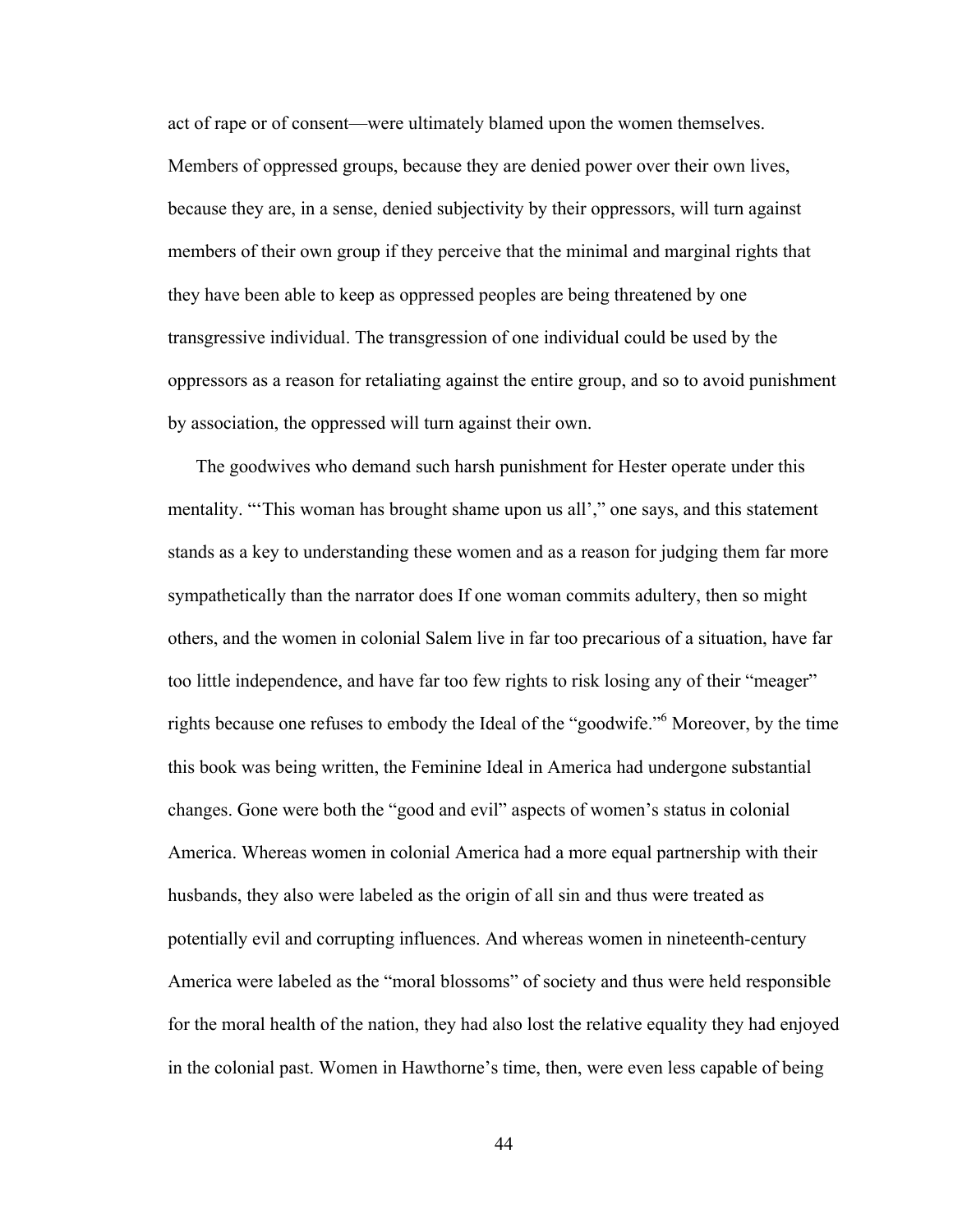act of rape or of consent—were ultimately blamed upon the women themselves. Members of oppressed groups, because they are denied power over their own lives, because they are, in a sense, denied subjectivity by their oppressors, will turn against members of their own group if they perceive that the minimal and marginal rights that they have been able to keep as oppressed peoples are being threatened by one transgressive individual. The transgression of one individual could be used by the oppressors as a reason for retaliating against the entire group, and so to avoid punishment by association, the oppressed will turn against their own.

The goodwives who demand such harsh punishment for Hester operate under this mentality. "'This woman has brought shame upon us all'," one says, and this statement stands as a key to understanding these women and as a reason for judging them far more sympathetically than the narrator does If one woman commits adultery, then so might others, and the women in colonial Salem live in far too precarious of a situation, have far too little independence, and have far too few rights to risk losing any of their "meager" rights because one refuses to embody the Ideal of the "goodwife."[6] Moreover, by the time this book was being written, the Feminine Ideal in America had undergone substantial changes. Gone were both the "good and evil" aspects of women's status in colonial America. Whereas women in colonial America had a more equal partnership with their husbands, they also were labeled as the origin of all sin and thus were treated as potentially evil and corrupting influences. And whereas women in nineteenth-century America were labeled as the "moral blossoms" of society and thus were held responsible for the moral health of the nation, they had also lost the relative equality they had enjoyed in the colonial past. Women in Hawthorne's time, then, were even less capable of being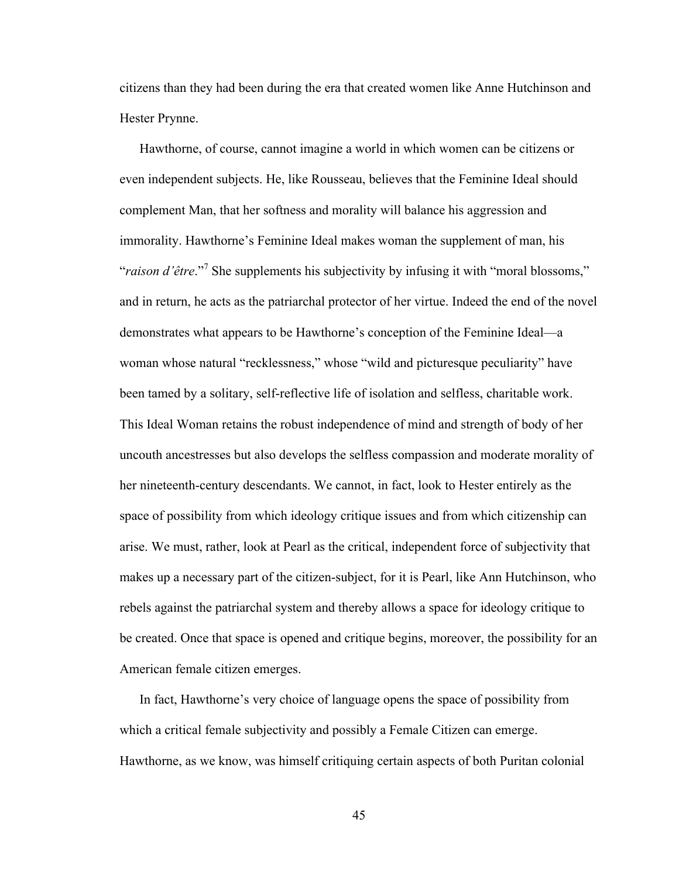citizens than they had been during the era that created women like Anne Hutchinson and Hester Prynne.

Hawthorne, of course, cannot imagine a world in which women can be citizens or even independent subjects. He, like Rousseau, believes that the Feminine Ideal should complement Man, that her softness and morality will balance his aggression and immorality. Hawthorne's Feminine Ideal makes woman the supplement of man, his "*raison d'être*."[7] She supplements his subjectivity by infusing it with "moral blossoms," and in return, he acts as the patriarchal protector of her virtue. Indeed the end of the novel demonstrates what appears to be Hawthorne's conception of the Feminine Ideal—a woman whose natural "recklessness," whose "wild and picturesque peculiarity" have been tamed by a solitary, self-reflective life of isolation and selfless, charitable work. This Ideal Woman retains the robust independence of mind and strength of body of her uncouth ancestresses but also develops the selfless compassion and moderate morality of her nineteenth-century descendants. We cannot, in fact, look to Hester entirely as the space of possibility from which ideology critique issues and from which citizenship can arise. We must, rather, look at Pearl as the critical, independent force of subjectivity that makes up a necessary part of the citizen-subject, for it is Pearl, like Ann Hutchinson, who rebels against the patriarchal system and thereby allows a space for ideology critique to be created. Once that space is opened and critique begins, moreover, the possibility for an American female citizen emerges.

In fact, Hawthorne's very choice of language opens the space of possibility from which a critical female subjectivity and possibly a Female Citizen can emerge. Hawthorne, as we know, was himself critiquing certain aspects of both Puritan colonial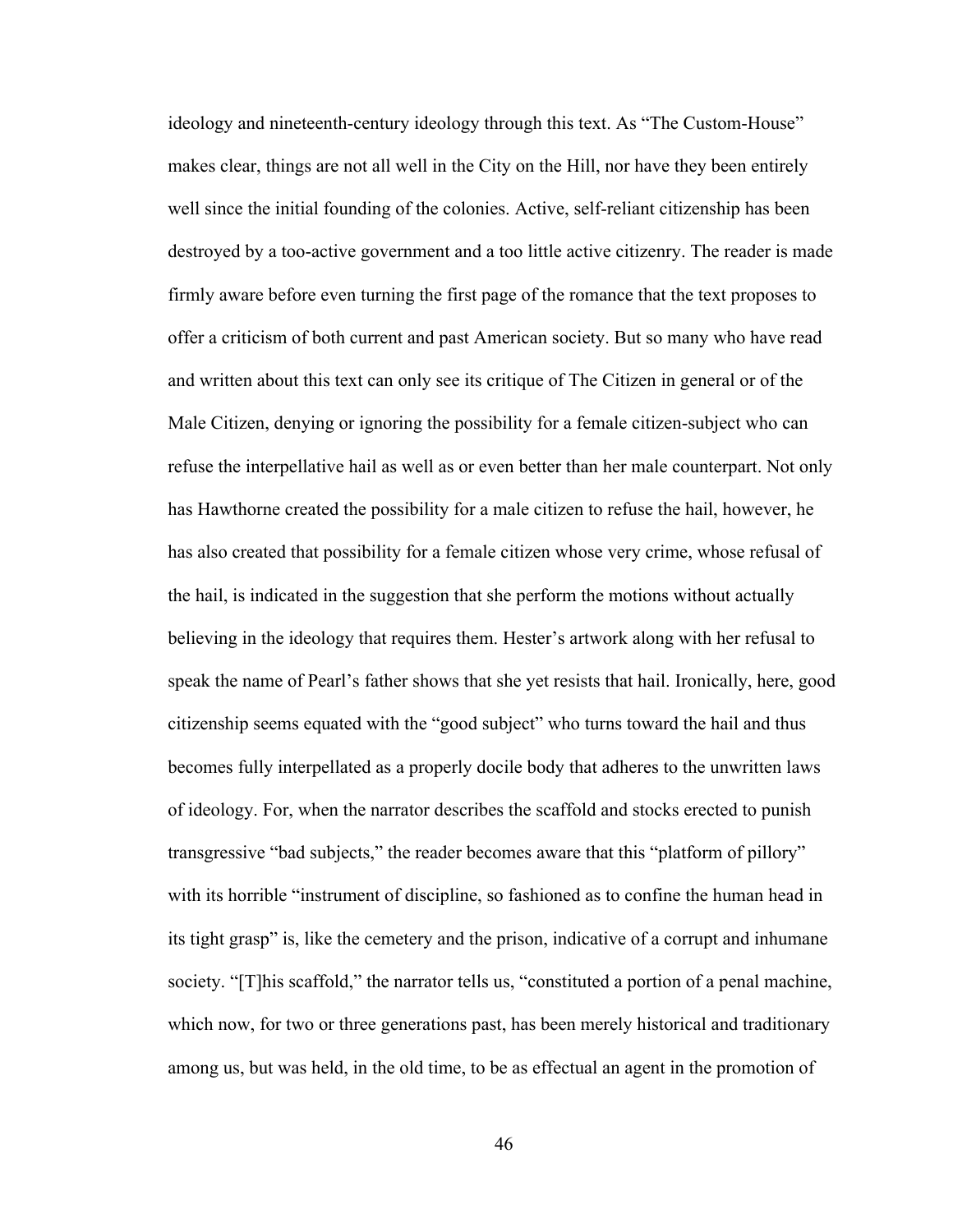ideology and nineteenth-century ideology through this text. As "The Custom-House" makes clear, things are not all well in the City on the Hill, nor have they been entirely well since the initial founding of the colonies. Active, self-reliant citizenship has been destroyed by a too-active government and a too little active citizenry. The reader is made firmly aware before even turning the first page of the romance that the text proposes to offer a criticism of both current and past American society. But so many who have read and written about this text can only see its critique of The Citizen in general or of the Male Citizen, denying or ignoring the possibility for a female citizen-subject who can refuse the interpellative hail as well as or even better than her male counterpart. Not only has Hawthorne created the possibility for a male citizen to refuse the hail, however, he has also created that possibility for a female citizen whose very crime, whose refusal of the hail, is indicated in the suggestion that she perform the motions without actually believing in the ideology that requires them. Hester's artwork along with her refusal to speak the name of Pearl's father shows that she yet resists that hail. Ironically, here, good citizenship seems equated with the "good subject" who turns toward the hail and thus becomes fully interpellated as a properly docile body that adheres to the unwritten laws of ideology. For, when the narrator describes the scaffold and stocks erected to punish transgressive "bad subjects," the reader becomes aware that this "platform of pillory" with its horrible "instrument of discipline, so fashioned as to confine the human head in its tight grasp" is, like the cemetery and the prison, indicative of a corrupt and inhumane society. "[T]his scaffold," the narrator tells us, "constituted a portion of a penal machine, which now, for two or three generations past, has been merely historical and traditionary among us, but was held, in the old time, to be as effectual an agent in the promotion of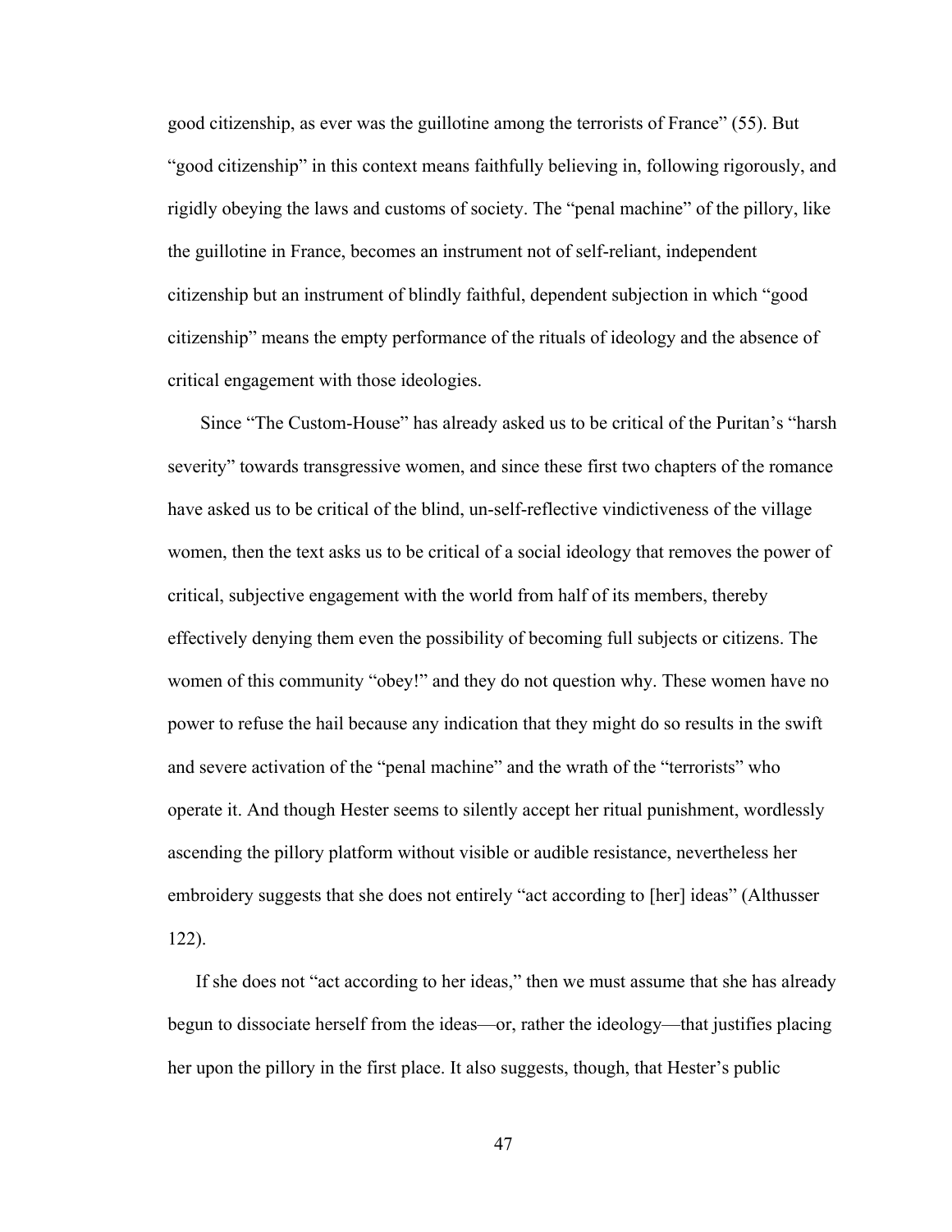good citizenship, as ever was the guillotine among the terrorists of France" (55). But "good citizenship" in this context means faithfully believing in, following rigorously, and rigidly obeying the laws and customs of society. The "penal machine" of the pillory, like the guillotine in France, becomes an instrument not of self-reliant, independent citizenship but an instrument of blindly faithful, dependent subjection in which "good citizenship" means the empty performance of the rituals of ideology and the absence of critical engagement with those ideologies.

Since "The Custom-House" has already asked us to be critical of the Puritan's "harsh severity" towards transgressive women, and since these first two chapters of the romance have asked us to be critical of the blind, un-self-reflective vindictiveness of the village women, then the text asks us to be critical of a social ideology that removes the power of critical, subjective engagement with the world from half of its members, thereby effectively denying them even the possibility of becoming full subjects or citizens. The women of this community "obey!" and they do not question why. These women have no power to refuse the hail because any indication that they might do so results in the swift and severe activation of the "penal machine" and the wrath of the "terrorists" who operate it. And though Hester seems to silently accept her ritual punishment, wordlessly ascending the pillory platform without visible or audible resistance, nevertheless her embroidery suggests that she does not entirely "act according to [her] ideas" (Althusser 122).

If she does not "act according to her ideas," then we must assume that she has already begun to dissociate herself from the ideas—or, rather the ideology—that justifies placing her upon the pillory in the first place. It also suggests, though, that Hester's public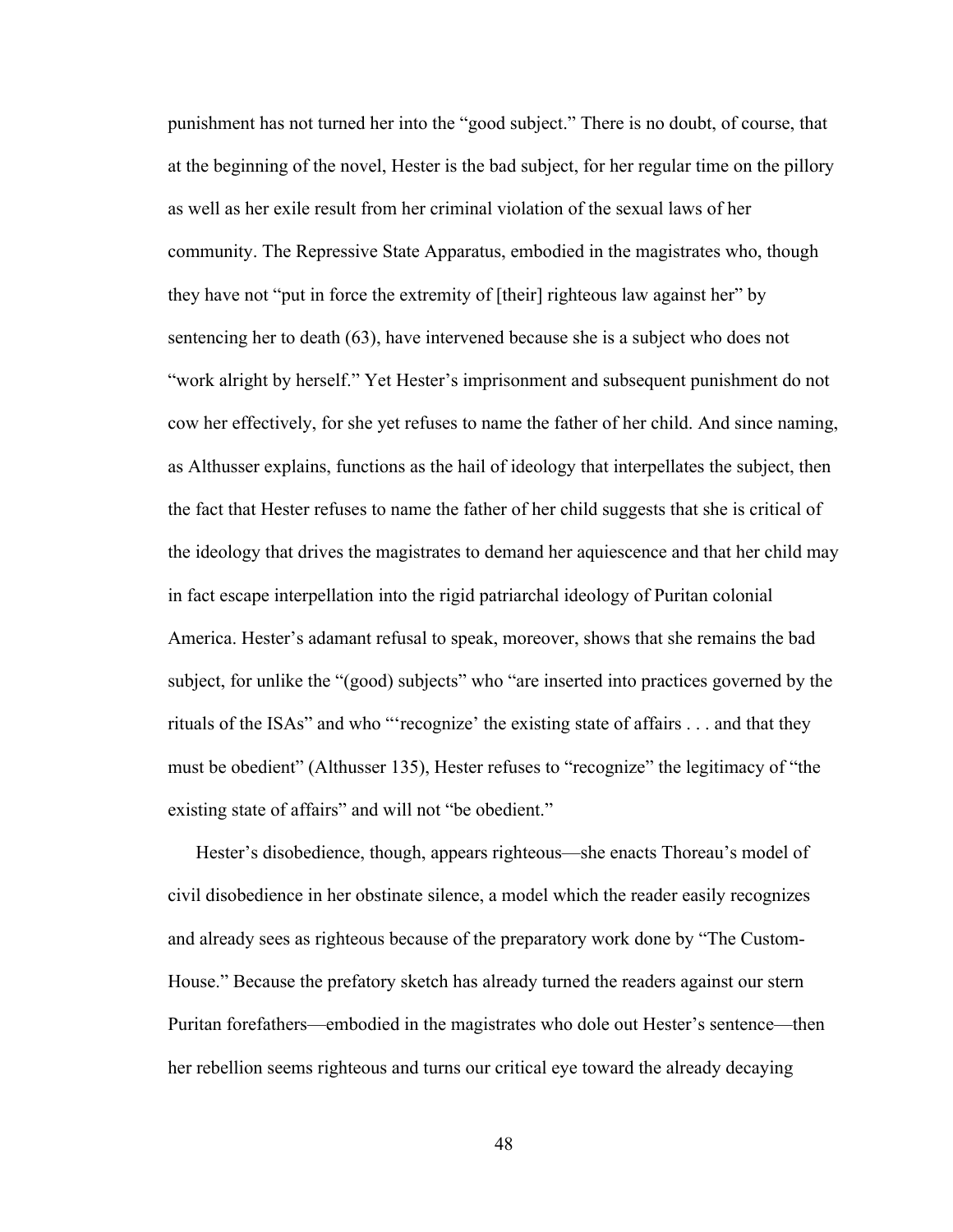punishment has not turned her into the "good subject." There is no doubt, of course, that at the beginning of the novel, Hester is the bad subject, for her regular time on the pillory as well as her exile result from her criminal violation of the sexual laws of her community. The Repressive State Apparatus, embodied in the magistrates who, though they have not "put in force the extremity of [their] righteous law against her" by sentencing her to death (63), have intervened because she is a subject who does not "work alright by herself." Yet Hester's imprisonment and subsequent punishment do not cow her effectively, for she yet refuses to name the father of her child. And since naming, as Althusser explains, functions as the hail of ideology that interpellates the subject, then the fact that Hester refuses to name the father of her child suggests that she is critical of the ideology that drives the magistrates to demand her aquiescence and that her child may in fact escape interpellation into the rigid patriarchal ideology of Puritan colonial America. Hester's adamant refusal to speak, moreover, shows that she remains the bad subject, for unlike the "(good) subjects" who "are inserted into practices governed by the rituals of the ISAs" and who "'recognize' the existing state of affairs . . . and that they must be obedient" (Althusser 135), Hester refuses to "recognize" the legitimacy of "the existing state of affairs" and will not "be obedient."

Hester's disobedience, though, appears righteous—she enacts Thoreau's model of civil disobedience in her obstinate silence, a model which the reader easily recognizes and already sees as righteous because of the preparatory work done by "The Custom-House." Because the prefatory sketch has already turned the readers against our stern Puritan forefathers—embodied in the magistrates who dole out Hester's sentence—then her rebellion seems righteous and turns our critical eye toward the already decaying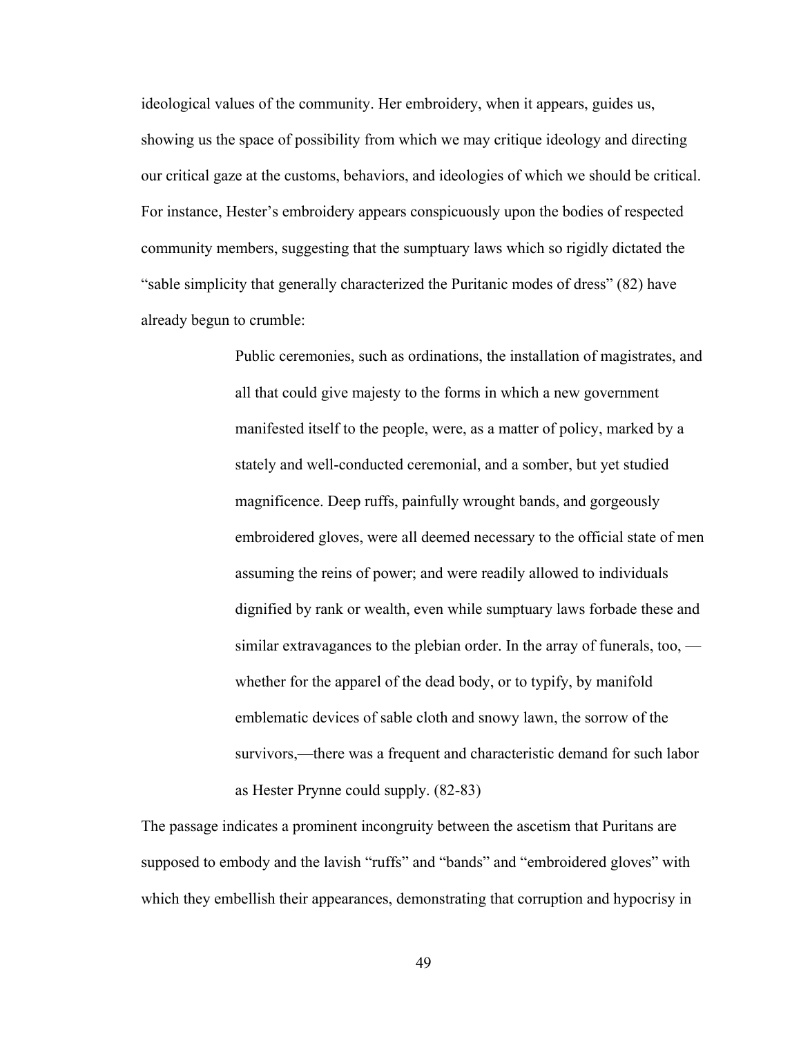ideological values of the community. Her embroidery, when it appears, guides us, showing us the space of possibility from which we may critique ideology and directing our critical gaze at the customs, behaviors, and ideologies of which we should be critical. For instance, Hester's embroidery appears conspicuously upon the bodies of respected community members, suggesting that the sumptuary laws which so rigidly dictated the "sable simplicity that generally characterized the Puritanic modes of dress" (82) have already begun to crumble:

> Public ceremonies, such as ordinations, the installation of magistrates, and all that could give majesty to the forms in which a new government manifested itself to the people, were, as a matter of policy, marked by a stately and well-conducted ceremonial, and a somber, but yet studied magnificence. Deep ruffs, painfully wrought bands, and gorgeously embroidered gloves, were all deemed necessary to the official state of men assuming the reins of power; and were readily allowed to individuals dignified by rank or wealth, even while sumptuary laws forbade these and similar extravagances to the plebian order. In the array of funerals, too, —whether for the apparel of the dead body, or to typify, by manifold emblematic devices of sable cloth and snowy lawn, the sorrow of the survivors,—there was a frequent and characteristic demand for such labor as Hester Prynne could supply. (82-83)

The passage indicates a prominent incongruity between the ascetism that Puritans are supposed to embody and the lavish "ruffs" and "bands" and "embroidered gloves" with which they embellish their appearances, demonstrating that corruption and hypocrisy in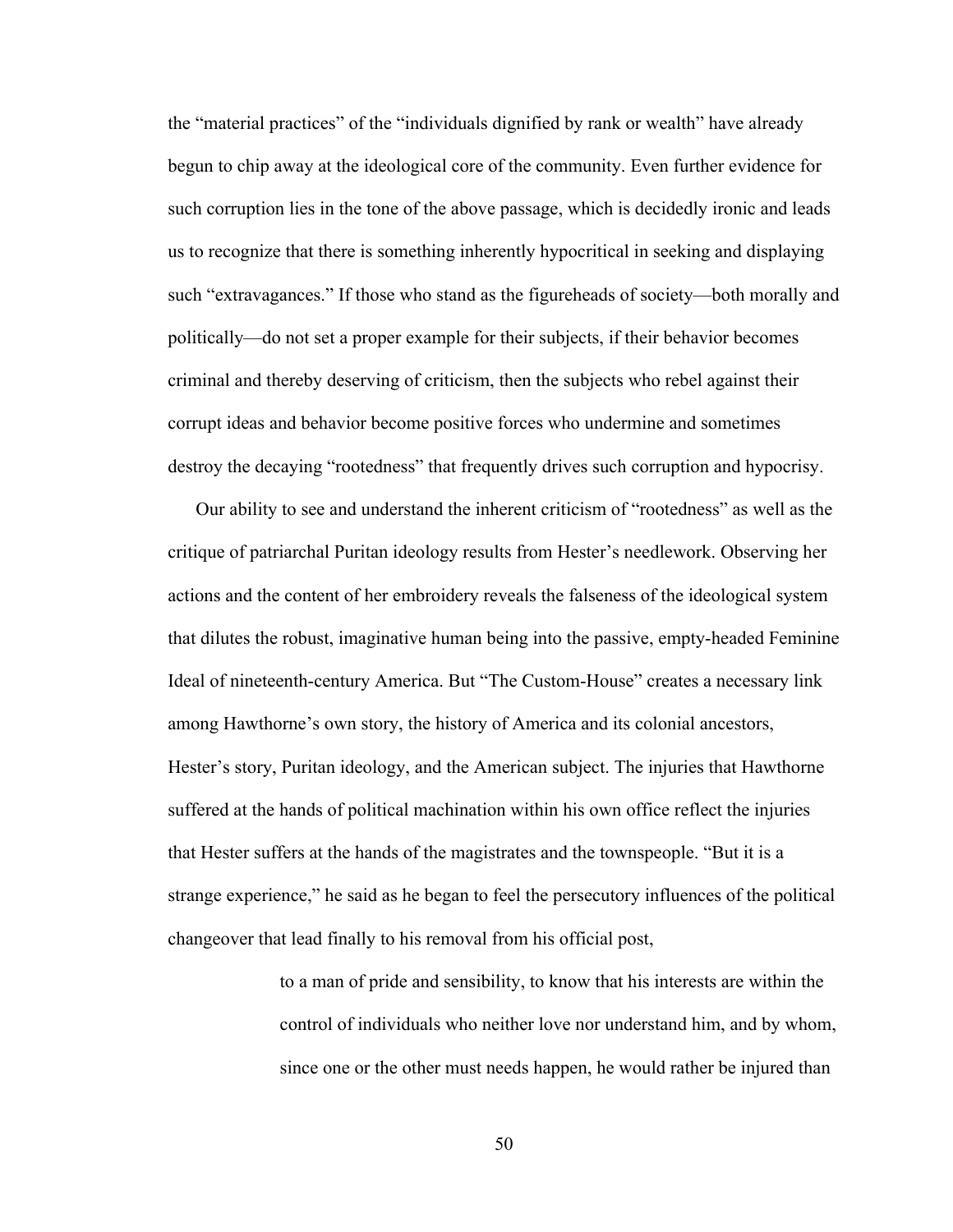the "material practices" of the "individuals dignified by rank or wealth" have already begun to chip away at the ideological core of the community. Even further evidence for such corruption lies in the tone of the above passage, which is decidedly ironic and leads us to recognize that there is something inherently hypocritical in seeking and displaying such "extravagances." If those who stand as the figureheads of society—both morally and politically—do not set a proper example for their subjects, if their behavior becomes criminal and thereby deserving of criticism, then the subjects who rebel against their corrupt ideas and behavior become positive forces who undermine and sometimes destroy the decaying "rootedness" that frequently drives such corruption and hypocrisy.

Our ability to see and understand the inherent criticism of "rootedness" as well as the critique of patriarchal Puritan ideology results from Hester's needlework. Observing her actions and the content of her embroidery reveals the falseness of the ideological system that dilutes the robust, imaginative human being into the passive, empty-headed Feminine Ideal of nineteenth-century America. But "The Custom-House" creates a necessary link among Hawthorne's own story, the history of America and its colonial ancestors, Hester's story, Puritan ideology, and the American subject. The injuries that Hawthorne suffered at the hands of political machination within his own office reflect the injuries that Hester suffers at the hands of the magistrates and the townspeople. "But it is a strange experience," he said as he began to feel the persecutory influences of the political changeover that lead finally to his removal from his official post,

> to a man of pride and sensibility, to know that his interests are within the control of individuals who neither love nor understand him, and by whom, since one or the other must needs happen, he would rather be injured than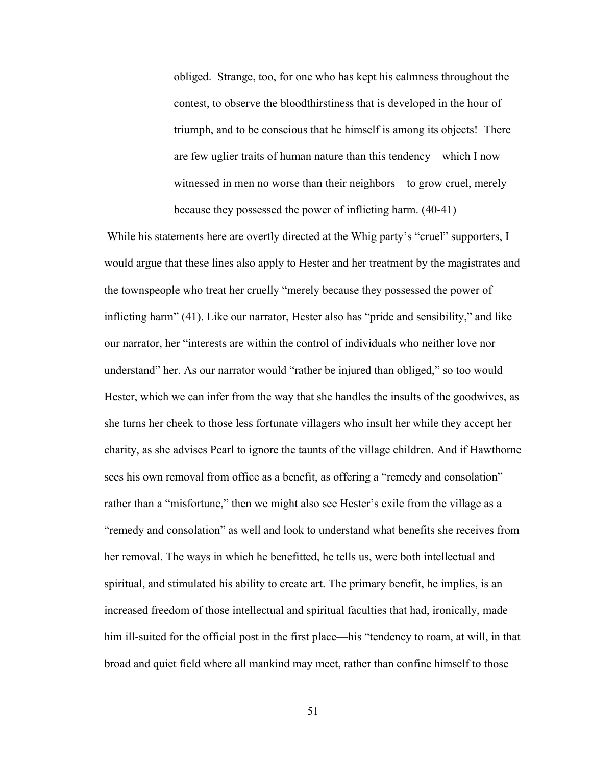> obliged. Strange, too, for one who has kept his calmness throughout the contest, to observe the bloodthirstiness that is developed in the hour of triumph, and to be conscious that he himself is among its objects! There are few uglier traits of human nature than this tendency—which I now witnessed in men no worse than their neighbors—to grow cruel, merely because they possessed the power of inflicting harm. (40-41)

While his statements here are overtly directed at the Whig party's "cruel" supporters, I would argue that these lines also apply to Hester and her treatment by the magistrates and the townspeople who treat her cruelly "merely because they possessed the power of inflicting harm" (41). Like our narrator, Hester also has "pride and sensibility," and like our narrator, her "interests are within the control of individuals who neither love nor understand" her. As our narrator would "rather be injured than obliged," so too would Hester, which we can infer from the way that she handles the insults of the goodwives, as she turns her cheek to those less fortunate villagers who insult her while they accept her charity, as she advises Pearl to ignore the taunts of the village children. And if Hawthorne sees his own removal from office as a benefit, as offering a "remedy and consolation" rather than a "misfortune," then we might also see Hester's exile from the village as a "remedy and consolation" as well and look to understand what benefits she receives from her removal. The ways in which he benefitted, he tells us, were both intellectual and spiritual, and stimulated his ability to create art. The primary benefit, he implies, is an increased freedom of those intellectual and spiritual faculties that had, ironically, made him ill-suited for the official post in the first place—his "tendency to roam, at will, in that broad and quiet field where all mankind may meet, rather than confine himself to those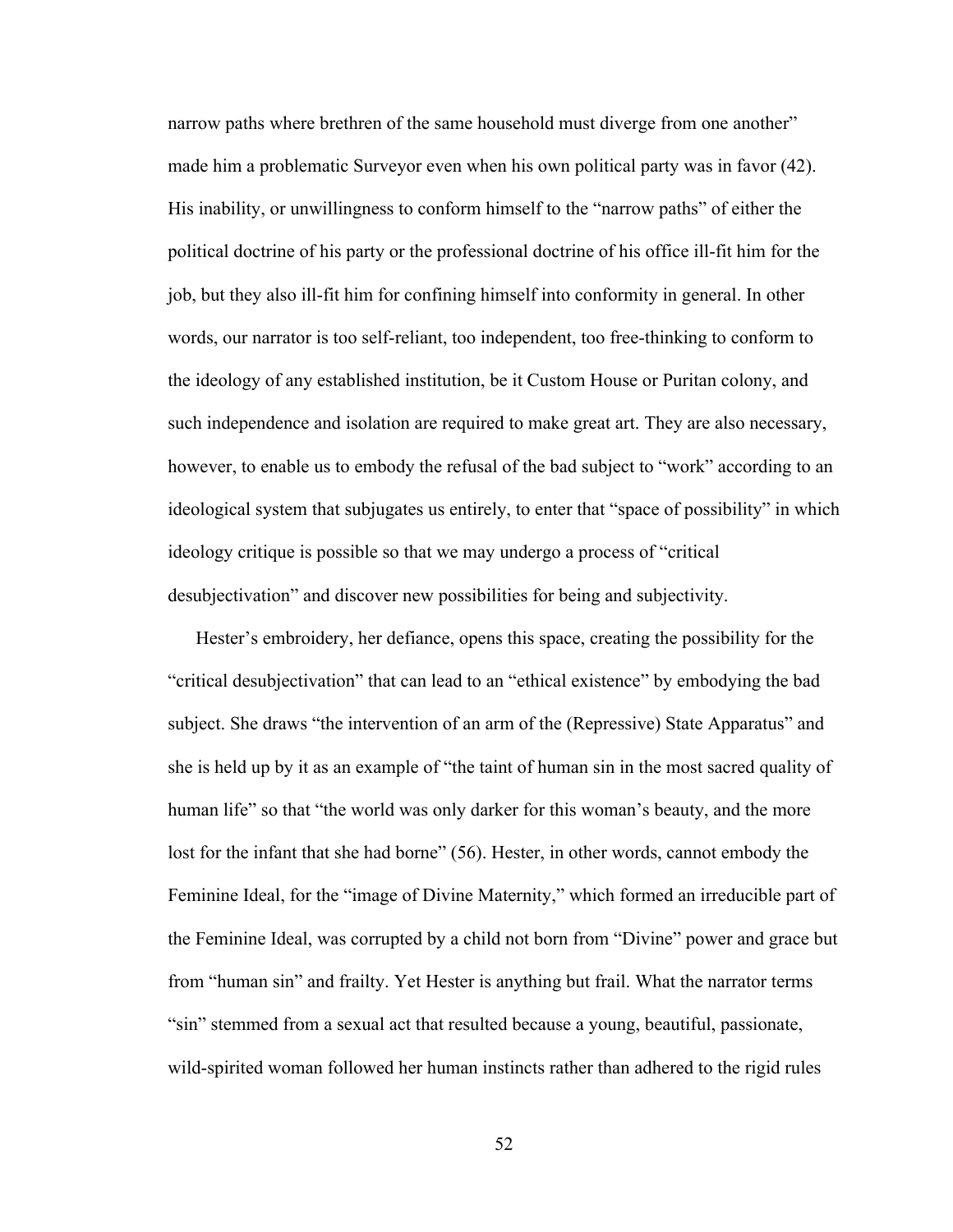narrow paths where brethren of the same household must diverge from one another" made him a problematic Surveyor even when his own political party was in favor (42). His inability, or unwillingness to conform himself to the "narrow paths" of either the political doctrine of his party or the professional doctrine of his office ill-fit him for the job, but they also ill-fit him for confining himself into conformity in general. In other words, our narrator is too self-reliant, too independent, too free-thinking to conform to the ideology of any established institution, be it Custom House or Puritan colony, and such independence and isolation are required to make great art. They are also necessary, however, to enable us to embody the refusal of the bad subject to "work" according to an ideological system that subjugates us entirely, to enter that "space of possibility" in which ideology critique is possible so that we may undergo a process of "critical desubjectivation" and discover new possibilities for being and subjectivity.

Hester's embroidery, her defiance, opens this space, creating the possibility for the "critical desubjectivation" that can lead to an "ethical existence" by embodying the bad subject. She draws "the intervention of an arm of the (Repressive) State Apparatus" and she is held up by it as an example of "the taint of human sin in the most sacred quality of human life" so that "the world was only darker for this woman's beauty, and the more lost for the infant that she had borne" (56). Hester, in other words, cannot embody the Feminine Ideal, for the "image of Divine Maternity," which formed an irreducible part of the Feminine Ideal, was corrupted by a child not born from "Divine" power and grace but from "human sin" and frailty. Yet Hester is anything but frail. What the narrator terms "sin" stemmed from a sexual act that resulted because a young, beautiful, passionate, wild-spirited woman followed her human instincts rather than adhered to the rigid rules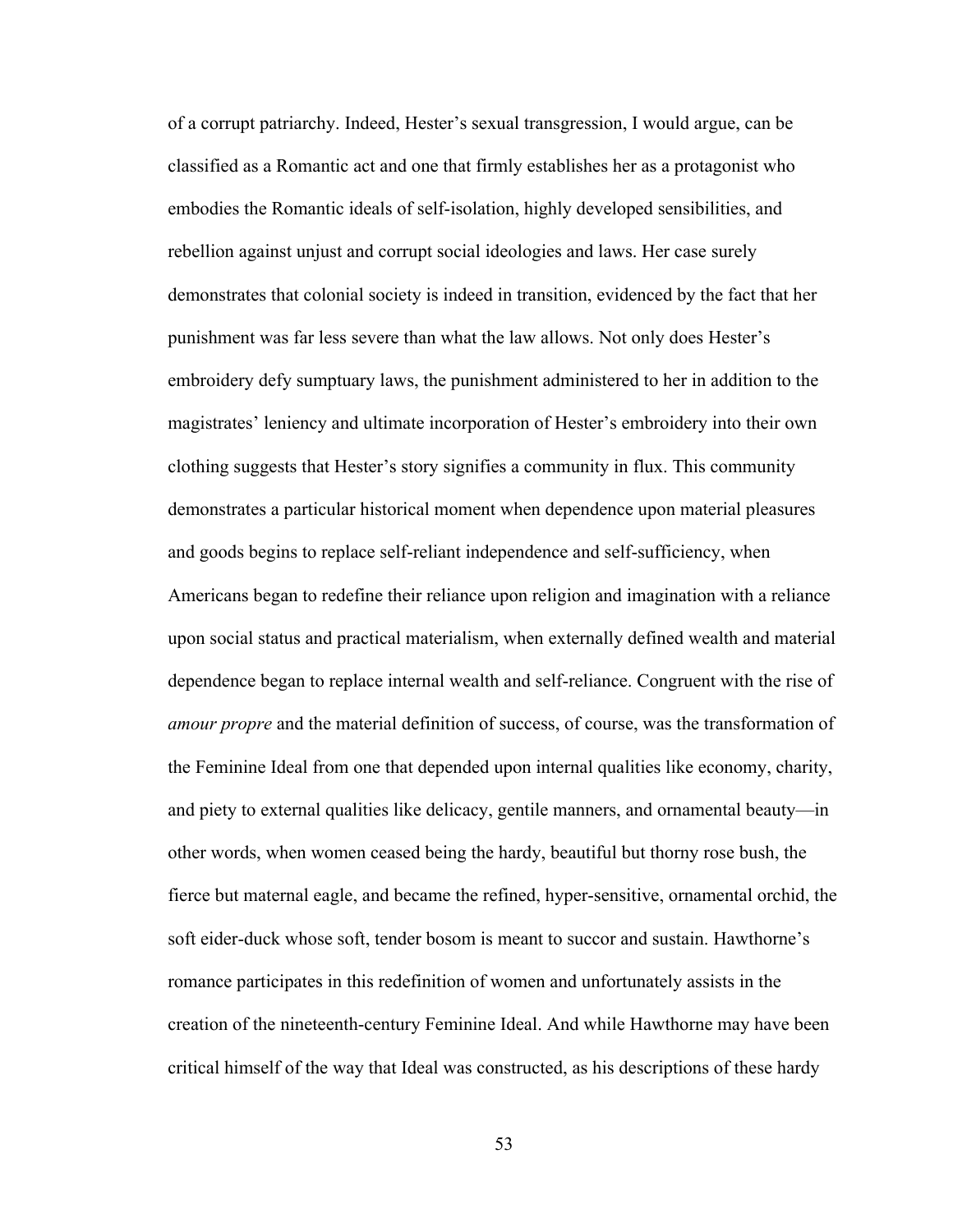of a corrupt patriarchy. Indeed, Hester's sexual transgression, I would argue, can be classified as a Romantic act and one that firmly establishes her as a protagonist who embodies the Romantic ideals of self-isolation, highly developed sensibilities, and rebellion against unjust and corrupt social ideologies and laws. Her case surely demonstrates that colonial society is indeed in transition, evidenced by the fact that her punishment was far less severe than what the law allows. Not only does Hester's embroidery defy sumptuary laws, the punishment administered to her in addition to the magistrates' leniency and ultimate incorporation of Hester's embroidery into their own clothing suggests that Hester's story signifies a community in flux. This community demonstrates a particular historical moment when dependence upon material pleasures and goods begins to replace self-reliant independence and self-sufficiency, when Americans began to redefine their reliance upon religion and imagination with a reliance upon social status and practical materialism, when externally defined wealth and material dependence began to replace internal wealth and self-reliance. Congruent with the rise of *amour propre* and the material definition of success, of course, was the transformation of the Feminine Ideal from one that depended upon internal qualities like economy, charity, and piety to external qualities like delicacy, gentile manners, and ornamental beauty—in other words, when women ceased being the hardy, beautiful but thorny rose bush, the fierce but maternal eagle, and became the refined, hyper-sensitive, ornamental orchid, the soft eider-duck whose soft, tender bosom is meant to succor and sustain. Hawthorne's romance participates in this redefinition of women and unfortunately assists in the creation of the nineteenth-century Feminine Ideal. And while Hawthorne may have been critical himself of the way that Ideal was constructed, as his descriptions of these hardy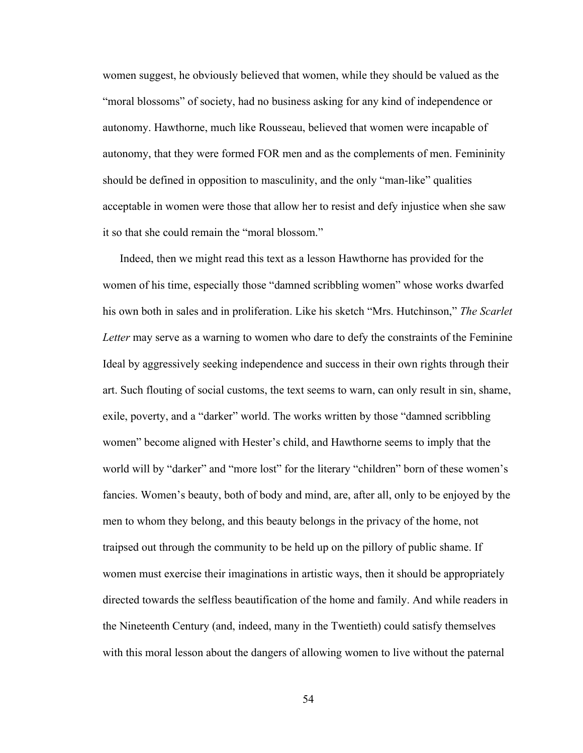women suggest, he obviously believed that women, while they should be valued as the "moral blossoms" of society, had no business asking for any kind of independence or autonomy. Hawthorne, much like Rousseau, believed that women were incapable of autonomy, that they were formed FOR men and as the complements of men. Femininity should be defined in opposition to masculinity, and the only "man-like" qualities acceptable in women were those that allow her to resist and defy injustice when she saw it so that she could remain the "moral blossom."

Indeed, then we might read this text as a lesson Hawthorne has provided for the women of his time, especially those "damned scribbling women" whose works dwarfed his own both in sales and in proliferation. Like his sketch "Mrs. Hutchinson," *The Scarlet Letter* may serve as a warning to women who dare to defy the constraints of the Feminine Ideal by aggressively seeking independence and success in their own rights through their art. Such flouting of social customs, the text seems to warn, can only result in sin, shame, exile, poverty, and a "darker" world. The works written by those "damned scribbling women" become aligned with Hester's child, and Hawthorne seems to imply that the world will by "darker" and "more lost" for the literary "children" born of these women's fancies. Women's beauty, both of body and mind, are, after all, only to be enjoyed by the men to whom they belong, and this beauty belongs in the privacy of the home, not traipsed out through the community to be held up on the pillory of public shame. If women must exercise their imaginations in artistic ways, then it should be appropriately directed towards the selfless beautification of the home and family. And while readers in the Nineteenth Century (and, indeed, many in the Twentieth) could satisfy themselves with this moral lesson about the dangers of allowing women to live without the paternal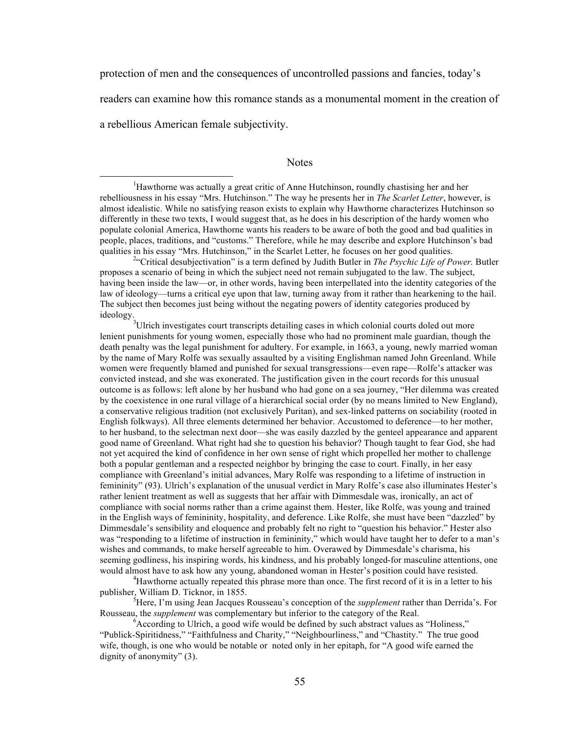protection of men and the consequences of uncontrolled passions and fancies, today's readers can examine how this romance stands as a monumental moment in the creation of a rebellious American female subjectivity.

## Notes

[1]Hawthorne was actually a great critic of Anne Hutchinson, roundly chastising her and her rebelliousness in his essay "Mrs. Hutchinson." The way he presents her in *The Scarlet Letter*, however, is almost idealistic. While no satisfying reason exists to explain why Hawthorne characterizes Hutchinson so differently in these two texts, I would suggest that, as he does in his description of the hardy women who populate colonial America, Hawthorne wants his readers to be aware of both the good and bad qualities in people, places, traditions, and "customs." Therefore, while he may describe and explore Hutchinson's bad qualities in his essay "Mrs. Hutchinson," in the Scarlet Letter, he focuses on her good qualities.

[2]"Critical desubjectivation" is a term defined by Judith Butler in *The Psychic Life of Power.* Butler proposes a scenario of being in which the subject need not remain subjugated to the law. The subject, having been inside the law—or, in other words, having been interpellated into the identity categories of the law of ideology—turns a critical eye upon that law, turning away from it rather than hearkening to the hail. The subject then becomes just being without the negating powers of identity categories produced by ideology.

[3]Ulrich investigates court transcripts detailing cases in which colonial courts doled out more lenient punishments for young women, especially those who had no prominent male guardian, though the death penalty was the legal punishment for adultery. For example, in 1663, a young, newly married woman by the name of Mary Rolfe was sexually assaulted by a visiting Englishman named John Greenland. While women were frequently blamed and punished for sexual transgressions—even rape—Rolfe's attacker was convicted instead, and she was exonerated. The justification given in the court records for this unusual outcome is as follows: left alone by her husband who had gone on a sea journey, "Her dilemma was created by the coexistence in one rural village of a hierarchical social order (by no means limited to New England), a conservative religious tradition (not exclusively Puritan), and sex-linked patterns on sociability (rooted in English folkways). All three elements determined her behavior. Accustomed to deference—to her mother, to her husband, to the selectman next door—she was easily dazzled by the genteel appearance and apparent good name of Greenland. What right had she to question his behavior? Though taught to fear God, she had not yet acquired the kind of confidence in her own sense of right which propelled her mother to challenge both a popular gentleman and a respected neighbor by bringing the case to court. Finally, in her easy compliance with Greenland's initial advances, Mary Rolfe was responding to a lifetime of instruction in femininity" (93). Ulrich's explanation of the unusual verdict in Mary Rolfe's case also illuminates Hester's rather lenient treatment as well as suggests that her affair with Dimmesdale was, ironically, an act of compliance with social norms rather than a crime against them. Hester, like Rolfe, was young and trained in the English ways of femininity, hospitality, and deference. Like Rolfe, she must have been "dazzled" by Dimmesdale's sensibility and eloquence and probably felt no right to "question his behavior." Hester also was "responding to a lifetime of instruction in femininity," which would have taught her to defer to a man's wishes and commands, to make herself agreeable to him. Overawed by Dimmesdale's charisma, his seeming godliness, his inspiring words, his kindness, and his probably longed-for masculine attentions, one would almost have to ask how any young, abandoned woman in Hester's position could have resisted.

[4]Hawthorne actually repeated this phrase more than once. The first record of it is in a letter to his publisher, William D. Ticknor, in 1855.

[5]Here, I'm using Jean Jacques Rousseau's conception of the *supplement* rather than Derrida's. For Rousseau, the *supplement* was complementary but inferior to the category of the Real.

[6]According to Ulrich, a good wife would be defined by such abstract values as "Holiness," "Publick-Spiritidness," "Faithfulness and Charity," "Neighbourliness," and "Chastity." The true good wife, though, is one who would be notable or noted only in her epitaph, for "A good wife earned the dignity of anonymity" (3).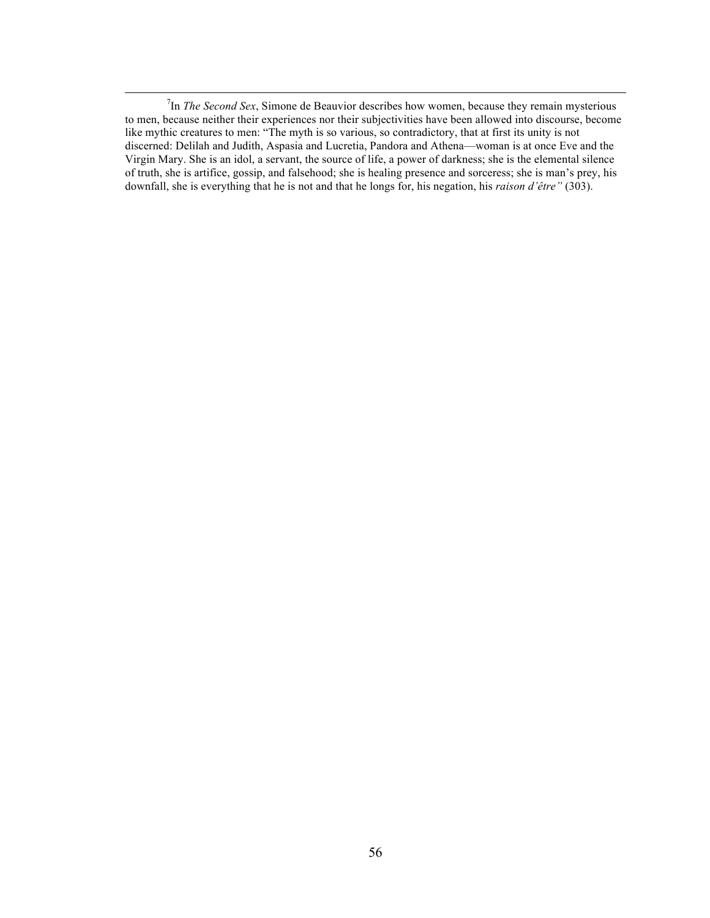[7]In *The Second Sex*, Simone de Beauvior describes how women, because they remain mysterious to men, because neither their experiences nor their subjectivities have been allowed into discourse, become like mythic creatures to men: "The myth is so various, so contradictory, that at first its unity is not discerned: Delilah and Judith, Aspasia and Lucretia, Pandora and Athena—woman is at once Eve and the Virgin Mary. She is an idol, a servant, the source of life, a power of darkness; she is the elemental silence of truth, she is artifice, gossip, and falsehood; she is healing presence and sorceress; she is man's prey, his downfall, she is everything that he is not and that he longs for, his negation, his *raison d'être"* (303).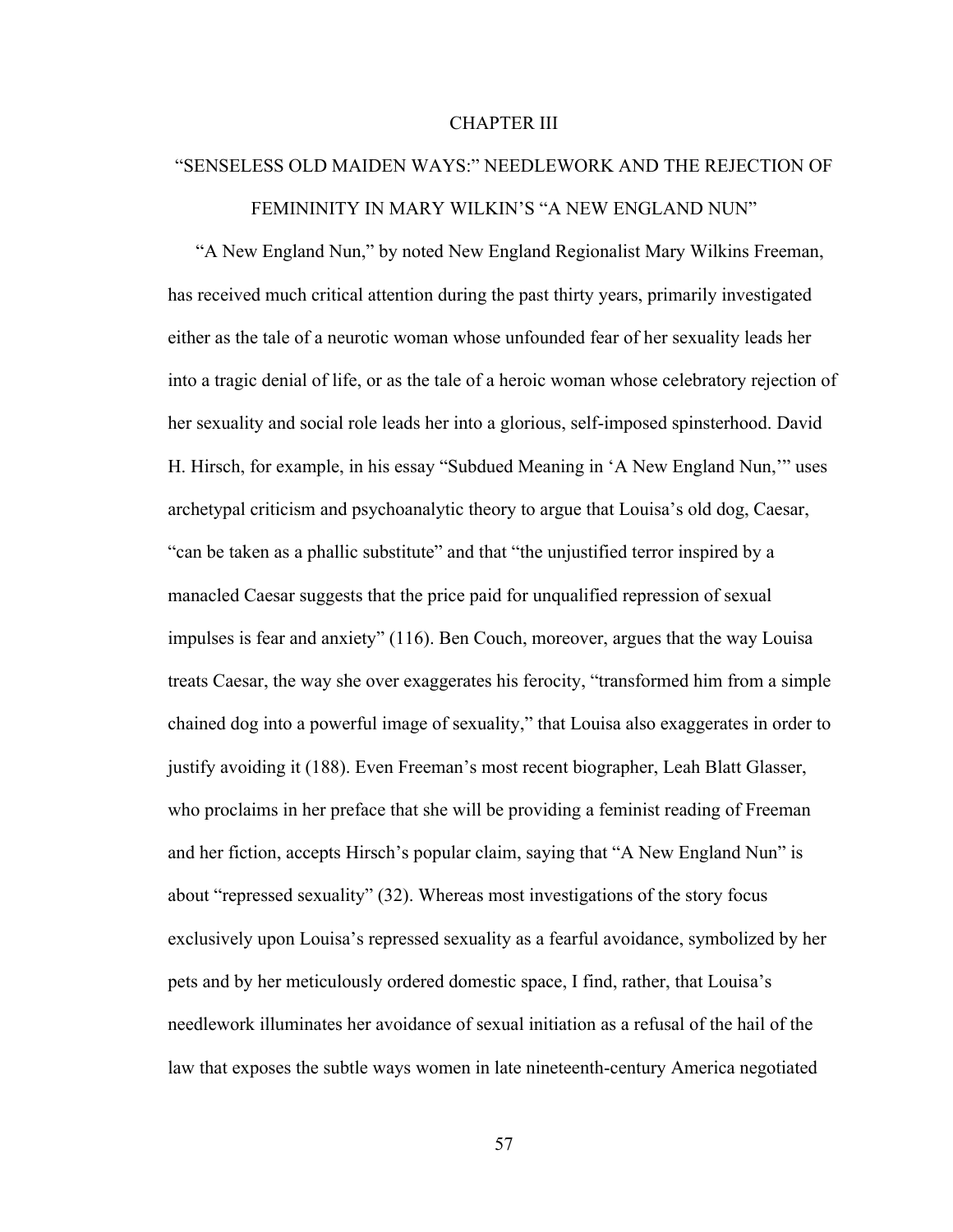# CHAPTER III

## "SENSELESS OLD MAIDEN WAYS:" NEEDLEWORK AND THE REJECTION OF FEMININITY IN MARY WILKIN'S "A NEW ENGLAND NUN"

"A New England Nun," by noted New England Regionalist Mary Wilkins Freeman, has received much critical attention during the past thirty years, primarily investigated either as the tale of a neurotic woman whose unfounded fear of her sexuality leads her into a tragic denial of life, or as the tale of a heroic woman whose celebratory rejection of her sexuality and social role leads her into a glorious, self-imposed spinsterhood. David H. Hirsch, for example, in his essay "Subdued Meaning in 'A New England Nun,'" uses archetypal criticism and psychoanalytic theory to argue that Louisa's old dog, Caesar, "can be taken as a phallic substitute" and that "the unjustified terror inspired by a manacled Caesar suggests that the price paid for unqualified repression of sexual impulses is fear and anxiety" (116). Ben Couch, moreover, argues that the way Louisa treats Caesar, the way she over exaggerates his ferocity, "transformed him from a simple chained dog into a powerful image of sexuality," that Louisa also exaggerates in order to justify avoiding it (188). Even Freeman's most recent biographer, Leah Blatt Glasser, who proclaims in her preface that she will be providing a feminist reading of Freeman and her fiction, accepts Hirsch's popular claim, saying that "A New England Nun" is about "repressed sexuality" (32). Whereas most investigations of the story focus exclusively upon Louisa's repressed sexuality as a fearful avoidance, symbolized by her pets and by her meticulously ordered domestic space, I find, rather, that Louisa's needlework illuminates her avoidance of sexual initiation as a refusal of the hail of the law that exposes the subtle ways women in late nineteenth-century America negotiated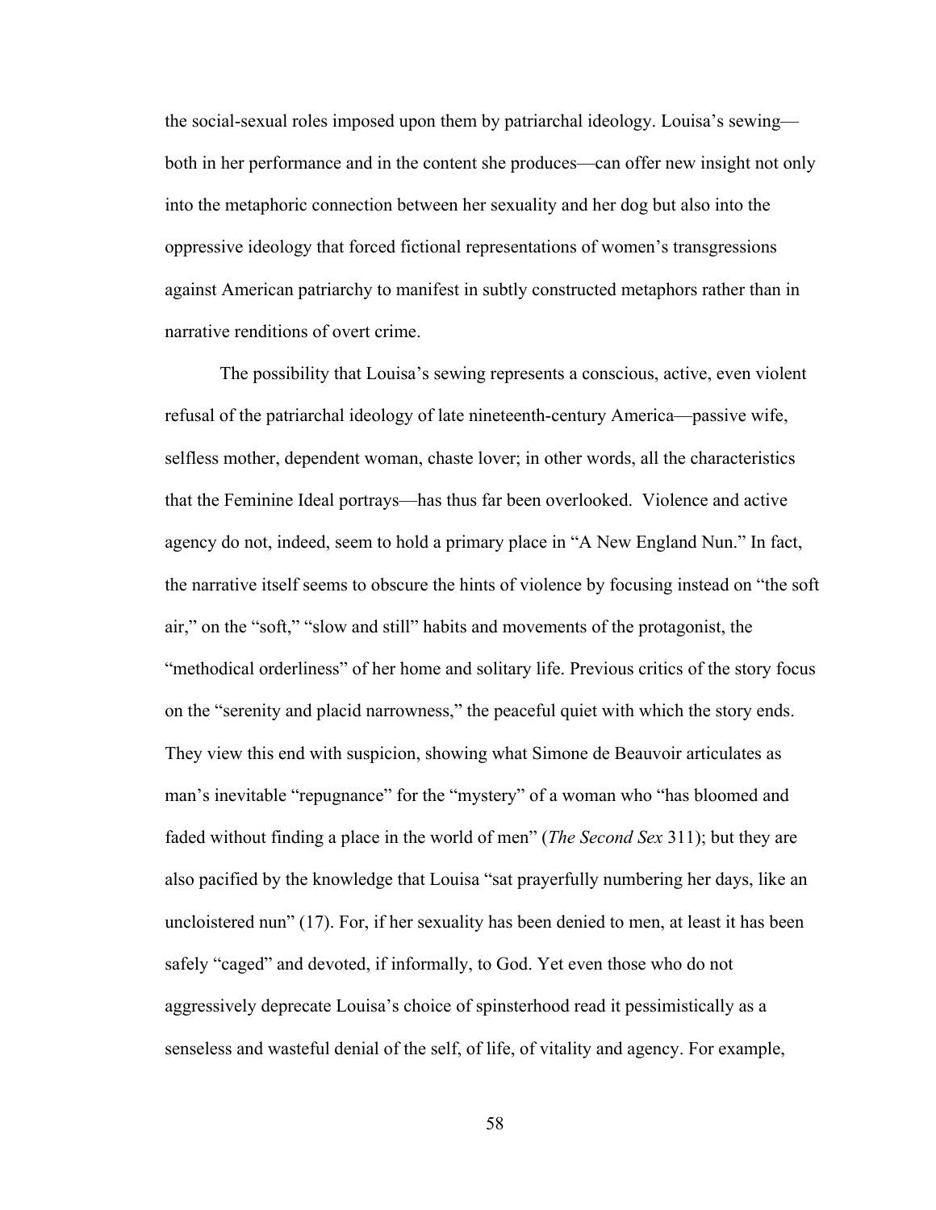the social-sexual roles imposed upon them by patriarchal ideology. Louisa's sewing—both in her performance and in the content she produces—can offer new insight not only into the metaphoric connection between her sexuality and her dog but also into the oppressive ideology that forced fictional representations of women's transgressions against American patriarchy to manifest in subtly constructed metaphors rather than in narrative renditions of overt crime.

The possibility that Louisa's sewing represents a conscious, active, even violent refusal of the patriarchal ideology of late nineteenth-century America—passive wife, selfless mother, dependent woman, chaste lover; in other words, all the characteristics that the Feminine Ideal portrays—has thus far been overlooked. Violence and active agency do not, indeed, seem to hold a primary place in "A New England Nun." In fact, the narrative itself seems to obscure the hints of violence by focusing instead on "the soft air," on the "soft," "slow and still" habits and movements of the protagonist, the "methodical orderliness" of her home and solitary life. Previous critics of the story focus on the "serenity and placid narrowness," the peaceful quiet with which the story ends. They view this end with suspicion, showing what Simone de Beauvoir articulates as man's inevitable "repugnance" for the "mystery" of a woman who "has bloomed and faded without finding a place in the world of men" (*The Second Sex* 311); but they are also pacified by the knowledge that Louisa "sat prayerfully numbering her days, like an uncloistered nun" (17). For, if her sexuality has been denied to men, at least it has been safely "caged" and devoted, if informally, to God. Yet even those who do not aggressively deprecate Louisa's choice of spinsterhood read it pessimistically as a senseless and wasteful denial of the self, of life, of vitality and agency. For example,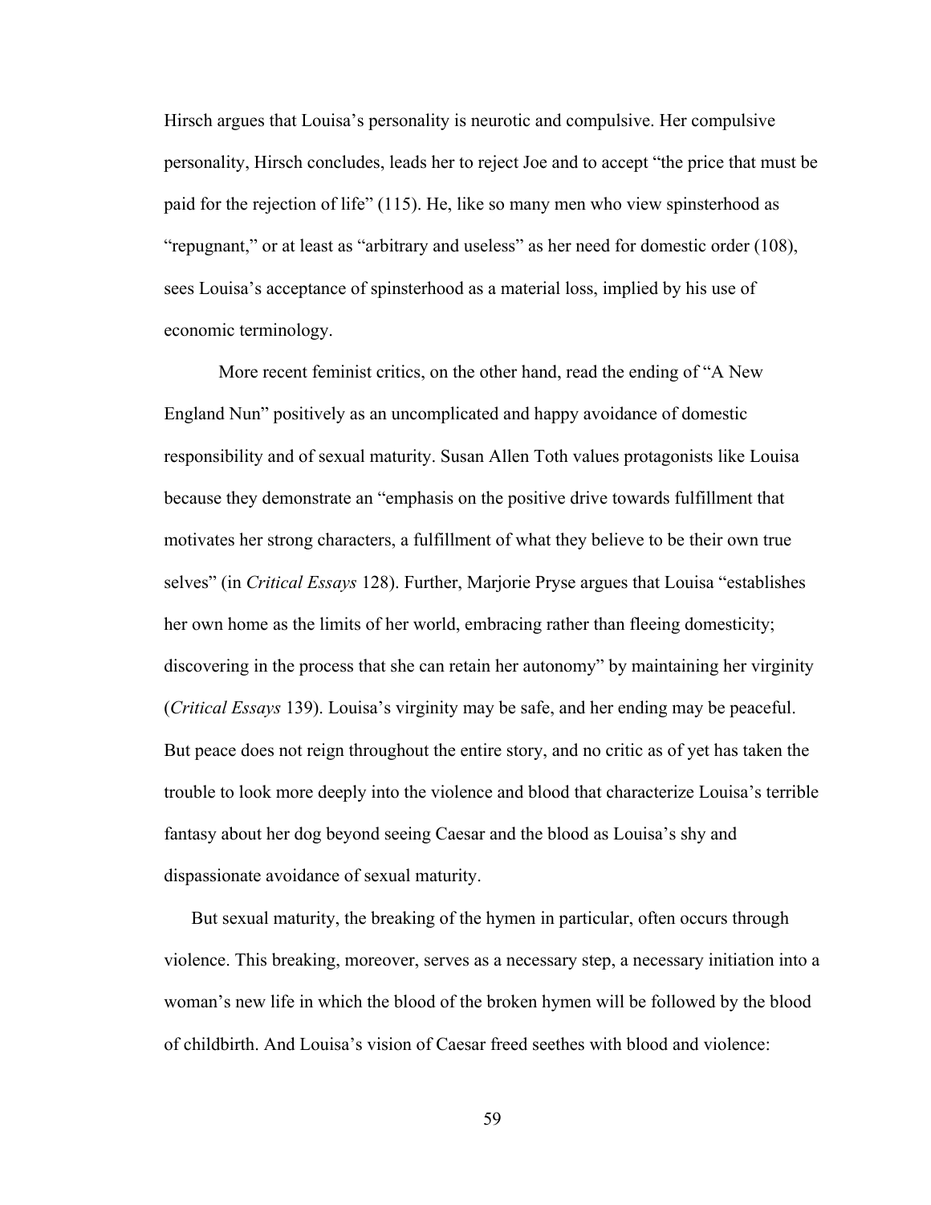Hirsch argues that Louisa's personality is neurotic and compulsive. Her compulsive personality, Hirsch concludes, leads her to reject Joe and to accept "the price that must be paid for the rejection of life" (115). He, like so many men who view spinsterhood as "repugnant," or at least as "arbitrary and useless" as her need for domestic order (108), sees Louisa's acceptance of spinsterhood as a material loss, implied by his use of economic terminology.

More recent feminist critics, on the other hand, read the ending of "A New England Nun" positively as an uncomplicated and happy avoidance of domestic responsibility and of sexual maturity. Susan Allen Toth values protagonists like Louisa because they demonstrate an "emphasis on the positive drive towards fulfillment that motivates her strong characters, a fulfillment of what they believe to be their own true selves" (in *Critical Essays* 128). Further, Marjorie Pryse argues that Louisa "establishes her own home as the limits of her world, embracing rather than fleeing domesticity; discovering in the process that she can retain her autonomy" by maintaining her virginity (*Critical Essays* 139). Louisa's virginity may be safe, and her ending may be peaceful. But peace does not reign throughout the entire story, and no critic as of yet has taken the trouble to look more deeply into the violence and blood that characterize Louisa's terrible fantasy about her dog beyond seeing Caesar and the blood as Louisa's shy and dispassionate avoidance of sexual maturity.

But sexual maturity, the breaking of the hymen in particular, often occurs through violence. This breaking, moreover, serves as a necessary step, a necessary initiation into a woman's new life in which the blood of the broken hymen will be followed by the blood of childbirth. And Louisa's vision of Caesar freed seethes with blood and violence: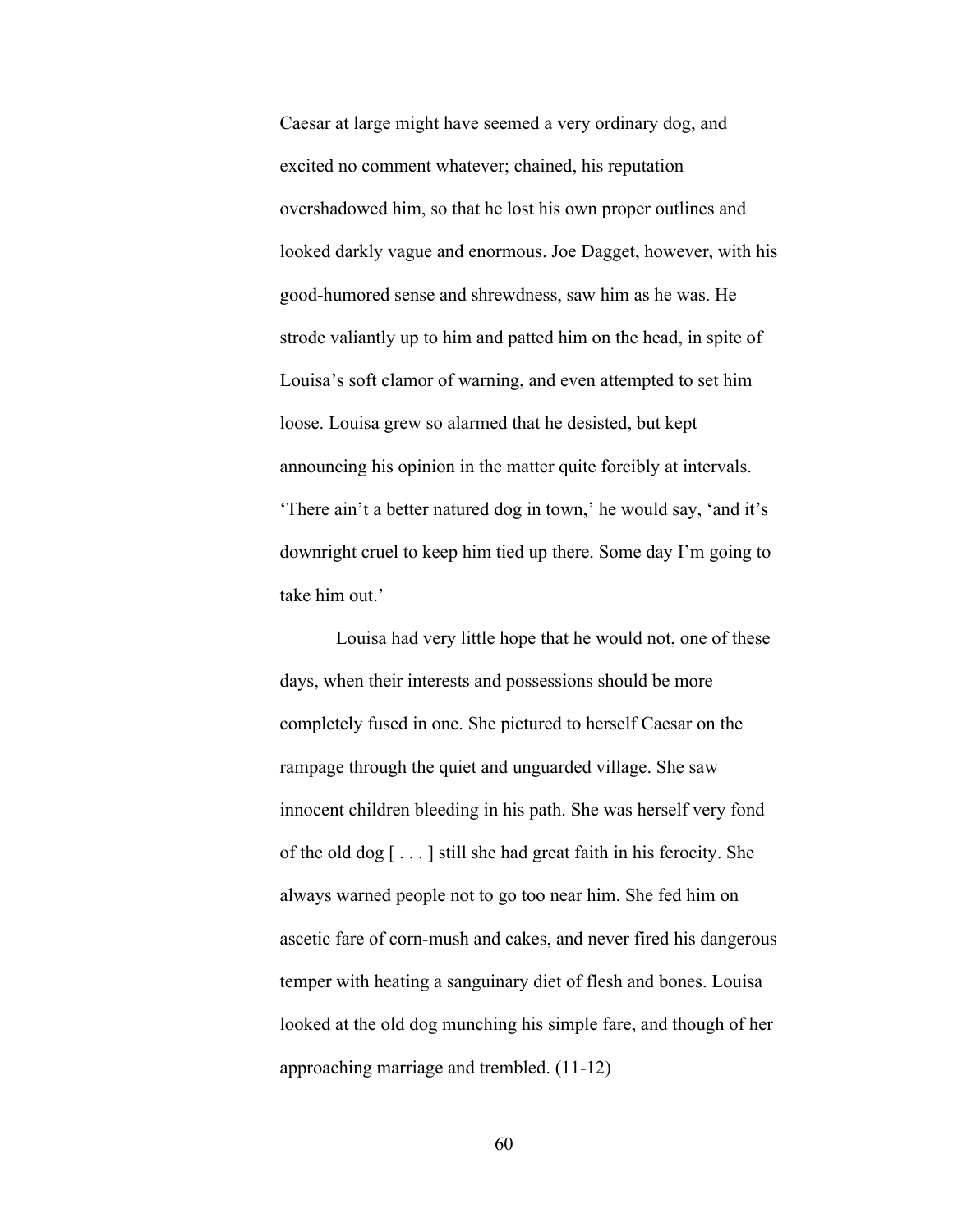Caesar at large might have seemed a very ordinary dog, and excited no comment whatever; chained, his reputation overshadowed him, so that he lost his own proper outlines and looked darkly vague and enormous. Joe Dagget, however, with his good-humored sense and shrewdness, saw him as he was. He strode valiantly up to him and patted him on the head, in spite of Louisa's soft clamor of warning, and even attempted to set him loose. Louisa grew so alarmed that he desisted, but kept announcing his opinion in the matter quite forcibly at intervals. 'There ain't a better natured dog in town,' he would say, 'and it's downright cruel to keep him tied up there. Some day I'm going to take him out.'

Louisa had very little hope that he would not, one of these days, when their interests and possessions should be more completely fused in one. She pictured to herself Caesar on the rampage through the quiet and unguarded village. She saw innocent children bleeding in his path. She was herself very fond of the old dog [ . . . ] still she had great faith in his ferocity. She always warned people not to go too near him. She fed him on ascetic fare of corn-mush and cakes, and never fired his dangerous temper with heating a sanguinary diet of flesh and bones. Louisa looked at the old dog munching his simple fare, and though of her approaching marriage and trembled. (11-12)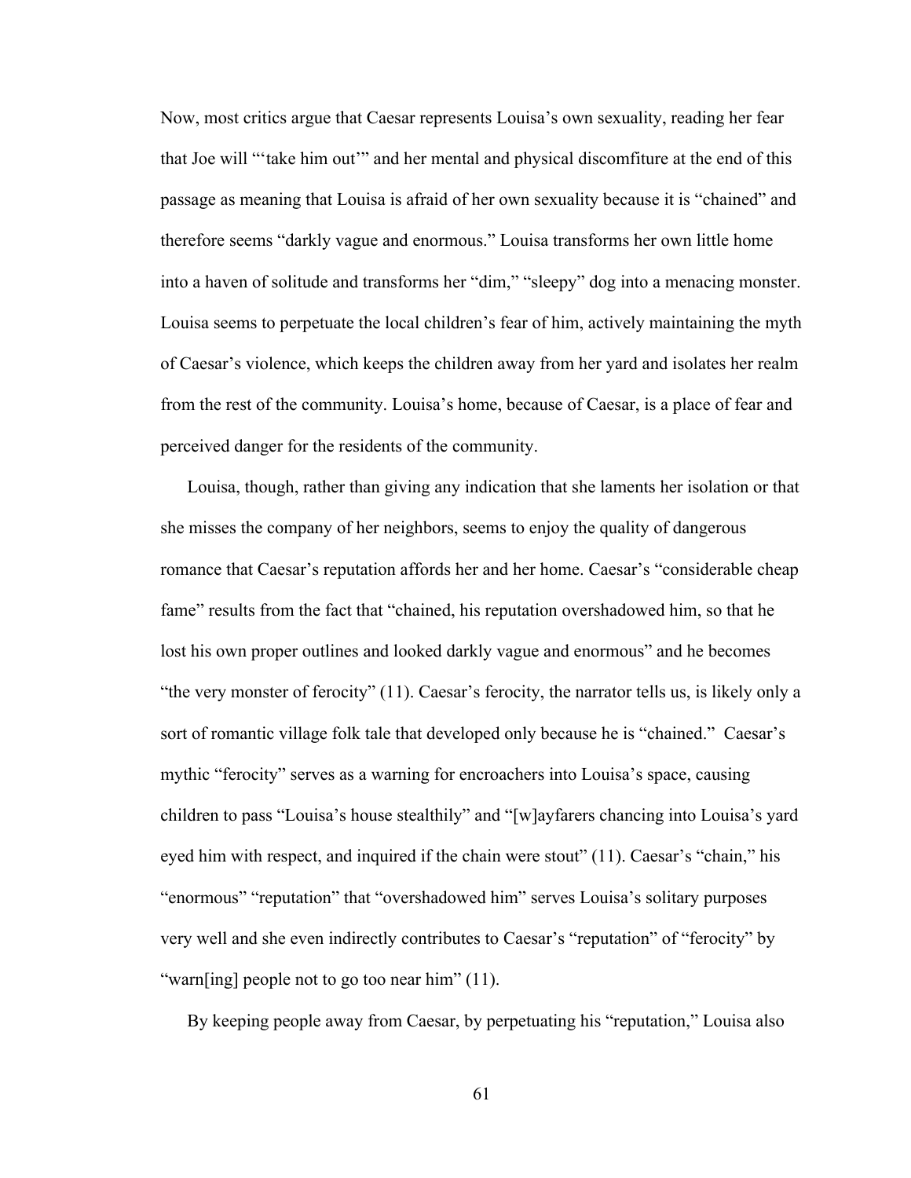Now, most critics argue that Caesar represents Louisa's own sexuality, reading her fear that Joe will "'take him out'" and her mental and physical discomfiture at the end of this passage as meaning that Louisa is afraid of her own sexuality because it is "chained" and therefore seems "darkly vague and enormous." Louisa transforms her own little home into a haven of solitude and transforms her "dim," "sleepy" dog into a menacing monster. Louisa seems to perpetuate the local children's fear of him, actively maintaining the myth of Caesar's violence, which keeps the children away from her yard and isolates her realm from the rest of the community. Louisa's home, because of Caesar, is a place of fear and perceived danger for the residents of the community.

Louisa, though, rather than giving any indication that she laments her isolation or that she misses the company of her neighbors, seems to enjoy the quality of dangerous romance that Caesar's reputation affords her and her home. Caesar's "considerable cheap fame" results from the fact that "chained, his reputation overshadowed him, so that he lost his own proper outlines and looked darkly vague and enormous" and he becomes "the very monster of ferocity" (11). Caesar's ferocity, the narrator tells us, is likely only a sort of romantic village folk tale that developed only because he is "chained." Caesar's mythic "ferocity" serves as a warning for encroachers into Louisa's space, causing children to pass "Louisa's house stealthily" and "[w]ayfarers chancing into Louisa's yard eyed him with respect, and inquired if the chain were stout" (11). Caesar's "chain," his "enormous" "reputation" that "overshadowed him" serves Louisa's solitary purposes very well and she even indirectly contributes to Caesar's "reputation" of "ferocity" by "warn[ing] people not to go too near him" (11).

By keeping people away from Caesar, by perpetuating his "reputation," Louisa also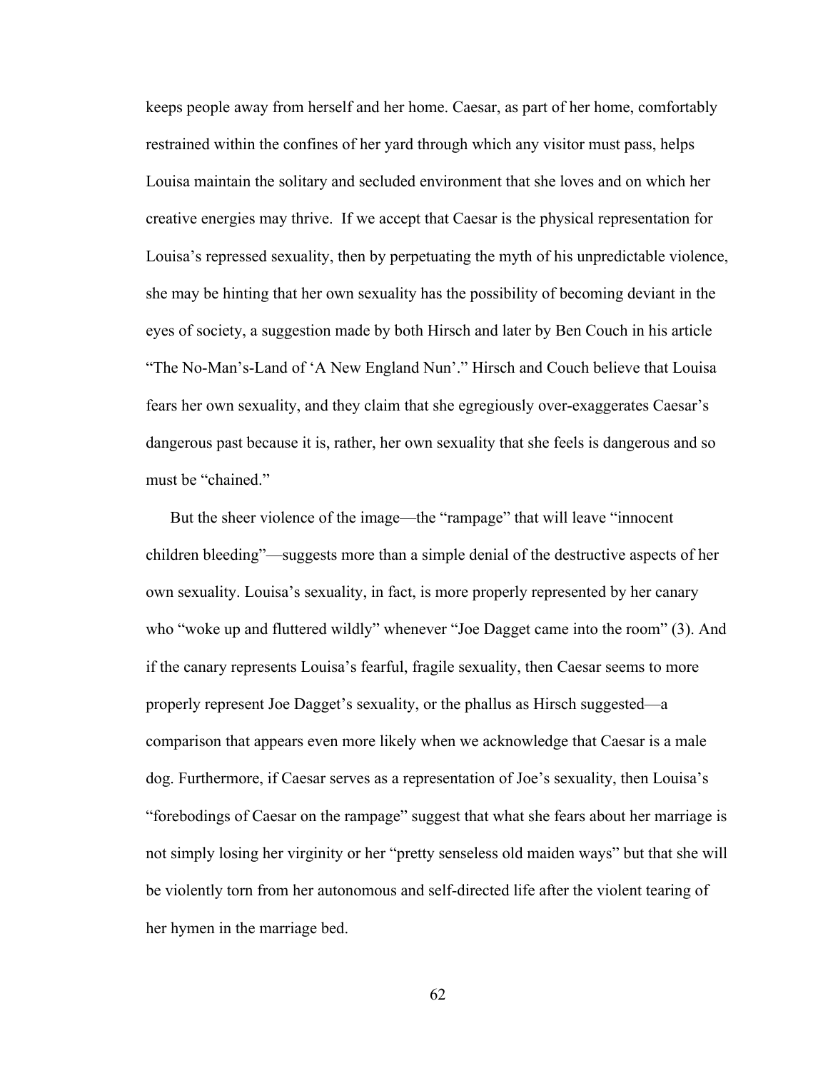keeps people away from herself and her home. Caesar, as part of her home, comfortably restrained within the confines of her yard through which any visitor must pass, helps Louisa maintain the solitary and secluded environment that she loves and on which her creative energies may thrive. If we accept that Caesar is the physical representation for Louisa's repressed sexuality, then by perpetuating the myth of his unpredictable violence, she may be hinting that her own sexuality has the possibility of becoming deviant in the eyes of society, a suggestion made by both Hirsch and later by Ben Couch in his article "The No-Man's-Land of 'A New England Nun'." Hirsch and Couch believe that Louisa fears her own sexuality, and they claim that she egregiously over-exaggerates Caesar's dangerous past because it is, rather, her own sexuality that she feels is dangerous and so must be "chained."

But the sheer violence of the image—the "rampage" that will leave "innocent children bleeding"—suggests more than a simple denial of the destructive aspects of her own sexuality. Louisa's sexuality, in fact, is more properly represented by her canary who "woke up and fluttered wildly" whenever "Joe Dagget came into the room" (3). And if the canary represents Louisa's fearful, fragile sexuality, then Caesar seems to more properly represent Joe Dagget's sexuality, or the phallus as Hirsch suggested—a comparison that appears even more likely when we acknowledge that Caesar is a male dog. Furthermore, if Caesar serves as a representation of Joe's sexuality, then Louisa's "forebodings of Caesar on the rampage" suggest that what she fears about her marriage is not simply losing her virginity or her "pretty senseless old maiden ways" but that she will be violently torn from her autonomous and self-directed life after the violent tearing of her hymen in the marriage bed.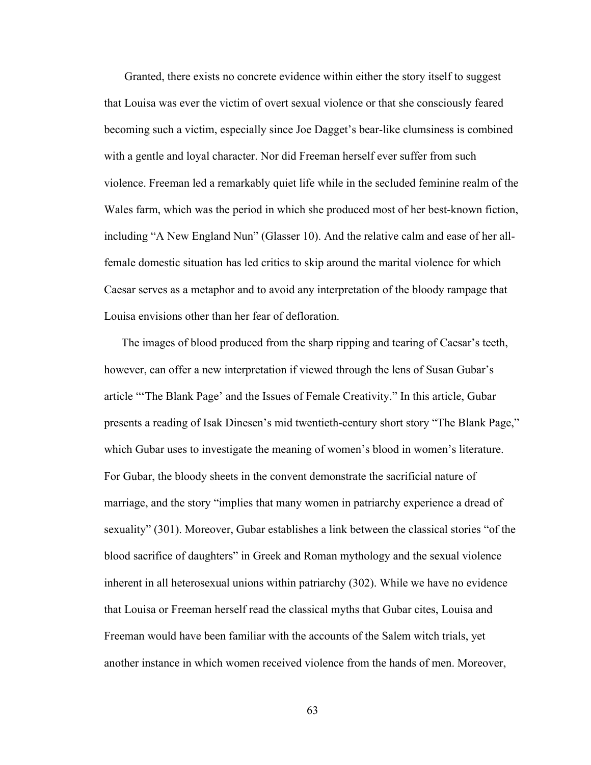Granted, there exists no concrete evidence within either the story itself to suggest that Louisa was ever the victim of overt sexual violence or that she consciously feared becoming such a victim, especially since Joe Dagget's bear-like clumsiness is combined with a gentle and loyal character. Nor did Freeman herself ever suffer from such violence. Freeman led a remarkably quiet life while in the secluded feminine realm of the Wales farm, which was the period in which she produced most of her best-known fiction, including "A New England Nun" (Glasser 10). And the relative calm and ease of her all-female domestic situation has led critics to skip around the marital violence for which Caesar serves as a metaphor and to avoid any interpretation of the bloody rampage that Louisa envisions other than her fear of defloration.

The images of blood produced from the sharp ripping and tearing of Caesar's teeth, however, can offer a new interpretation if viewed through the lens of Susan Gubar's article "'The Blank Page' and the Issues of Female Creativity." In this article, Gubar presents a reading of Isak Dinesen's mid twentieth-century short story "The Blank Page," which Gubar uses to investigate the meaning of women's blood in women's literature. For Gubar, the bloody sheets in the convent demonstrate the sacrificial nature of marriage, and the story "implies that many women in patriarchy experience a dread of sexuality" (301). Moreover, Gubar establishes a link between the classical stories "of the blood sacrifice of daughters" in Greek and Roman mythology and the sexual violence inherent in all heterosexual unions within patriarchy (302). While we have no evidence that Louisa or Freeman herself read the classical myths that Gubar cites, Louisa and Freeman would have been familiar with the accounts of the Salem witch trials, yet another instance in which women received violence from the hands of men. Moreover,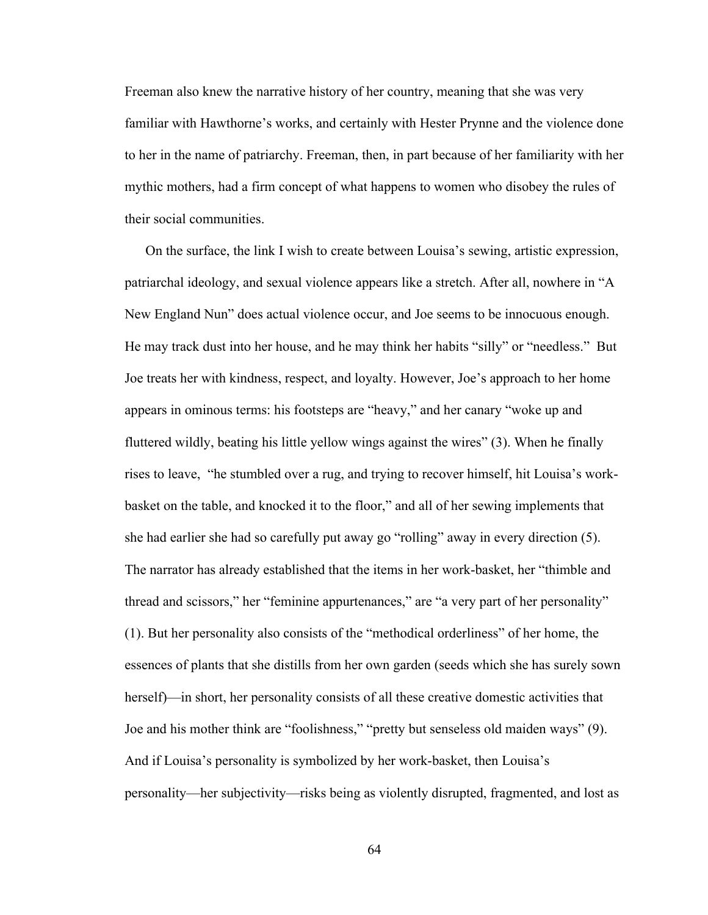Freeman also knew the narrative history of her country, meaning that she was very familiar with Hawthorne's works, and certainly with Hester Prynne and the violence done to her in the name of patriarchy. Freeman, then, in part because of her familiarity with her mythic mothers, had a firm concept of what happens to women who disobey the rules of their social communities.

On the surface, the link I wish to create between Louisa's sewing, artistic expression, patriarchal ideology, and sexual violence appears like a stretch. After all, nowhere in "A New England Nun" does actual violence occur, and Joe seems to be innocuous enough. He may track dust into her house, and he may think her habits "silly" or "needless." But Joe treats her with kindness, respect, and loyalty. However, Joe's approach to her home appears in ominous terms: his footsteps are "heavy," and her canary "woke up and fluttered wildly, beating his little yellow wings against the wires" (3). When he finally rises to leave, "he stumbled over a rug, and trying to recover himself, hit Louisa's work-basket on the table, and knocked it to the floor," and all of her sewing implements that she had earlier she had so carefully put away go "rolling" away in every direction (5). The narrator has already established that the items in her work-basket, her "thimble and thread and scissors," her "feminine appurtenances," are "a very part of her personality" (1). But her personality also consists of the "methodical orderliness" of her home, the essences of plants that she distills from her own garden (seeds which she has surely sown herself)—in short, her personality consists of all these creative domestic activities that Joe and his mother think are "foolishness," "pretty but senseless old maiden ways" (9). And if Louisa's personality is symbolized by her work-basket, then Louisa's personality—her subjectivity—risks being as violently disrupted, fragmented, and lost as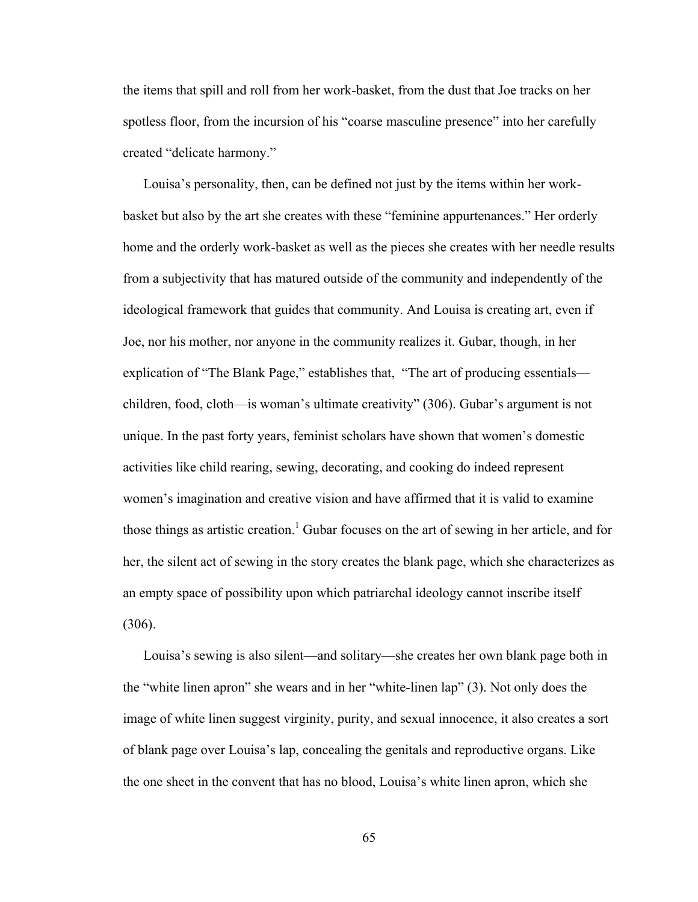the items that spill and roll from her work-basket, from the dust that Joe tracks on her spotless floor, from the incursion of his "coarse masculine presence" into her carefully created "delicate harmony."

Louisa's personality, then, can be defined not just by the items within her work-basket but also by the art she creates with these "feminine appurtenances." Her orderly home and the orderly work-basket as well as the pieces she creates with her needle results from a subjectivity that has matured outside of the community and independently of the ideological framework that guides that community. And Louisa is creating art, even if Joe, nor his mother, nor anyone in the community realizes it. Gubar, though, in her explication of "The Blank Page," establishes that, "The art of producing essentials—children, food, cloth—is woman's ultimate creativity" (306). Gubar's argument is not unique. In the past forty years, feminist scholars have shown that women's domestic activities like child rearing, sewing, decorating, and cooking do indeed represent women's imagination and creative vision and have affirmed that it is valid to examine those things as artistic creation.[1] Gubar focuses on the art of sewing in her article, and for her, the silent act of sewing in the story creates the blank page, which she characterizes as an empty space of possibility upon which patriarchal ideology cannot inscribe itself (306).

Louisa's sewing is also silent—and solitary—she creates her own blank page both in the "white linen apron" she wears and in her "white-linen lap" (3). Not only does the image of white linen suggest virginity, purity, and sexual innocence, it also creates a sort of blank page over Louisa's lap, concealing the genitals and reproductive organs. Like the one sheet in the convent that has no blood, Louisa's white linen apron, which she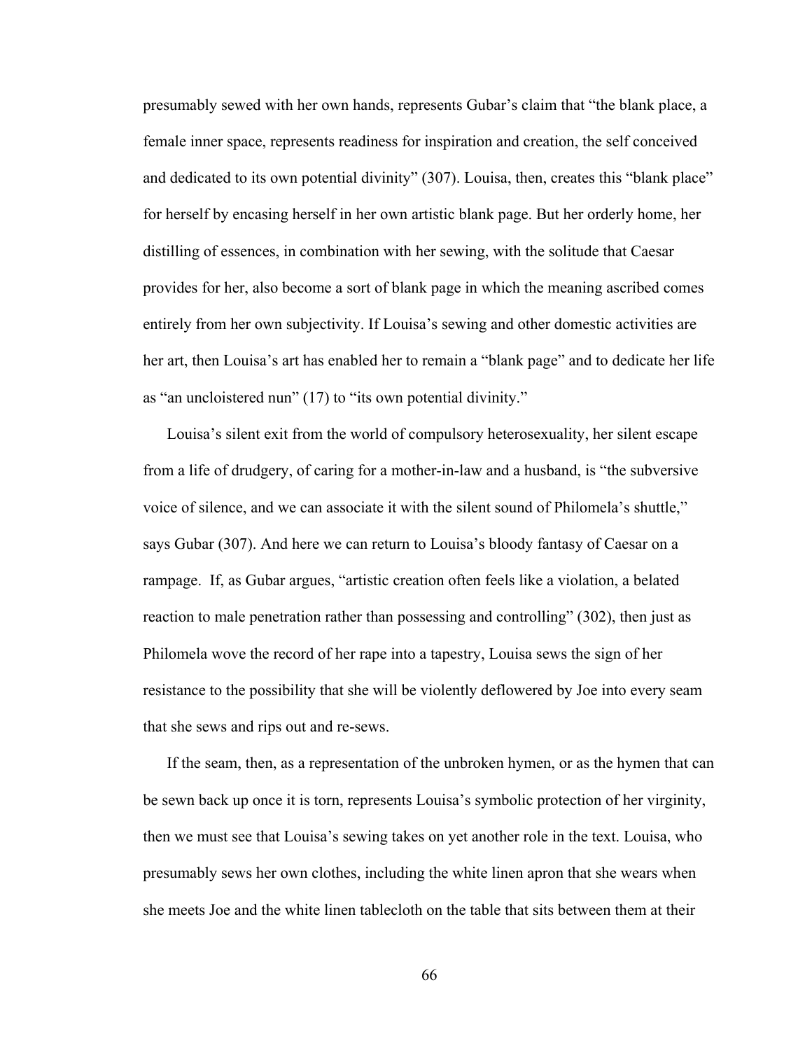presumably sewed with her own hands, represents Gubar's claim that "the blank place, a female inner space, represents readiness for inspiration and creation, the self conceived and dedicated to its own potential divinity" (307). Louisa, then, creates this "blank place" for herself by encasing herself in her own artistic blank page. But her orderly home, her distilling of essences, in combination with her sewing, with the solitude that Caesar provides for her, also become a sort of blank page in which the meaning ascribed comes entirely from her own subjectivity. If Louisa's sewing and other domestic activities are her art, then Louisa's art has enabled her to remain a "blank page" and to dedicate her life as "an uncloistered nun" (17) to "its own potential divinity."

Louisa's silent exit from the world of compulsory heterosexuality, her silent escape from a life of drudgery, of caring for a mother-in-law and a husband, is "the subversive voice of silence, and we can associate it with the silent sound of Philomela's shuttle," says Gubar (307). And here we can return to Louisa's bloody fantasy of Caesar on a rampage. If, as Gubar argues, "artistic creation often feels like a violation, a belated reaction to male penetration rather than possessing and controlling" (302), then just as Philomela wove the record of her rape into a tapestry, Louisa sews the sign of her resistance to the possibility that she will be violently deflowered by Joe into every seam that she sews and rips out and re-sews.

If the seam, then, as a representation of the unbroken hymen, or as the hymen that can be sewn back up once it is torn, represents Louisa's symbolic protection of her virginity, then we must see that Louisa's sewing takes on yet another role in the text. Louisa, who presumably sews her own clothes, including the white linen apron that she wears when she meets Joe and the white linen tablecloth on the table that sits between them at their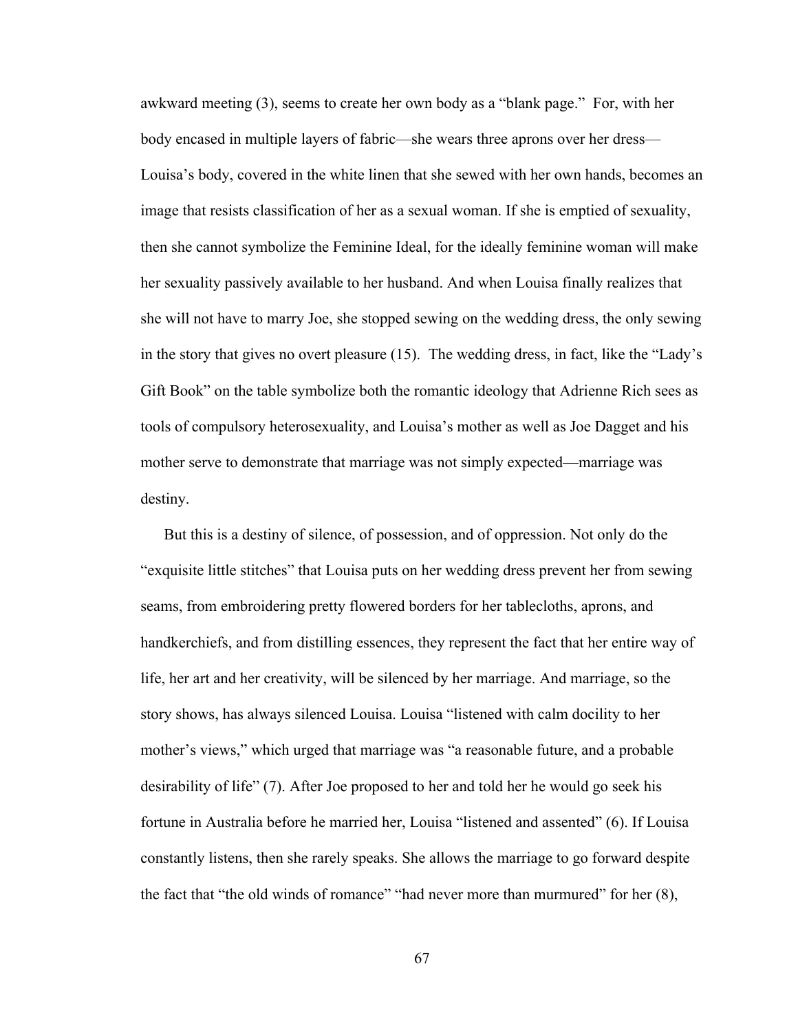awkward meeting (3), seems to create her own body as a "blank page." For, with her body encased in multiple layers of fabric—she wears three aprons over her dress—Louisa's body, covered in the white linen that she sewed with her own hands, becomes an image that resists classification of her as a sexual woman. If she is emptied of sexuality, then she cannot symbolize the Feminine Ideal, for the ideally feminine woman will make her sexuality passively available to her husband. And when Louisa finally realizes that she will not have to marry Joe, she stopped sewing on the wedding dress, the only sewing in the story that gives no overt pleasure (15). The wedding dress, in fact, like the "Lady's Gift Book" on the table symbolize both the romantic ideology that Adrienne Rich sees as tools of compulsory heterosexuality, and Louisa's mother as well as Joe Dagget and his mother serve to demonstrate that marriage was not simply expected—marriage was destiny.

But this is a destiny of silence, of possession, and of oppression. Not only do the "exquisite little stitches" that Louisa puts on her wedding dress prevent her from sewing seams, from embroidering pretty flowered borders for her tablecloths, aprons, and handkerchiefs, and from distilling essences, they represent the fact that her entire way of life, her art and her creativity, will be silenced by her marriage. And marriage, so the story shows, has always silenced Louisa. Louisa "listened with calm docility to her mother's views," which urged that marriage was "a reasonable future, and a probable desirability of life" (7). After Joe proposed to her and told her he would go seek his fortune in Australia before he married her, Louisa "listened and assented" (6). If Louisa constantly listens, then she rarely speaks. She allows the marriage to go forward despite the fact that "the old winds of romance" "had never more than murmured" for her (8),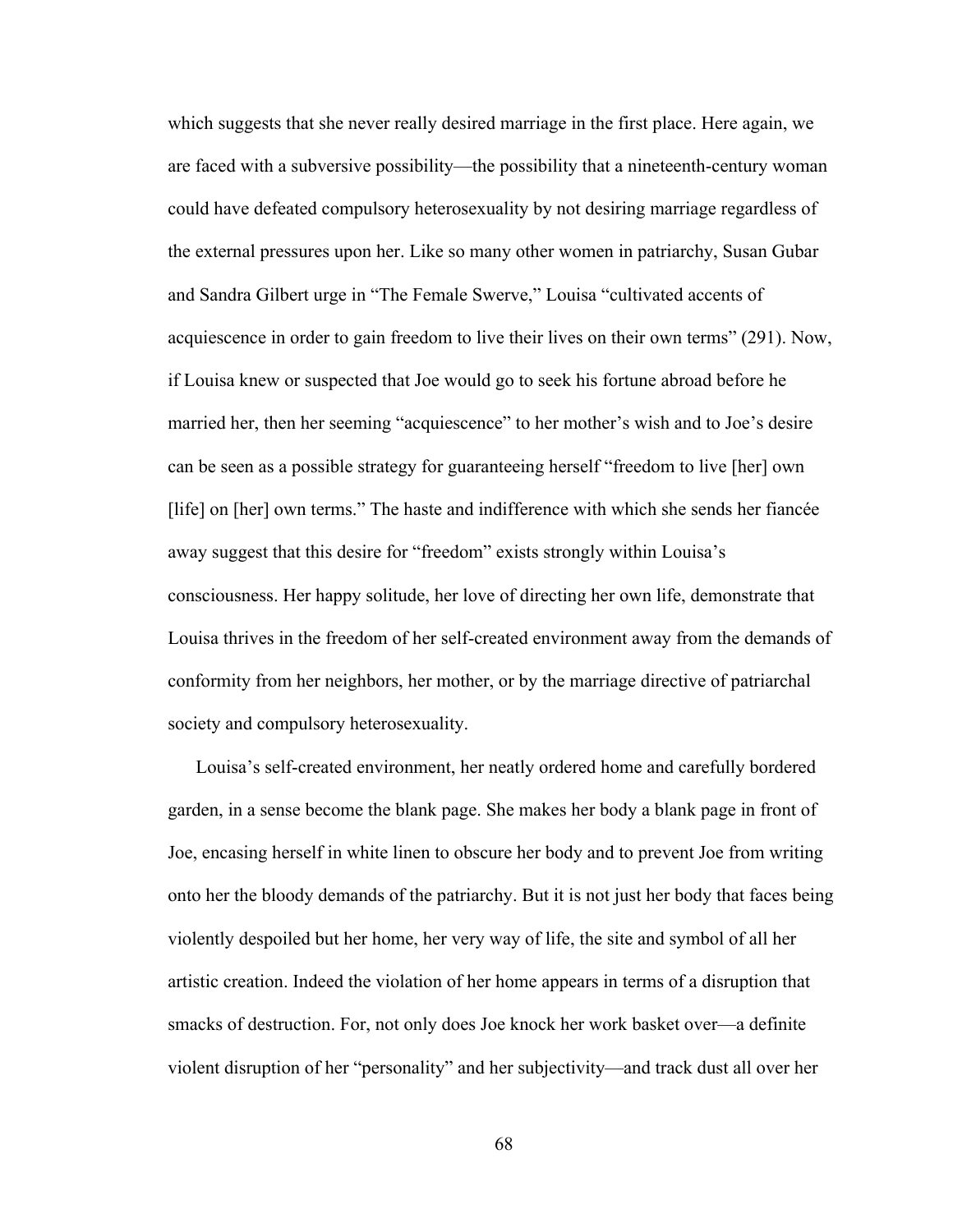which suggests that she never really desired marriage in the first place. Here again, we are faced with a subversive possibility—the possibility that a nineteenth-century woman could have defeated compulsory heterosexuality by not desiring marriage regardless of the external pressures upon her. Like so many other women in patriarchy, Susan Gubar and Sandra Gilbert urge in "The Female Swerve," Louisa "cultivated accents of acquiescence in order to gain freedom to live their lives on their own terms" (291). Now, if Louisa knew or suspected that Joe would go to seek his fortune abroad before he married her, then her seeming "acquiescence" to her mother's wish and to Joe's desire can be seen as a possible strategy for guaranteeing herself "freedom to live [her] own [life] on [her] own terms." The haste and indifference with which she sends her fiancée away suggest that this desire for "freedom" exists strongly within Louisa's consciousness. Her happy solitude, her love of directing her own life, demonstrate that Louisa thrives in the freedom of her self-created environment away from the demands of conformity from her neighbors, her mother, or by the marriage directive of patriarchal society and compulsory heterosexuality.

Louisa's self-created environment, her neatly ordered home and carefully bordered garden, in a sense become the blank page. She makes her body a blank page in front of Joe, encasing herself in white linen to obscure her body and to prevent Joe from writing onto her the bloody demands of the patriarchy. But it is not just her body that faces being violently despoiled but her home, her very way of life, the site and symbol of all her artistic creation. Indeed the violation of her home appears in terms of a disruption that smacks of destruction. For, not only does Joe knock her work basket over—a definite violent disruption of her "personality" and her subjectivity—and track dust all over her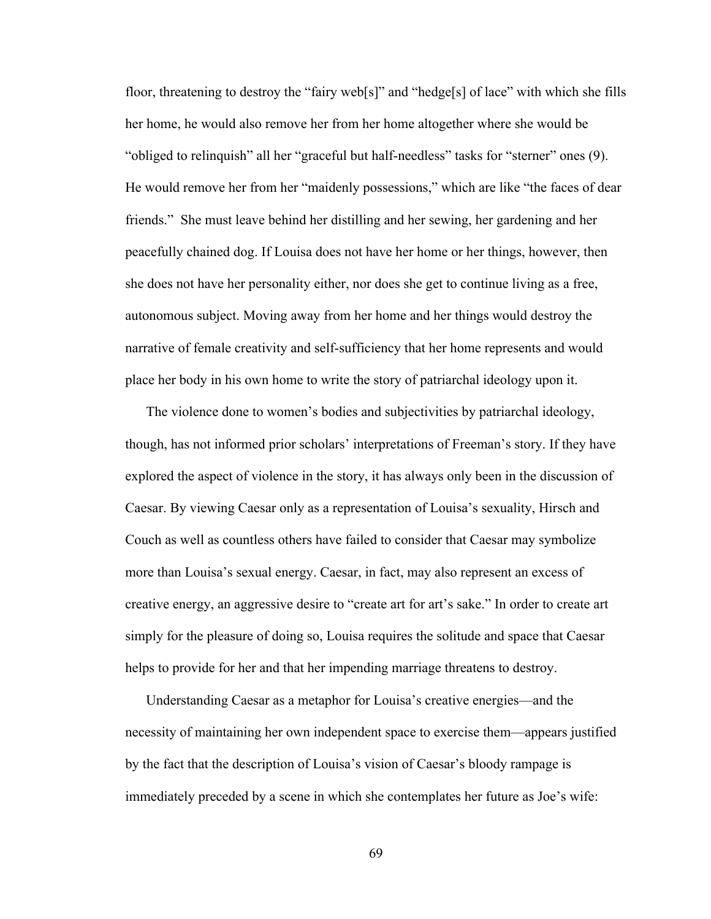floor, threatening to destroy the "fairy web[s]" and "hedge[s] of lace" with which she fills her home, he would also remove her from her home altogether where she would be "obliged to relinquish" all her "graceful but half-needless" tasks for "sterner" ones (9). He would remove her from her "maidenly possessions," which are like "the faces of dear friends." She must leave behind her distilling and her sewing, her gardening and her peacefully chained dog. If Louisa does not have her home or her things, however, then she does not have her personality either, nor does she get to continue living as a free, autonomous subject. Moving away from her home and her things would destroy the narrative of female creativity and self-sufficiency that her home represents and would place her body in his own home to write the story of patriarchal ideology upon it.

The violence done to women's bodies and subjectivities by patriarchal ideology, though, has not informed prior scholars' interpretations of Freeman's story. If they have explored the aspect of violence in the story, it has always only been in the discussion of Caesar. By viewing Caesar only as a representation of Louisa's sexuality, Hirsch and Couch as well as countless others have failed to consider that Caesar may symbolize more than Louisa's sexual energy. Caesar, in fact, may also represent an excess of creative energy, an aggressive desire to "create art for art's sake." In order to create art simply for the pleasure of doing so, Louisa requires the solitude and space that Caesar helps to provide for her and that her impending marriage threatens to destroy.

Understanding Caesar as a metaphor for Louisa's creative energies—and the necessity of maintaining her own independent space to exercise them—appears justified by the fact that the description of Louisa's vision of Caesar's bloody rampage is immediately preceded by a scene in which she contemplates her future as Joe's wife: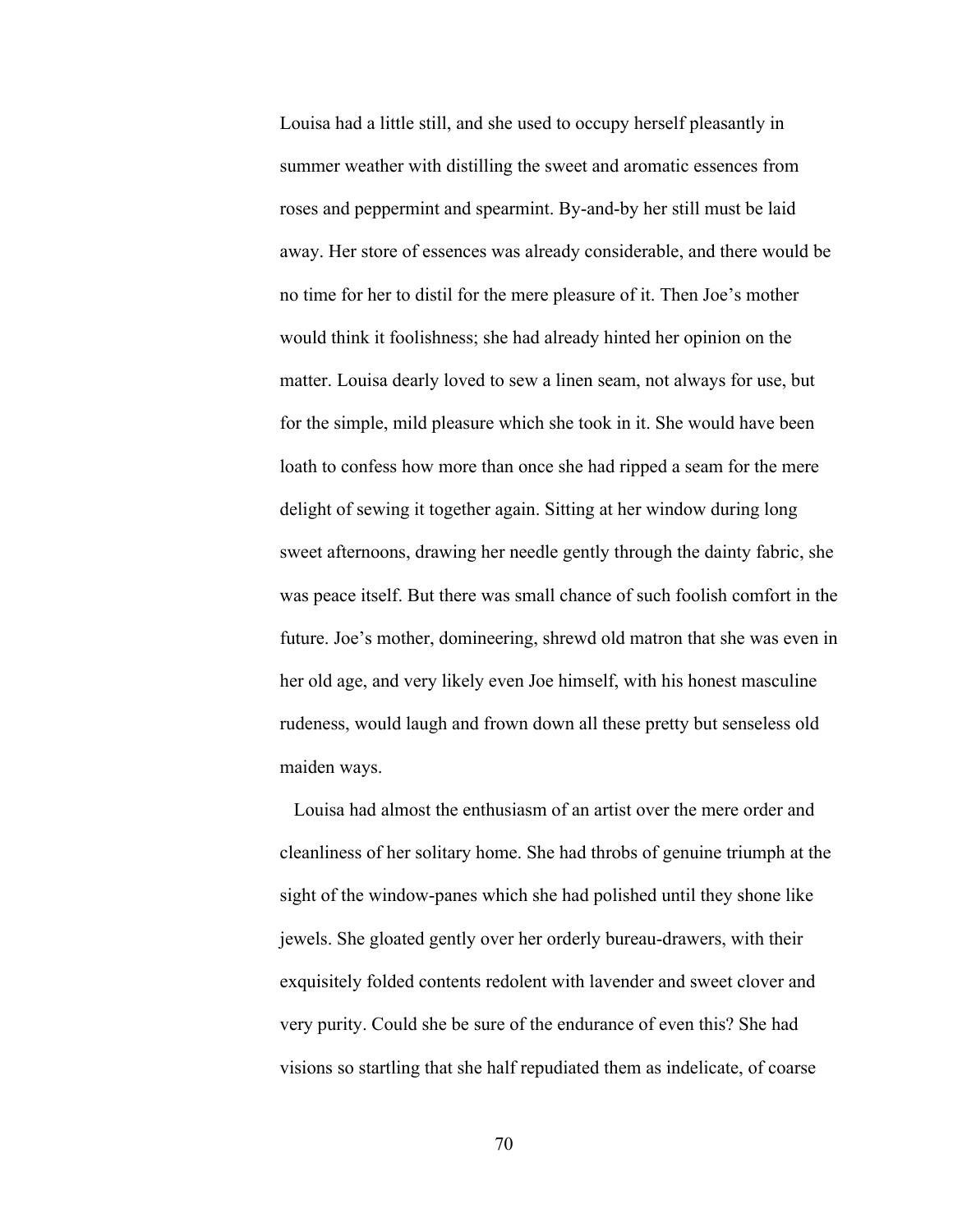Louisa had a little still, and she used to occupy herself pleasantly in summer weather with distilling the sweet and aromatic essences from roses and peppermint and spearmint. By-and-by her still must be laid away. Her store of essences was already considerable, and there would be no time for her to distil for the mere pleasure of it. Then Joe's mother would think it foolishness; she had already hinted her opinion on the matter. Louisa dearly loved to sew a linen seam, not always for use, but for the simple, mild pleasure which she took in it. She would have been loath to confess how more than once she had ripped a seam for the mere delight of sewing it together again. Sitting at her window during long sweet afternoons, drawing her needle gently through the dainty fabric, she was peace itself. But there was small chance of such foolish comfort in the future. Joe's mother, domineering, shrewd old matron that she was even in her old age, and very likely even Joe himself, with his honest masculine rudeness, would laugh and frown down all these pretty but senseless old maiden ways.

Louisa had almost the enthusiasm of an artist over the mere order and cleanliness of her solitary home. She had throbs of genuine triumph at the sight of the window-panes which she had polished until they shone like jewels. She gloated gently over her orderly bureau-drawers, with their exquisitely folded contents redolent with lavender and sweet clover and very purity. Could she be sure of the endurance of even this? She had visions so startling that she half repudiated them as indelicate, of coarse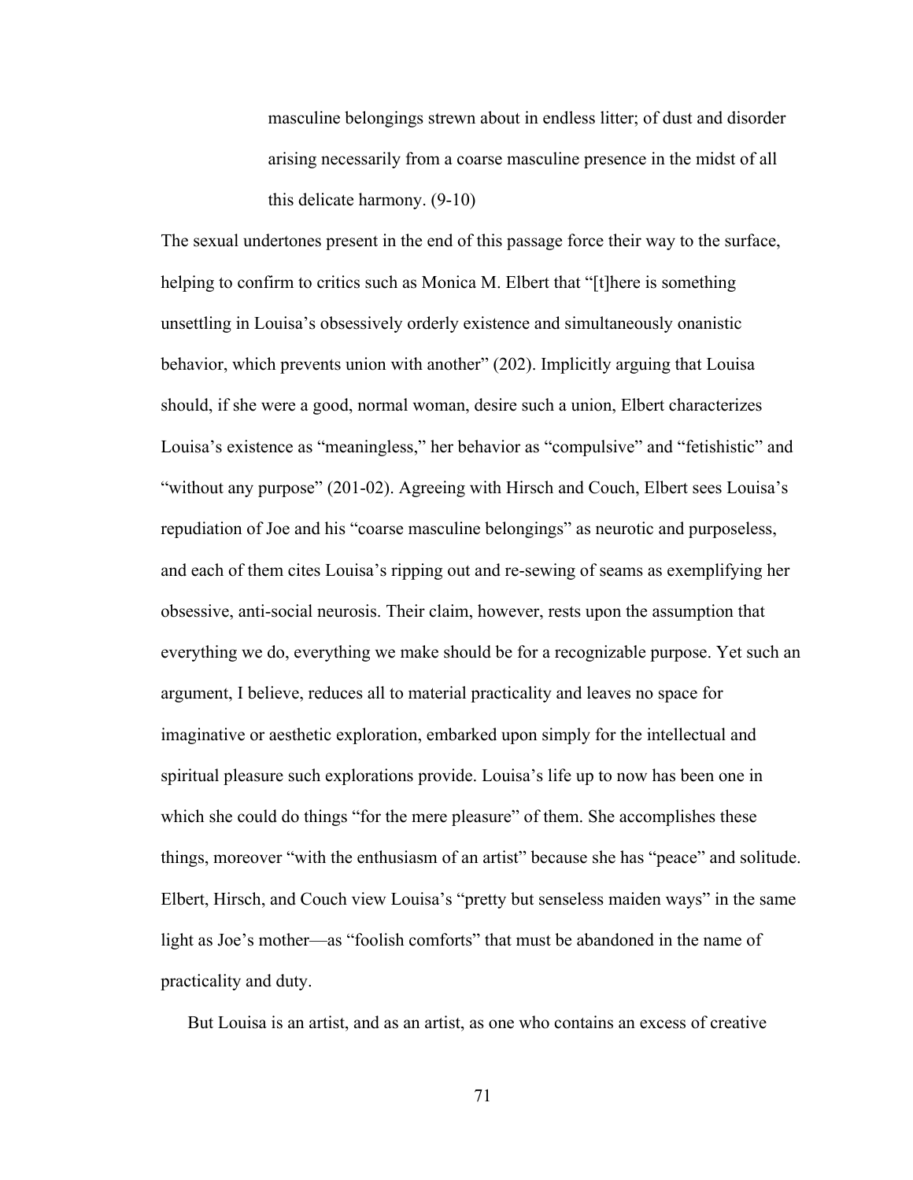> masculine belongings strewn about in endless litter; of dust and disorder arising necessarily from a coarse masculine presence in the midst of all this delicate harmony. (9-10)

The sexual undertones present in the end of this passage force their way to the surface, helping to confirm to critics such as Monica M. Elbert that "[t]here is something unsettling in Louisa's obsessively orderly existence and simultaneously onanistic behavior, which prevents union with another" (202). Implicitly arguing that Louisa should, if she were a good, normal woman, desire such a union, Elbert characterizes Louisa's existence as "meaningless," her behavior as "compulsive" and "fetishistic" and "without any purpose" (201-02). Agreeing with Hirsch and Couch, Elbert sees Louisa's repudiation of Joe and his "coarse masculine belongings" as neurotic and purposeless, and each of them cites Louisa's ripping out and re-sewing of seams as exemplifying her obsessive, anti-social neurosis. Their claim, however, rests upon the assumption that everything we do, everything we make should be for a recognizable purpose. Yet such an argument, I believe, reduces all to material practicality and leaves no space for imaginative or aesthetic exploration, embarked upon simply for the intellectual and spiritual pleasure such explorations provide. Louisa's life up to now has been one in which she could do things "for the mere pleasure" of them. She accomplishes these things, moreover "with the enthusiasm of an artist" because she has "peace" and solitude. Elbert, Hirsch, and Couch view Louisa's "pretty but senseless maiden ways" in the same light as Joe's mother—as "foolish comforts" that must be abandoned in the name of practicality and duty.

But Louisa is an artist, and as an artist, as one who contains an excess of creative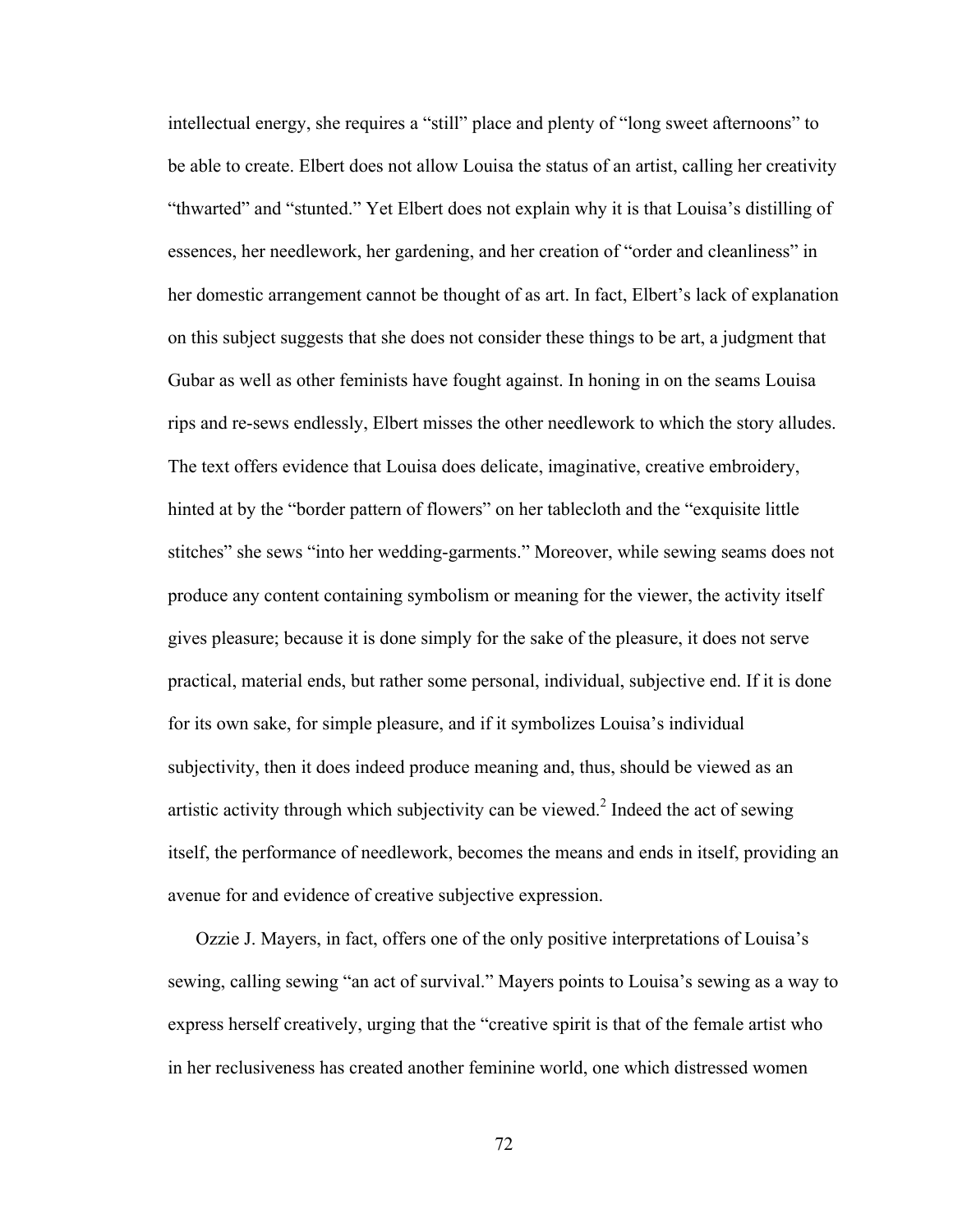intellectual energy, she requires a "still" place and plenty of "long sweet afternoons" to be able to create. Elbert does not allow Louisa the status of an artist, calling her creativity "thwarted" and "stunted." Yet Elbert does not explain why it is that Louisa's distilling of essences, her needlework, her gardening, and her creation of "order and cleanliness" in her domestic arrangement cannot be thought of as art. In fact, Elbert's lack of explanation on this subject suggests that she does not consider these things to be art, a judgment that Gubar as well as other feminists have fought against. In honing in on the seams Louisa rips and re-sews endlessly, Elbert misses the other needlework to which the story alludes. The text offers evidence that Louisa does delicate, imaginative, creative embroidery, hinted at by the "border pattern of flowers" on her tablecloth and the "exquisite little stitches" she sews "into her wedding-garments." Moreover, while sewing seams does not produce any content containing symbolism or meaning for the viewer, the activity itself gives pleasure; because it is done simply for the sake of the pleasure, it does not serve practical, material ends, but rather some personal, individual, subjective end. If it is done for its own sake, for simple pleasure, and if it symbolizes Louisa's individual subjectivity, then it does indeed produce meaning and, thus, should be viewed as an artistic activity through which subjectivity can be viewed.[2] Indeed the act of sewing itself, the performance of needlework, becomes the means and ends in itself, providing an avenue for and evidence of creative subjective expression.

Ozzie J. Mayers, in fact, offers one of the only positive interpretations of Louisa's sewing, calling sewing "an act of survival." Mayers points to Louisa's sewing as a way to express herself creatively, urging that the "creative spirit is that of the female artist who in her reclusiveness has created another feminine world, one which distressed women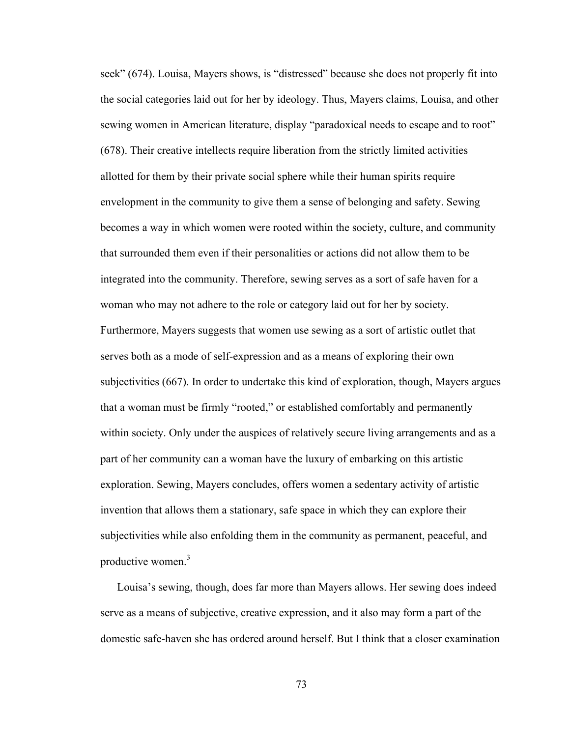seek" (674). Louisa, Mayers shows, is "distressed" because she does not properly fit into the social categories laid out for her by ideology. Thus, Mayers claims, Louisa, and other sewing women in American literature, display "paradoxical needs to escape and to root" (678). Their creative intellects require liberation from the strictly limited activities allotted for them by their private social sphere while their human spirits require envelopment in the community to give them a sense of belonging and safety. Sewing becomes a way in which women were rooted within the society, culture, and community that surrounded them even if their personalities or actions did not allow them to be integrated into the community. Therefore, sewing serves as a sort of safe haven for a woman who may not adhere to the role or category laid out for her by society. Furthermore, Mayers suggests that women use sewing as a sort of artistic outlet that serves both as a mode of self-expression and as a means of exploring their own subjectivities (667). In order to undertake this kind of exploration, though, Mayers argues that a woman must be firmly "rooted," or established comfortably and permanently within society. Only under the auspices of relatively secure living arrangements and as a part of her community can a woman have the luxury of embarking on this artistic exploration. Sewing, Mayers concludes, offers women a sedentary activity of artistic invention that allows them a stationary, safe space in which they can explore their subjectivities while also enfolding them in the community as permanent, peaceful, and productive women.[3]

Louisa's sewing, though, does far more than Mayers allows. Her sewing does indeed serve as a means of subjective, creative expression, and it also may form a part of the domestic safe-haven she has ordered around herself. But I think that a closer examination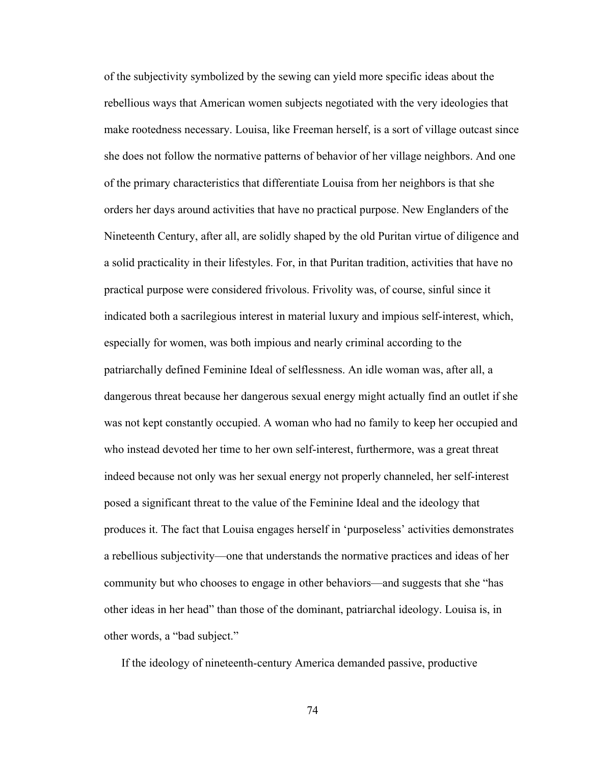of the subjectivity symbolized by the sewing can yield more specific ideas about the rebellious ways that American women subjects negotiated with the very ideologies that make rootedness necessary. Louisa, like Freeman herself, is a sort of village outcast since she does not follow the normative patterns of behavior of her village neighbors. And one of the primary characteristics that differentiate Louisa from her neighbors is that she orders her days around activities that have no practical purpose. New Englanders of the Nineteenth Century, after all, are solidly shaped by the old Puritan virtue of diligence and a solid practicality in their lifestyles. For, in that Puritan tradition, activities that have no practical purpose were considered frivolous. Frivolity was, of course, sinful since it indicated both a sacrilegious interest in material luxury and impious self-interest, which, especially for women, was both impious and nearly criminal according to the patriarchally defined Feminine Ideal of selflessness. An idle woman was, after all, a dangerous threat because her dangerous sexual energy might actually find an outlet if she was not kept constantly occupied. A woman who had no family to keep her occupied and who instead devoted her time to her own self-interest, furthermore, was a great threat indeed because not only was her sexual energy not properly channeled, her self-interest posed a significant threat to the value of the Feminine Ideal and the ideology that produces it. The fact that Louisa engages herself in 'purposeless' activities demonstrates a rebellious subjectivity—one that understands the normative practices and ideas of her community but who chooses to engage in other behaviors—and suggests that she "has other ideas in her head" than those of the dominant, patriarchal ideology. Louisa is, in other words, a "bad subject."

If the ideology of nineteenth-century America demanded passive, productive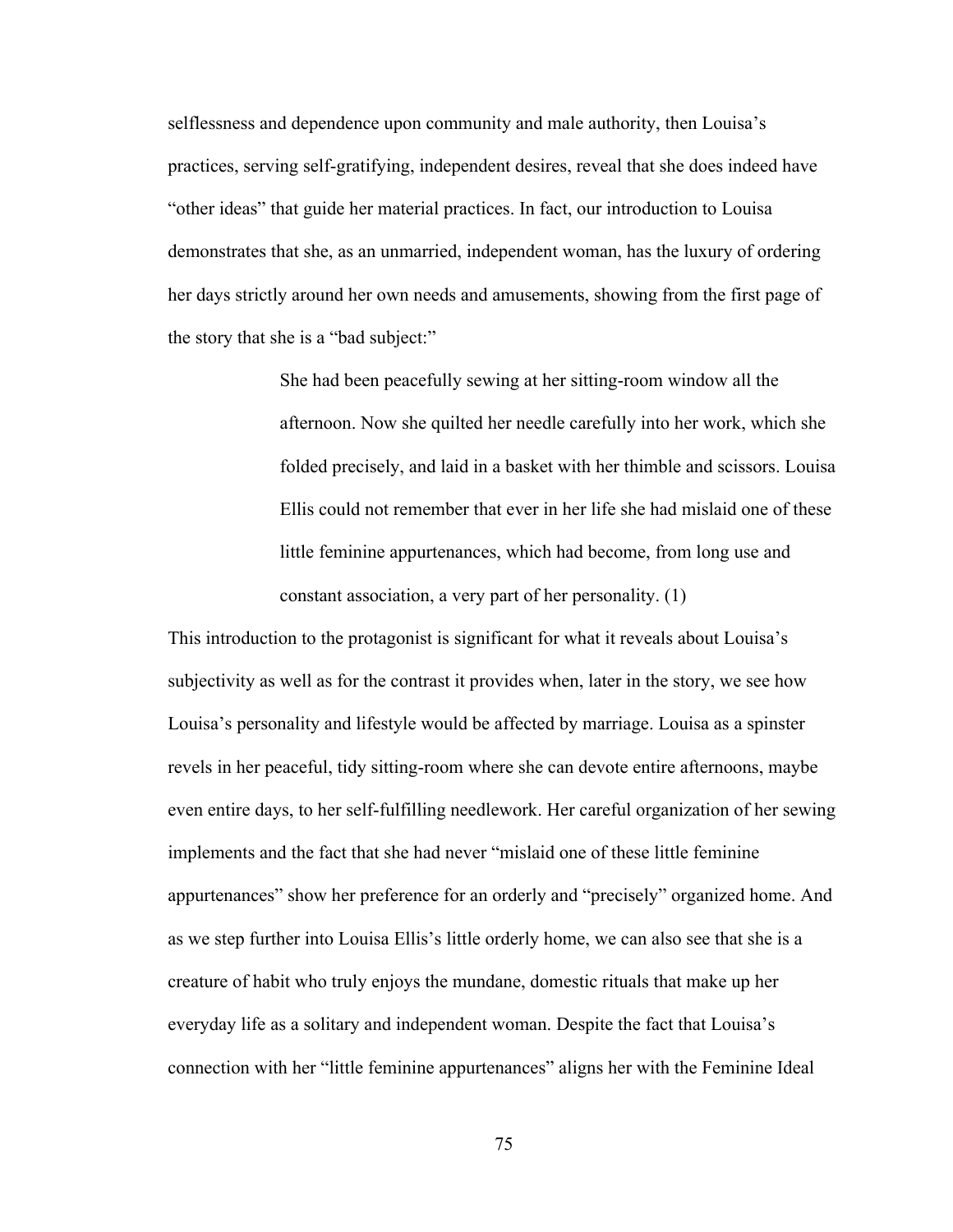selflessness and dependence upon community and male authority, then Louisa's practices, serving self-gratifying, independent desires, reveal that she does indeed have "other ideas" that guide her material practices. In fact, our introduction to Louisa demonstrates that she, as an unmarried, independent woman, has the luxury of ordering her days strictly around her own needs and amusements, showing from the first page of the story that she is a "bad subject:"

> She had been peacefully sewing at her sitting-room window all the afternoon. Now she quilted her needle carefully into her work, which she folded precisely, and laid in a basket with her thimble and scissors. Louisa Ellis could not remember that ever in her life she had mislaid one of these little feminine appurtenances, which had become, from long use and constant association, a very part of her personality. (1)

This introduction to the protagonist is significant for what it reveals about Louisa's subjectivity as well as for the contrast it provides when, later in the story, we see how Louisa's personality and lifestyle would be affected by marriage. Louisa as a spinster revels in her peaceful, tidy sitting-room where she can devote entire afternoons, maybe even entire days, to her self-fulfilling needlework. Her careful organization of her sewing implements and the fact that she had never "mislaid one of these little feminine appurtenances" show her preference for an orderly and "precisely" organized home. And as we step further into Louisa Ellis's little orderly home, we can also see that she is a creature of habit who truly enjoys the mundane, domestic rituals that make up her everyday life as a solitary and independent woman. Despite the fact that Louisa's connection with her "little feminine appurtenances" aligns her with the Feminine Ideal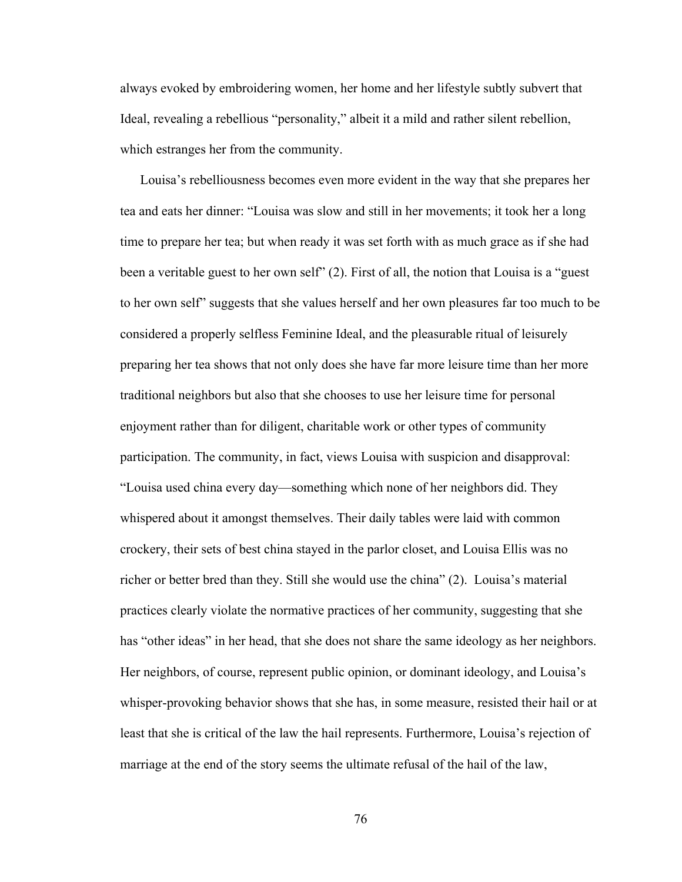always evoked by embroidering women, her home and her lifestyle subtly subvert that Ideal, revealing a rebellious "personality," albeit it a mild and rather silent rebellion, which estranges her from the community.

Louisa's rebelliousness becomes even more evident in the way that she prepares her tea and eats her dinner: "Louisa was slow and still in her movements; it took her a long time to prepare her tea; but when ready it was set forth with as much grace as if she had been a veritable guest to her own self" (2). First of all, the notion that Louisa is a "guest to her own self" suggests that she values herself and her own pleasures far too much to be considered a properly selfless Feminine Ideal, and the pleasurable ritual of leisurely preparing her tea shows that not only does she have far more leisure time than her more traditional neighbors but also that she chooses to use her leisure time for personal enjoyment rather than for diligent, charitable work or other types of community participation. The community, in fact, views Louisa with suspicion and disapproval: "Louisa used china every day—something which none of her neighbors did. They whispered about it amongst themselves. Their daily tables were laid with common crockery, their sets of best china stayed in the parlor closet, and Louisa Ellis was no richer or better bred than they. Still she would use the china" (2). Louisa's material practices clearly violate the normative practices of her community, suggesting that she has "other ideas" in her head, that she does not share the same ideology as her neighbors. Her neighbors, of course, represent public opinion, or dominant ideology, and Louisa's whisper-provoking behavior shows that she has, in some measure, resisted their hail or at least that she is critical of the law the hail represents. Furthermore, Louisa's rejection of marriage at the end of the story seems the ultimate refusal of the hail of the law,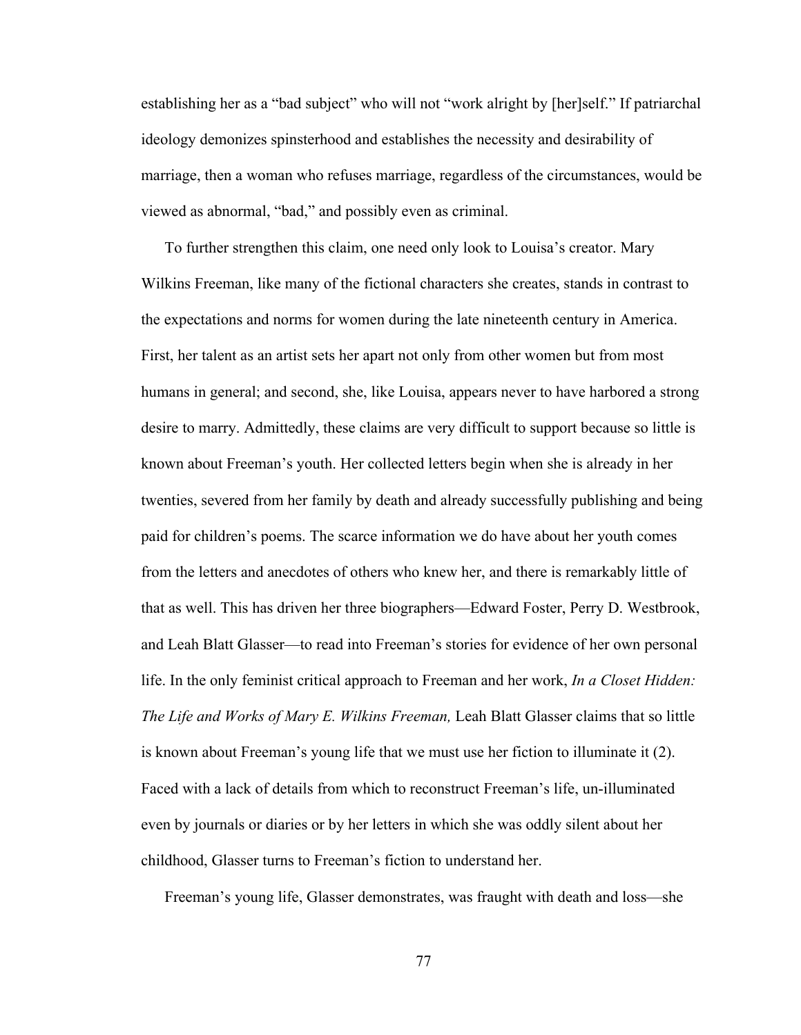establishing her as a "bad subject" who will not "work alright by [her]self." If patriarchal ideology demonizes spinsterhood and establishes the necessity and desirability of marriage, then a woman who refuses marriage, regardless of the circumstances, would be viewed as abnormal, "bad," and possibly even as criminal.

To further strengthen this claim, one need only look to Louisa's creator. Mary Wilkins Freeman, like many of the fictional characters she creates, stands in contrast to the expectations and norms for women during the late nineteenth century in America. First, her talent as an artist sets her apart not only from other women but from most humans in general; and second, she, like Louisa, appears never to have harbored a strong desire to marry. Admittedly, these claims are very difficult to support because so little is known about Freeman's youth. Her collected letters begin when she is already in her twenties, severed from her family by death and already successfully publishing and being paid for children's poems. The scarce information we do have about her youth comes from the letters and anecdotes of others who knew her, and there is remarkably little of that as well. This has driven her three biographers—Edward Foster, Perry D. Westbrook, and Leah Blatt Glasser—to read into Freeman's stories for evidence of her own personal life. In the only feminist critical approach to Freeman and her work, *In a Closet Hidden: The Life and Works of Mary E. Wilkins Freeman,* Leah Blatt Glasser claims that so little is known about Freeman's young life that we must use her fiction to illuminate it (2). Faced with a lack of details from which to reconstruct Freeman's life, un-illuminated even by journals or diaries or by her letters in which she was oddly silent about her childhood, Glasser turns to Freeman's fiction to understand her.

Freeman's young life, Glasser demonstrates, was fraught with death and loss—she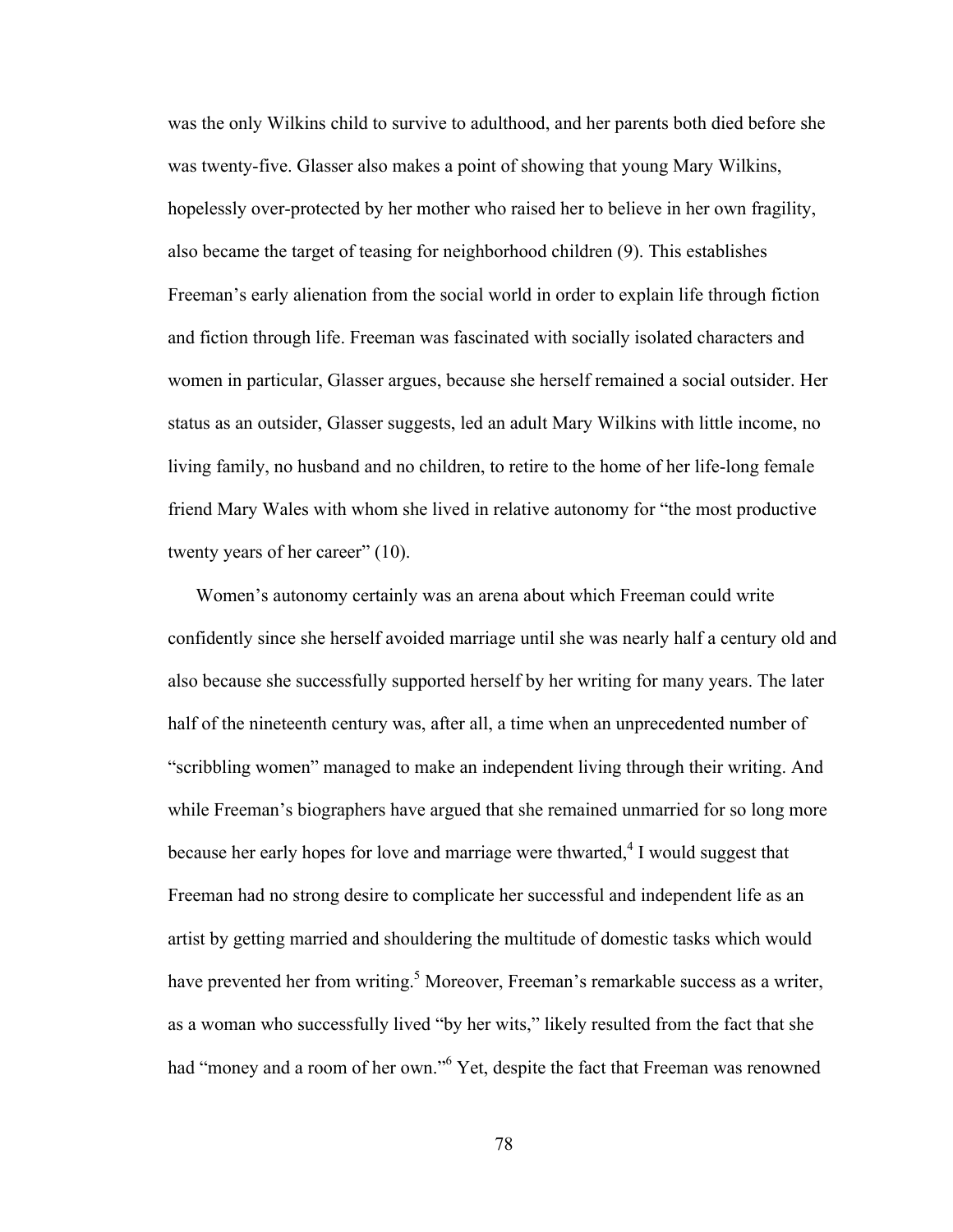was the only Wilkins child to survive to adulthood, and her parents both died before she was twenty-five. Glasser also makes a point of showing that young Mary Wilkins, hopelessly over-protected by her mother who raised her to believe in her own fragility, also became the target of teasing for neighborhood children (9). This establishes Freeman's early alienation from the social world in order to explain life through fiction and fiction through life. Freeman was fascinated with socially isolated characters and women in particular, Glasser argues, because she herself remained a social outsider. Her status as an outsider, Glasser suggests, led an adult Mary Wilkins with little income, no living family, no husband and no children, to retire to the home of her life-long female friend Mary Wales with whom she lived in relative autonomy for "the most productive twenty years of her career" (10).

Women's autonomy certainly was an arena about which Freeman could write confidently since she herself avoided marriage until she was nearly half a century old and also because she successfully supported herself by her writing for many years. The later half of the nineteenth century was, after all, a time when an unprecedented number of "scribbling women" managed to make an independent living through their writing. And while Freeman's biographers have argued that she remained unmarried for so long more because her early hopes for love and marriage were thwarted,[4] I would suggest that Freeman had no strong desire to complicate her successful and independent life as an artist by getting married and shouldering the multitude of domestic tasks which would have prevented her from writing.[5] Moreover, Freeman's remarkable success as a writer, as a woman who successfully lived "by her wits," likely resulted from the fact that she had "money and a room of her own."[6] Yet, despite the fact that Freeman was renowned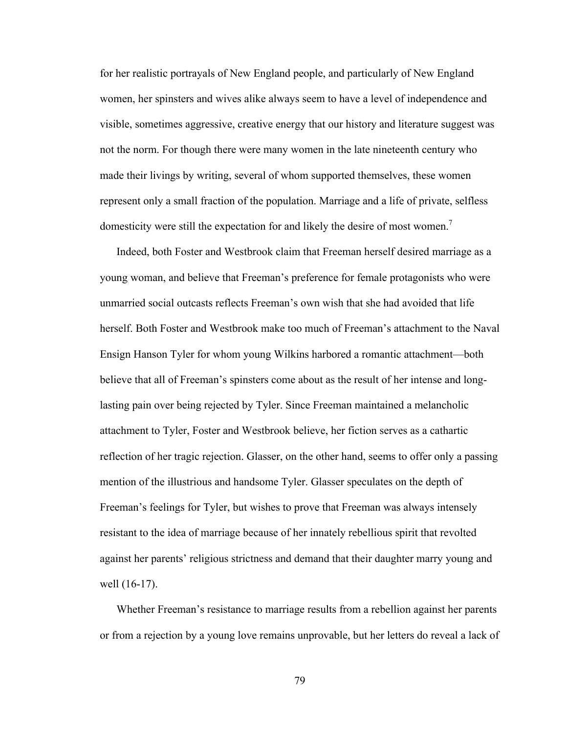for her realistic portrayals of New England people, and particularly of New England women, her spinsters and wives alike always seem to have a level of independence and visible, sometimes aggressive, creative energy that our history and literature suggest was not the norm. For though there were many women in the late nineteenth century who made their livings by writing, several of whom supported themselves, these women represent only a small fraction of the population. Marriage and a life of private, selfless domesticity were still the expectation for and likely the desire of most women.[7]

Indeed, both Foster and Westbrook claim that Freeman herself desired marriage as a young woman, and believe that Freeman's preference for female protagonists who were unmarried social outcasts reflects Freeman's own wish that she had avoided that life herself. Both Foster and Westbrook make too much of Freeman's attachment to the Naval Ensign Hanson Tyler for whom young Wilkins harbored a romantic attachment—both believe that all of Freeman's spinsters come about as the result of her intense and long-lasting pain over being rejected by Tyler. Since Freeman maintained a melancholic attachment to Tyler, Foster and Westbrook believe, her fiction serves as a cathartic reflection of her tragic rejection. Glasser, on the other hand, seems to offer only a passing mention of the illustrious and handsome Tyler. Glasser speculates on the depth of Freeman's feelings for Tyler, but wishes to prove that Freeman was always intensely resistant to the idea of marriage because of her innately rebellious spirit that revolted against her parents' religious strictness and demand that their daughter marry young and well (16-17).

Whether Freeman's resistance to marriage results from a rebellion against her parents or from a rejection by a young love remains unprovable, but her letters do reveal a lack of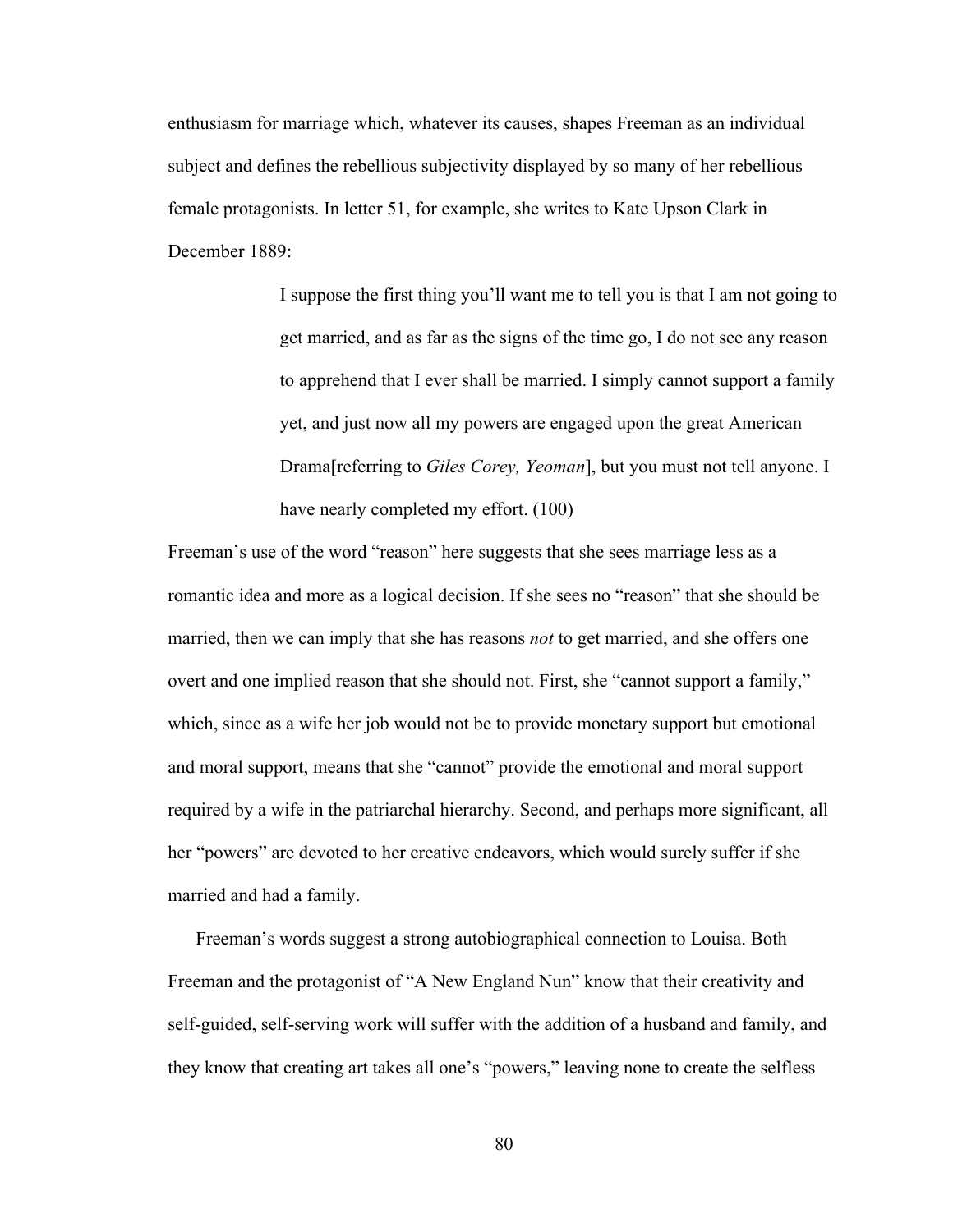enthusiasm for marriage which, whatever its causes, shapes Freeman as an individual subject and defines the rebellious subjectivity displayed by so many of her rebellious female protagonists. In letter 51, for example, she writes to Kate Upson Clark in December 1889:

> I suppose the first thing you'll want me to tell you is that I am not going to get married, and as far as the signs of the time go, I do not see any reason to apprehend that I ever shall be married. I simply cannot support a family yet, and just now all my powers are engaged upon the great American Drama[referring to *Giles Corey, Yeoman*], but you must not tell anyone. I have nearly completed my effort. (100)

Freeman's use of the word "reason" here suggests that she sees marriage less as a romantic idea and more as a logical decision. If she sees no "reason" that she should be married, then we can imply that she has reasons *not* to get married, and she offers one overt and one implied reason that she should not. First, she "cannot support a family," which, since as a wife her job would not be to provide monetary support but emotional and moral support, means that she "cannot" provide the emotional and moral support required by a wife in the patriarchal hierarchy. Second, and perhaps more significant, all her "powers" are devoted to her creative endeavors, which would surely suffer if she married and had a family.

Freeman's words suggest a strong autobiographical connection to Louisa. Both Freeman and the protagonist of "A New England Nun" know that their creativity and self-guided, self-serving work will suffer with the addition of a husband and family, and they know that creating art takes all one's "powers," leaving none to create the selfless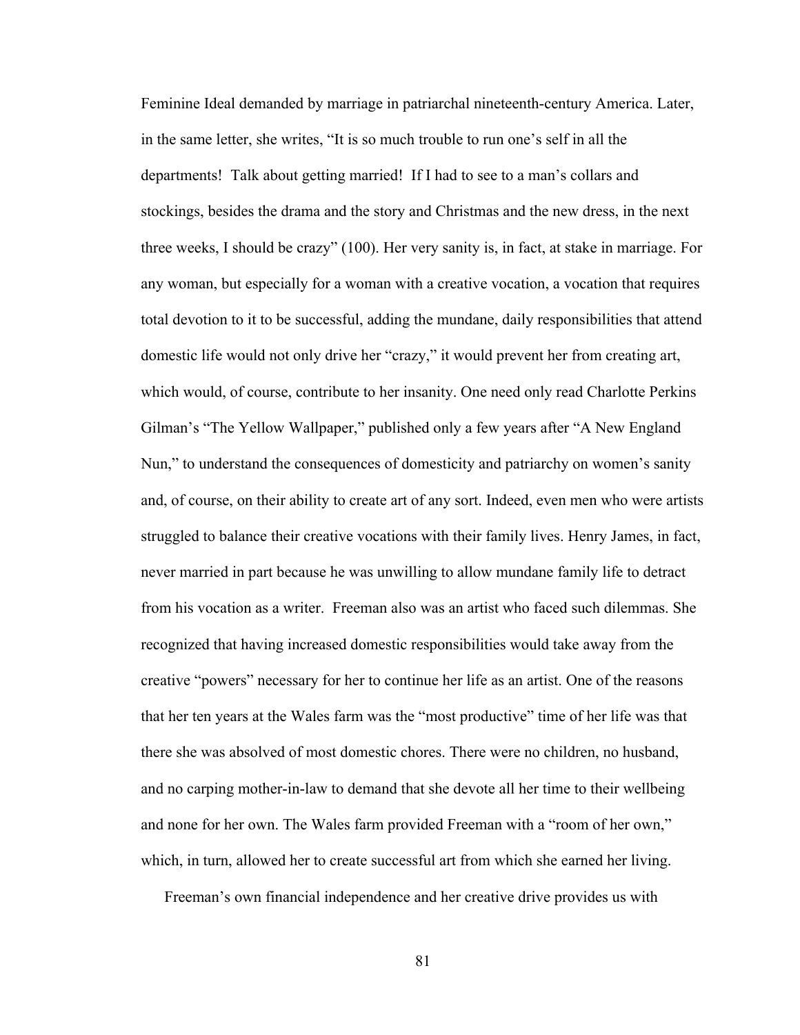Feminine Ideal demanded by marriage in patriarchal nineteenth-century America. Later, in the same letter, she writes, "It is so much trouble to run one's self in all the departments! Talk about getting married! If I had to see to a man's collars and stockings, besides the drama and the story and Christmas and the new dress, in the next three weeks, I should be crazy" (100). Her very sanity is, in fact, at stake in marriage. For any woman, but especially for a woman with a creative vocation, a vocation that requires total devotion to it to be successful, adding the mundane, daily responsibilities that attend domestic life would not only drive her "crazy," it would prevent her from creating art, which would, of course, contribute to her insanity. One need only read Charlotte Perkins Gilman's "The Yellow Wallpaper," published only a few years after "A New England Nun," to understand the consequences of domesticity and patriarchy on women's sanity and, of course, on their ability to create art of any sort. Indeed, even men who were artists struggled to balance their creative vocations with their family lives. Henry James, in fact, never married in part because he was unwilling to allow mundane family life to detract from his vocation as a writer. Freeman also was an artist who faced such dilemmas. She recognized that having increased domestic responsibilities would take away from the creative "powers" necessary for her to continue her life as an artist. One of the reasons that her ten years at the Wales farm was the "most productive" time of her life was that there she was absolved of most domestic chores. There were no children, no husband, and no carping mother-in-law to demand that she devote all her time to their wellbeing and none for her own. The Wales farm provided Freeman with a "room of her own," which, in turn, allowed her to create successful art from which she earned her living.

Freeman's own financial independence and her creative drive provides us with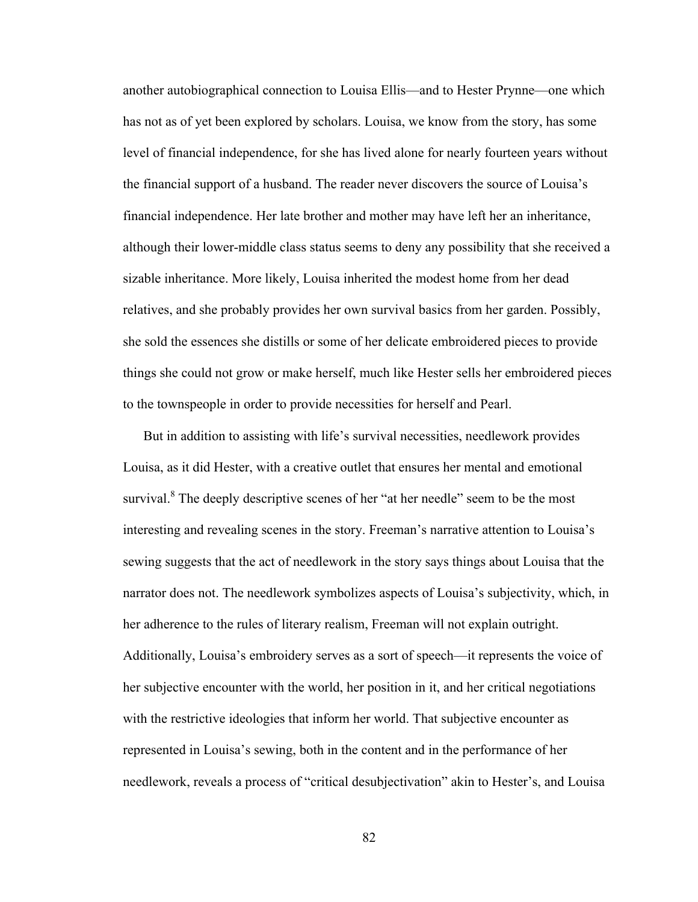another autobiographical connection to Louisa Ellis—and to Hester Prynne—one which has not as of yet been explored by scholars. Louisa, we know from the story, has some level of financial independence, for she has lived alone for nearly fourteen years without the financial support of a husband. The reader never discovers the source of Louisa's financial independence. Her late brother and mother may have left her an inheritance, although their lower-middle class status seems to deny any possibility that she received a sizable inheritance. More likely, Louisa inherited the modest home from her dead relatives, and she probably provides her own survival basics from her garden. Possibly, she sold the essences she distills or some of her delicate embroidered pieces to provide things she could not grow or make herself, much like Hester sells her embroidered pieces to the townspeople in order to provide necessities for herself and Pearl.

But in addition to assisting with life's survival necessities, needlework provides Louisa, as it did Hester, with a creative outlet that ensures her mental and emotional survival.[8] The deeply descriptive scenes of her "at her needle" seem to be the most interesting and revealing scenes in the story. Freeman's narrative attention to Louisa's sewing suggests that the act of needlework in the story says things about Louisa that the narrator does not. The needlework symbolizes aspects of Louisa's subjectivity, which, in her adherence to the rules of literary realism, Freeman will not explain outright. Additionally, Louisa's embroidery serves as a sort of speech—it represents the voice of her subjective encounter with the world, her position in it, and her critical negotiations with the restrictive ideologies that inform her world. That subjective encounter as represented in Louisa's sewing, both in the content and in the performance of her needlework, reveals a process of "critical desubjectivation" akin to Hester's, and Louisa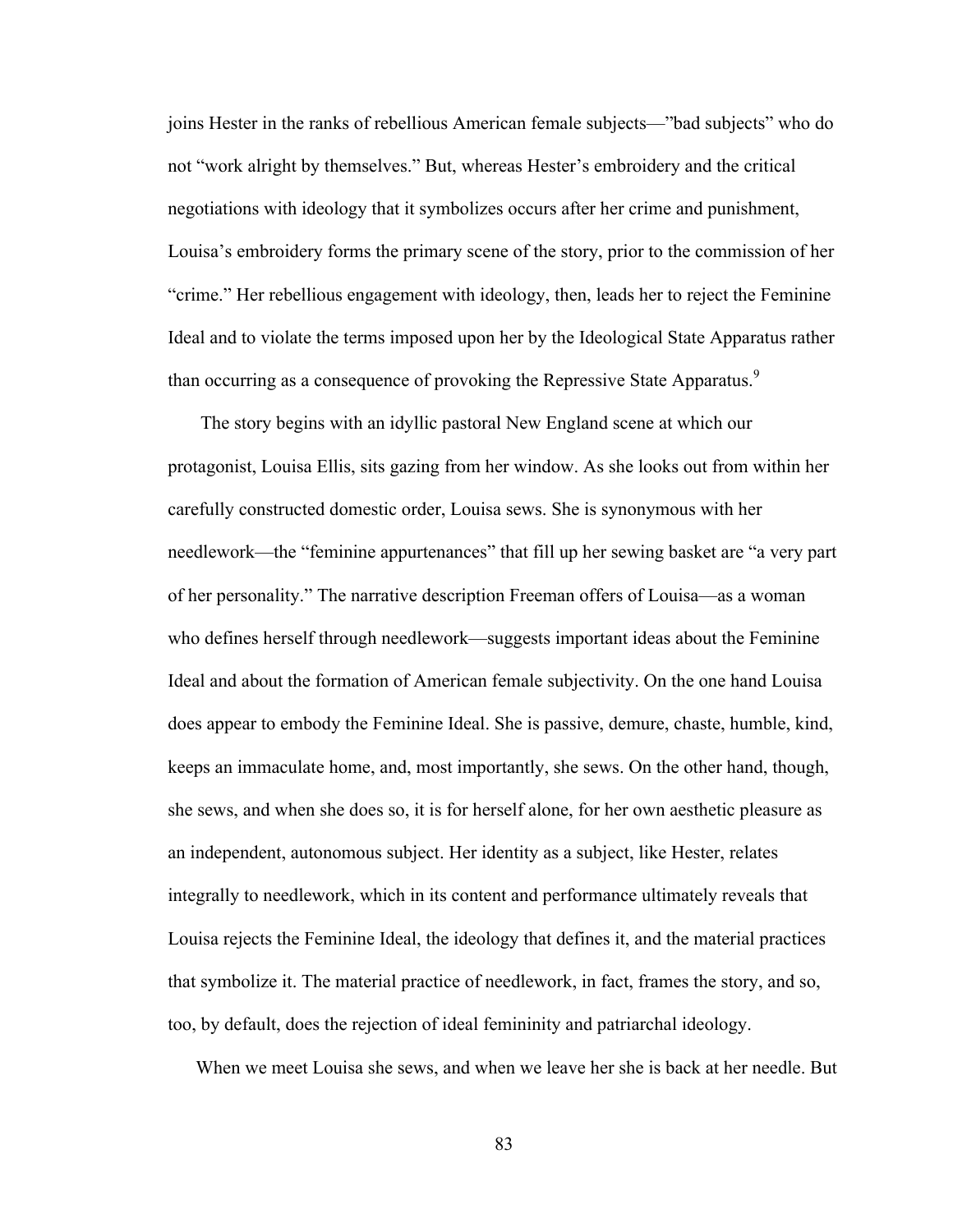joins Hester in the ranks of rebellious American female subjects—"bad subjects" who do not "work alright by themselves." But, whereas Hester's embroidery and the critical negotiations with ideology that it symbolizes occurs after her crime and punishment, Louisa's embroidery forms the primary scene of the story, prior to the commission of her "crime." Her rebellious engagement with ideology, then, leads her to reject the Feminine Ideal and to violate the terms imposed upon her by the Ideological State Apparatus rather than occurring as a consequence of provoking the Repressive State Apparatus.[9]

The story begins with an idyllic pastoral New England scene at which our protagonist, Louisa Ellis, sits gazing from her window. As she looks out from within her carefully constructed domestic order, Louisa sews. She is synonymous with her needlework—the "feminine appurtenances" that fill up her sewing basket are "a very part of her personality." The narrative description Freeman offers of Louisa—as a woman who defines herself through needlework—suggests important ideas about the Feminine Ideal and about the formation of American female subjectivity. On the one hand Louisa does appear to embody the Feminine Ideal. She is passive, demure, chaste, humble, kind, keeps an immaculate home, and, most importantly, she sews. On the other hand, though, she sews, and when she does so, it is for herself alone, for her own aesthetic pleasure as an independent, autonomous subject. Her identity as a subject, like Hester, relates integrally to needlework, which in its content and performance ultimately reveals that Louisa rejects the Feminine Ideal, the ideology that defines it, and the material practices that symbolize it. The material practice of needlework, in fact, frames the story, and so, too, by default, does the rejection of ideal femininity and patriarchal ideology.

When we meet Louisa she sews, and when we leave her she is back at her needle. But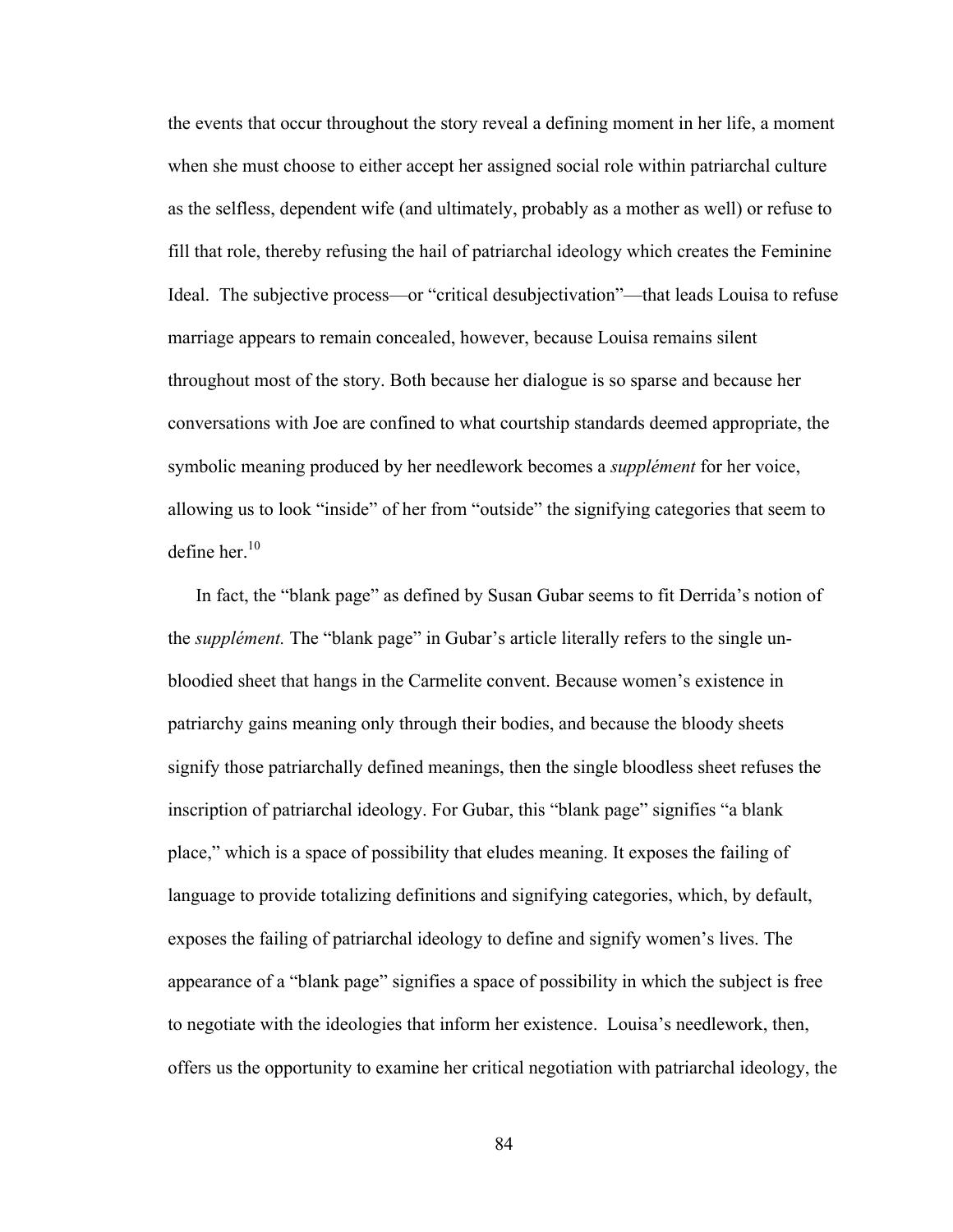the events that occur throughout the story reveal a defining moment in her life, a moment when she must choose to either accept her assigned social role within patriarchal culture as the selfless, dependent wife (and ultimately, probably as a mother as well) or refuse to fill that role, thereby refusing the hail of patriarchal ideology which creates the Feminine Ideal. The subjective process—or "critical desubjectivation"—that leads Louisa to refuse marriage appears to remain concealed, however, because Louisa remains silent throughout most of the story. Both because her dialogue is so sparse and because her conversations with Joe are confined to what courtship standards deemed appropriate, the symbolic meaning produced by her needlework becomes a *supplément* for her voice, allowing us to look "inside" of her from "outside" the signifying categories that seem to define her.[10]

In fact, the "blank page" as defined by Susan Gubar seems to fit Derrida's notion of the *supplément.* The "blank page" in Gubar's article literally refers to the single un-bloodied sheet that hangs in the Carmelite convent. Because women's existence in patriarchy gains meaning only through their bodies, and because the bloody sheets signify those patriarchally defined meanings, then the single bloodless sheet refuses the inscription of patriarchal ideology. For Gubar, this "blank page" signifies "a blank place," which is a space of possibility that eludes meaning. It exposes the failing of language to provide totalizing definitions and signifying categories, which, by default, exposes the failing of patriarchal ideology to define and signify women's lives. The appearance of a "blank page" signifies a space of possibility in which the subject is free to negotiate with the ideologies that inform her existence. Louisa's needlework, then, offers us the opportunity to examine her critical negotiation with patriarchal ideology, the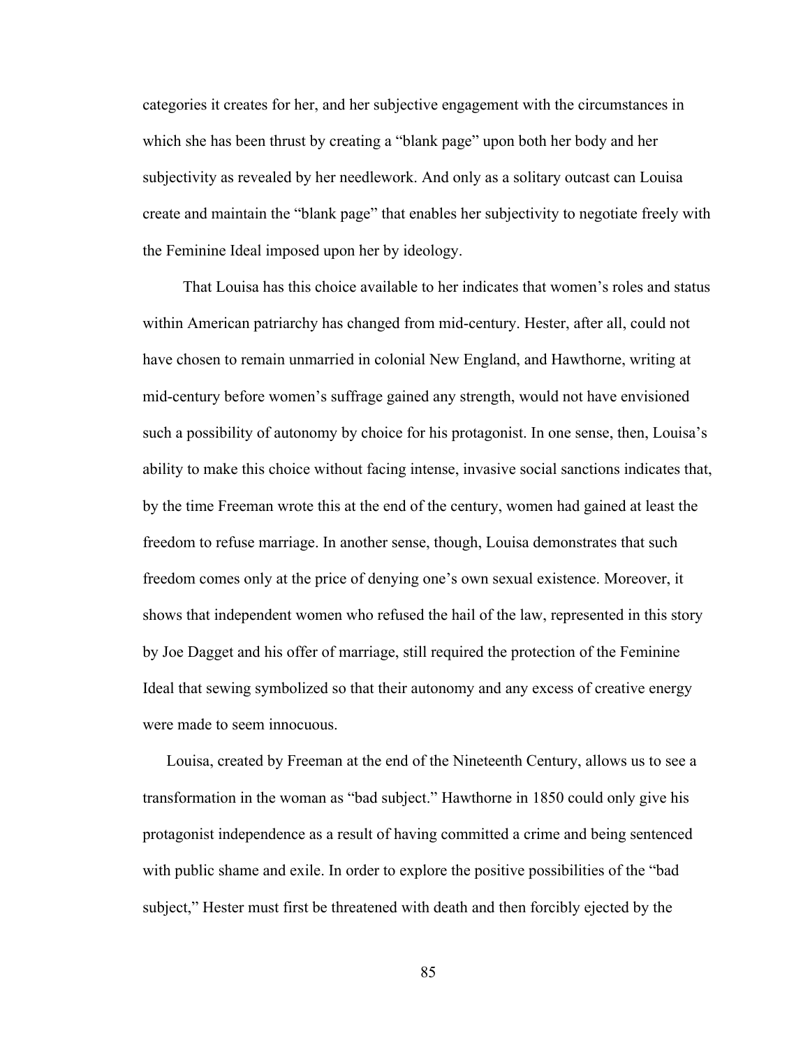categories it creates for her, and her subjective engagement with the circumstances in which she has been thrust by creating a "blank page" upon both her body and her subjectivity as revealed by her needlework. And only as a solitary outcast can Louisa create and maintain the "blank page" that enables her subjectivity to negotiate freely with the Feminine Ideal imposed upon her by ideology.

That Louisa has this choice available to her indicates that women's roles and status within American patriarchy has changed from mid-century. Hester, after all, could not have chosen to remain unmarried in colonial New England, and Hawthorne, writing at mid-century before women's suffrage gained any strength, would not have envisioned such a possibility of autonomy by choice for his protagonist. In one sense, then, Louisa's ability to make this choice without facing intense, invasive social sanctions indicates that, by the time Freeman wrote this at the end of the century, women had gained at least the freedom to refuse marriage. In another sense, though, Louisa demonstrates that such freedom comes only at the price of denying one's own sexual existence. Moreover, it shows that independent women who refused the hail of the law, represented in this story by Joe Dagget and his offer of marriage, still required the protection of the Feminine Ideal that sewing symbolized so that their autonomy and any excess of creative energy were made to seem innocuous.

Louisa, created by Freeman at the end of the Nineteenth Century, allows us to see a transformation in the woman as "bad subject." Hawthorne in 1850 could only give his protagonist independence as a result of having committed a crime and being sentenced with public shame and exile. In order to explore the positive possibilities of the "bad subject," Hester must first be threatened with death and then forcibly ejected by the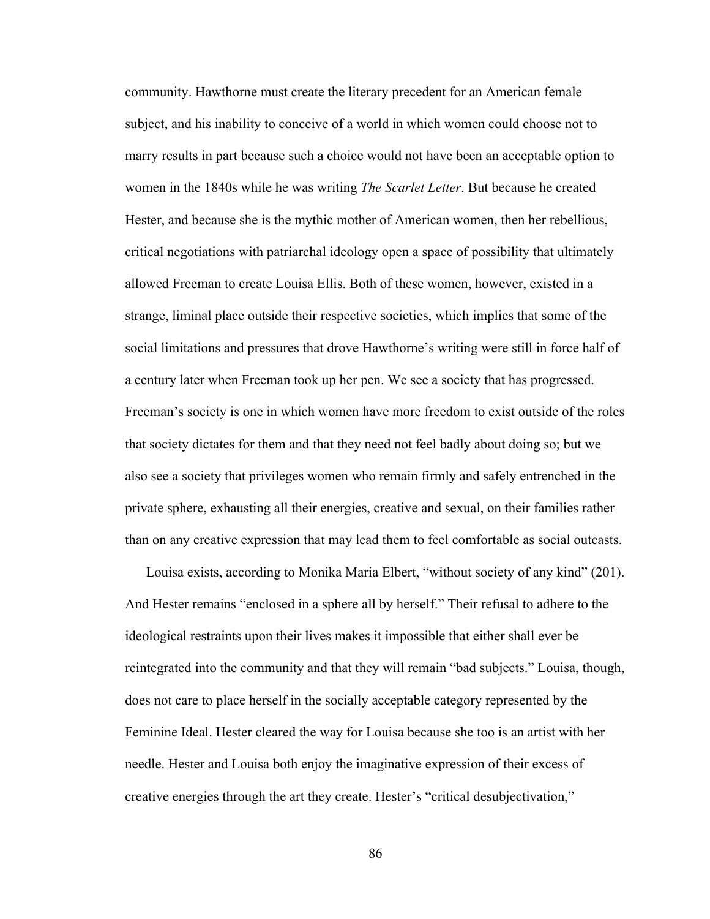community. Hawthorne must create the literary precedent for an American female subject, and his inability to conceive of a world in which women could choose not to marry results in part because such a choice would not have been an acceptable option to women in the 1840s while he was writing *The Scarlet Letter*. But because he created Hester, and because she is the mythic mother of American women, then her rebellious, critical negotiations with patriarchal ideology open a space of possibility that ultimately allowed Freeman to create Louisa Ellis. Both of these women, however, existed in a strange, liminal place outside their respective societies, which implies that some of the social limitations and pressures that drove Hawthorne's writing were still in force half of a century later when Freeman took up her pen. We see a society that has progressed. Freeman's society is one in which women have more freedom to exist outside of the roles that society dictates for them and that they need not feel badly about doing so; but we also see a society that privileges women who remain firmly and safely entrenched in the private sphere, exhausting all their energies, creative and sexual, on their families rather than on any creative expression that may lead them to feel comfortable as social outcasts.

Louisa exists, according to Monika Maria Elbert, "without society of any kind" (201). And Hester remains "enclosed in a sphere all by herself." Their refusal to adhere to the ideological restraints upon their lives makes it impossible that either shall ever be reintegrated into the community and that they will remain "bad subjects." Louisa, though, does not care to place herself in the socially acceptable category represented by the Feminine Ideal. Hester cleared the way for Louisa because she too is an artist with her needle. Hester and Louisa both enjoy the imaginative expression of their excess of creative energies through the art they create. Hester's "critical desubjectivation,"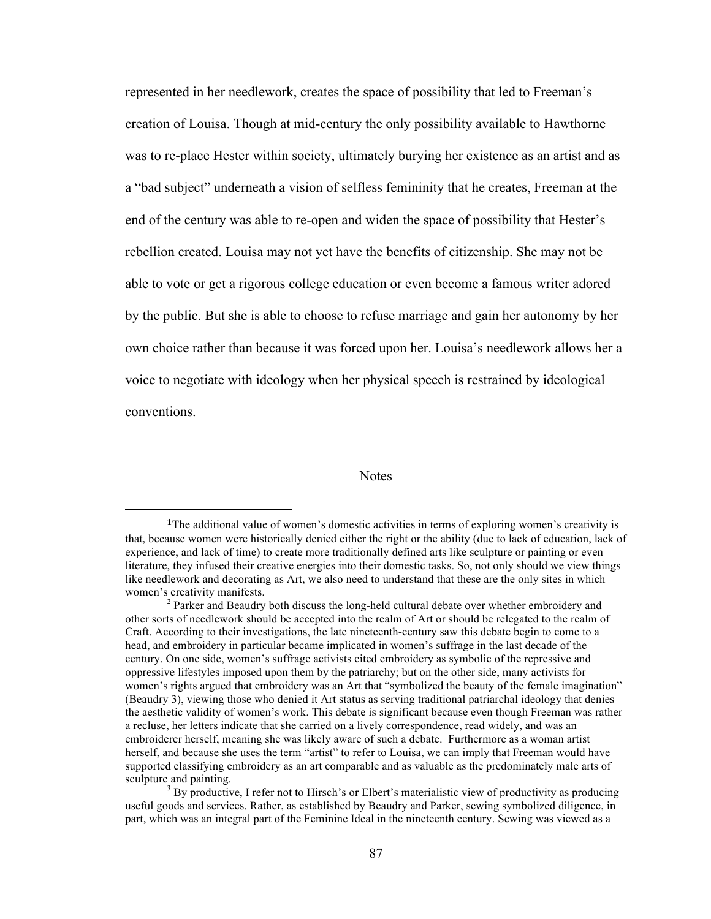represented in her needlework, creates the space of possibility that led to Freeman's creation of Louisa. Though at mid-century the only possibility available to Hawthorne was to re-place Hester within society, ultimately burying her existence as an artist and as a "bad subject" underneath a vision of selfless femininity that he creates, Freeman at the end of the century was able to re-open and widen the space of possibility that Hester's rebellion created. Louisa may not yet have the benefits of citizenship. She may not be able to vote or get a rigorous college education or even become a famous writer adored by the public. But she is able to choose to refuse marriage and gain her autonomy by her own choice rather than because it was forced upon her. Louisa's needlework allows her a voice to negotiate with ideology when her physical speech is restrained by ideological conventions.

## Notes

[1]The additional value of women's domestic activities in terms of exploring women's creativity is that, because women were historically denied either the right or the ability (due to lack of education, lack of experience, and lack of time) to create more traditionally defined arts like sculpture or painting or even literature, they infused their creative energies into their domestic tasks. So, not only should we view things like needlework and decorating as Art, we also need to understand that these are the only sites in which women's creativity manifests.

[2] Parker and Beaudry both discuss the long-held cultural debate over whether embroidery and other sorts of needlework should be accepted into the realm of Art or should be relegated to the realm of Craft. According to their investigations, the late nineteenth-century saw this debate begin to come to a head, and embroidery in particular became implicated in women's suffrage in the last decade of the century. On one side, women's suffrage activists cited embroidery as symbolic of the repressive and oppressive lifestyles imposed upon them by the patriarchy; but on the other side, many activists for women's rights argued that embroidery was an Art that "symbolized the beauty of the female imagination" (Beaudry 3), viewing those who denied it Art status as serving traditional patriarchal ideology that denies the aesthetic validity of women's work. This debate is significant because even though Freeman was rather a recluse, her letters indicate that she carried on a lively correspondence, read widely, and was an embroiderer herself, meaning she was likely aware of such a debate. Furthermore as a woman artist herself, and because she uses the term "artist" to refer to Louisa, we can imply that Freeman would have supported classifying embroidery as an art comparable and as valuable as the predominately male arts of sculpture and painting.

[3] By productive, I refer not to Hirsch's or Elbert's materialistic view of productivity as producing useful goods and services. Rather, as established by Beaudry and Parker, sewing symbolized diligence, in part, which was an integral part of the Feminine Ideal in the nineteenth century. Sewing was viewed as a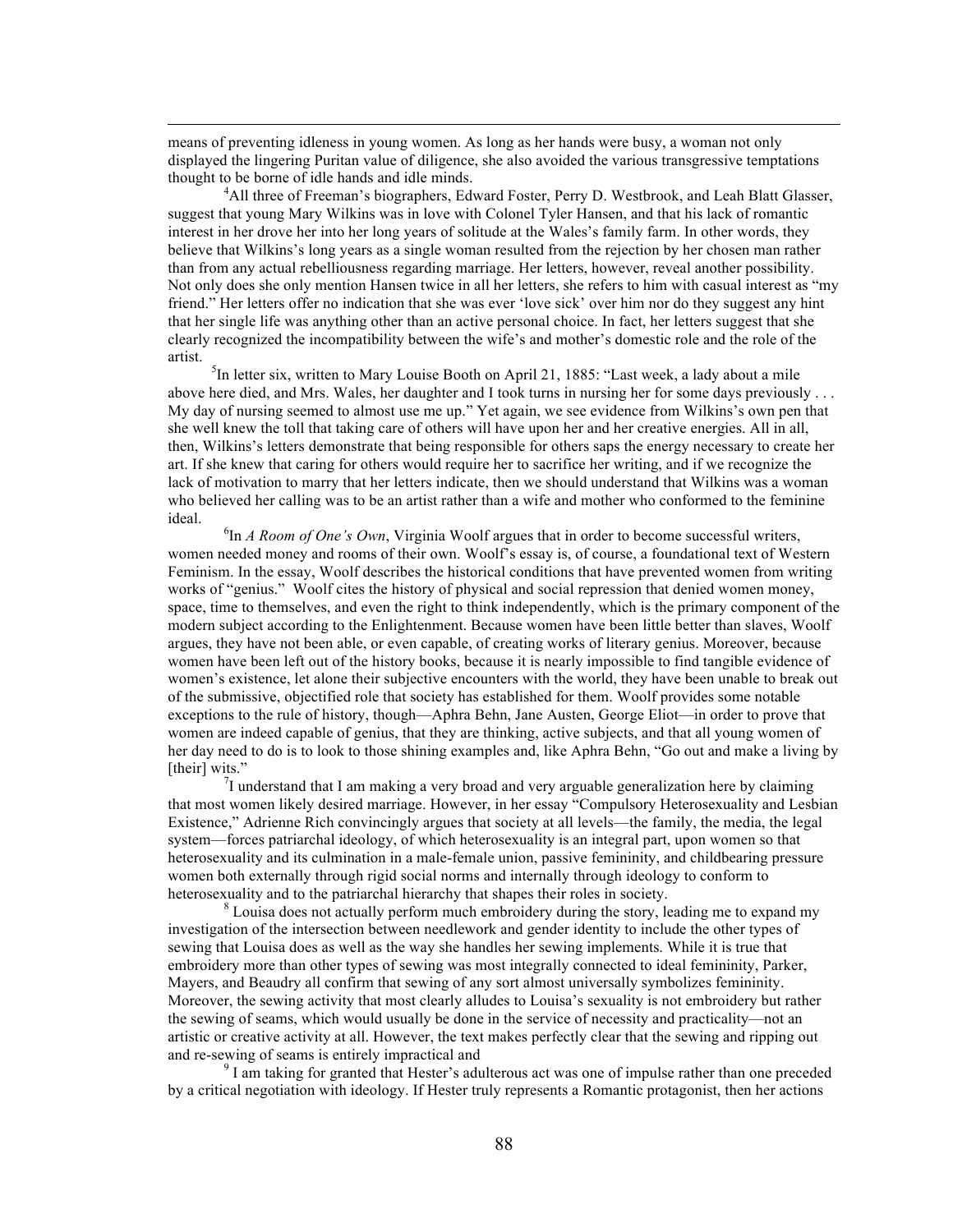means of preventing idleness in young women. As long as her hands were busy, a woman not only displayed the lingering Puritan value of diligence, she also avoided the various transgressive temptations thought to be borne of idle hands and idle minds.

[4]All three of Freeman's biographers, Edward Foster, Perry D. Westbrook, and Leah Blatt Glasser, suggest that young Mary Wilkins was in love with Colonel Tyler Hansen, and that his lack of romantic interest in her drove her into her long years of solitude at the Wales's family farm. In other words, they believe that Wilkins's long years as a single woman resulted from the rejection by her chosen man rather than from any actual rebelliousness regarding marriage. Her letters, however, reveal another possibility. Not only does she only mention Hansen twice in all her letters, she refers to him with casual interest as "my friend." Her letters offer no indication that she was ever 'love sick' over him nor do they suggest any hint that her single life was anything other than an active personal choice. In fact, her letters suggest that she clearly recognized the incompatibility between the wife's and mother's domestic role and the role of the artist.

[5]In letter six, written to Mary Louise Booth on April 21, 1885: "Last week, a lady about a mile above here died, and Mrs. Wales, her daughter and I took turns in nursing her for some days previously . . . My day of nursing seemed to almost use me up." Yet again, we see evidence from Wilkins's own pen that she well knew the toll that taking care of others will have upon her and her creative energies. All in all, then, Wilkins's letters demonstrate that being responsible for others saps the energy necessary to create her art. If she knew that caring for others would require her to sacrifice her writing, and if we recognize the lack of motivation to marry that her letters indicate, then we should understand that Wilkins was a woman who believed her calling was to be an artist rather than a wife and mother who conformed to the feminine ideal.

[6]In *A Room of One's Own*, Virginia Woolf argues that in order to become successful writers, women needed money and rooms of their own. Woolf's essay is, of course, a foundational text of Western Feminism. In the essay, Woolf describes the historical conditions that have prevented women from writing works of "genius." Woolf cites the history of physical and social repression that denied women money, space, time to themselves, and even the right to think independently, which is the primary component of the modern subject according to the Enlightenment. Because women have been little better than slaves, Woolf argues, they have not been able, or even capable, of creating works of literary genius. Moreover, because women have been left out of the history books, because it is nearly impossible to find tangible evidence of women's existence, let alone their subjective encounters with the world, they have been unable to break out of the submissive, objectified role that society has established for them. Woolf provides some notable exceptions to the rule of history, though—Aphra Behn, Jane Austen, George Eliot—in order to prove that women are indeed capable of genius, that they are thinking, active subjects, and that all young women of her day need to do is to look to those shining examples and, like Aphra Behn, "Go out and make a living by [their] wits."

[7]I understand that I am making a very broad and very arguable generalization here by claiming that most women likely desired marriage. However, in her essay "Compulsory Heterosexuality and Lesbian Existence," Adrienne Rich convincingly argues that society at all levels—the family, the media, the legal system—forces patriarchal ideology, of which heterosexuality is an integral part, upon women so that heterosexuality and its culmination in a male-female union, passive femininity, and childbearing pressure women both externally through rigid social norms and internally through ideology to conform to heterosexuality and to the patriarchal hierarchy that shapes their roles in society.

[8] Louisa does not actually perform much embroidery during the story, leading me to expand my investigation of the intersection between needlework and gender identity to include the other types of sewing that Louisa does as well as the way she handles her sewing implements. While it is true that embroidery more than other types of sewing was most integrally connected to ideal femininity, Parker, Mayers, and Beaudry all confirm that sewing of any sort almost universally symbolizes femininity. Moreover, the sewing activity that most clearly alludes to Louisa's sexuality is not embroidery but rather the sewing of seams, which would usually be done in the service of necessity and practicality—not an artistic or creative activity at all. However, the text makes perfectly clear that the sewing and ripping out and re-sewing of seams is entirely impractical and

[9] I am taking for granted that Hester's adulterous act was one of impulse rather than one preceded by a critical negotiation with ideology. If Hester truly represents a Romantic protagonist, then her actions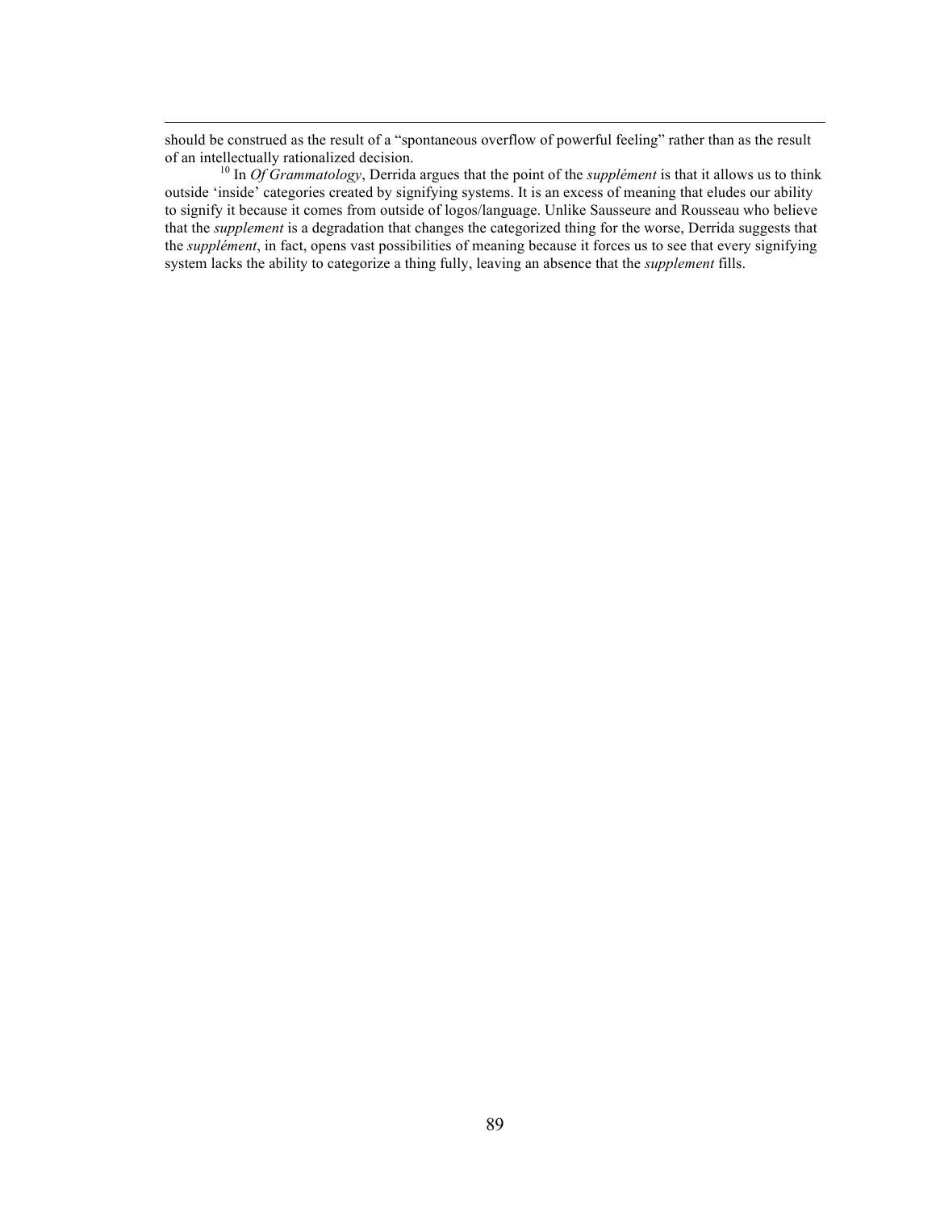should be construed as the result of a "spontaneous overflow of powerful feeling" rather than as the result of an intellectually rationalized decision.

[10] In *Of Grammatology*, Derrida argues that the point of the *supplément* is that it allows us to think outside 'inside' categories created by signifying systems. It is an excess of meaning that eludes our ability to signify it because it comes from outside of logos/language. Unlike Sausseure and Rousseau who believe that the *supplement* is a degradation that changes the categorized thing for the worse, Derrida suggests that the *supplément*, in fact, opens vast possibilities of meaning because it forces us to see that every signifying system lacks the ability to categorize a thing fully, leaving an absence that the *supplement* fills.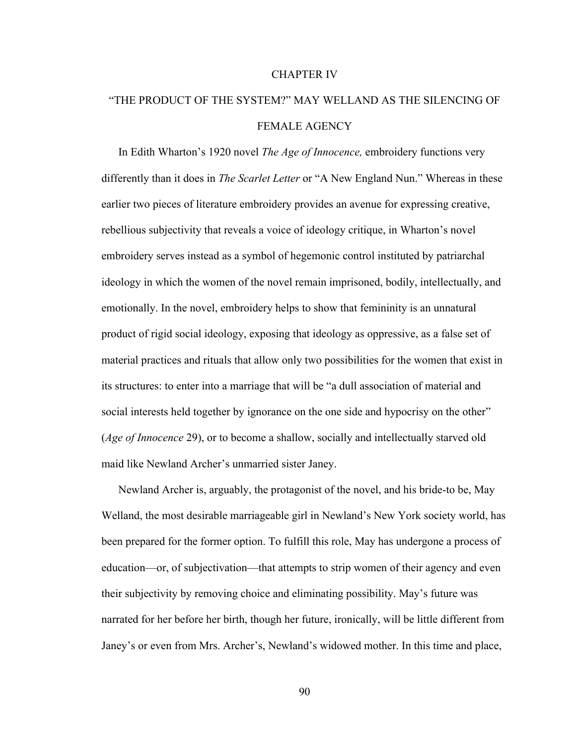# CHAPTER IV

# "THE PRODUCT OF THE SYSTEM?" MAY WELLAND AS THE SILENCING OF FEMALE AGENCY

In Edith Wharton's 1920 novel *The Age of Innocence,* embroidery functions very differently than it does in *The Scarlet Letter* or "A New England Nun." Whereas in these earlier two pieces of literature embroidery provides an avenue for expressing creative, rebellious subjectivity that reveals a voice of ideology critique, in Wharton's novel embroidery serves instead as a symbol of hegemonic control instituted by patriarchal ideology in which the women of the novel remain imprisoned, bodily, intellectually, and emotionally. In the novel, embroidery helps to show that femininity is an unnatural product of rigid social ideology, exposing that ideology as oppressive, as a false set of material practices and rituals that allow only two possibilities for the women that exist in its structures: to enter into a marriage that will be "a dull association of material and social interests held together by ignorance on the one side and hypocrisy on the other" (*Age of Innocence* 29), or to become a shallow, socially and intellectually starved old maid like Newland Archer's unmarried sister Janey.

Newland Archer is, arguably, the protagonist of the novel, and his bride-to be, May Welland, the most desirable marriageable girl in Newland's New York society world, has been prepared for the former option. To fulfill this role, May has undergone a process of education—or, of subjectivation—that attempts to strip women of their agency and even their subjectivity by removing choice and eliminating possibility. May's future was narrated for her before her birth, though her future, ironically, will be little different from Janey's or even from Mrs. Archer's, Newland's widowed mother. In this time and place,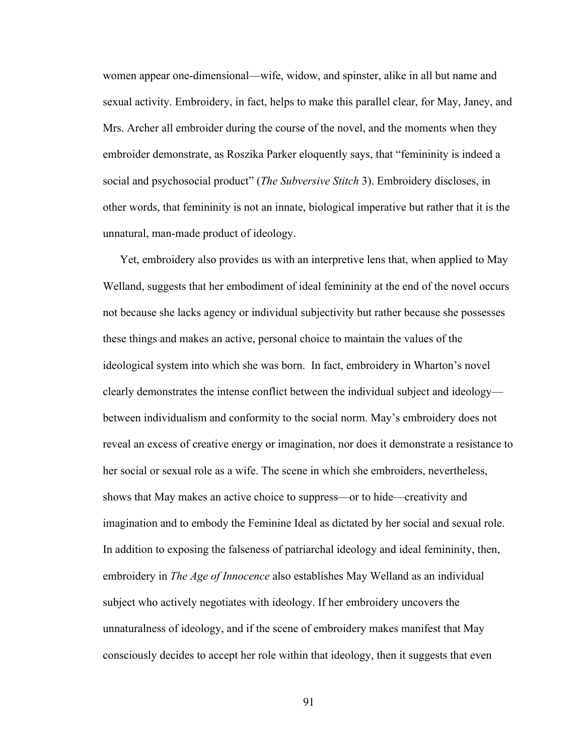women appear one-dimensional—wife, widow, and spinster, alike in all but name and sexual activity. Embroidery, in fact, helps to make this parallel clear, for May, Janey, and Mrs. Archer all embroider during the course of the novel, and the moments when they embroider demonstrate, as Roszika Parker eloquently says, that "femininity is indeed a social and psychosocial product" (*The Subversive Stitch* 3). Embroidery discloses, in other words, that femininity is not an innate, biological imperative but rather that it is the unnatural, man-made product of ideology.

Yet, embroidery also provides us with an interpretive lens that, when applied to May Welland, suggests that her embodiment of ideal femininity at the end of the novel occurs not because she lacks agency or individual subjectivity but rather because she possesses these things and makes an active, personal choice to maintain the values of the ideological system into which she was born. In fact, embroidery in Wharton's novel clearly demonstrates the intense conflict between the individual subject and ideology—between individualism and conformity to the social norm. May's embroidery does not reveal an excess of creative energy or imagination, nor does it demonstrate a resistance to her social or sexual role as a wife. The scene in which she embroiders, nevertheless, shows that May makes an active choice to suppress—or to hide—creativity and imagination and to embody the Feminine Ideal as dictated by her social and sexual role. In addition to exposing the falseness of patriarchal ideology and ideal femininity, then, embroidery in *The Age of Innocence* also establishes May Welland as an individual subject who actively negotiates with ideology. If her embroidery uncovers the unnaturalness of ideology, and if the scene of embroidery makes manifest that May consciously decides to accept her role within that ideology, then it suggests that even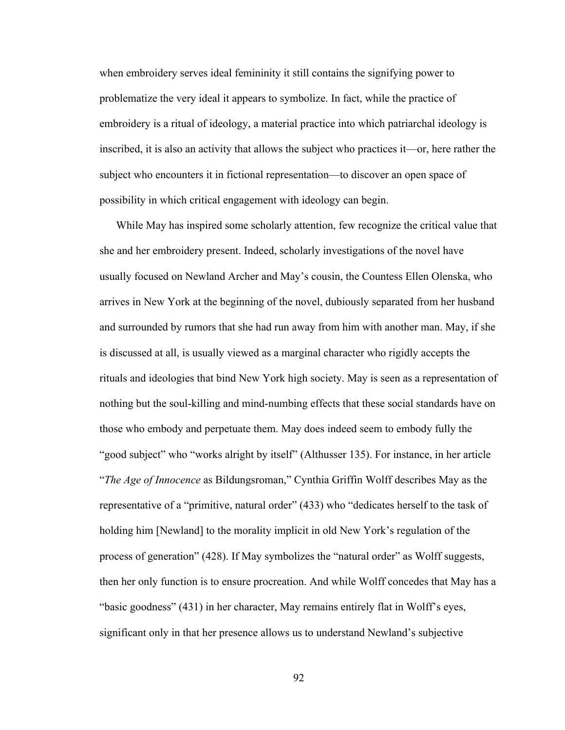when embroidery serves ideal femininity it still contains the signifying power to problematize the very ideal it appears to symbolize. In fact, while the practice of embroidery is a ritual of ideology, a material practice into which patriarchal ideology is inscribed, it is also an activity that allows the subject who practices it—or, here rather the subject who encounters it in fictional representation—to discover an open space of possibility in which critical engagement with ideology can begin.

While May has inspired some scholarly attention, few recognize the critical value that she and her embroidery present. Indeed, scholarly investigations of the novel have usually focused on Newland Archer and May's cousin, the Countess Ellen Olenska, who arrives in New York at the beginning of the novel, dubiously separated from her husband and surrounded by rumors that she had run away from him with another man. May, if she is discussed at all, is usually viewed as a marginal character who rigidly accepts the rituals and ideologies that bind New York high society. May is seen as a representation of nothing but the soul-killing and mind-numbing effects that these social standards have on those who embody and perpetuate them. May does indeed seem to embody fully the "good subject" who "works alright by itself" (Althusser 135). For instance, in her article "*The Age of Innocence* as Bildungsroman," Cynthia Griffin Wolff describes May as the representative of a "primitive, natural order" (433) who "dedicates herself to the task of holding him [Newland] to the morality implicit in old New York's regulation of the process of generation" (428). If May symbolizes the "natural order" as Wolff suggests, then her only function is to ensure procreation. And while Wolff concedes that May has a "basic goodness" (431) in her character, May remains entirely flat in Wolff's eyes, significant only in that her presence allows us to understand Newland's subjective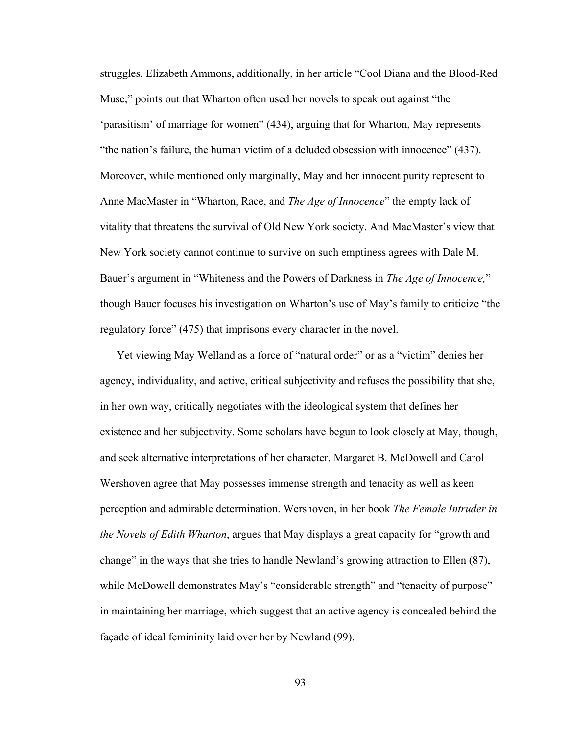struggles. Elizabeth Ammons, additionally, in her article "Cool Diana and the Blood-Red Muse," points out that Wharton often used her novels to speak out against "the 'parasitism' of marriage for women" (434), arguing that for Wharton, May represents "the nation's failure, the human victim of a deluded obsession with innocence" (437). Moreover, while mentioned only marginally, May and her innocent purity represent to Anne MacMaster in "Wharton, Race, and *The Age of Innocence*" the empty lack of vitality that threatens the survival of Old New York society. And MacMaster's view that New York society cannot continue to survive on such emptiness agrees with Dale M. Bauer's argument in "Whiteness and the Powers of Darkness in *The Age of Innocence,*" though Bauer focuses his investigation on Wharton's use of May's family to criticize "the regulatory force" (475) that imprisons every character in the novel.

Yet viewing May Welland as a force of "natural order" or as a "victim" denies her agency, individuality, and active, critical subjectivity and refuses the possibility that she, in her own way, critically negotiates with the ideological system that defines her existence and her subjectivity. Some scholars have begun to look closely at May, though, and seek alternative interpretations of her character. Margaret B. McDowell and Carol Wershoven agree that May possesses immense strength and tenacity as well as keen perception and admirable determination. Wershoven, in her book *The Female Intruder in the Novels of Edith Wharton*, argues that May displays a great capacity for "growth and change" in the ways that she tries to handle Newland's growing attraction to Ellen (87), while McDowell demonstrates May's "considerable strength" and "tenacity of purpose" in maintaining her marriage, which suggest that an active agency is concealed behind the façade of ideal femininity laid over her by Newland (99).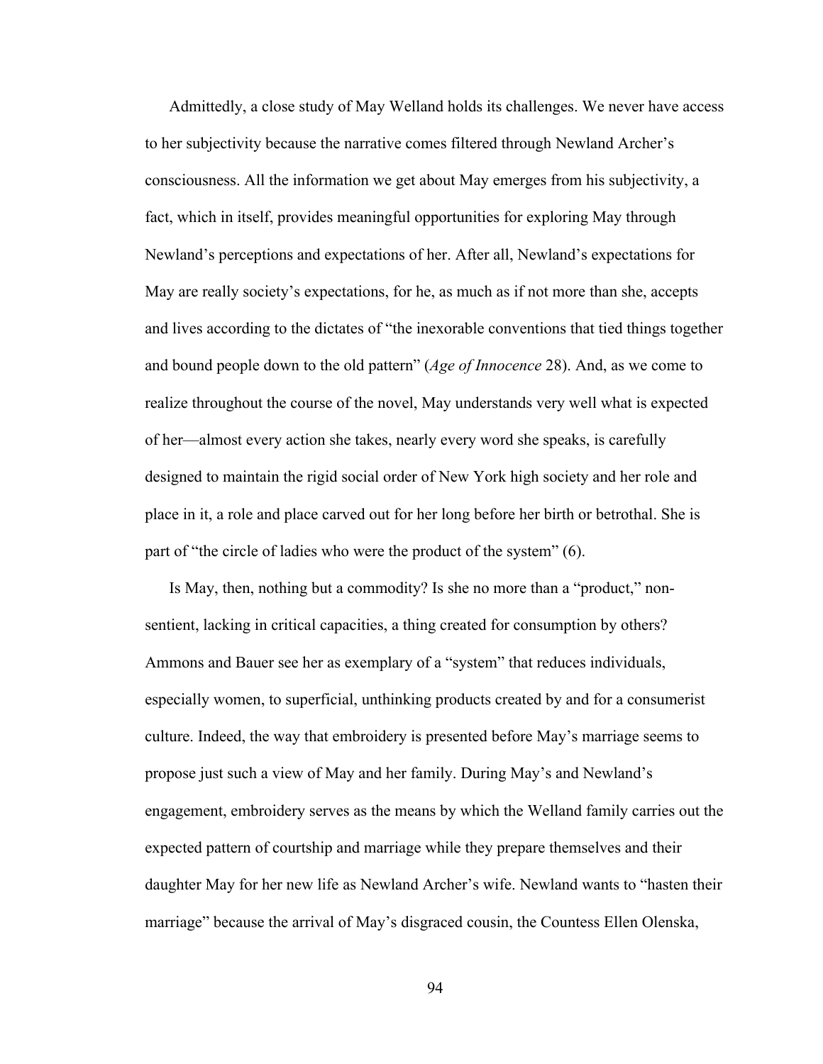Admittedly, a close study of May Welland holds its challenges. We never have access to her subjectivity because the narrative comes filtered through Newland Archer's consciousness. All the information we get about May emerges from his subjectivity, a fact, which in itself, provides meaningful opportunities for exploring May through Newland's perceptions and expectations of her. After all, Newland's expectations for May are really society's expectations, for he, as much as if not more than she, accepts and lives according to the dictates of "the inexorable conventions that tied things together and bound people down to the old pattern" (*Age of Innocence* 28). And, as we come to realize throughout the course of the novel, May understands very well what is expected of her—almost every action she takes, nearly every word she speaks, is carefully designed to maintain the rigid social order of New York high society and her role and place in it, a role and place carved out for her long before her birth or betrothal. She is part of "the circle of ladies who were the product of the system" (6).

Is May, then, nothing but a commodity? Is she no more than a "product," non-sentient, lacking in critical capacities, a thing created for consumption by others? Ammons and Bauer see her as exemplary of a "system" that reduces individuals, especially women, to superficial, unthinking products created by and for a consumerist culture. Indeed, the way that embroidery is presented before May's marriage seems to propose just such a view of May and her family. During May's and Newland's engagement, embroidery serves as the means by which the Welland family carries out the expected pattern of courtship and marriage while they prepare themselves and their daughter May for her new life as Newland Archer's wife. Newland wants to "hasten their marriage" because the arrival of May's disgraced cousin, the Countess Ellen Olenska,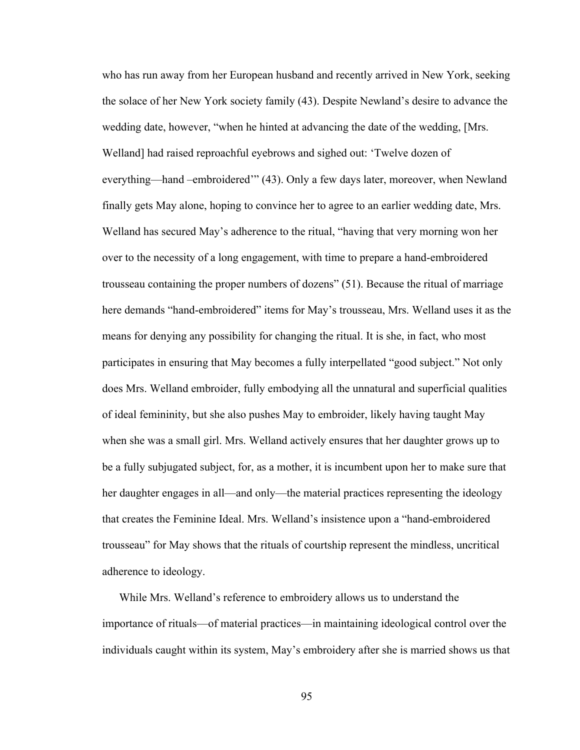who has run away from her European husband and recently arrived in New York, seeking the solace of her New York society family (43). Despite Newland's desire to advance the wedding date, however, "when he hinted at advancing the date of the wedding, [Mrs. Welland] had raised reproachful eyebrows and sighed out: 'Twelve dozen of everything—hand –embroidered'" (43). Only a few days later, moreover, when Newland finally gets May alone, hoping to convince her to agree to an earlier wedding date, Mrs. Welland has secured May's adherence to the ritual, "having that very morning won her over to the necessity of a long engagement, with time to prepare a hand-embroidered trousseau containing the proper numbers of dozens" (51). Because the ritual of marriage here demands "hand-embroidered" items for May's trousseau, Mrs. Welland uses it as the means for denying any possibility for changing the ritual. It is she, in fact, who most participates in ensuring that May becomes a fully interpellated "good subject." Not only does Mrs. Welland embroider, fully embodying all the unnatural and superficial qualities of ideal femininity, but she also pushes May to embroider, likely having taught May when she was a small girl. Mrs. Welland actively ensures that her daughter grows up to be a fully subjugated subject, for, as a mother, it is incumbent upon her to make sure that her daughter engages in all—and only—the material practices representing the ideology that creates the Feminine Ideal. Mrs. Welland's insistence upon a "hand-embroidered trousseau" for May shows that the rituals of courtship represent the mindless, uncritical adherence to ideology.

While Mrs. Welland's reference to embroidery allows us to understand the importance of rituals—of material practices—in maintaining ideological control over the individuals caught within its system, May's embroidery after she is married shows us that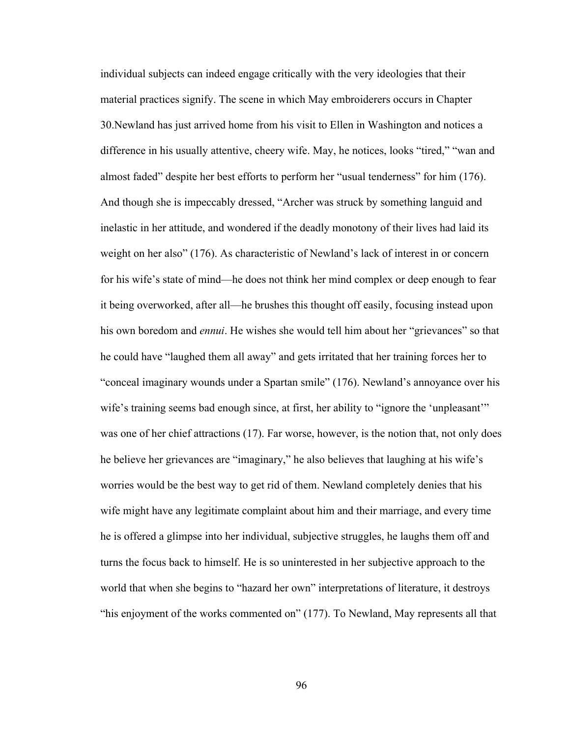individual subjects can indeed engage critically with the very ideologies that their material practices signify. The scene in which May embroiderers occurs in Chapter 30.Newland has just arrived home from his visit to Ellen in Washington and notices a difference in his usually attentive, cheery wife. May, he notices, looks "tired," "wan and almost faded" despite her best efforts to perform her "usual tenderness" for him (176). And though she is impeccably dressed, "Archer was struck by something languid and inelastic in her attitude, and wondered if the deadly monotony of their lives had laid its weight on her also" (176). As characteristic of Newland's lack of interest in or concern for his wife's state of mind—he does not think her mind complex or deep enough to fear it being overworked, after all—he brushes this thought off easily, focusing instead upon his own boredom and *ennui*. He wishes she would tell him about her "grievances" so that he could have "laughed them all away" and gets irritated that her training forces her to "conceal imaginary wounds under a Spartan smile" (176). Newland's annoyance over his wife's training seems bad enough since, at first, her ability to "ignore the 'unpleasant'" was one of her chief attractions (17). Far worse, however, is the notion that, not only does he believe her grievances are "imaginary," he also believes that laughing at his wife's worries would be the best way to get rid of them. Newland completely denies that his wife might have any legitimate complaint about him and their marriage, and every time he is offered a glimpse into her individual, subjective struggles, he laughs them off and turns the focus back to himself. He is so uninterested in her subjective approach to the world that when she begins to "hazard her own" interpretations of literature, it destroys "his enjoyment of the works commented on" (177). To Newland, May represents all that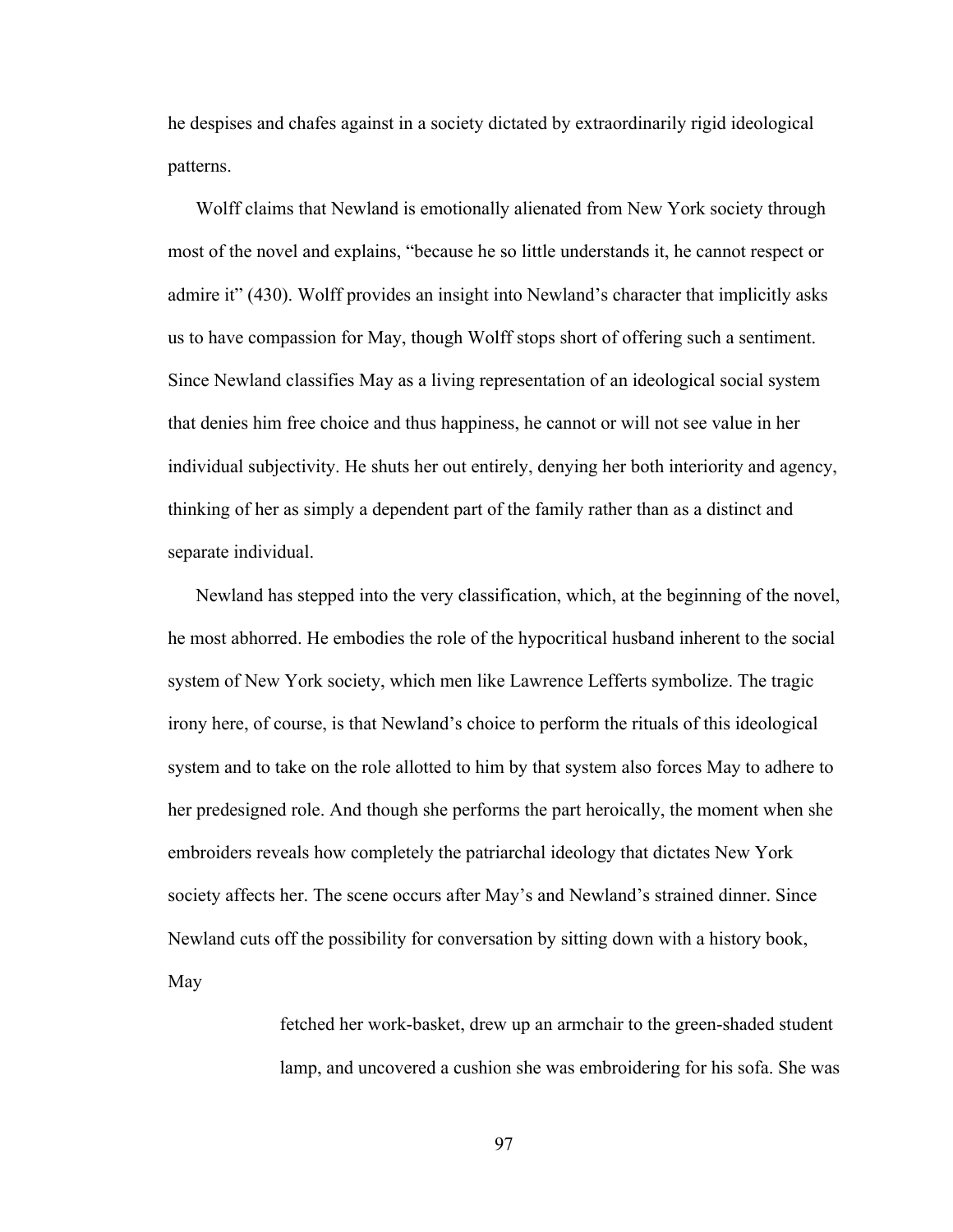he despises and chafes against in a society dictated by extraordinarily rigid ideological patterns.

Wolff claims that Newland is emotionally alienated from New York society through most of the novel and explains, "because he so little understands it, he cannot respect or admire it" (430). Wolff provides an insight into Newland's character that implicitly asks us to have compassion for May, though Wolff stops short of offering such a sentiment. Since Newland classifies May as a living representation of an ideological social system that denies him free choice and thus happiness, he cannot or will not see value in her individual subjectivity. He shuts her out entirely, denying her both interiority and agency, thinking of her as simply a dependent part of the family rather than as a distinct and separate individual.

Newland has stepped into the very classification, which, at the beginning of the novel, he most abhorred. He embodies the role of the hypocritical husband inherent to the social system of New York society, which men like Lawrence Lefferts symbolize. The tragic irony here, of course, is that Newland's choice to perform the rituals of this ideological system and to take on the role allotted to him by that system also forces May to adhere to her predesigned role. And though she performs the part heroically, the moment when she embroiders reveals how completely the patriarchal ideology that dictates New York society affects her. The scene occurs after May's and Newland's strained dinner. Since Newland cuts off the possibility for conversation by sitting down with a history book, May

> fetched her work-basket, drew up an armchair to the green-shaded student lamp, and uncovered a cushion she was embroidering for his sofa. She was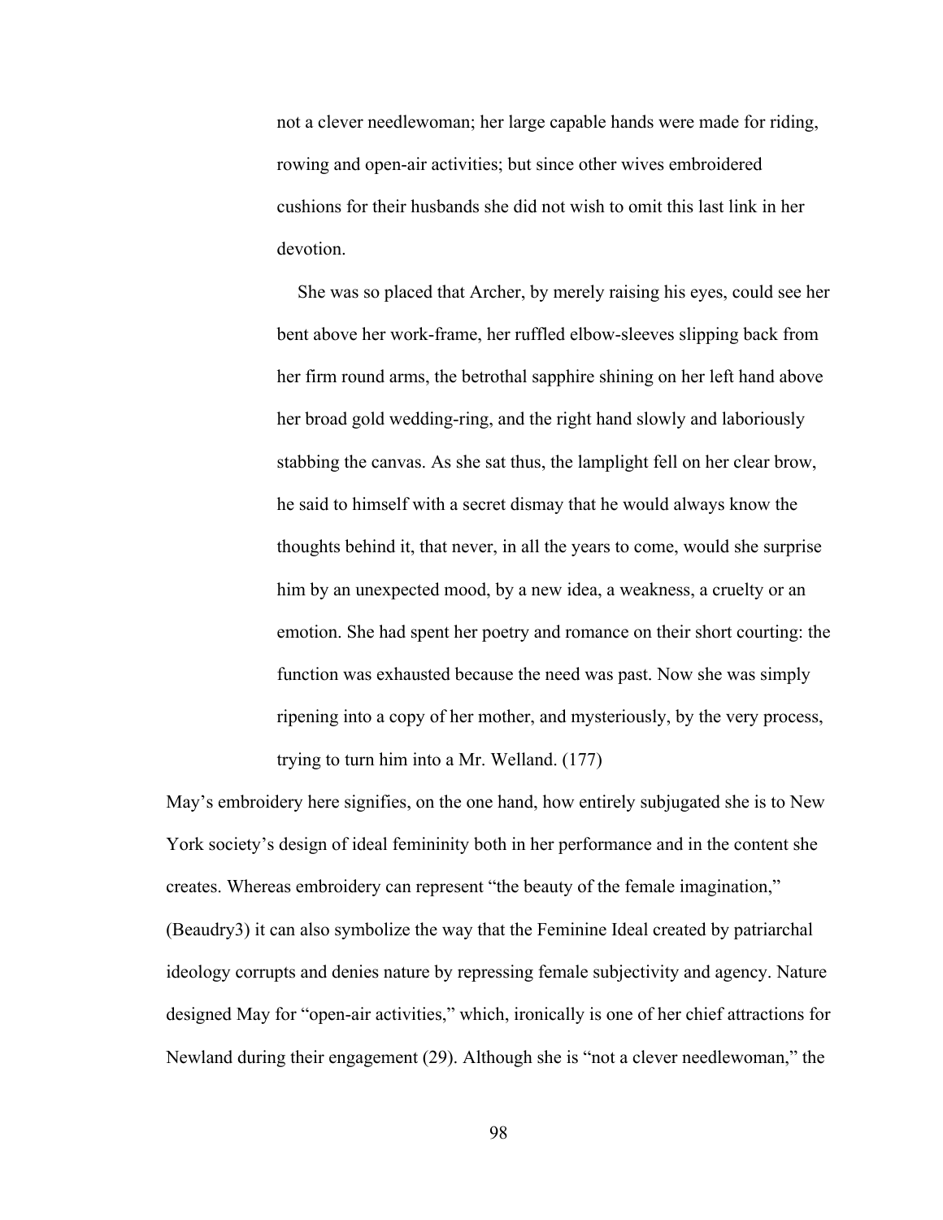> not a clever needlewoman; her large capable hands were made for riding, rowing and open-air activities; but since other wives embroidered cushions for their husbands she did not wish to omit this last link in her devotion.
>
> She was so placed that Archer, by merely raising his eyes, could see her bent above her work-frame, her ruffled elbow-sleeves slipping back from her firm round arms, the betrothal sapphire shining on her left hand above her broad gold wedding-ring, and the right hand slowly and laboriously stabbing the canvas. As she sat thus, the lamplight fell on her clear brow, he said to himself with a secret dismay that he would always know the thoughts behind it, that never, in all the years to come, would she surprise him by an unexpected mood, by a new idea, a weakness, a cruelty or an emotion. She had spent her poetry and romance on their short courting: the function was exhausted because the need was past. Now she was simply ripening into a copy of her mother, and mysteriously, by the very process, trying to turn him into a Mr. Welland. (177)

May's embroidery here signifies, on the one hand, how entirely subjugated she is to New York society's design of ideal femininity both in her performance and in the content she creates. Whereas embroidery can represent "the beauty of the female imagination," (Beaudry3) it can also symbolize the way that the Feminine Ideal created by patriarchal ideology corrupts and denies nature by repressing female subjectivity and agency. Nature designed May for "open-air activities," which, ironically is one of her chief attractions for Newland during their engagement (29). Although she is "not a clever needlewoman," the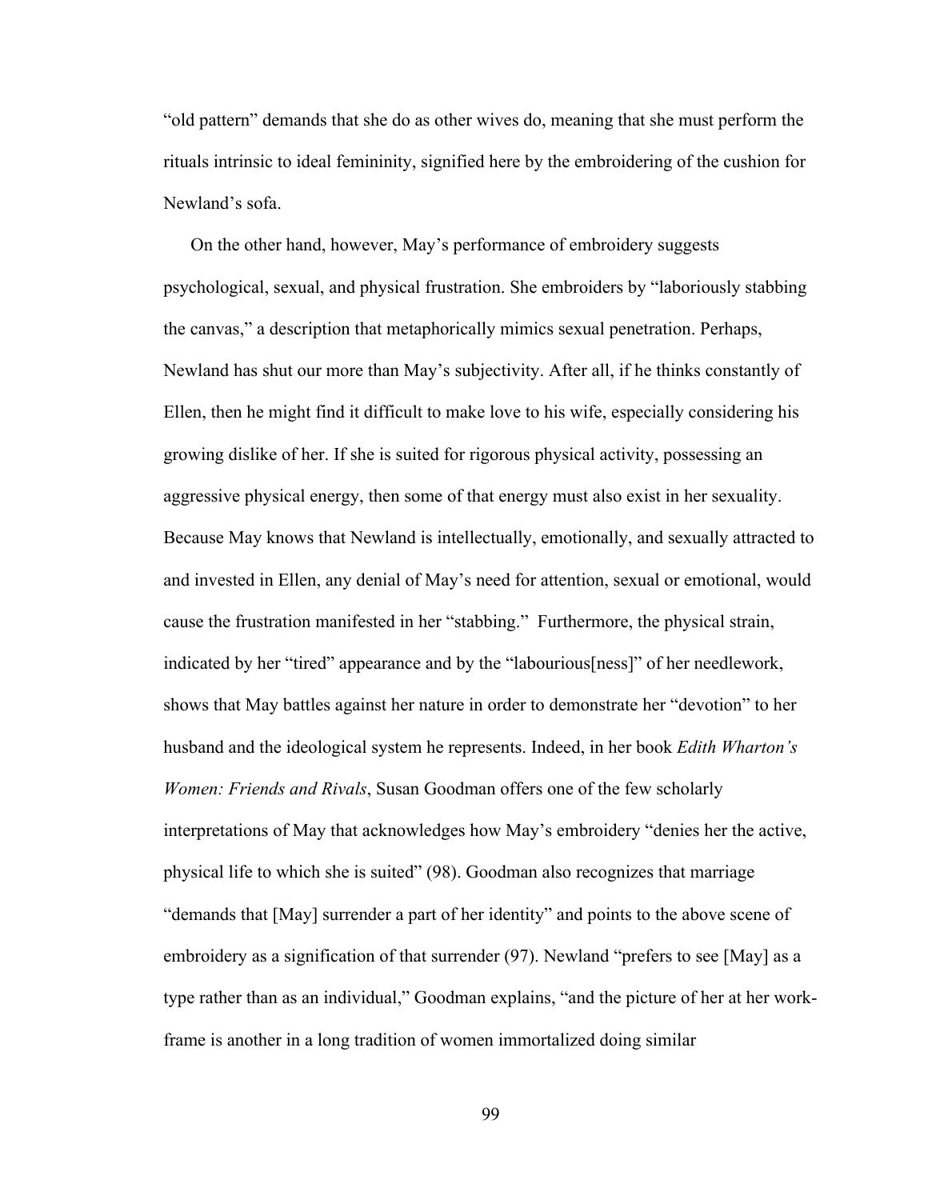"old pattern" demands that she do as other wives do, meaning that she must perform the rituals intrinsic to ideal femininity, signified here by the embroidering of the cushion for Newland's sofa.

On the other hand, however, May's performance of embroidery suggests psychological, sexual, and physical frustration. She embroiders by "laboriously stabbing the canvas," a description that metaphorically mimics sexual penetration. Perhaps, Newland has shut our more than May's subjectivity. After all, if he thinks constantly of Ellen, then he might find it difficult to make love to his wife, especially considering his growing dislike of her. If she is suited for rigorous physical activity, possessing an aggressive physical energy, then some of that energy must also exist in her sexuality. Because May knows that Newland is intellectually, emotionally, and sexually attracted to and invested in Ellen, any denial of May's need for attention, sexual or emotional, would cause the frustration manifested in her "stabbing." Furthermore, the physical strain, indicated by her "tired" appearance and by the "labourious[ness]" of her needlework, shows that May battles against her nature in order to demonstrate her "devotion" to her husband and the ideological system he represents. Indeed, in her book *Edith Wharton's Women: Friends and Rivals*, Susan Goodman offers one of the few scholarly interpretations of May that acknowledges how May's embroidery "denies her the active, physical life to which she is suited" (98). Goodman also recognizes that marriage "demands that [May] surrender a part of her identity" and points to the above scene of embroidery as a signification of that surrender (97). Newland "prefers to see [May] as a type rather than as an individual," Goodman explains, "and the picture of her at her work-frame is another in a long tradition of women immortalized doing similar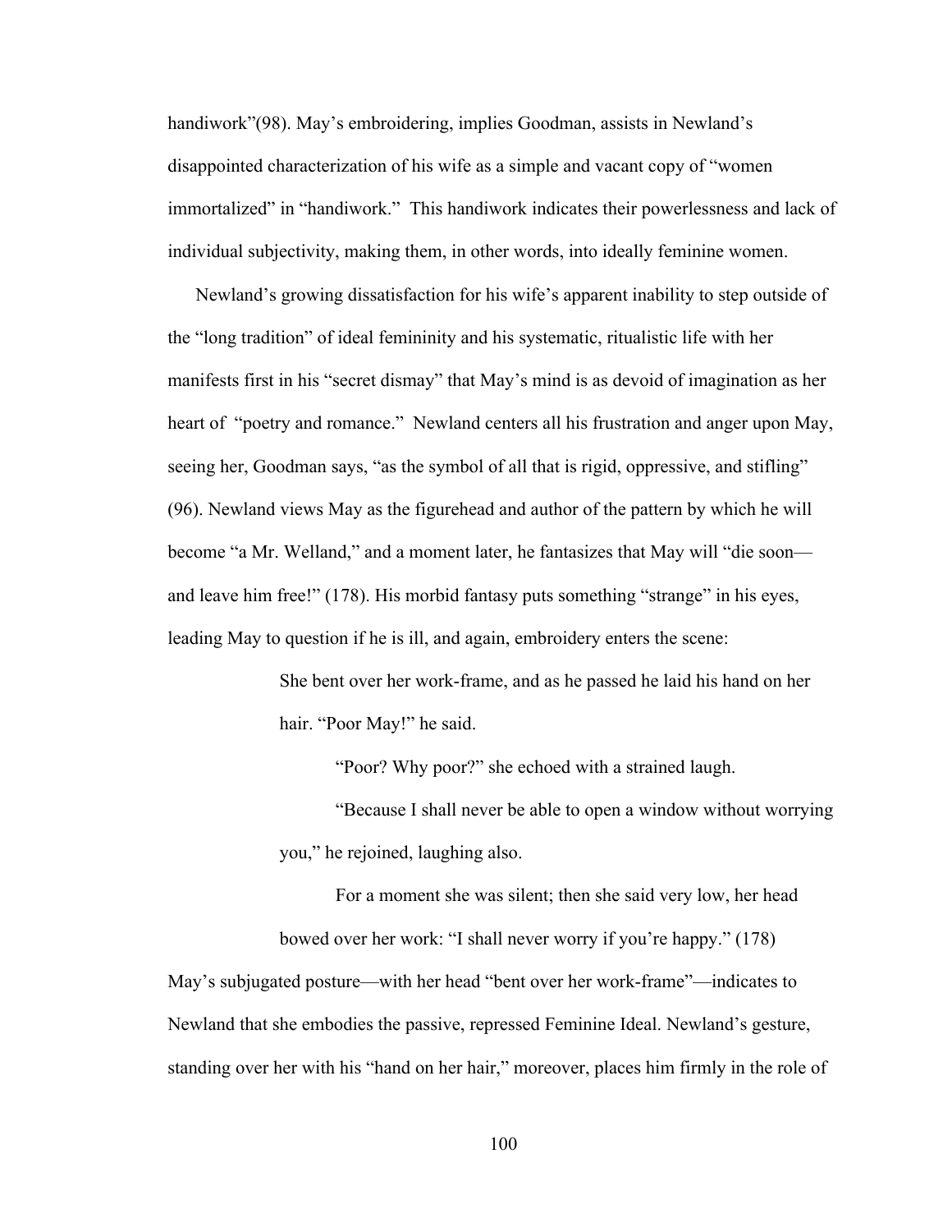handiwork"(98). May's embroidering, implies Goodman, assists in Newland's disappointed characterization of his wife as a simple and vacant copy of "women immortalized" in "handiwork." This handiwork indicates their powerlessness and lack of individual subjectivity, making them, in other words, into ideally feminine women.

Newland's growing dissatisfaction for his wife's apparent inability to step outside of the "long tradition" of ideal femininity and his systematic, ritualistic life with her manifests first in his "secret dismay" that May's mind is as devoid of imagination as her heart of "poetry and romance." Newland centers all his frustration and anger upon May, seeing her, Goodman says, "as the symbol of all that is rigid, oppressive, and stifling" (96). Newland views May as the figurehead and author of the pattern by which he will become "a Mr. Welland," and a moment later, he fantasizes that May will "die soon—and leave him free!" (178). His morbid fantasy puts something "strange" in his eyes, leading May to question if he is ill, and again, embroidery enters the scene:

> She bent over her work-frame, and as he passed he laid his hand on her hair. "Poor May!" he said.
>
> "Poor? Why poor?" she echoed with a strained laugh.
>
> "Because I shall never be able to open a window without worrying you," he rejoined, laughing also.
>
> For a moment she was silent; then she said very low, her head bowed over her work: "I shall never worry if you're happy." (178)

May's subjugated posture—with her head "bent over her work-frame"—indicates to Newland that she embodies the passive, repressed Feminine Ideal. Newland's gesture, standing over her with his "hand on her hair," moreover, places him firmly in the role of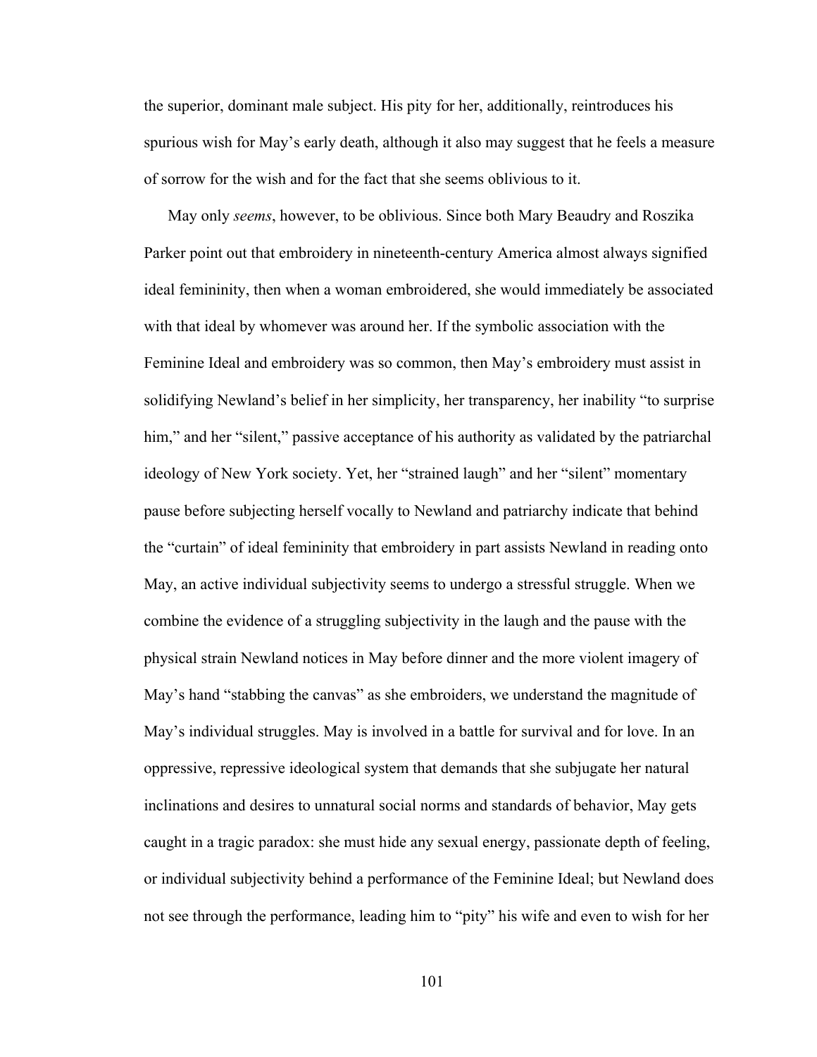the superior, dominant male subject. His pity for her, additionally, reintroduces his spurious wish for May's early death, although it also may suggest that he feels a measure of sorrow for the wish and for the fact that she seems oblivious to it.

May only *seems*, however, to be oblivious. Since both Mary Beaudry and Roszika Parker point out that embroidery in nineteenth-century America almost always signified ideal femininity, then when a woman embroidered, she would immediately be associated with that ideal by whomever was around her. If the symbolic association with the Feminine Ideal and embroidery was so common, then May's embroidery must assist in solidifying Newland's belief in her simplicity, her transparency, her inability "to surprise him," and her "silent," passive acceptance of his authority as validated by the patriarchal ideology of New York society. Yet, her "strained laugh" and her "silent" momentary pause before subjecting herself vocally to Newland and patriarchy indicate that behind the "curtain" of ideal femininity that embroidery in part assists Newland in reading onto May, an active individual subjectivity seems to undergo a stressful struggle. When we combine the evidence of a struggling subjectivity in the laugh and the pause with the physical strain Newland notices in May before dinner and the more violent imagery of May's hand "stabbing the canvas" as she embroiders, we understand the magnitude of May's individual struggles. May is involved in a battle for survival and for love. In an oppressive, repressive ideological system that demands that she subjugate her natural inclinations and desires to unnatural social norms and standards of behavior, May gets caught in a tragic paradox: she must hide any sexual energy, passionate depth of feeling, or individual subjectivity behind a performance of the Feminine Ideal; but Newland does not see through the performance, leading him to "pity" his wife and even to wish for her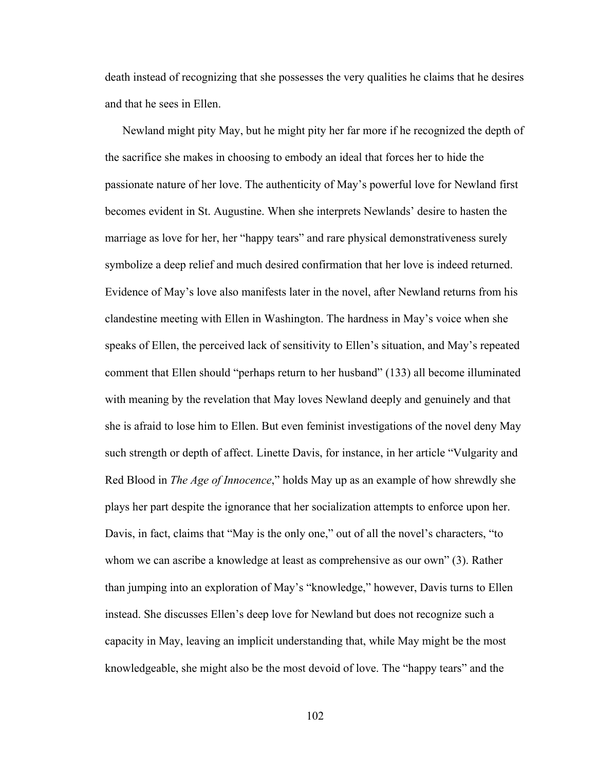death instead of recognizing that she possesses the very qualities he claims that he desires and that he sees in Ellen.

Newland might pity May, but he might pity her far more if he recognized the depth of the sacrifice she makes in choosing to embody an ideal that forces her to hide the passionate nature of her love. The authenticity of May's powerful love for Newland first becomes evident in St. Augustine. When she interprets Newlands' desire to hasten the marriage as love for her, her "happy tears" and rare physical demonstrativeness surely symbolize a deep relief and much desired confirmation that her love is indeed returned. Evidence of May's love also manifests later in the novel, after Newland returns from his clandestine meeting with Ellen in Washington. The hardness in May's voice when she speaks of Ellen, the perceived lack of sensitivity to Ellen's situation, and May's repeated comment that Ellen should "perhaps return to her husband" (133) all become illuminated with meaning by the revelation that May loves Newland deeply and genuinely and that she is afraid to lose him to Ellen. But even feminist investigations of the novel deny May such strength or depth of affect. Linette Davis, for instance, in her article "Vulgarity and Red Blood in *The Age of Innocence*," holds May up as an example of how shrewdly she plays her part despite the ignorance that her socialization attempts to enforce upon her. Davis, in fact, claims that "May is the only one," out of all the novel's characters, "to whom we can ascribe a knowledge at least as comprehensive as our own" (3). Rather than jumping into an exploration of May's "knowledge," however, Davis turns to Ellen instead. She discusses Ellen's deep love for Newland but does not recognize such a capacity in May, leaving an implicit understanding that, while May might be the most knowledgeable, she might also be the most devoid of love. The "happy tears" and the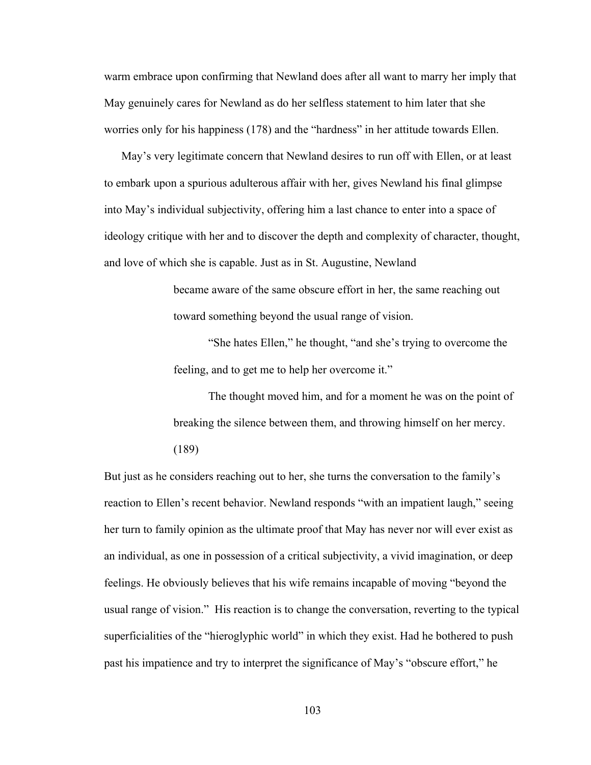warm embrace upon confirming that Newland does after all want to marry her imply that May genuinely cares for Newland as do her selfless statement to him later that she worries only for his happiness (178) and the "hardness" in her attitude towards Ellen.

May's very legitimate concern that Newland desires to run off with Ellen, or at least to embark upon a spurious adulterous affair with her, gives Newland his final glimpse into May's individual subjectivity, offering him a last chance to enter into a space of ideology critique with her and to discover the depth and complexity of character, thought, and love of which she is capable. Just as in St. Augustine, Newland

> became aware of the same obscure effort in her, the same reaching out toward something beyond the usual range of vision.
>
> "She hates Ellen," he thought, "and she's trying to overcome the feeling, and to get me to help her overcome it."
>
> The thought moved him, and for a moment he was on the point of breaking the silence between them, and throwing himself on her mercy. (189)

But just as he considers reaching out to her, she turns the conversation to the family's reaction to Ellen's recent behavior. Newland responds "with an impatient laugh," seeing her turn to family opinion as the ultimate proof that May has never nor will ever exist as an individual, as one in possession of a critical subjectivity, a vivid imagination, or deep feelings. He obviously believes that his wife remains incapable of moving "beyond the usual range of vision." His reaction is to change the conversation, reverting to the typical superficialities of the "hieroglyphic world" in which they exist. Had he bothered to push past his impatience and try to interpret the significance of May's "obscure effort," he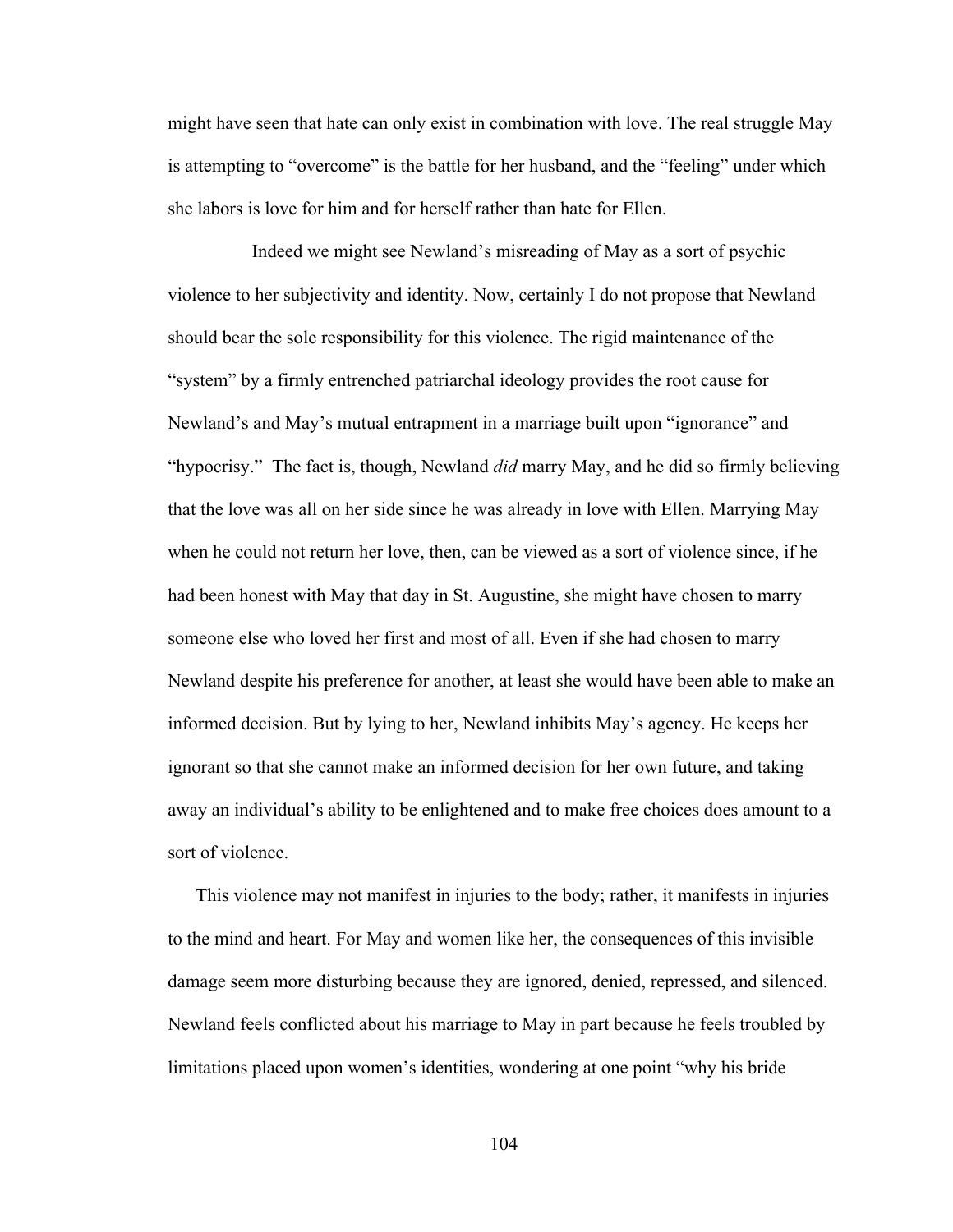might have seen that hate can only exist in combination with love. The real struggle May is attempting to "overcome" is the battle for her husband, and the "feeling" under which she labors is love for him and for herself rather than hate for Ellen.

Indeed we might see Newland's misreading of May as a sort of psychic violence to her subjectivity and identity. Now, certainly I do not propose that Newland should bear the sole responsibility for this violence. The rigid maintenance of the "system" by a firmly entrenched patriarchal ideology provides the root cause for Newland's and May's mutual entrapment in a marriage built upon "ignorance" and "hypocrisy." The fact is, though, Newland *did* marry May, and he did so firmly believing that the love was all on her side since he was already in love with Ellen. Marrying May when he could not return her love, then, can be viewed as a sort of violence since, if he had been honest with May that day in St. Augustine, she might have chosen to marry someone else who loved her first and most of all. Even if she had chosen to marry Newland despite his preference for another, at least she would have been able to make an informed decision. But by lying to her, Newland inhibits May's agency. He keeps her ignorant so that she cannot make an informed decision for her own future, and taking away an individual's ability to be enlightened and to make free choices does amount to a sort of violence.

This violence may not manifest in injuries to the body; rather, it manifests in injuries to the mind and heart. For May and women like her, the consequences of this invisible damage seem more disturbing because they are ignored, denied, repressed, and silenced. Newland feels conflicted about his marriage to May in part because he feels troubled by limitations placed upon women's identities, wondering at one point "why his bride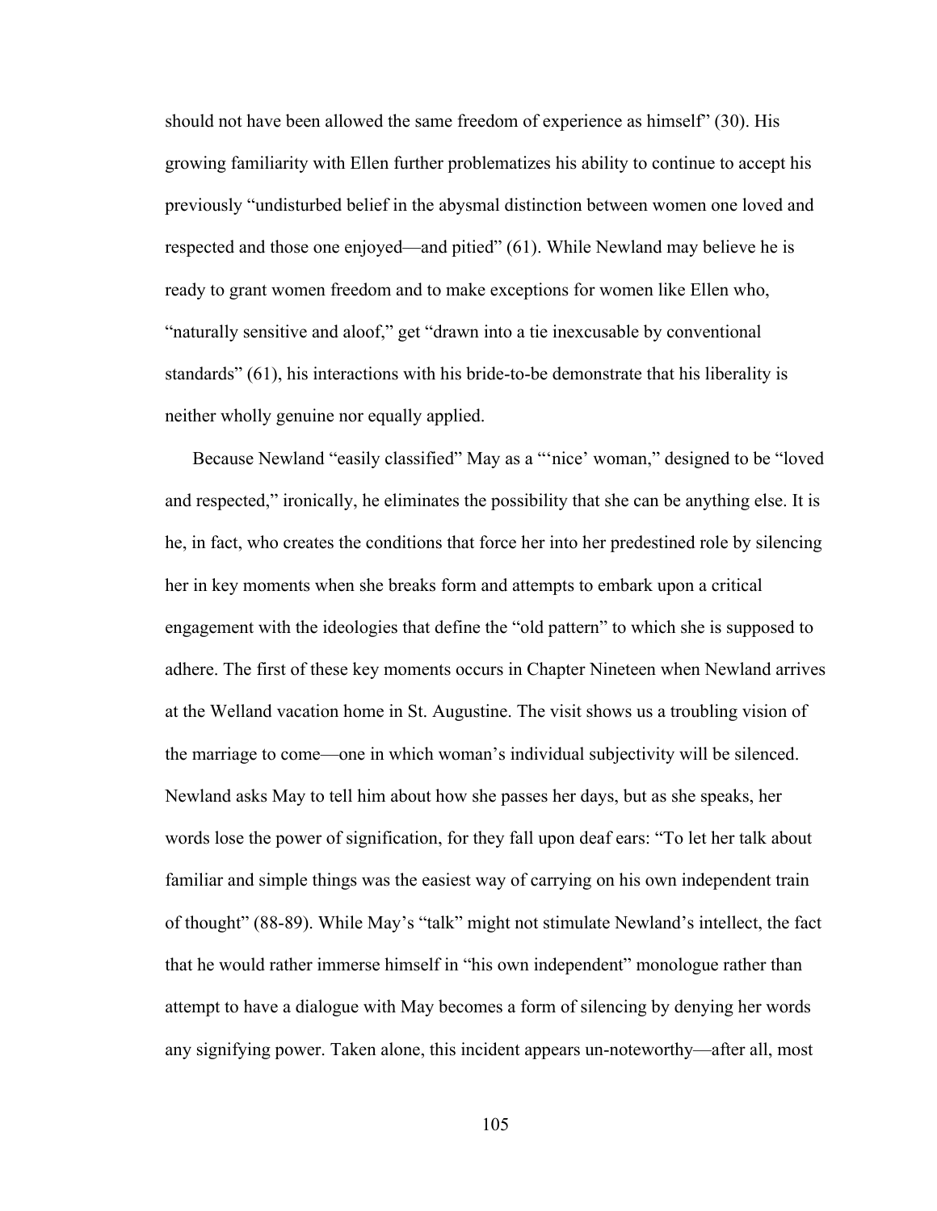should not have been allowed the same freedom of experience as himself" (30). His growing familiarity with Ellen further problematizes his ability to continue to accept his previously "undisturbed belief in the abysmal distinction between women one loved and respected and those one enjoyed—and pitied" (61). While Newland may believe he is ready to grant women freedom and to make exceptions for women like Ellen who, "naturally sensitive and aloof," get "drawn into a tie inexcusable by conventional standards" (61), his interactions with his bride-to-be demonstrate that his liberality is neither wholly genuine nor equally applied.

Because Newland "easily classified" May as a "'nice' woman," designed to be "loved and respected," ironically, he eliminates the possibility that she can be anything else. It is he, in fact, who creates the conditions that force her into her predestined role by silencing her in key moments when she breaks form and attempts to embark upon a critical engagement with the ideologies that define the "old pattern" to which she is supposed to adhere. The first of these key moments occurs in Chapter Nineteen when Newland arrives at the Welland vacation home in St. Augustine. The visit shows us a troubling vision of the marriage to come—one in which woman's individual subjectivity will be silenced. Newland asks May to tell him about how she passes her days, but as she speaks, her words lose the power of signification, for they fall upon deaf ears: "To let her talk about familiar and simple things was the easiest way of carrying on his own independent train of thought" (88-89). While May's "talk" might not stimulate Newland's intellect, the fact that he would rather immerse himself in "his own independent" monologue rather than attempt to have a dialogue with May becomes a form of silencing by denying her words any signifying power. Taken alone, this incident appears un-noteworthy—after all, most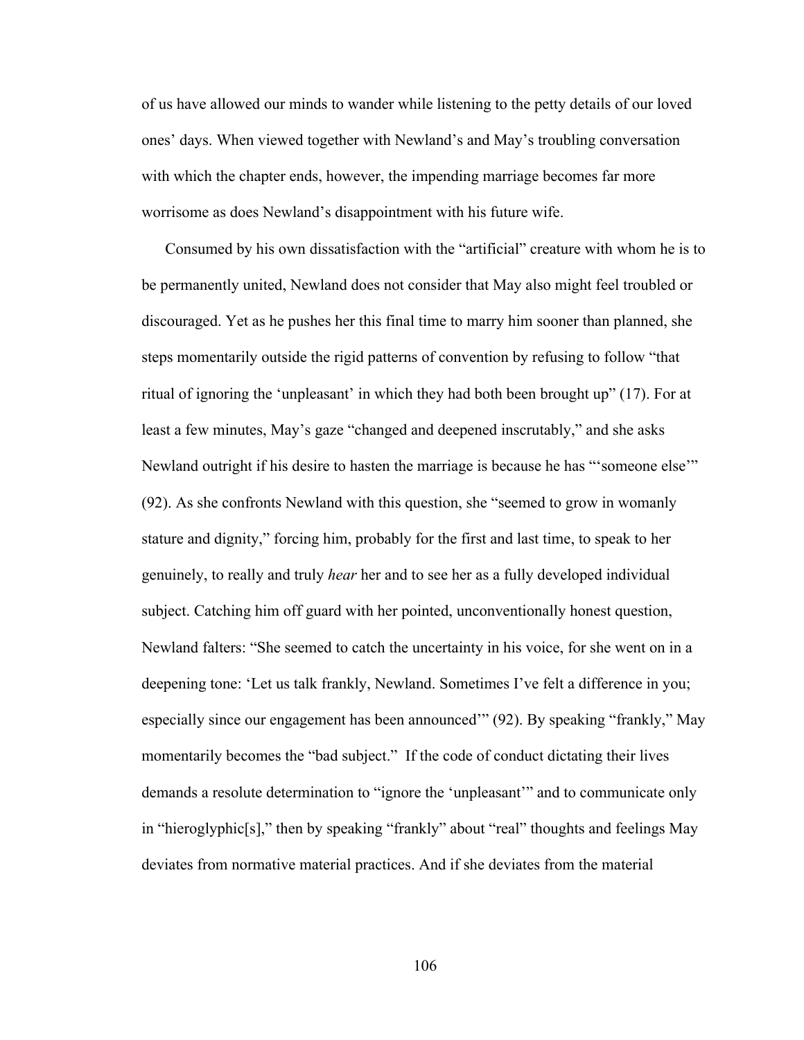of us have allowed our minds to wander while listening to the petty details of our loved ones' days. When viewed together with Newland's and May's troubling conversation with which the chapter ends, however, the impending marriage becomes far more worrisome as does Newland's disappointment with his future wife.

Consumed by his own dissatisfaction with the "artificial" creature with whom he is to be permanently united, Newland does not consider that May also might feel troubled or discouraged. Yet as he pushes her this final time to marry him sooner than planned, she steps momentarily outside the rigid patterns of convention by refusing to follow "that ritual of ignoring the 'unpleasant' in which they had both been brought up" (17). For at least a few minutes, May's gaze "changed and deepened inscrutably," and she asks Newland outright if his desire to hasten the marriage is because he has "'someone else'" (92). As she confronts Newland with this question, she "seemed to grow in womanly stature and dignity," forcing him, probably for the first and last time, to speak to her genuinely, to really and truly *hear* her and to see her as a fully developed individual subject. Catching him off guard with her pointed, unconventionally honest question, Newland falters: "She seemed to catch the uncertainty in his voice, for she went on in a deepening tone: 'Let us talk frankly, Newland. Sometimes I've felt a difference in you; especially since our engagement has been announced'" (92). By speaking "frankly," May momentarily becomes the "bad subject." If the code of conduct dictating their lives demands a resolute determination to "ignore the 'unpleasant'" and to communicate only in "hieroglyphic[s]," then by speaking "frankly" about "real" thoughts and feelings May deviates from normative material practices. And if she deviates from the material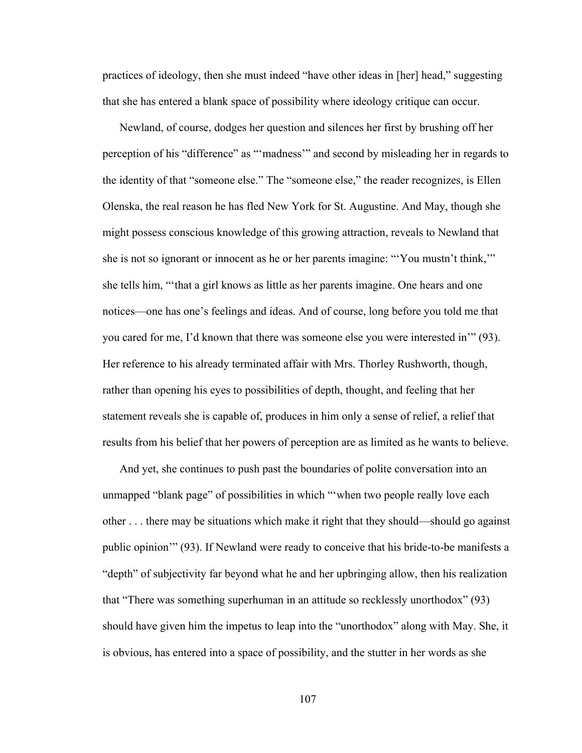practices of ideology, then she must indeed "have other ideas in [her] head," suggesting that she has entered a blank space of possibility where ideology critique can occur.

Newland, of course, dodges her question and silences her first by brushing off her perception of his "difference" as "'madness'" and second by misleading her in regards to the identity of that "someone else." The "someone else," the reader recognizes, is Ellen Olenska, the real reason he has fled New York for St. Augustine. And May, though she might possess conscious knowledge of this growing attraction, reveals to Newland that she is not so ignorant or innocent as he or her parents imagine: "'You mustn't think,'" she tells him, "'that a girl knows as little as her parents imagine. One hears and one notices—one has one's feelings and ideas. And of course, long before you told me that you cared for me, I'd known that there was someone else you were interested in'" (93). Her reference to his already terminated affair with Mrs. Thorley Rushworth, though, rather than opening his eyes to possibilities of depth, thought, and feeling that her statement reveals she is capable of, produces in him only a sense of relief, a relief that results from his belief that her powers of perception are as limited as he wants to believe.

And yet, she continues to push past the boundaries of polite conversation into an unmapped "blank page" of possibilities in which "'when two people really love each other . . . there may be situations which make it right that they should—should go against public opinion'" (93). If Newland were ready to conceive that his bride-to-be manifests a "depth" of subjectivity far beyond what he and her upbringing allow, then his realization that "There was something superhuman in an attitude so recklessly unorthodox" (93) should have given him the impetus to leap into the "unorthodox" along with May. She, it is obvious, has entered into a space of possibility, and the stutter in her words as she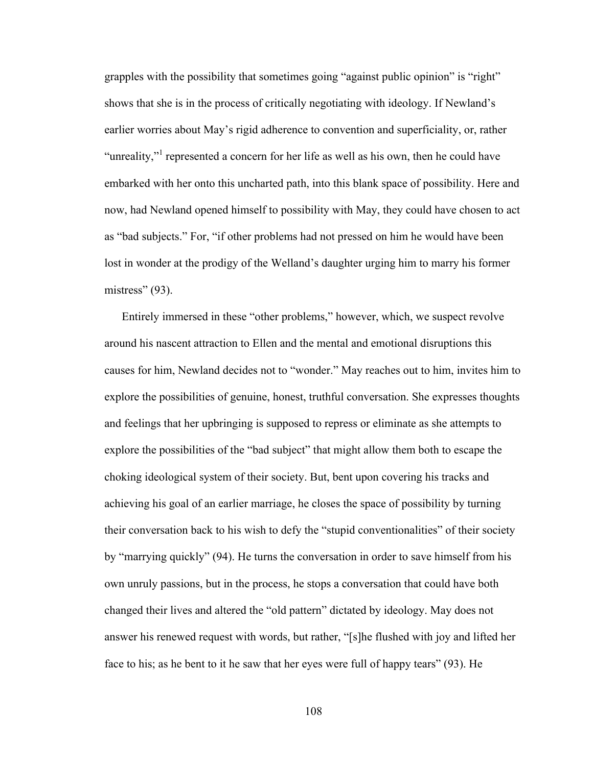grapples with the possibility that sometimes going "against public opinion" is "right" shows that she is in the process of critically negotiating with ideology. If Newland's earlier worries about May's rigid adherence to convention and superficiality, or, rather "unreality,"[1] represented a concern for her life as well as his own, then he could have embarked with her onto this uncharted path, into this blank space of possibility. Here and now, had Newland opened himself to possibility with May, they could have chosen to act as "bad subjects." For, "if other problems had not pressed on him he would have been lost in wonder at the prodigy of the Welland's daughter urging him to marry his former mistress" (93).

Entirely immersed in these "other problems," however, which, we suspect revolve around his nascent attraction to Ellen and the mental and emotional disruptions this causes for him, Newland decides not to "wonder." May reaches out to him, invites him to explore the possibilities of genuine, honest, truthful conversation. She expresses thoughts and feelings that her upbringing is supposed to repress or eliminate as she attempts to explore the possibilities of the "bad subject" that might allow them both to escape the choking ideological system of their society. But, bent upon covering his tracks and achieving his goal of an earlier marriage, he closes the space of possibility by turning their conversation back to his wish to defy the "stupid conventionalities" of their society by "marrying quickly" (94). He turns the conversation in order to save himself from his own unruly passions, but in the process, he stops a conversation that could have both changed their lives and altered the "old pattern" dictated by ideology. May does not answer his renewed request with words, but rather, "[s]he flushed with joy and lifted her face to his; as he bent to it he saw that her eyes were full of happy tears" (93). He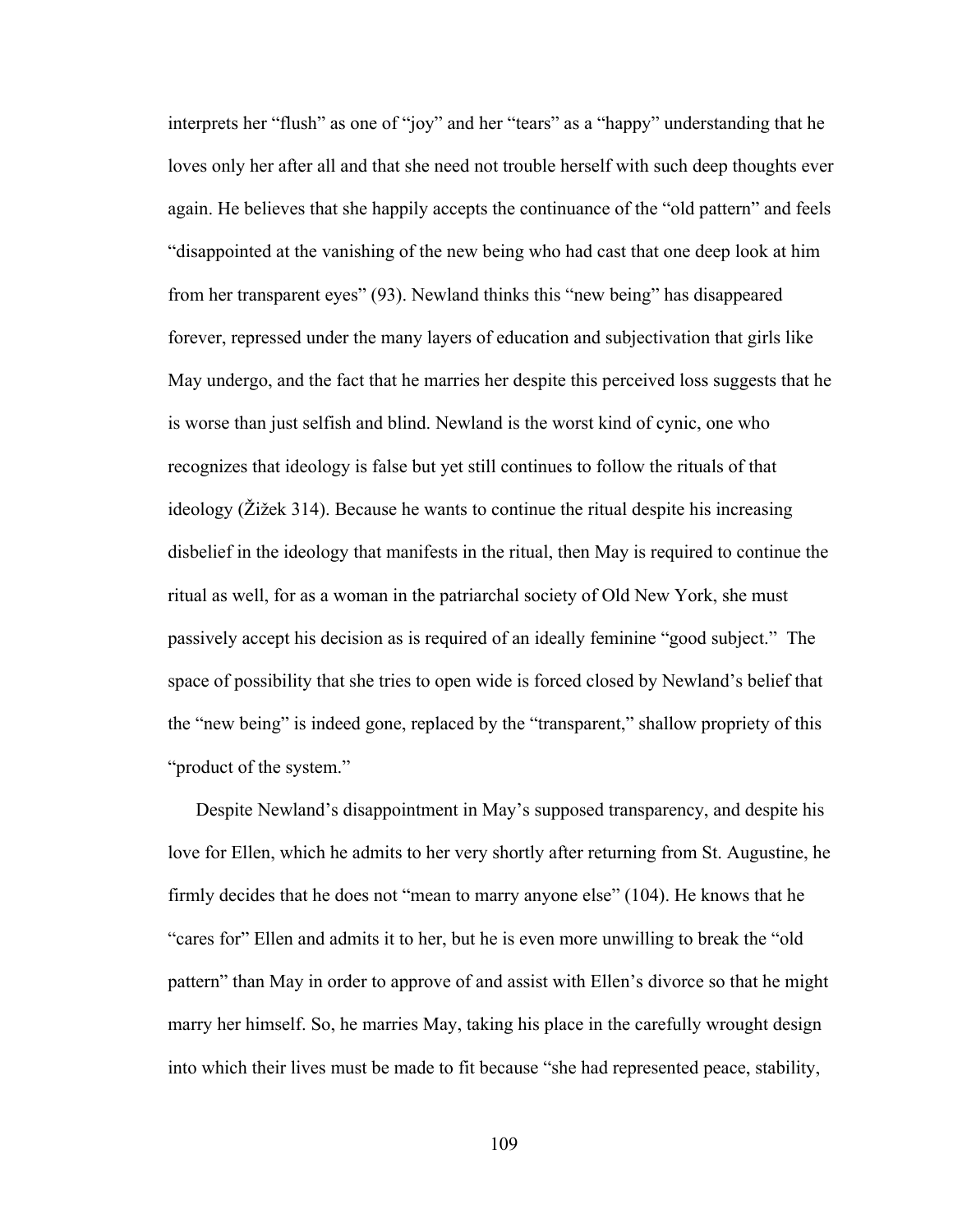interprets her "flush" as one of "joy" and her "tears" as a "happy" understanding that he loves only her after all and that she need not trouble herself with such deep thoughts ever again. He believes that she happily accepts the continuance of the "old pattern" and feels "disappointed at the vanishing of the new being who had cast that one deep look at him from her transparent eyes" (93). Newland thinks this "new being" has disappeared forever, repressed under the many layers of education and subjectivation that girls like May undergo, and the fact that he marries her despite this perceived loss suggests that he is worse than just selfish and blind. Newland is the worst kind of cynic, one who recognizes that ideology is false but yet still continues to follow the rituals of that ideology (Žižek 314). Because he wants to continue the ritual despite his increasing disbelief in the ideology that manifests in the ritual, then May is required to continue the ritual as well, for as a woman in the patriarchal society of Old New York, she must passively accept his decision as is required of an ideally feminine "good subject." The space of possibility that she tries to open wide is forced closed by Newland's belief that the "new being" is indeed gone, replaced by the "transparent," shallow propriety of this "product of the system."

Despite Newland's disappointment in May's supposed transparency, and despite his love for Ellen, which he admits to her very shortly after returning from St. Augustine, he firmly decides that he does not "mean to marry anyone else" (104). He knows that he "cares for" Ellen and admits it to her, but he is even more unwilling to break the "old pattern" than May in order to approve of and assist with Ellen's divorce so that he might marry her himself. So, he marries May, taking his place in the carefully wrought design into which their lives must be made to fit because "she had represented peace, stability,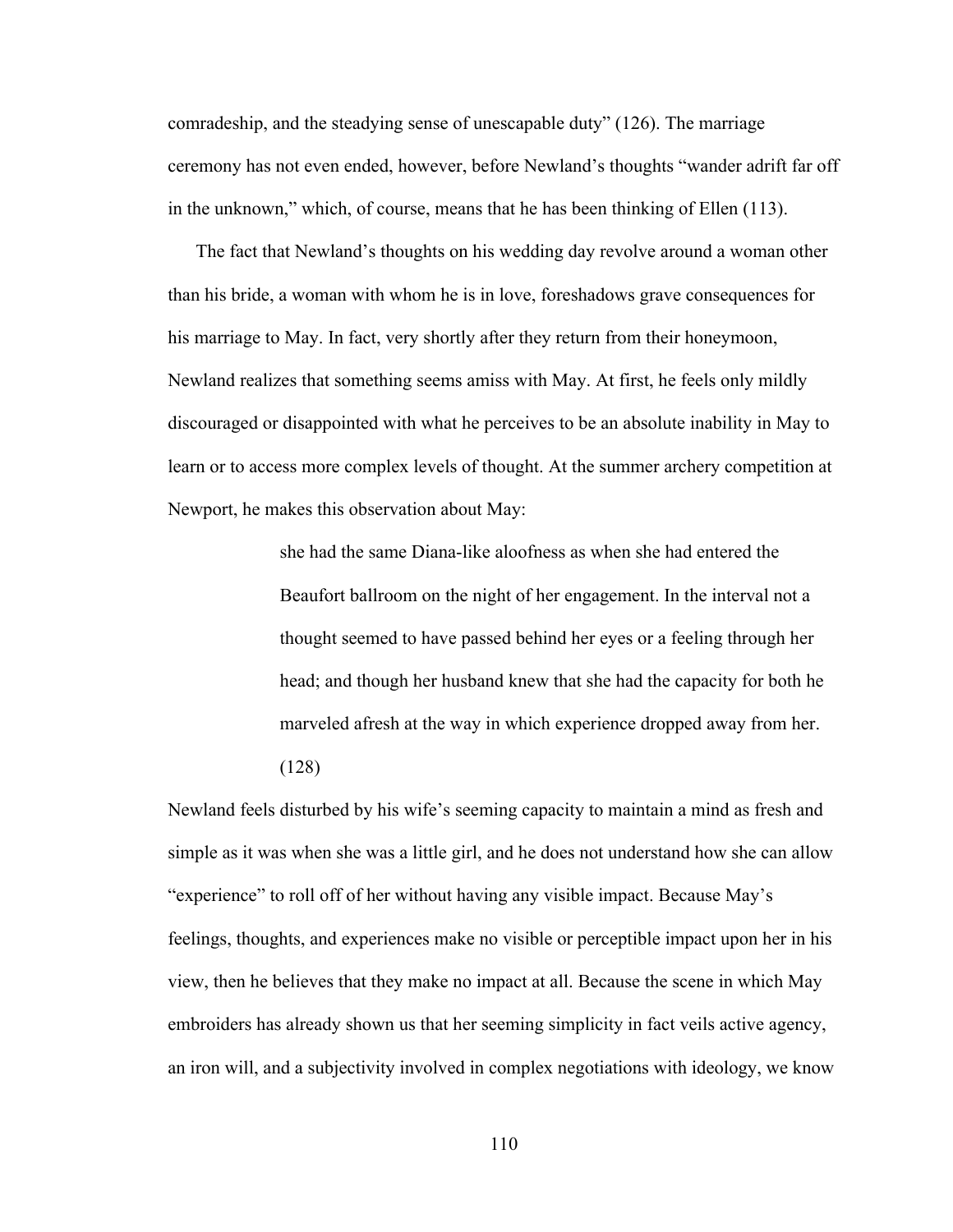comradeship, and the steadying sense of unescapable duty" (126). The marriage ceremony has not even ended, however, before Newland's thoughts "wander adrift far off in the unknown," which, of course, means that he has been thinking of Ellen (113).

The fact that Newland's thoughts on his wedding day revolve around a woman other than his bride, a woman with whom he is in love, foreshadows grave consequences for his marriage to May. In fact, very shortly after they return from their honeymoon, Newland realizes that something seems amiss with May. At first, he feels only mildly discouraged or disappointed with what he perceives to be an absolute inability in May to learn or to access more complex levels of thought. At the summer archery competition at Newport, he makes this observation about May:

> she had the same Diana-like aloofness as when she had entered the Beaufort ballroom on the night of her engagement. In the interval not a thought seemed to have passed behind her eyes or a feeling through her head; and though her husband knew that she had the capacity for both he marveled afresh at the way in which experience dropped away from her. (128)

Newland feels disturbed by his wife's seeming capacity to maintain a mind as fresh and simple as it was when she was a little girl, and he does not understand how she can allow "experience" to roll off of her without having any visible impact. Because May's feelings, thoughts, and experiences make no visible or perceptible impact upon her in his view, then he believes that they make no impact at all. Because the scene in which May embroiders has already shown us that her seeming simplicity in fact veils active agency, an iron will, and a subjectivity involved in complex negotiations with ideology, we know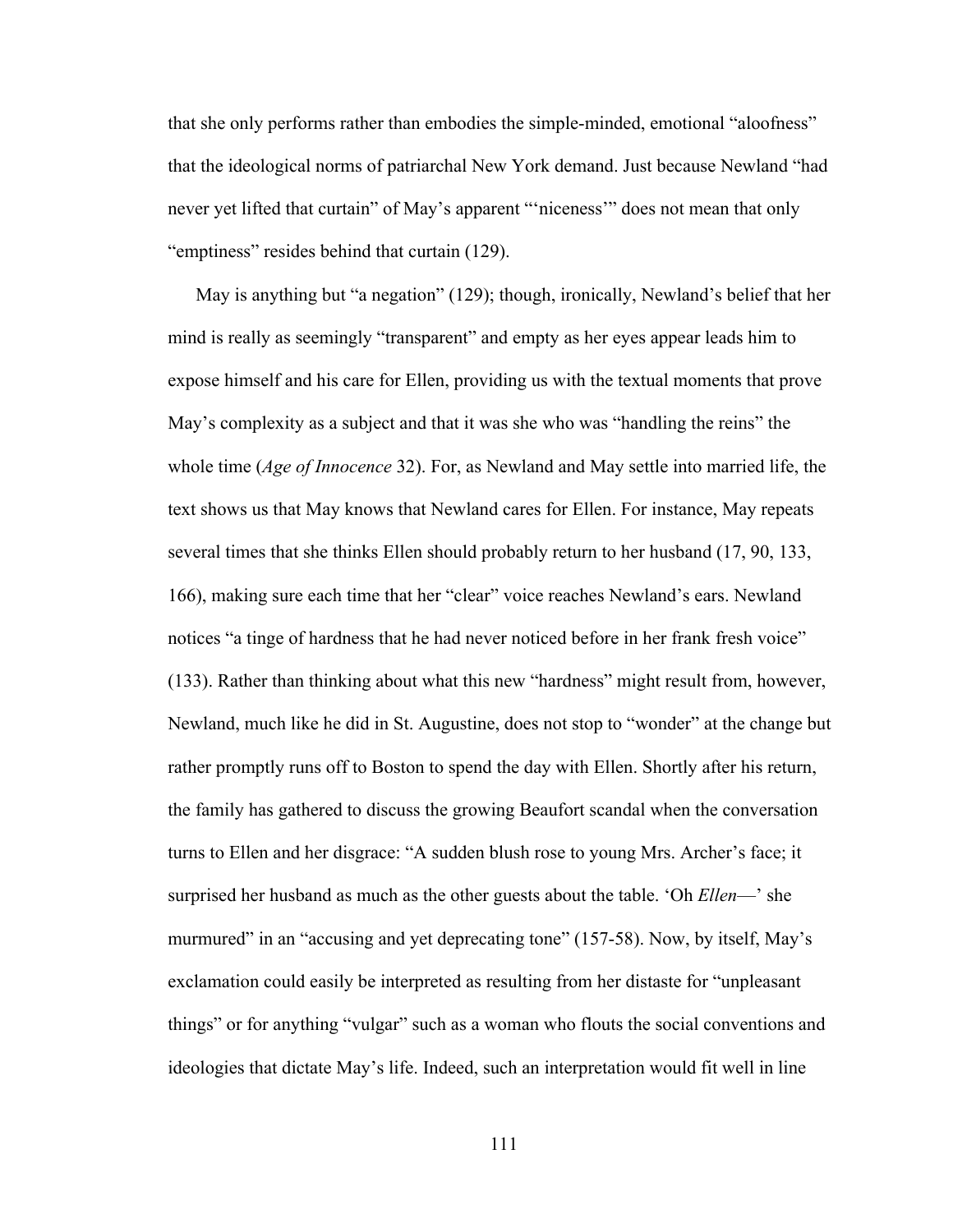that she only performs rather than embodies the simple-minded, emotional "aloofness" that the ideological norms of patriarchal New York demand. Just because Newland "had never yet lifted that curtain" of May's apparent "'niceness'" does not mean that only "emptiness" resides behind that curtain (129).

May is anything but "a negation" (129); though, ironically, Newland's belief that her mind is really as seemingly "transparent" and empty as her eyes appear leads him to expose himself and his care for Ellen, providing us with the textual moments that prove May's complexity as a subject and that it was she who was "handling the reins" the whole time (*Age of Innocence* 32). For, as Newland and May settle into married life, the text shows us that May knows that Newland cares for Ellen. For instance, May repeats several times that she thinks Ellen should probably return to her husband (17, 90, 133, 166), making sure each time that her "clear" voice reaches Newland's ears. Newland notices "a tinge of hardness that he had never noticed before in her frank fresh voice" (133). Rather than thinking about what this new "hardness" might result from, however, Newland, much like he did in St. Augustine, does not stop to "wonder" at the change but rather promptly runs off to Boston to spend the day with Ellen. Shortly after his return, the family has gathered to discuss the growing Beaufort scandal when the conversation turns to Ellen and her disgrace: "A sudden blush rose to young Mrs. Archer's face; it surprised her husband as much as the other guests about the table. 'Oh *Ellen*—' she murmured" in an "accusing and yet deprecating tone" (157-58). Now, by itself, May's exclamation could easily be interpreted as resulting from her distaste for "unpleasant things" or for anything "vulgar" such as a woman who flouts the social conventions and ideologies that dictate May's life. Indeed, such an interpretation would fit well in line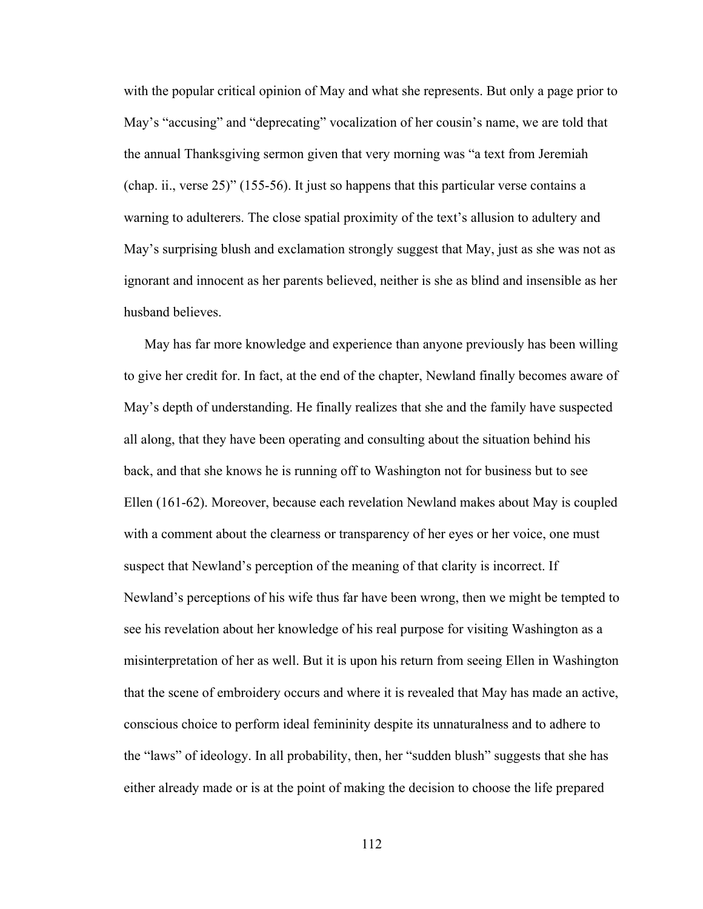with the popular critical opinion of May and what she represents. But only a page prior to May's "accusing" and "deprecating" vocalization of her cousin's name, we are told that the annual Thanksgiving sermon given that very morning was "a text from Jeremiah (chap. ii., verse 25)" (155-56). It just so happens that this particular verse contains a warning to adulterers. The close spatial proximity of the text's allusion to adultery and May's surprising blush and exclamation strongly suggest that May, just as she was not as ignorant and innocent as her parents believed, neither is she as blind and insensible as her husband believes.

May has far more knowledge and experience than anyone previously has been willing to give her credit for. In fact, at the end of the chapter, Newland finally becomes aware of May's depth of understanding. He finally realizes that she and the family have suspected all along, that they have been operating and consulting about the situation behind his back, and that she knows he is running off to Washington not for business but to see Ellen (161-62). Moreover, because each revelation Newland makes about May is coupled with a comment about the clearness or transparency of her eyes or her voice, one must suspect that Newland's perception of the meaning of that clarity is incorrect. If Newland's perceptions of his wife thus far have been wrong, then we might be tempted to see his revelation about her knowledge of his real purpose for visiting Washington as a misinterpretation of her as well. But it is upon his return from seeing Ellen in Washington that the scene of embroidery occurs and where it is revealed that May has made an active, conscious choice to perform ideal femininity despite its unnaturalness and to adhere to the "laws" of ideology. In all probability, then, her "sudden blush" suggests that she has either already made or is at the point of making the decision to choose the life prepared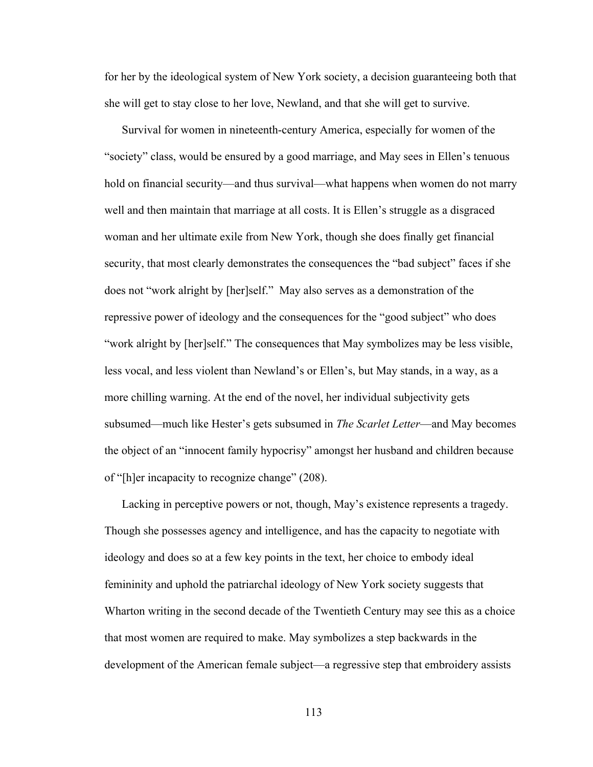for her by the ideological system of New York society, a decision guaranteeing both that she will get to stay close to her love, Newland, and that she will get to survive.

Survival for women in nineteenth-century America, especially for women of the "society" class, would be ensured by a good marriage, and May sees in Ellen's tenuous hold on financial security—and thus survival—what happens when women do not marry well and then maintain that marriage at all costs. It is Ellen's struggle as a disgraced woman and her ultimate exile from New York, though she does finally get financial security, that most clearly demonstrates the consequences the "bad subject" faces if she does not "work alright by [her]self." May also serves as a demonstration of the repressive power of ideology and the consequences for the "good subject" who does "work alright by [her]self." The consequences that May symbolizes may be less visible, less vocal, and less violent than Newland's or Ellen's, but May stands, in a way, as a more chilling warning. At the end of the novel, her individual subjectivity gets subsumed—much like Hester's gets subsumed in *The Scarlet Letter*—and May becomes the object of an "innocent family hypocrisy" amongst her husband and children because of "[h]er incapacity to recognize change" (208).

Lacking in perceptive powers or not, though, May's existence represents a tragedy. Though she possesses agency and intelligence, and has the capacity to negotiate with ideology and does so at a few key points in the text, her choice to embody ideal femininity and uphold the patriarchal ideology of New York society suggests that Wharton writing in the second decade of the Twentieth Century may see this as a choice that most women are required to make. May symbolizes a step backwards in the development of the American female subject—a regressive step that embroidery assists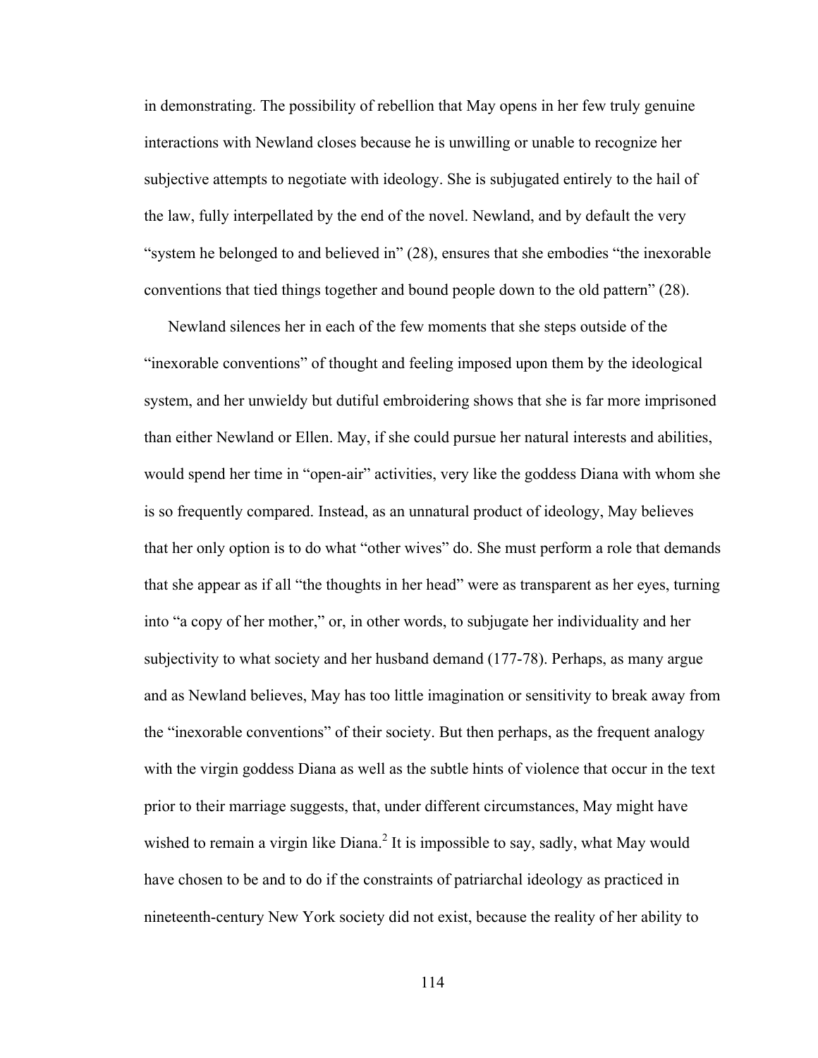in demonstrating. The possibility of rebellion that May opens in her few truly genuine interactions with Newland closes because he is unwilling or unable to recognize her subjective attempts to negotiate with ideology. She is subjugated entirely to the hail of the law, fully interpellated by the end of the novel. Newland, and by default the very "system he belonged to and believed in" (28), ensures that she embodies "the inexorable conventions that tied things together and bound people down to the old pattern" (28).

Newland silences her in each of the few moments that she steps outside of the "inexorable conventions" of thought and feeling imposed upon them by the ideological system, and her unwieldy but dutiful embroidering shows that she is far more imprisoned than either Newland or Ellen. May, if she could pursue her natural interests and abilities, would spend her time in "open-air" activities, very like the goddess Diana with whom she is so frequently compared. Instead, as an unnatural product of ideology, May believes that her only option is to do what "other wives" do. She must perform a role that demands that she appear as if all "the thoughts in her head" were as transparent as her eyes, turning into "a copy of her mother," or, in other words, to subjugate her individuality and her subjectivity to what society and her husband demand (177-78). Perhaps, as many argue and as Newland believes, May has too little imagination or sensitivity to break away from the "inexorable conventions" of their society. But then perhaps, as the frequent analogy with the virgin goddess Diana as well as the subtle hints of violence that occur in the text prior to their marriage suggests, that, under different circumstances, May might have wished to remain a virgin like Diana.[2] It is impossible to say, sadly, what May would have chosen to be and to do if the constraints of patriarchal ideology as practiced in nineteenth-century New York society did not exist, because the reality of her ability to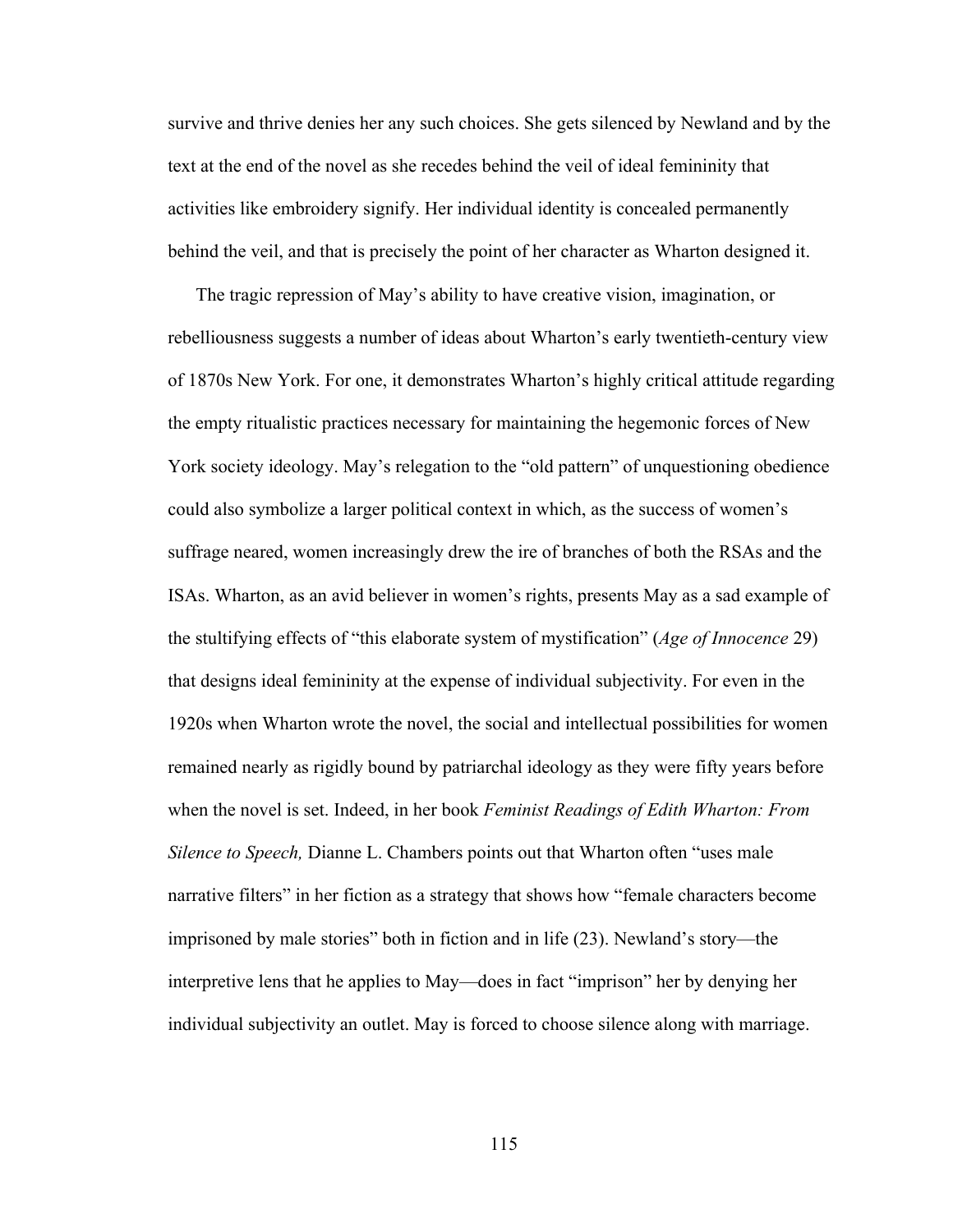survive and thrive denies her any such choices. She gets silenced by Newland and by the text at the end of the novel as she recedes behind the veil of ideal femininity that activities like embroidery signify. Her individual identity is concealed permanently behind the veil, and that is precisely the point of her character as Wharton designed it.

The tragic repression of May's ability to have creative vision, imagination, or rebelliousness suggests a number of ideas about Wharton's early twentieth-century view of 1870s New York. For one, it demonstrates Wharton's highly critical attitude regarding the empty ritualistic practices necessary for maintaining the hegemonic forces of New York society ideology. May's relegation to the "old pattern" of unquestioning obedience could also symbolize a larger political context in which, as the success of women's suffrage neared, women increasingly drew the ire of branches of both the RSAs and the ISAs. Wharton, as an avid believer in women's rights, presents May as a sad example of the stultifying effects of "this elaborate system of mystification" (*Age of Innocence* 29) that designs ideal femininity at the expense of individual subjectivity. For even in the 1920s when Wharton wrote the novel, the social and intellectual possibilities for women remained nearly as rigidly bound by patriarchal ideology as they were fifty years before when the novel is set. Indeed, in her book *Feminist Readings of Edith Wharton: From Silence to Speech,* Dianne L. Chambers points out that Wharton often "uses male narrative filters" in her fiction as a strategy that shows how "female characters become imprisoned by male stories" both in fiction and in life (23). Newland's story—the interpretive lens that he applies to May—does in fact "imprison" her by denying her individual subjectivity an outlet. May is forced to choose silence along with marriage.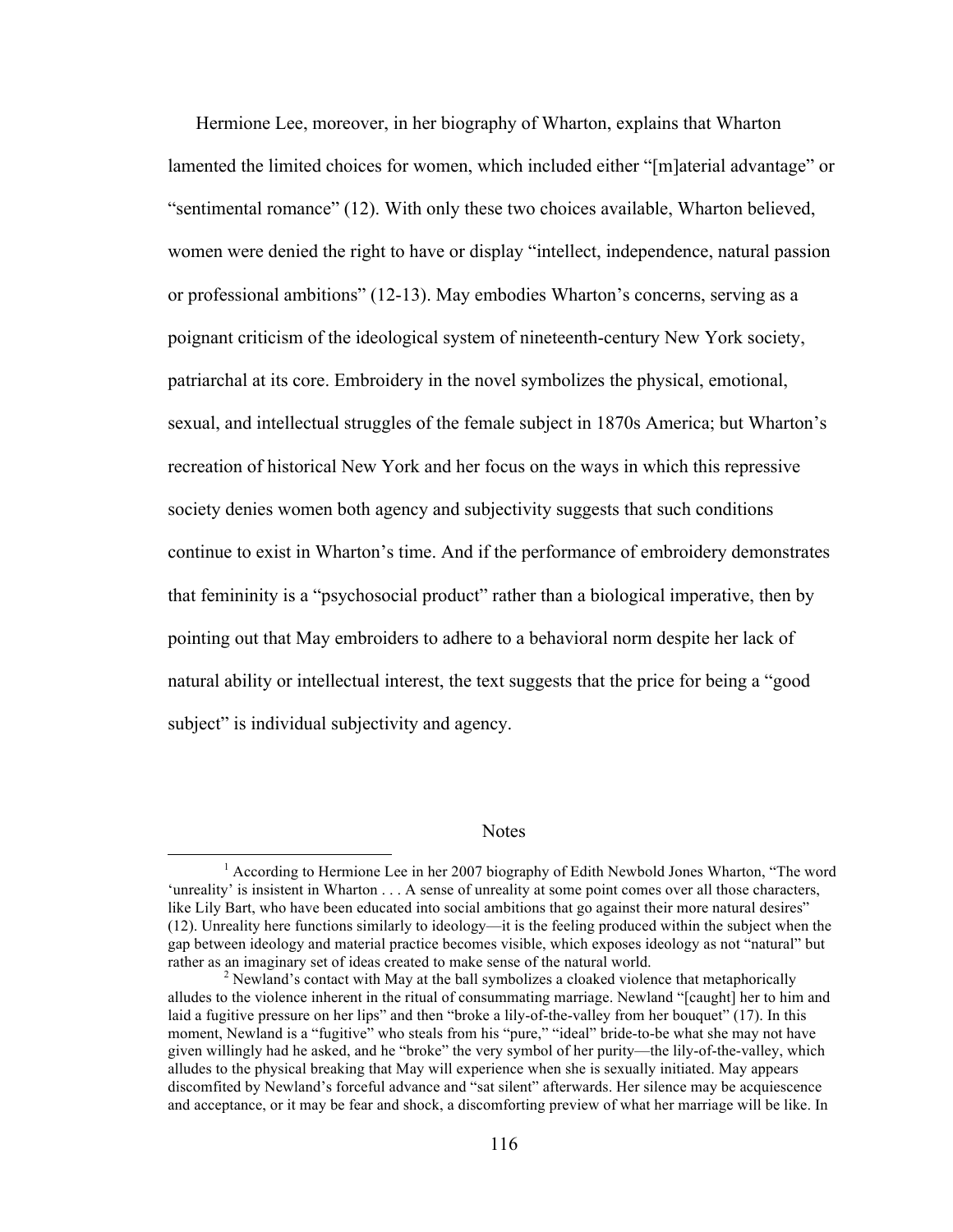Hermione Lee, moreover, in her biography of Wharton, explains that Wharton lamented the limited choices for women, which included either "[m]aterial advantage" or "sentimental romance" (12). With only these two choices available, Wharton believed, women were denied the right to have or display "intellect, independence, natural passion or professional ambitions" (12-13). May embodies Wharton's concerns, serving as a poignant criticism of the ideological system of nineteenth-century New York society, patriarchal at its core. Embroidery in the novel symbolizes the physical, emotional, sexual, and intellectual struggles of the female subject in 1870s America; but Wharton's recreation of historical New York and her focus on the ways in which this repressive society denies women both agency and subjectivity suggests that such conditions continue to exist in Wharton's time. And if the performance of embroidery demonstrates that femininity is a "psychosocial product" rather than a biological imperative, then by pointing out that May embroiders to adhere to a behavioral norm despite her lack of natural ability or intellectual interest, the text suggests that the price for being a "good subject" is individual subjectivity and agency.

## Notes

[1] According to Hermione Lee in her 2007 biography of Edith Newbold Jones Wharton, "The word 'unreality' is insistent in Wharton . . . A sense of unreality at some point comes over all those characters, like Lily Bart, who have been educated into social ambitions that go against their more natural desires" (12). Unreality here functions similarly to ideology—it is the feeling produced within the subject when the gap between ideology and material practice becomes visible, which exposes ideology as not "natural" but rather as an imaginary set of ideas created to make sense of the natural world.

[2] Newland's contact with May at the ball symbolizes a cloaked violence that metaphorically alludes to the violence inherent in the ritual of consummating marriage. Newland "[caught] her to him and laid a fugitive pressure on her lips" and then "broke a lily-of-the-valley from her bouquet" (17). In this moment, Newland is a "fugitive" who steals from his "pure," "ideal" bride-to-be what she may not have given willingly had he asked, and he "broke" the very symbol of her purity—the lily-of-the-valley, which alludes to the physical breaking that May will experience when she is sexually initiated. May appears discomfited by Newland's forceful advance and "sat silent" afterwards. Her silence may be acquiescence and acceptance, or it may be fear and shock, a discomforting preview of what her marriage will be like. In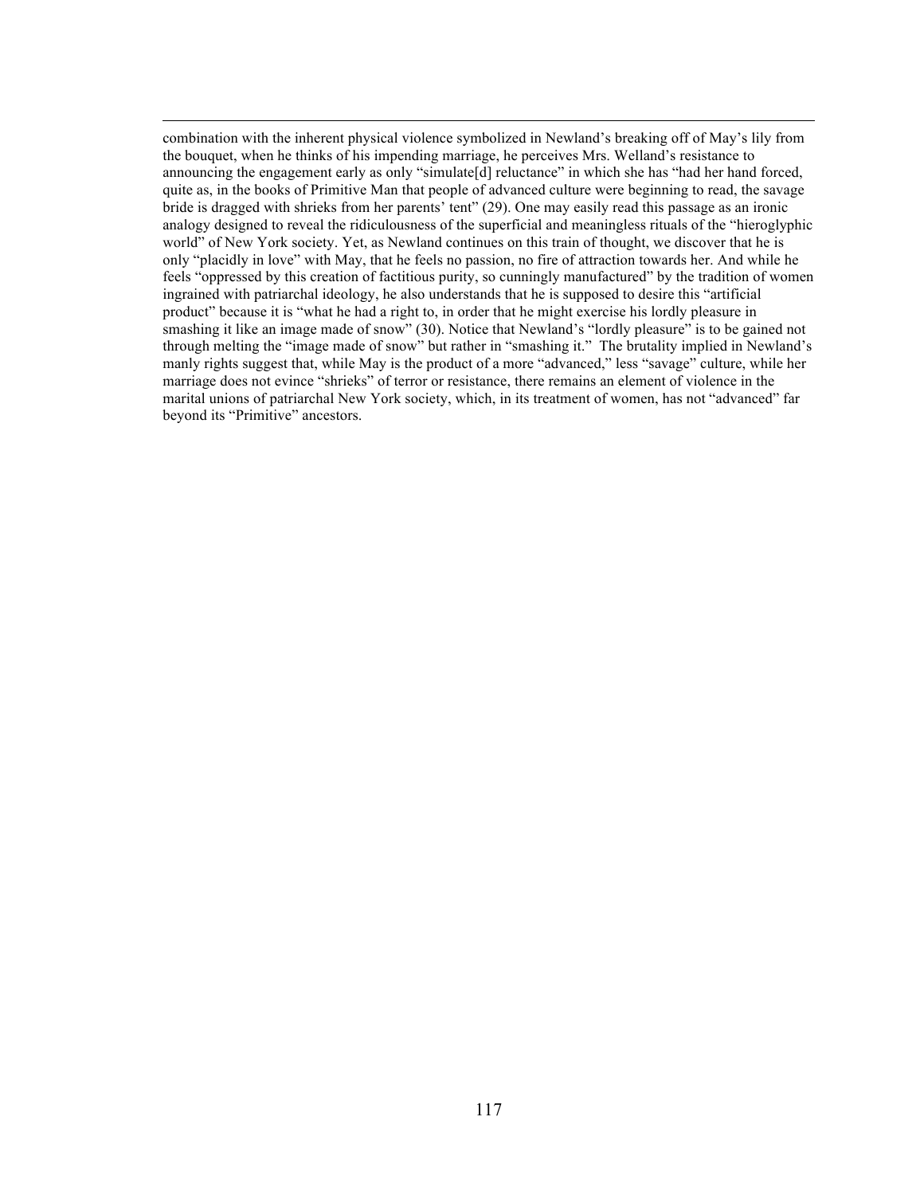combination with the inherent physical violence symbolized in Newland's breaking off of May's lily from the bouquet, when he thinks of his impending marriage, he perceives Mrs. Welland's resistance to announcing the engagement early as only "simulate[d] reluctance" in which she has "had her hand forced, quite as, in the books of Primitive Man that people of advanced culture were beginning to read, the savage bride is dragged with shrieks from her parents' tent" (29). One may easily read this passage as an ironic analogy designed to reveal the ridiculousness of the superficial and meaningless rituals of the "hieroglyphic world" of New York society. Yet, as Newland continues on this train of thought, we discover that he is only "placidly in love" with May, that he feels no passion, no fire of attraction towards her. And while he feels "oppressed by this creation of factitious purity, so cunningly manufactured" by the tradition of women ingrained with patriarchal ideology, he also understands that he is supposed to desire this "artificial product" because it is "what he had a right to, in order that he might exercise his lordly pleasure in smashing it like an image made of snow" (30). Notice that Newland's "lordly pleasure" is to be gained not through melting the "image made of snow" but rather in "smashing it." The brutality implied in Newland's manly rights suggest that, while May is the product of a more "advanced," less "savage" culture, while her marriage does not evince "shrieks" of terror or resistance, there remains an element of violence in the marital unions of patriarchal New York society, which, in its treatment of women, has not "advanced" far beyond its "Primitive" ancestors.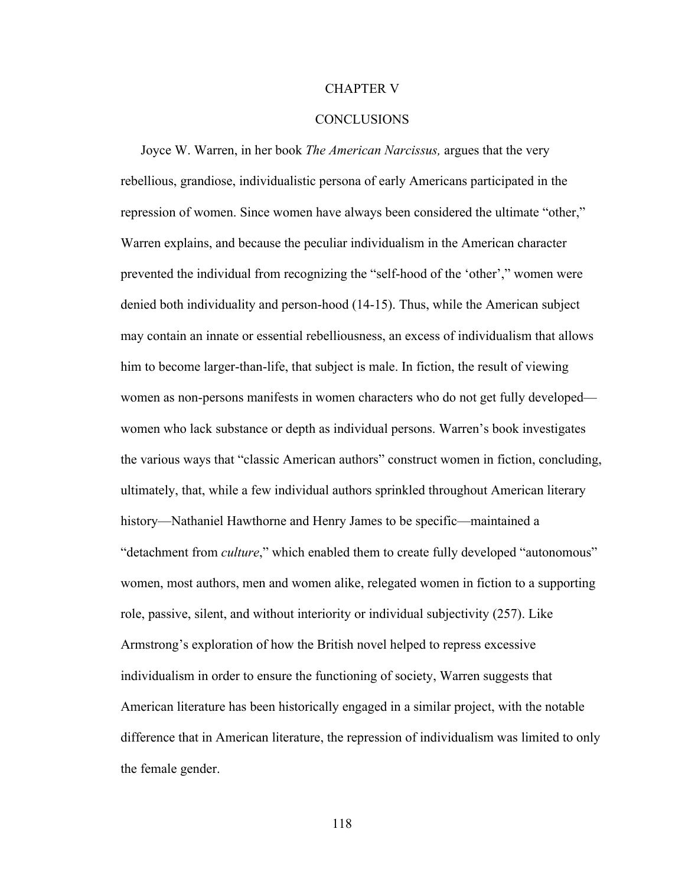# CHAPTER V

# CONCLUSIONS

Joyce W. Warren, in her book *The American Narcissus,* argues that the very rebellious, grandiose, individualistic persona of early Americans participated in the repression of women. Since women have always been considered the ultimate "other," Warren explains, and because the peculiar individualism in the American character prevented the individual from recognizing the "self-hood of the 'other'," women were denied both individuality and person-hood (14-15). Thus, while the American subject may contain an innate or essential rebelliousness, an excess of individualism that allows him to become larger-than-life, that subject is male. In fiction, the result of viewing women as non-persons manifests in women characters who do not get fully developed—women who lack substance or depth as individual persons. Warren's book investigates the various ways that "classic American authors" construct women in fiction, concluding, ultimately, that, while a few individual authors sprinkled throughout American literary history—Nathaniel Hawthorne and Henry James to be specific—maintained a "detachment from *culture*," which enabled them to create fully developed "autonomous" women, most authors, men and women alike, relegated women in fiction to a supporting role, passive, silent, and without interiority or individual subjectivity (257). Like Armstrong's exploration of how the British novel helped to repress excessive individualism in order to ensure the functioning of society, Warren suggests that American literature has been historically engaged in a similar project, with the notable difference that in American literature, the repression of individualism was limited to only the female gender.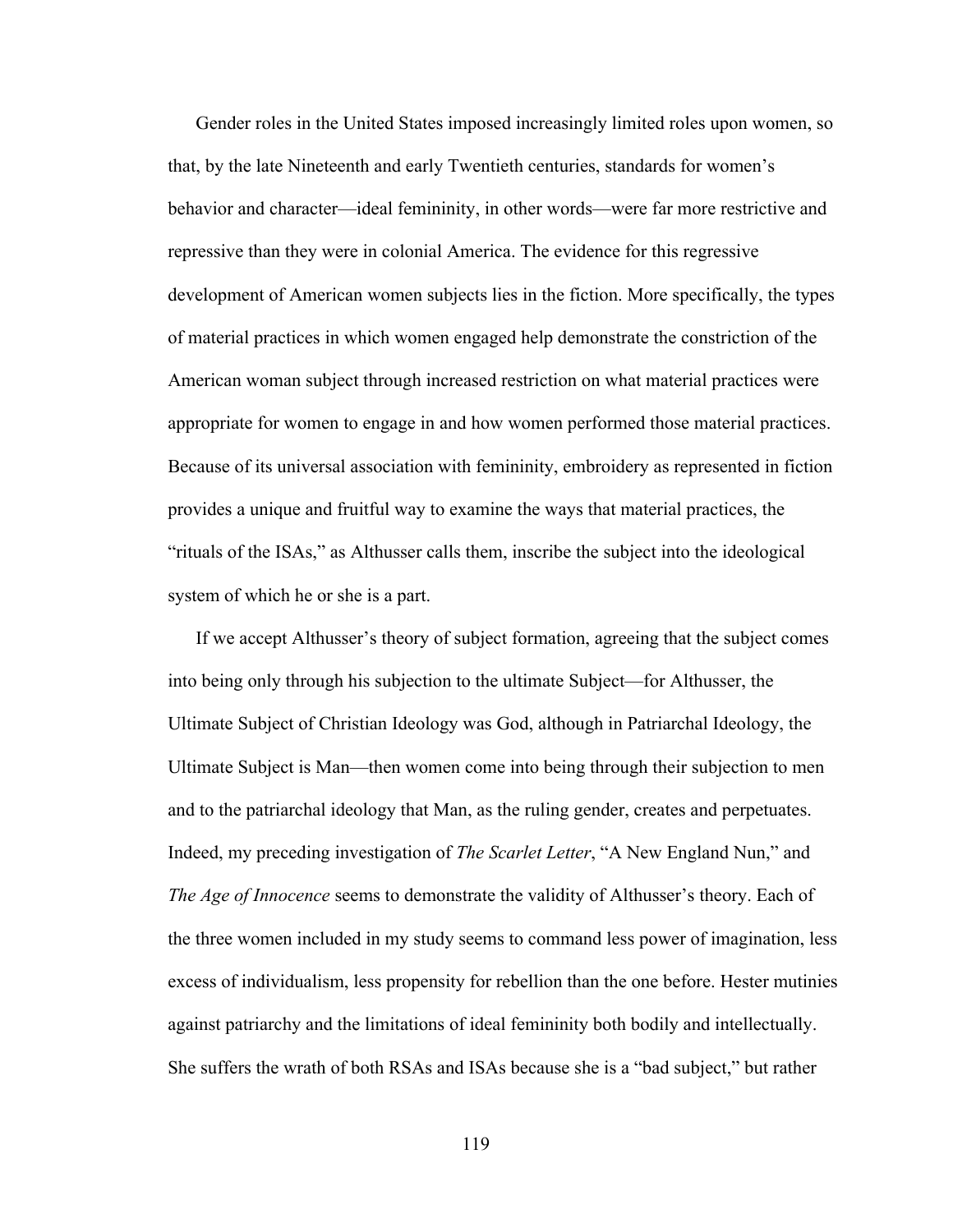Gender roles in the United States imposed increasingly limited roles upon women, so that, by the late Nineteenth and early Twentieth centuries, standards for women's behavior and character—ideal femininity, in other words—were far more restrictive and repressive than they were in colonial America. The evidence for this regressive development of American women subjects lies in the fiction. More specifically, the types of material practices in which women engaged help demonstrate the constriction of the American woman subject through increased restriction on what material practices were appropriate for women to engage in and how women performed those material practices. Because of its universal association with femininity, embroidery as represented in fiction provides a unique and fruitful way to examine the ways that material practices, the "rituals of the ISAs," as Althusser calls them, inscribe the subject into the ideological system of which he or she is a part.

If we accept Althusser's theory of subject formation, agreeing that the subject comes into being only through his subjection to the ultimate Subject—for Althusser, the Ultimate Subject of Christian Ideology was God, although in Patriarchal Ideology, the Ultimate Subject is Man—then women come into being through their subjection to men and to the patriarchal ideology that Man, as the ruling gender, creates and perpetuates. Indeed, my preceding investigation of *The Scarlet Letter*, "A New England Nun," and *The Age of Innocence* seems to demonstrate the validity of Althusser's theory. Each of the three women included in my study seems to command less power of imagination, less excess of individualism, less propensity for rebellion than the one before. Hester mutinies against patriarchy and the limitations of ideal femininity both bodily and intellectually. She suffers the wrath of both RSAs and ISAs because she is a "bad subject," but rather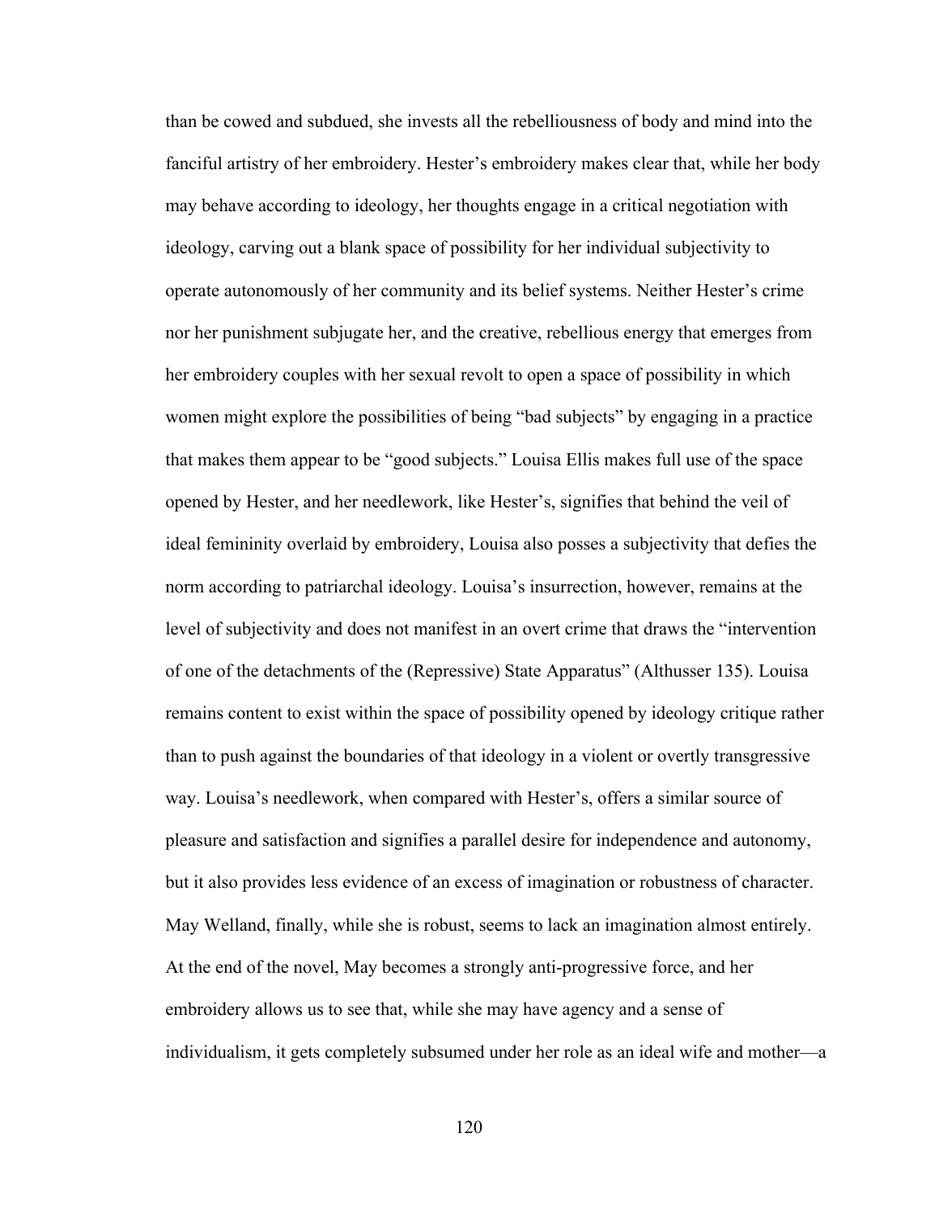than be cowed and subdued, she invests all the rebelliousness of body and mind into the fanciful artistry of her embroidery. Hester's embroidery makes clear that, while her body may behave according to ideology, her thoughts engage in a critical negotiation with ideology, carving out a blank space of possibility for her individual subjectivity to operate autonomously of her community and its belief systems. Neither Hester's crime nor her punishment subjugate her, and the creative, rebellious energy that emerges from her embroidery couples with her sexual revolt to open a space of possibility in which women might explore the possibilities of being "bad subjects" by engaging in a practice that makes them appear to be "good subjects." Louisa Ellis makes full use of the space opened by Hester, and her needlework, like Hester's, signifies that behind the veil of ideal femininity overlaid by embroidery, Louisa also posses a subjectivity that defies the norm according to patriarchal ideology. Louisa's insurrection, however, remains at the level of subjectivity and does not manifest in an overt crime that draws the "intervention of one of the detachments of the (Repressive) State Apparatus" (Althusser 135). Louisa remains content to exist within the space of possibility opened by ideology critique rather than to push against the boundaries of that ideology in a violent or overtly transgressive way. Louisa's needlework, when compared with Hester's, offers a similar source of pleasure and satisfaction and signifies a parallel desire for independence and autonomy, but it also provides less evidence of an excess of imagination or robustness of character. May Welland, finally, while she is robust, seems to lack an imagination almost entirely. At the end of the novel, May becomes a strongly anti-progressive force, and her embroidery allows us to see that, while she may have agency and a sense of individualism, it gets completely subsumed under her role as an ideal wife and mother—a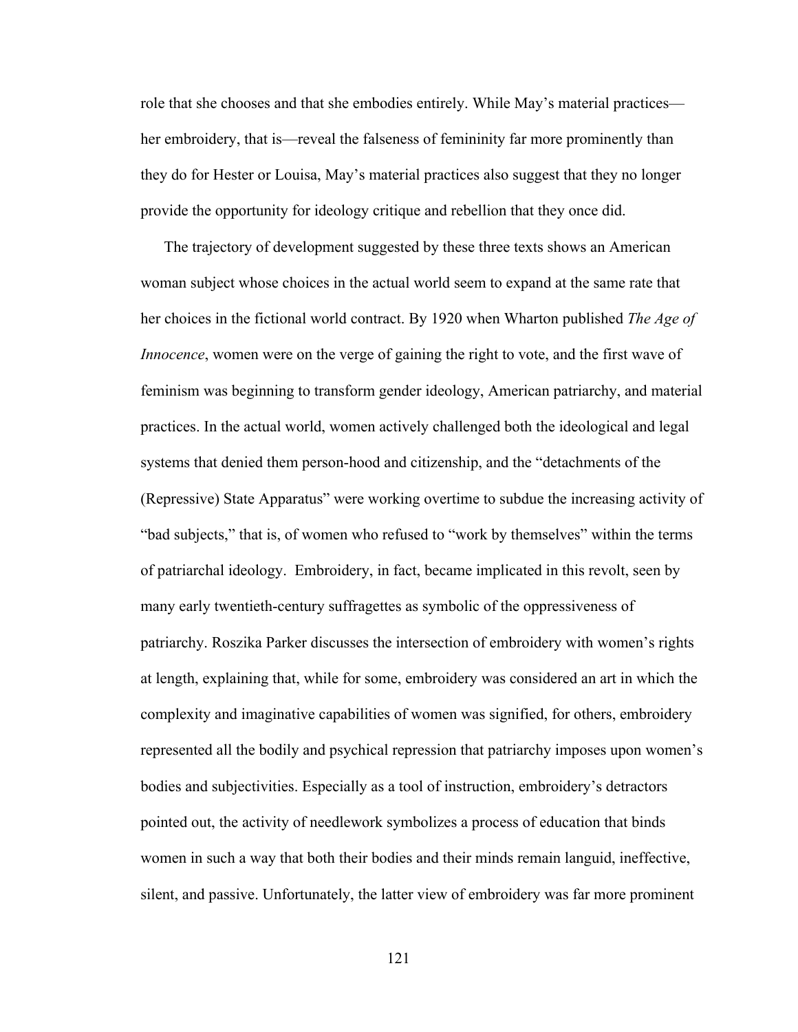role that she chooses and that she embodies entirely. While May's material practices—her embroidery, that is—reveal the falseness of femininity far more prominently than they do for Hester or Louisa, May's material practices also suggest that they no longer provide the opportunity for ideology critique and rebellion that they once did.

The trajectory of development suggested by these three texts shows an American woman subject whose choices in the actual world seem to expand at the same rate that her choices in the fictional world contract. By 1920 when Wharton published *The Age of Innocence*, women were on the verge of gaining the right to vote, and the first wave of feminism was beginning to transform gender ideology, American patriarchy, and material practices. In the actual world, women actively challenged both the ideological and legal systems that denied them person-hood and citizenship, and the "detachments of the (Repressive) State Apparatus" were working overtime to subdue the increasing activity of "bad subjects," that is, of women who refused to "work by themselves" within the terms of patriarchal ideology. Embroidery, in fact, became implicated in this revolt, seen by many early twentieth-century suffragettes as symbolic of the oppressiveness of patriarchy. Roszika Parker discusses the intersection of embroidery with women's rights at length, explaining that, while for some, embroidery was considered an art in which the complexity and imaginative capabilities of women was signified, for others, embroidery represented all the bodily and psychical repression that patriarchy imposes upon women's bodies and subjectivities. Especially as a tool of instruction, embroidery's detractors pointed out, the activity of needlework symbolizes a process of education that binds women in such a way that both their bodies and their minds remain languid, ineffective, silent, and passive. Unfortunately, the latter view of embroidery was far more prominent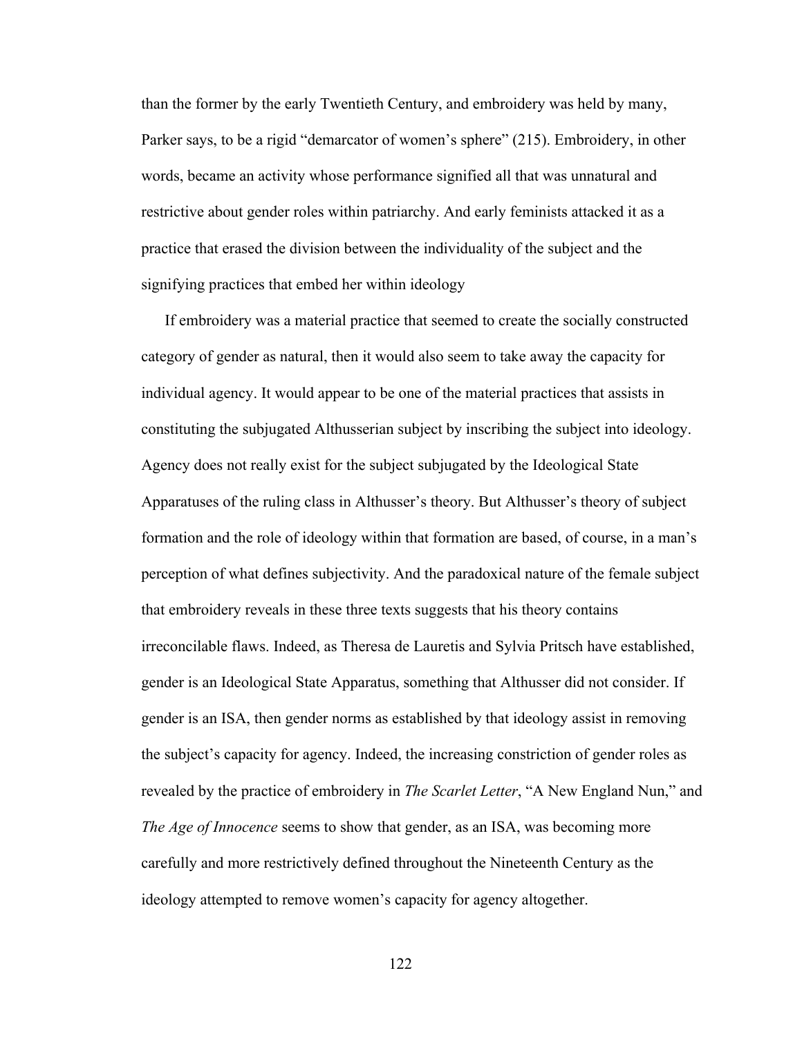than the former by the early Twentieth Century, and embroidery was held by many, Parker says, to be a rigid "demarcator of women's sphere" (215). Embroidery, in other words, became an activity whose performance signified all that was unnatural and restrictive about gender roles within patriarchy. And early feminists attacked it as a practice that erased the division between the individuality of the subject and the signifying practices that embed her within ideology

If embroidery was a material practice that seemed to create the socially constructed category of gender as natural, then it would also seem to take away the capacity for individual agency. It would appear to be one of the material practices that assists in constituting the subjugated Althusserian subject by inscribing the subject into ideology. Agency does not really exist for the subject subjugated by the Ideological State Apparatuses of the ruling class in Althusser's theory. But Althusser's theory of subject formation and the role of ideology within that formation are based, of course, in a man's perception of what defines subjectivity. And the paradoxical nature of the female subject that embroidery reveals in these three texts suggests that his theory contains irreconcilable flaws. Indeed, as Theresa de Lauretis and Sylvia Pritsch have established, gender is an Ideological State Apparatus, something that Althusser did not consider. If gender is an ISA, then gender norms as established by that ideology assist in removing the subject's capacity for agency. Indeed, the increasing constriction of gender roles as revealed by the practice of embroidery in *The Scarlet Letter*, "A New England Nun," and *The Age of Innocence* seems to show that gender, as an ISA, was becoming more carefully and more restrictively defined throughout the Nineteenth Century as the ideology attempted to remove women's capacity for agency altogether.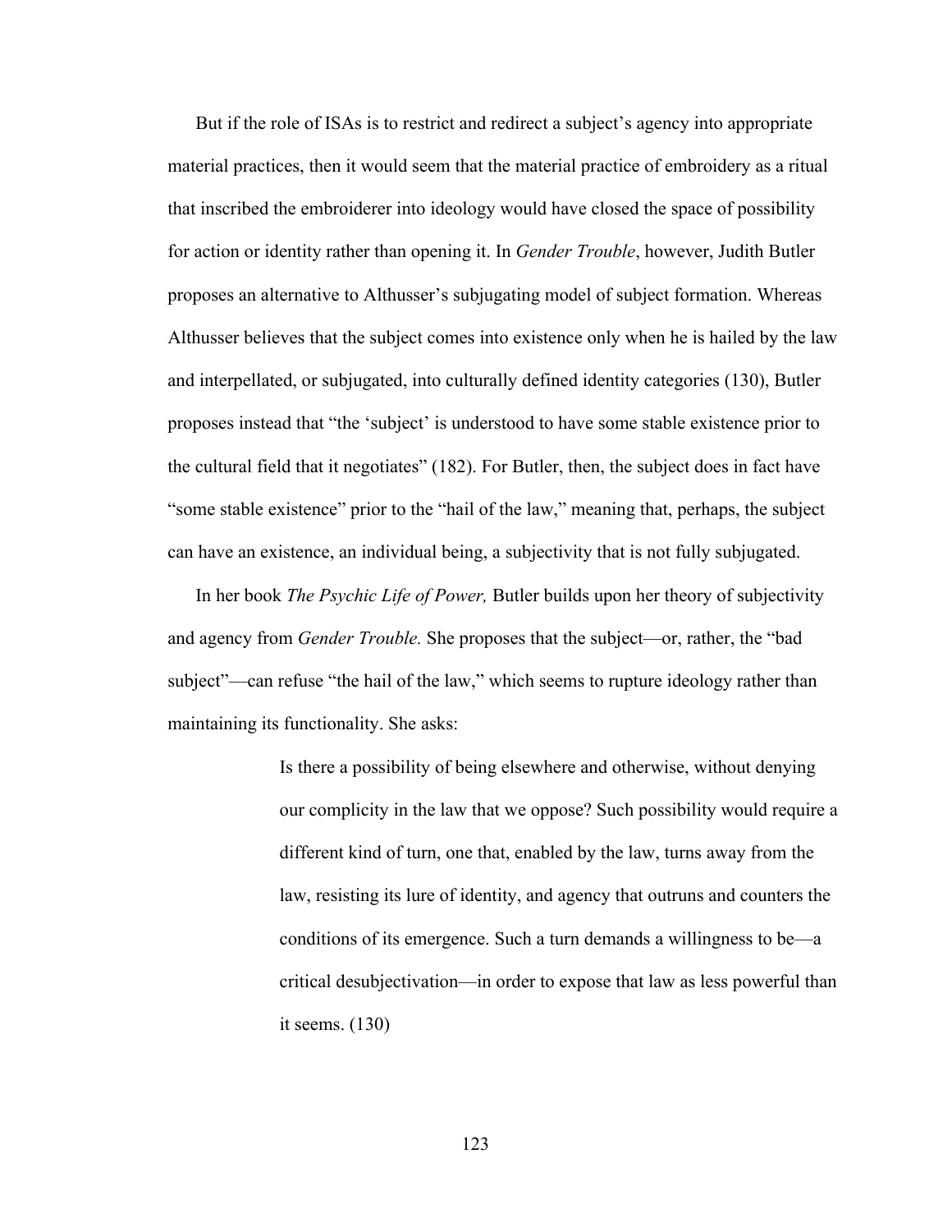But if the role of ISAs is to restrict and redirect a subject's agency into appropriate material practices, then it would seem that the material practice of embroidery as a ritual that inscribed the embroiderer into ideology would have closed the space of possibility for action or identity rather than opening it. In *Gender Trouble*, however, Judith Butler proposes an alternative to Althusser's subjugating model of subject formation. Whereas Althusser believes that the subject comes into existence only when he is hailed by the law and interpellated, or subjugated, into culturally defined identity categories (130), Butler proposes instead that "the 'subject' is understood to have some stable existence prior to the cultural field that it negotiates" (182). For Butler, then, the subject does in fact have "some stable existence" prior to the "hail of the law," meaning that, perhaps, the subject can have an existence, an individual being, a subjectivity that is not fully subjugated.

In her book *The Psychic Life of Power,* Butler builds upon her theory of subjectivity and agency from *Gender Trouble.* She proposes that the subject—or, rather, the "bad subject"—can refuse "the hail of the law," which seems to rupture ideology rather than maintaining its functionality. She asks:

> Is there a possibility of being elsewhere and otherwise, without denying our complicity in the law that we oppose? Such possibility would require a different kind of turn, one that, enabled by the law, turns away from the law, resisting its lure of identity, and agency that outruns and counters the conditions of its emergence. Such a turn demands a willingness to be—a critical desubjectivation—in order to expose that law as less powerful than it seems. (130)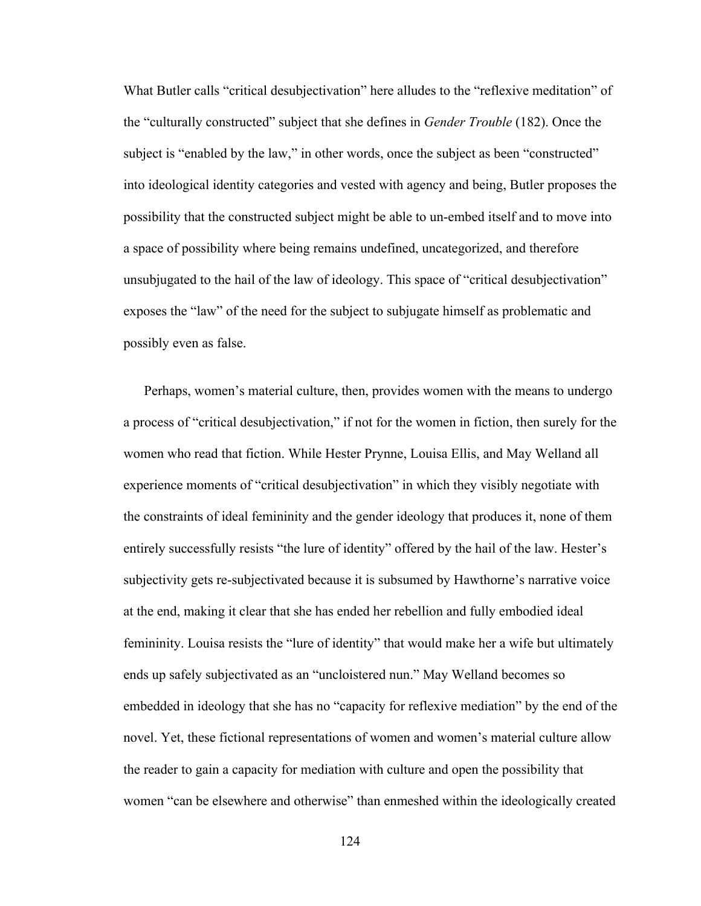What Butler calls "critical desubjectivation" here alludes to the "reflexive meditation" of the "culturally constructed" subject that she defines in *Gender Trouble* (182). Once the subject is "enabled by the law," in other words, once the subject as been "constructed" into ideological identity categories and vested with agency and being, Butler proposes the possibility that the constructed subject might be able to un-embed itself and to move into a space of possibility where being remains undefined, uncategorized, and therefore unsubjugated to the hail of the law of ideology. This space of "critical desubjectivation" exposes the "law" of the need for the subject to subjugate himself as problematic and possibly even as false.

Perhaps, women's material culture, then, provides women with the means to undergo a process of "critical desubjectivation," if not for the women in fiction, then surely for the women who read that fiction. While Hester Prynne, Louisa Ellis, and May Welland all experience moments of "critical desubjectivation" in which they visibly negotiate with the constraints of ideal femininity and the gender ideology that produces it, none of them entirely successfully resists "the lure of identity" offered by the hail of the law. Hester's subjectivity gets re-subjectivated because it is subsumed by Hawthorne's narrative voice at the end, making it clear that she has ended her rebellion and fully embodied ideal femininity. Louisa resists the "lure of identity" that would make her a wife but ultimately ends up safely subjectivated as an "uncloistered nun." May Welland becomes so embedded in ideology that she has no "capacity for reflexive mediation" by the end of the novel. Yet, these fictional representations of women and women's material culture allow the reader to gain a capacity for mediation with culture and open the possibility that women "can be elsewhere and otherwise" than enmeshed within the ideologically created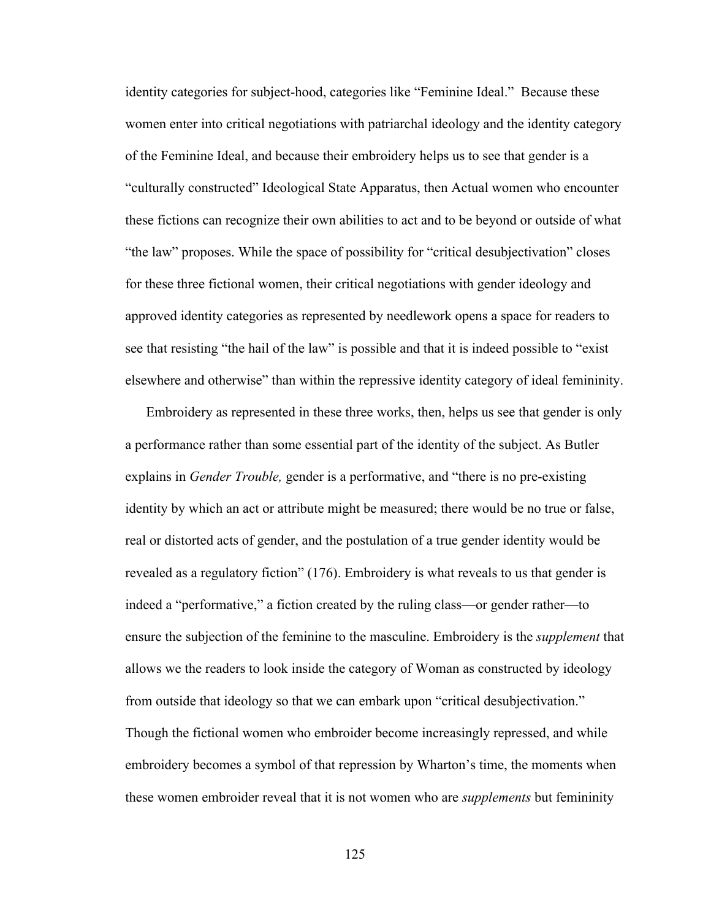identity categories for subject-hood, categories like "Feminine Ideal." Because these women enter into critical negotiations with patriarchal ideology and the identity category of the Feminine Ideal, and because their embroidery helps us to see that gender is a "culturally constructed" Ideological State Apparatus, then Actual women who encounter these fictions can recognize their own abilities to act and to be beyond or outside of what "the law" proposes. While the space of possibility for "critical desubjectivation" closes for these three fictional women, their critical negotiations with gender ideology and approved identity categories as represented by needlework opens a space for readers to see that resisting "the hail of the law" is possible and that it is indeed possible to "exist elsewhere and otherwise" than within the repressive identity category of ideal femininity.

Embroidery as represented in these three works, then, helps us see that gender is only a performance rather than some essential part of the identity of the subject. As Butler explains in *Gender Trouble,* gender is a performative, and "there is no pre-existing identity by which an act or attribute might be measured; there would be no true or false, real or distorted acts of gender, and the postulation of a true gender identity would be revealed as a regulatory fiction" (176). Embroidery is what reveals to us that gender is indeed a "performative," a fiction created by the ruling class—or gender rather—to ensure the subjection of the feminine to the masculine. Embroidery is the *supplement* that allows we the readers to look inside the category of Woman as constructed by ideology from outside that ideology so that we can embark upon "critical desubjectivation." Though the fictional women who embroider become increasingly repressed, and while embroidery becomes a symbol of that repression by Wharton's time, the moments when these women embroider reveal that it is not women who are *supplements* but femininity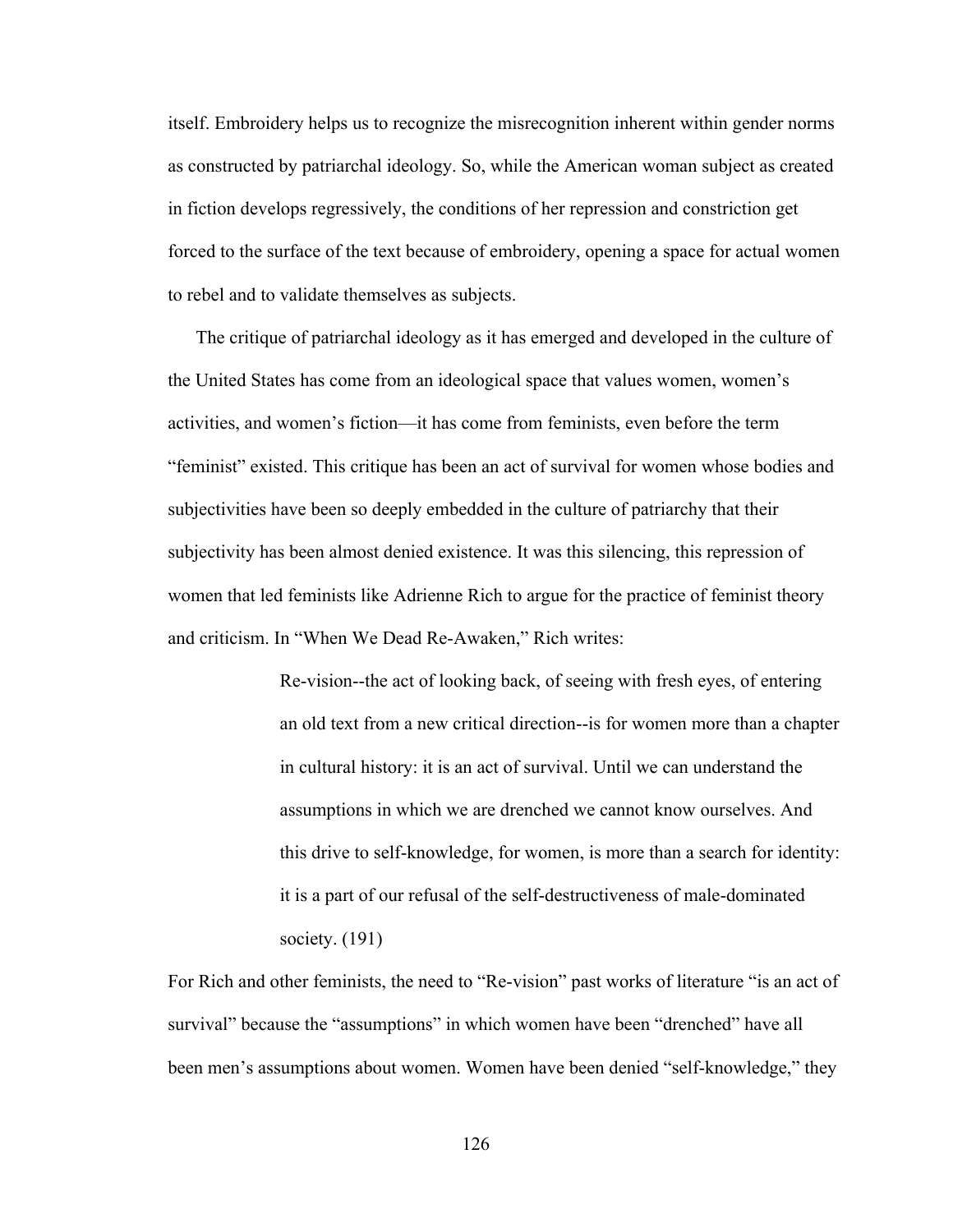itself. Embroidery helps us to recognize the misrecognition inherent within gender norms as constructed by patriarchal ideology. So, while the American woman subject as created in fiction develops regressively, the conditions of her repression and constriction get forced to the surface of the text because of embroidery, opening a space for actual women to rebel and to validate themselves as subjects.

The critique of patriarchal ideology as it has emerged and developed in the culture of the United States has come from an ideological space that values women, women's activities, and women's fiction—it has come from feminists, even before the term "feminist" existed. This critique has been an act of survival for women whose bodies and subjectivities have been so deeply embedded in the culture of patriarchy that their subjectivity has been almost denied existence. It was this silencing, this repression of women that led feminists like Adrienne Rich to argue for the practice of feminist theory and criticism. In "When We Dead Re-Awaken," Rich writes:

> Re-vision--the act of looking back, of seeing with fresh eyes, of entering an old text from a new critical direction--is for women more than a chapter in cultural history: it is an act of survival. Until we can understand the assumptions in which we are drenched we cannot know ourselves. And this drive to self-knowledge, for women, is more than a search for identity: it is a part of our refusal of the self-destructiveness of male-dominated society. (191)

For Rich and other feminists, the need to "Re-vision" past works of literature "is an act of survival" because the "assumptions" in which women have been "drenched" have all been men's assumptions about women. Women have been denied "self-knowledge," they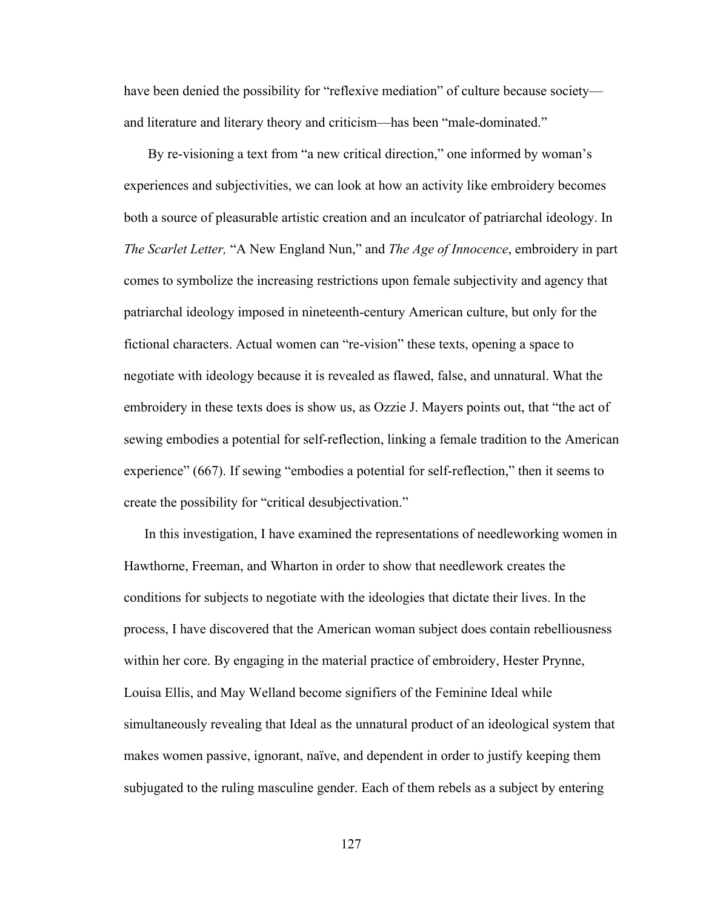have been denied the possibility for "reflexive mediation" of culture because society—and literature and literary theory and criticism—has been "male-dominated."

By re-visioning a text from "a new critical direction," one informed by woman's experiences and subjectivities, we can look at how an activity like embroidery becomes both a source of pleasurable artistic creation and an inculcator of patriarchal ideology. In *The Scarlet Letter,* "A New England Nun," and *The Age of Innocence*, embroidery in part comes to symbolize the increasing restrictions upon female subjectivity and agency that patriarchal ideology imposed in nineteenth-century American culture, but only for the fictional characters. Actual women can "re-vision" these texts, opening a space to negotiate with ideology because it is revealed as flawed, false, and unnatural. What the embroidery in these texts does is show us, as Ozzie J. Mayers points out, that "the act of sewing embodies a potential for self-reflection, linking a female tradition to the American experience" (667). If sewing "embodies a potential for self-reflection," then it seems to create the possibility for "critical desubjectivation."

In this investigation, I have examined the representations of needleworking women in Hawthorne, Freeman, and Wharton in order to show that needlework creates the conditions for subjects to negotiate with the ideologies that dictate their lives. In the process, I have discovered that the American woman subject does contain rebelliousness within her core. By engaging in the material practice of embroidery, Hester Prynne, Louisa Ellis, and May Welland become signifiers of the Feminine Ideal while simultaneously revealing that Ideal as the unnatural product of an ideological system that makes women passive, ignorant, naïve, and dependent in order to justify keeping them subjugated to the ruling masculine gender. Each of them rebels as a subject by entering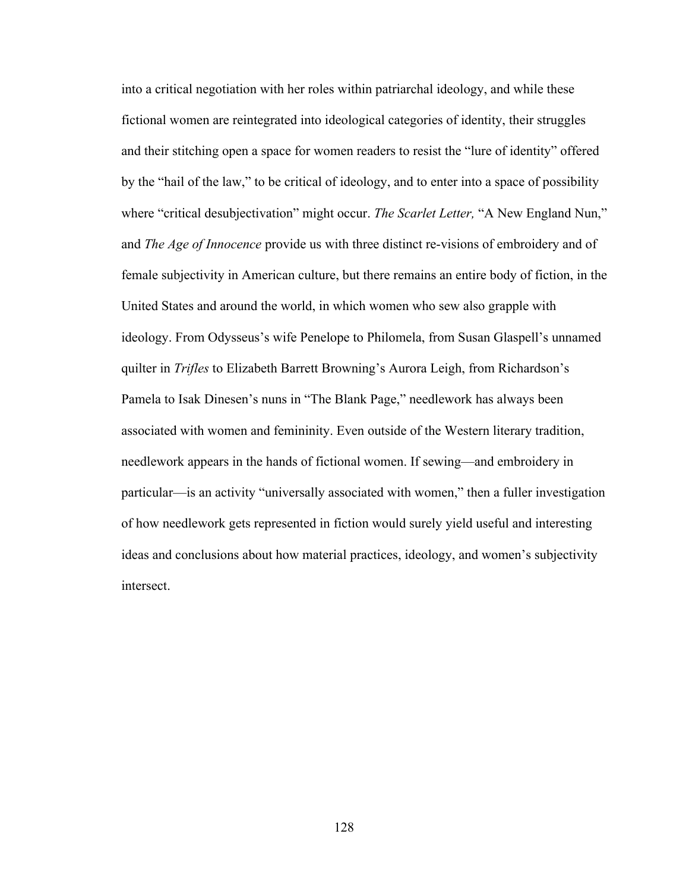into a critical negotiation with her roles within patriarchal ideology, and while these fictional women are reintegrated into ideological categories of identity, their struggles and their stitching open a space for women readers to resist the "lure of identity" offered by the "hail of the law," to be critical of ideology, and to enter into a space of possibility where "critical desubjectivation" might occur. *The Scarlet Letter,* "A New England Nun," and *The Age of Innocence* provide us with three distinct re-visions of embroidery and of female subjectivity in American culture, but there remains an entire body of fiction, in the United States and around the world, in which women who sew also grapple with ideology. From Odysseus's wife Penelope to Philomela, from Susan Glaspell's unnamed quilter in *Trifles* to Elizabeth Barrett Browning's Aurora Leigh, from Richardson's Pamela to Isak Dinesen's nuns in "The Blank Page," needlework has always been associated with women and femininity. Even outside of the Western literary tradition, needlework appears in the hands of fictional women. If sewing—and embroidery in particular—is an activity "universally associated with women," then a fuller investigation of how needlework gets represented in fiction would surely yield useful and interesting ideas and conclusions about how material practices, ideology, and women's subjectivity intersect.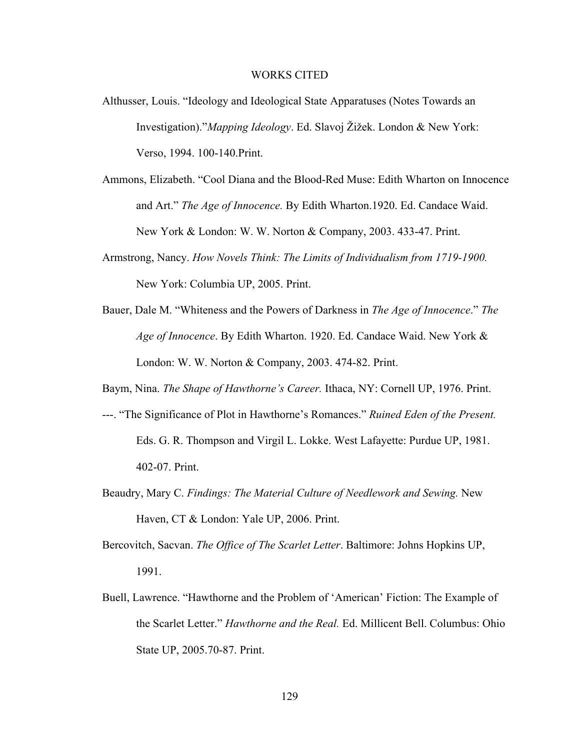# WORKS CITED

Althusser, Louis. "Ideology and Ideological State Apparatuses (Notes Towards an Investigation)."*Mapping Ideology*. Ed. Slavoj Žižek. London & New York: Verso, 1994. 100-140.Print.

Ammons, Elizabeth. "Cool Diana and the Blood-Red Muse: Edith Wharton on Innocence and Art." *The Age of Innocence.* By Edith Wharton.1920. Ed. Candace Waid. New York & London: W. W. Norton & Company, 2003. 433-47. Print.

Armstrong, Nancy. *How Novels Think: The Limits of Individualism from 1719-1900.* New York: Columbia UP, 2005. Print.

Bauer, Dale M. "Whiteness and the Powers of Darkness in *The Age of Innocence*." *The Age of Innocence*. By Edith Wharton. 1920. Ed. Candace Waid. New York & London: W. W. Norton & Company, 2003. 474-82. Print.

Baym, Nina. *The Shape of Hawthorne's Career.* Ithaca, NY: Cornell UP, 1976. Print.

---. "The Significance of Plot in Hawthorne's Romances." *Ruined Eden of the Present.* Eds. G. R. Thompson and Virgil L. Lokke. West Lafayette: Purdue UP, 1981. 402-07. Print.

Beaudry, Mary C. *Findings: The Material Culture of Needlework and Sewing.* New Haven, CT & London: Yale UP, 2006. Print.

Bercovitch, Sacvan. *The Office of The Scarlet Letter*. Baltimore: Johns Hopkins UP, 1991.

Buell, Lawrence. "Hawthorne and the Problem of 'American' Fiction: The Example of the Scarlet Letter." *Hawthorne and the Real.* Ed. Millicent Bell. Columbus: Ohio State UP, 2005.70-87. Print.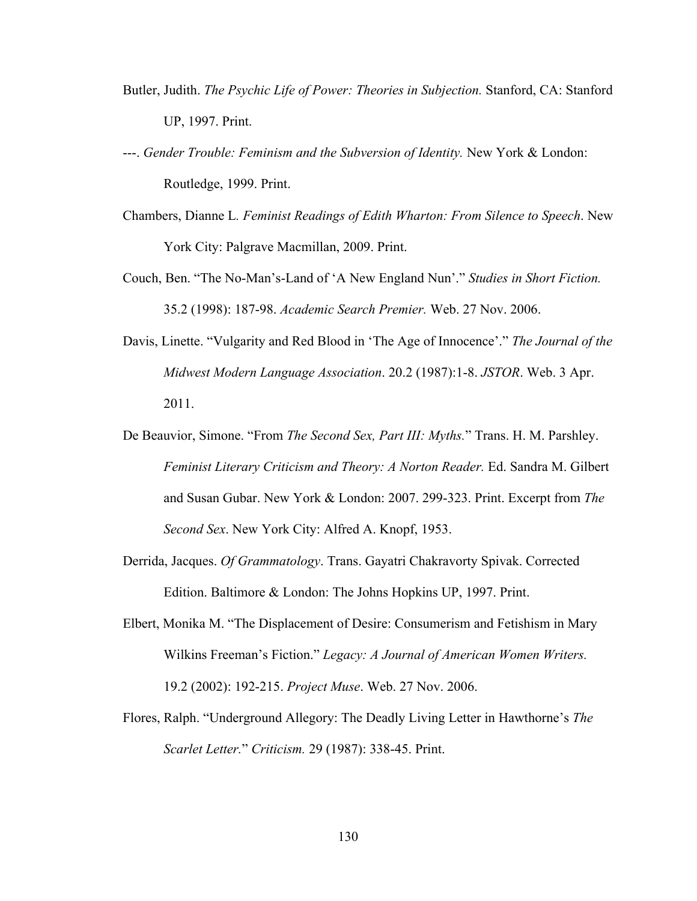Butler, Judith. *The Psychic Life of Power: Theories in Subjection.* Stanford, CA: Stanford UP, 1997. Print.

---. *Gender Trouble: Feminism and the Subversion of Identity.* New York & London: Routledge, 1999. Print.

Chambers, Dianne L. *Feminist Readings of Edith Wharton: From Silence to Speech*. New York City: Palgrave Macmillan, 2009. Print.

Couch, Ben. "The No-Man's-Land of 'A New England Nun'." *Studies in Short Fiction.* 35.2 (1998): 187-98. *Academic Search Premier.* Web. 27 Nov. 2006.

Davis, Linette. "Vulgarity and Red Blood in 'The Age of Innocence'." *The Journal of the Midwest Modern Language Association*. 20.2 (1987):1-8. *JSTOR*. Web. 3 Apr. 2011.

De Beauvior, Simone. "From *The Second Sex, Part III: Myths.*" Trans. H. M. Parshley. *Feminist Literary Criticism and Theory: A Norton Reader.* Ed. Sandra M. Gilbert and Susan Gubar. New York & London: 2007. 299-323. Print. Excerpt from *The Second Sex*. New York City: Alfred A. Knopf, 1953.

Derrida, Jacques. *Of Grammatology*. Trans. Gayatri Chakravorty Spivak. Corrected Edition. Baltimore & London: The Johns Hopkins UP, 1997. Print.

Elbert, Monika M. "The Displacement of Desire: Consumerism and Fetishism in Mary Wilkins Freeman's Fiction." *Legacy: A Journal of American Women Writers.* 19.2 (2002): 192-215. *Project Muse*. Web. 27 Nov. 2006.

Flores, Ralph. "Underground Allegory: The Deadly Living Letter in Hawthorne's *The Scarlet Letter.*" *Criticism.* 29 (1987): 338-45. Print.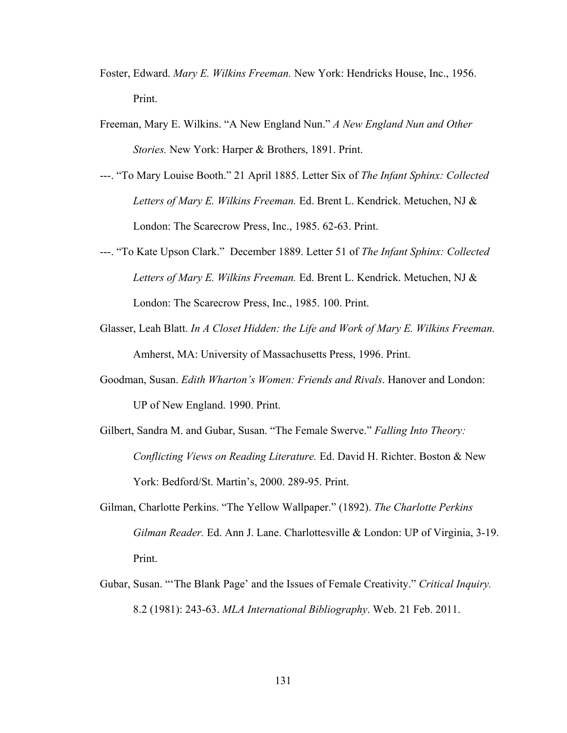Foster, Edward. *Mary E. Wilkins Freeman.* New York: Hendricks House, Inc., 1956. Print.

Freeman, Mary E. Wilkins. "A New England Nun." *A New England Nun and Other Stories.* New York: Harper & Brothers, 1891. Print.

---. "To Mary Louise Booth." 21 April 1885. Letter Six of *The Infant Sphinx: Collected Letters of Mary E. Wilkins Freeman.* Ed. Brent L. Kendrick. Metuchen, NJ & London: The Scarecrow Press, Inc., 1985. 62-63. Print.

---. "To Kate Upson Clark." December 1889. Letter 51 of *The Infant Sphinx: Collected Letters of Mary E. Wilkins Freeman.* Ed. Brent L. Kendrick. Metuchen, NJ & London: The Scarecrow Press, Inc., 1985. 100. Print.

Glasser, Leah Blatt. *In A Closet Hidden: the Life and Work of Mary E. Wilkins Freeman.* Amherst, MA: University of Massachusetts Press, 1996. Print.

Goodman, Susan. *Edith Wharton's Women: Friends and Rivals*. Hanover and London: UP of New England. 1990. Print.

Gilbert, Sandra M. and Gubar, Susan. "The Female Swerve." *Falling Into Theory: Conflicting Views on Reading Literature.* Ed. David H. Richter. Boston & New York: Bedford/St. Martin's, 2000. 289-95. Print.

Gilman, Charlotte Perkins. "The Yellow Wallpaper." (1892). *The Charlotte Perkins Gilman Reader.* Ed. Ann J. Lane. Charlottesville & London: UP of Virginia, 3-19. Print.

Gubar, Susan. "'The Blank Page' and the Issues of Female Creativity." *Critical Inquiry.* 8.2 (1981): 243-63. *MLA International Bibliography*. Web. 21 Feb. 2011.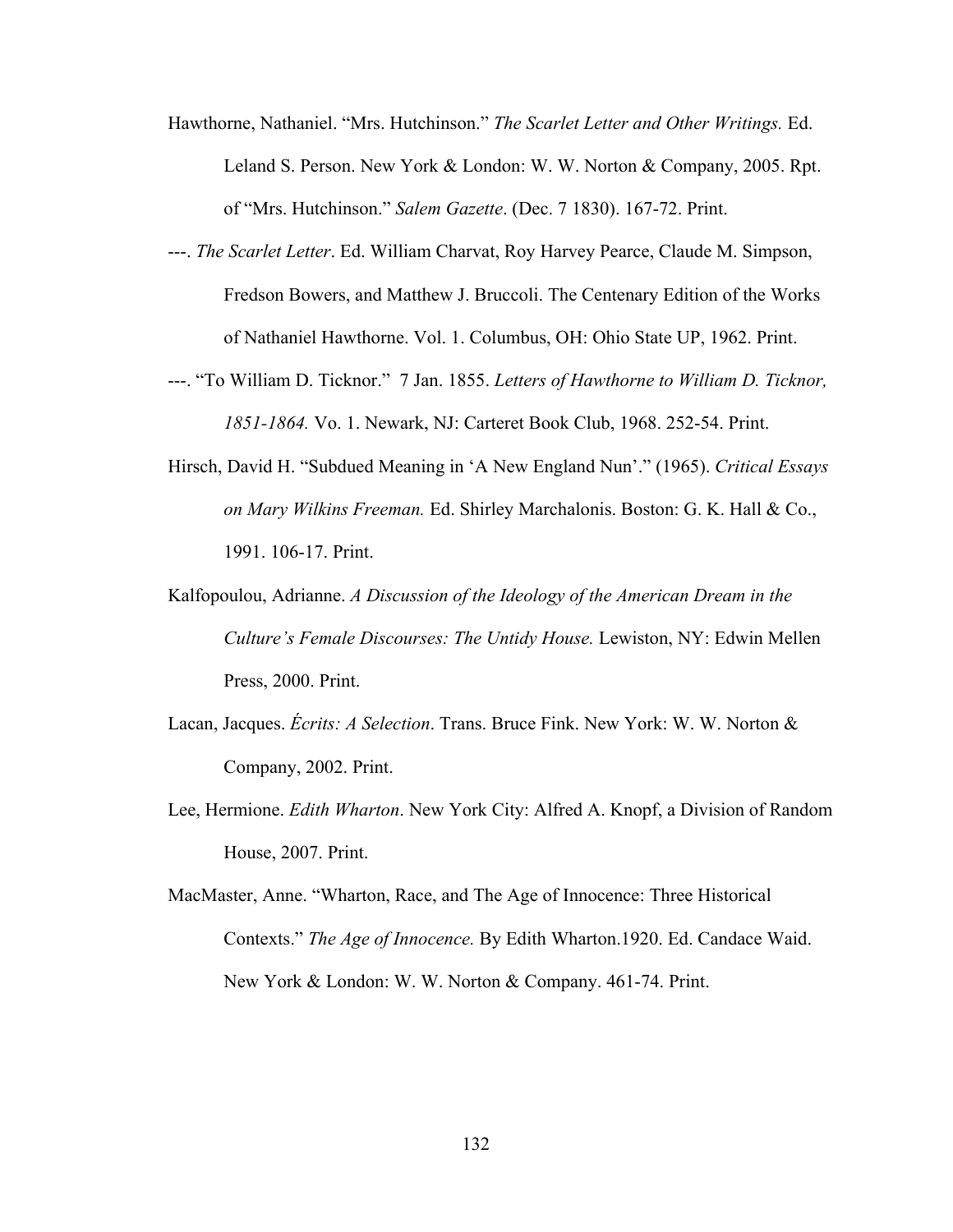Hawthorne, Nathaniel. "Mrs. Hutchinson." *The Scarlet Letter and Other Writings.* Ed. Leland S. Person. New York & London: W. W. Norton & Company, 2005. Rpt. of "Mrs. Hutchinson." *Salem Gazette*. (Dec. 7 1830). 167-72. Print.

---. *The Scarlet Letter*. Ed. William Charvat, Roy Harvey Pearce, Claude M. Simpson, Fredson Bowers, and Matthew J. Bruccoli. The Centenary Edition of the Works of Nathaniel Hawthorne. Vol. 1. Columbus, OH: Ohio State UP, 1962. Print.

---. "To William D. Ticknor." 7 Jan. 1855. *Letters of Hawthorne to William D. Ticknor, 1851-1864.* Vo. 1. Newark, NJ: Carteret Book Club, 1968. 252-54. Print.

Hirsch, David H. "Subdued Meaning in 'A New England Nun'." (1965). *Critical Essays on Mary Wilkins Freeman.* Ed. Shirley Marchalonis. Boston: G. K. Hall & Co., 1991. 106-17. Print.

Kalfopoulou, Adrianne. *A Discussion of the Ideology of the American Dream in the Culture's Female Discourses: The Untidy House.* Lewiston, NY: Edwin Mellen Press, 2000. Print.

Lacan, Jacques. *Écrits: A Selection*. Trans. Bruce Fink. New York: W. W. Norton & Company, 2002. Print.

Lee, Hermione. *Edith Wharton*. New York City: Alfred A. Knopf, a Division of Random House, 2007. Print.

MacMaster, Anne. "Wharton, Race, and The Age of Innocence: Three Historical Contexts." *The Age of Innocence.* By Edith Wharton.1920. Ed. Candace Waid. New York & London: W. W. Norton & Company. 461-74. Print.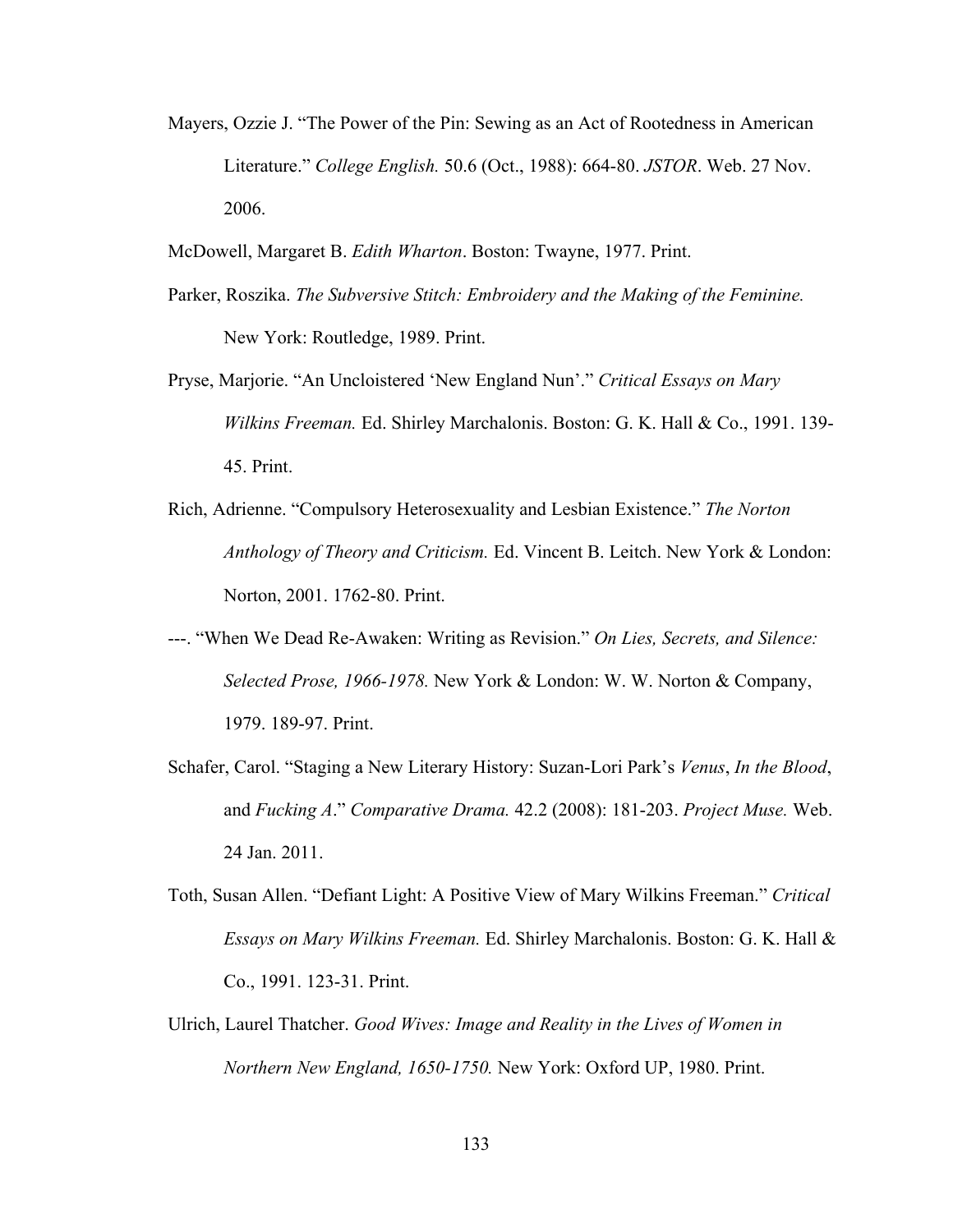Mayers, Ozzie J. "The Power of the Pin: Sewing as an Act of Rootedness in American Literature." *College English.* 50.6 (Oct., 1988): 664-80. *JSTOR*. Web. 27 Nov. 2006.

McDowell, Margaret B. *Edith Wharton*. Boston: Twayne, 1977. Print.

Parker, Roszika. *The Subversive Stitch: Embroidery and the Making of the Feminine.* New York: Routledge, 1989. Print.

Pryse, Marjorie. "An Uncloistered 'New England Nun'." *Critical Essays on Mary Wilkins Freeman.* Ed. Shirley Marchalonis. Boston: G. K. Hall & Co., 1991. 139-45. Print.

Rich, Adrienne. "Compulsory Heterosexuality and Lesbian Existence." *The Norton Anthology of Theory and Criticism.* Ed. Vincent B. Leitch. New York & London: Norton, 2001. 1762-80. Print.

---. "When We Dead Re-Awaken: Writing as Revision." *On Lies, Secrets, and Silence: Selected Prose, 1966-1978.* New York & London: W. W. Norton & Company, 1979. 189-97. Print.

Schafer, Carol. "Staging a New Literary History: Suzan-Lori Park's *Venus*, *In the Blood*, and *Fucking A*." *Comparative Drama.* 42.2 (2008): 181-203. *Project Muse.* Web. 24 Jan. 2011.

Toth, Susan Allen. "Defiant Light: A Positive View of Mary Wilkins Freeman." *Critical Essays on Mary Wilkins Freeman.* Ed. Shirley Marchalonis. Boston: G. K. Hall & Co., 1991. 123-31. Print.

Ulrich, Laurel Thatcher. *Good Wives: Image and Reality in the Lives of Women in Northern New England, 1650-1750.* New York: Oxford UP, 1980. Print.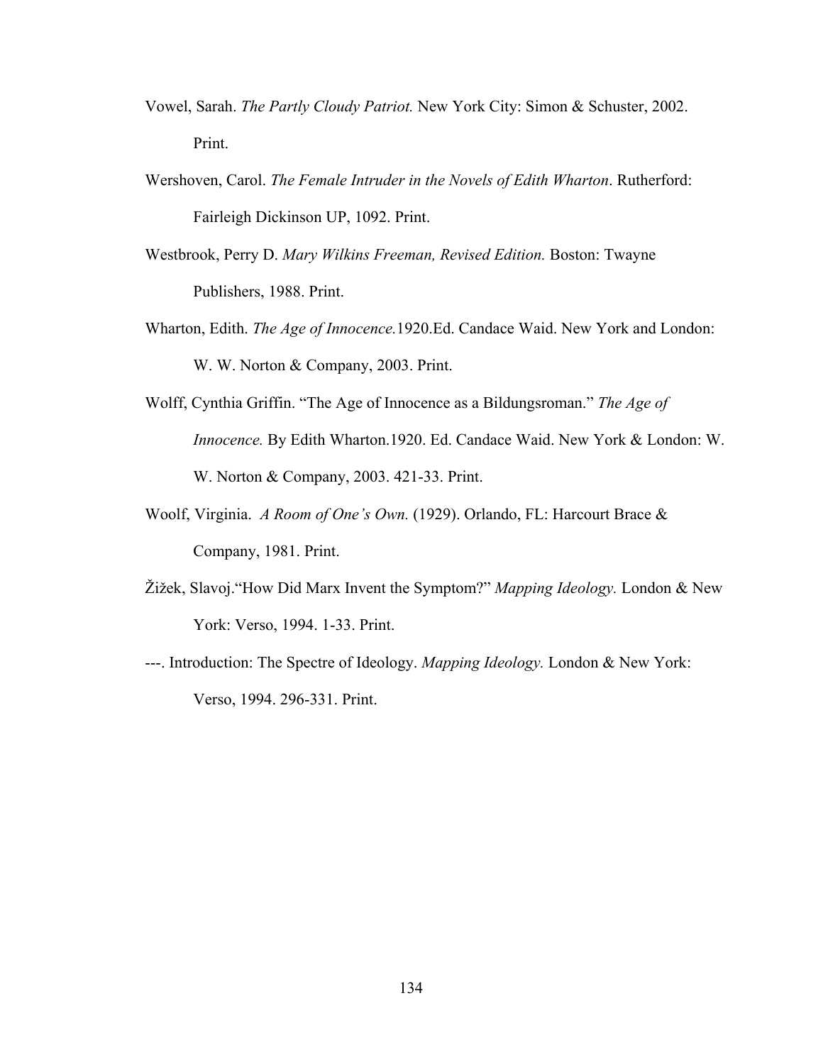Vowel, Sarah. *The Partly Cloudy Patriot.* New York City: Simon & Schuster, 2002. Print.

Wershoven, Carol. *The Female Intruder in the Novels of Edith Wharton*. Rutherford: Fairleigh Dickinson UP, 1092. Print.

Westbrook, Perry D. *Mary Wilkins Freeman, Revised Edition.* Boston: Twayne Publishers, 1988. Print.

Wharton, Edith. *The Age of Innocence.*1920.Ed. Candace Waid. New York and London: W. W. Norton & Company, 2003. Print.

Wolff, Cynthia Griffin. "The Age of Innocence as a Bildungsroman." *The Age of Innocence.* By Edith Wharton.1920. Ed. Candace Waid. New York & London: W. W. Norton & Company, 2003. 421-33. Print.

Woolf, Virginia. *A Room of One's Own.* (1929). Orlando, FL: Harcourt Brace & Company, 1981. Print.

Žižek, Slavoj."How Did Marx Invent the Symptom?" *Mapping Ideology.* London & New York: Verso, 1994. 1-33. Print.

---. Introduction: The Spectre of Ideology. *Mapping Ideology.* London & New York: Verso, 1994. 296-331. Print.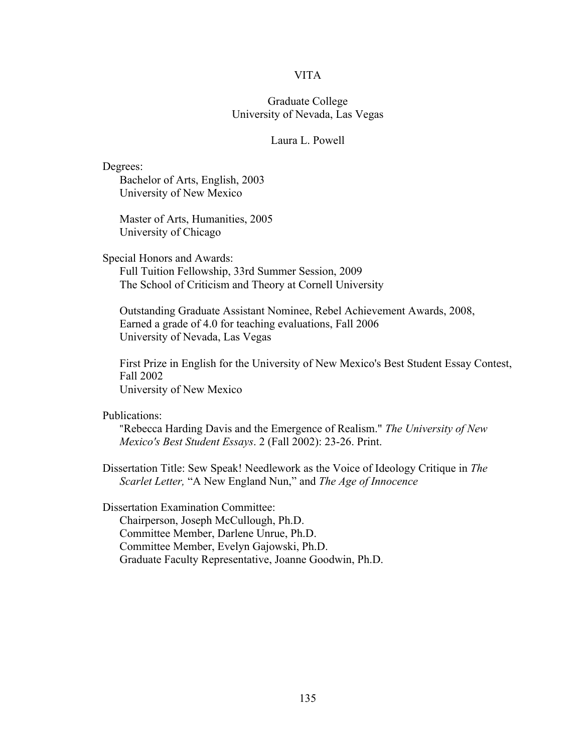# VITA

Graduate College
University of Nevada, Las Vegas

Laura L. Powell

Degrees:

Bachelor of Arts, English, 2003
University of New Mexico

Master of Arts, Humanities, 2005
University of Chicago

Special Honors and Awards:

Full Tuition Fellowship, 33rd Summer Session, 2009
The School of Criticism and Theory at Cornell University

Outstanding Graduate Assistant Nominee, Rebel Achievement Awards, 2008,
Earned a grade of 4.0 for teaching evaluations, Fall 2006
University of Nevada, Las Vegas

First Prize in English for the University of New Mexico's Best Student Essay Contest, Fall 2002
University of New Mexico

Publications:

"Rebecca Harding Davis and the Emergence of Realism." *The University of New Mexico's Best Student Essays*. 2 (Fall 2002): 23-26. Print.

Dissertation Title: Sew Speak! Needlework as the Voice of Ideology Critique in *The Scarlet Letter,* "A New England Nun," and *The Age of Innocence*

Dissertation Examination Committee:

Chairperson, Joseph McCullough, Ph.D.
Committee Member, Darlene Unrue, Ph.D.
Committee Member, Evelyn Gajowski, Ph.D.
Graduate Faculty Representative, Joanne Goodwin, Ph.D.